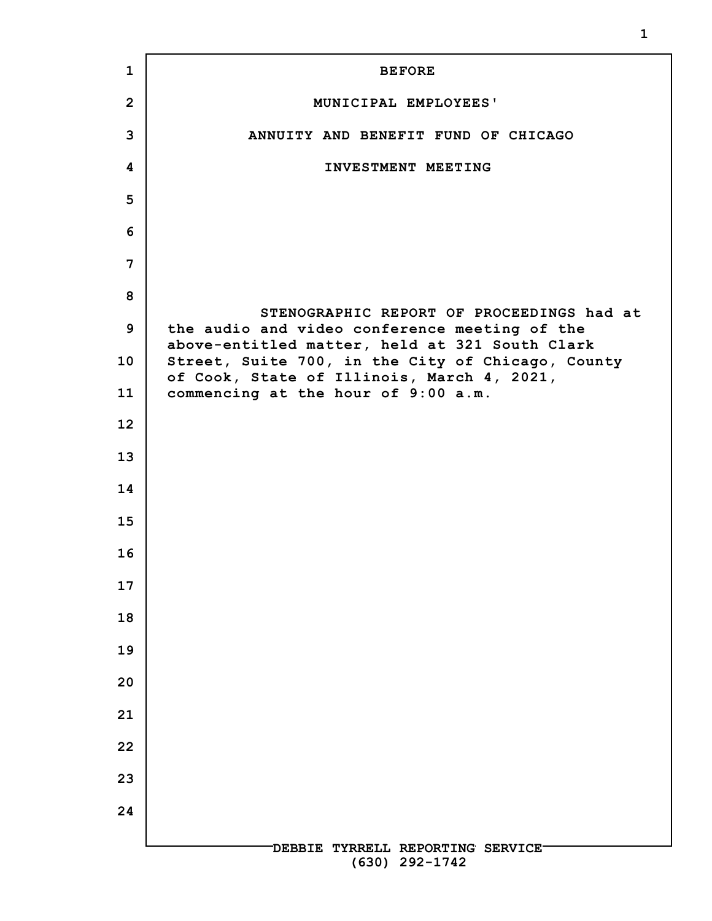**BEFORE**

**MUNICIPAL EMPLOYEES'**

**ANNUITY AND BENEFIT FUND OF CHICAGO**

**INVESTMENT MEETING**

STENOGRAPHIC REPORT OF PROCEEDINGS had at the audio and video conference meeting of the above-entitled matter, held at 321 South Clark Street, Suite 700, in the City of Chicago, County of Cook, State of Illinois, March 4, 2021, commencing at the hour of 9:00 a.m.

DEBBIE TYRRELL REPORTING SERVICE
(630) 292-1742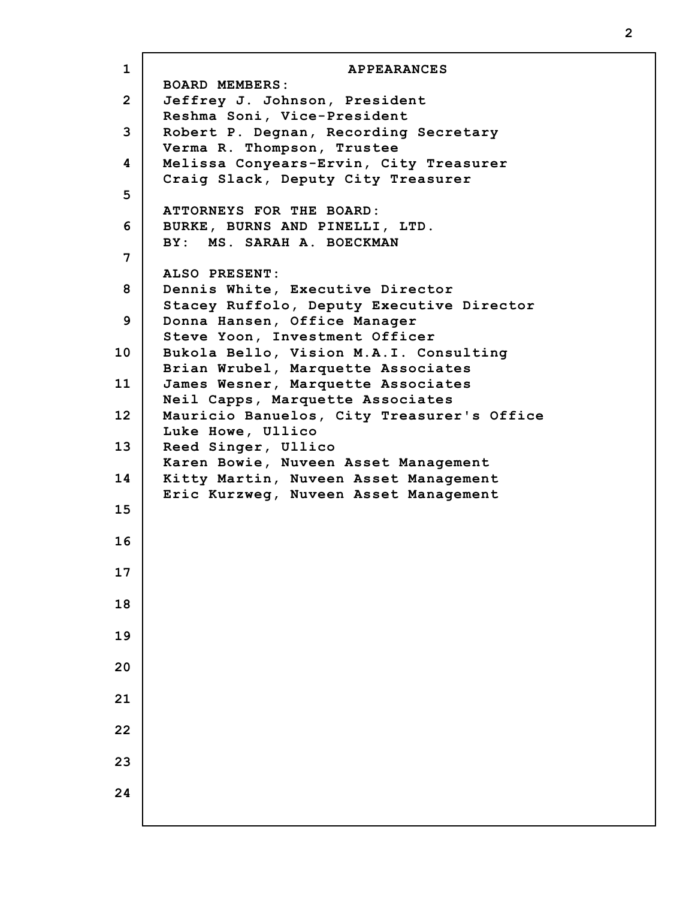## APPEARANCES

**BOARD MEMBERS:**

Jeffrey J. Johnson, President
Reshma Soni, Vice-President
Robert P. Degnan, Recording Secretary
Verma R. Thompson, Trustee
Melissa Conyears-Ervin, City Treasurer
Craig Slack, Deputy City Treasurer

**ATTORNEYS FOR THE BOARD:**

BURKE, BURNS AND PINELLI, LTD.
BY: MS. SARAH A. BOECKMAN

**ALSO PRESENT:**

Dennis White, Executive Director
Stacey Ruffolo, Deputy Executive Director
Donna Hansen, Office Manager
Steve Yoon, Investment Officer
Bukola Bello, Vision M.A.I. Consulting
Brian Wrubel, Marquette Associates
James Wesner, Marquette Associates
Neil Capps, Marquette Associates
Mauricio Banuelos, City Treasurer's Office
Luke Howe, Ullico
Reed Singer, Ullico
Karen Bowie, Nuveen Asset Management
Kitty Martin, Nuveen Asset Management
Eric Kurzweg, Nuveen Asset Management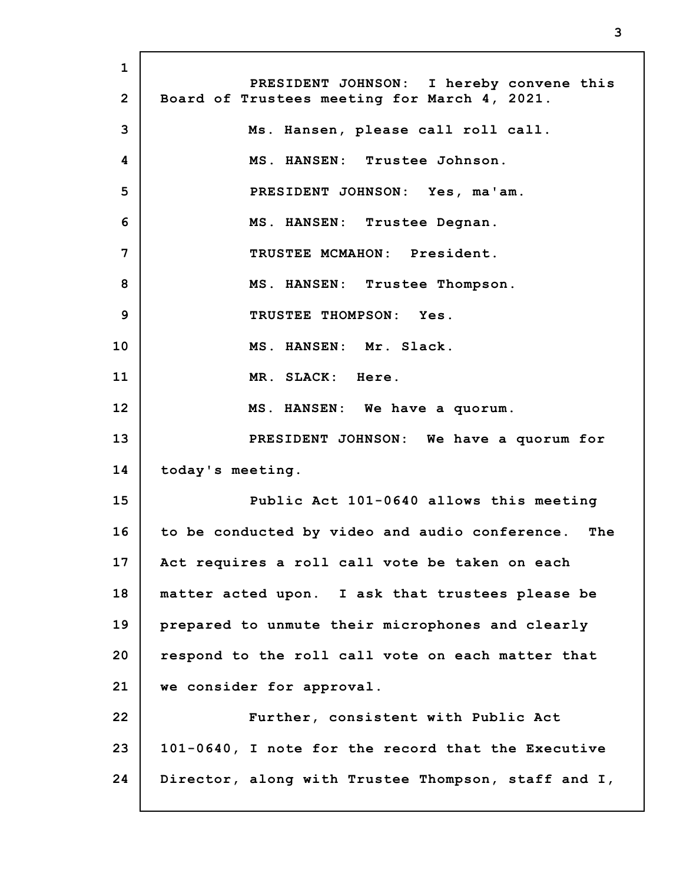PRESIDENT JOHNSON: I hereby convene this Board of Trustees meeting for March 4, 2021.

Ms. Hansen, please call roll call.

MS. HANSEN: Trustee Johnson.

PRESIDENT JOHNSON: Yes, ma'am.

MS. HANSEN: Trustee Degnan.

TRUSTEE MCMAHON: President.

MS. HANSEN: Trustee Thompson.

TRUSTEE THOMPSON: Yes.

MS. HANSEN: Mr. Slack.

MR. SLACK: Here.

MS. HANSEN: We have a quorum.

PRESIDENT JOHNSON: We have a quorum for today's meeting.

Public Act 101-0640 allows this meeting to be conducted by video and audio conference. The Act requires a roll call vote be taken on each matter acted upon. I ask that trustees please be prepared to unmute their microphones and clearly respond to the roll call vote on each matter that we consider for approval.

Further, consistent with Public Act 101-0640, I note for the record that the Executive Director, along with Trustee Thompson, staff and I,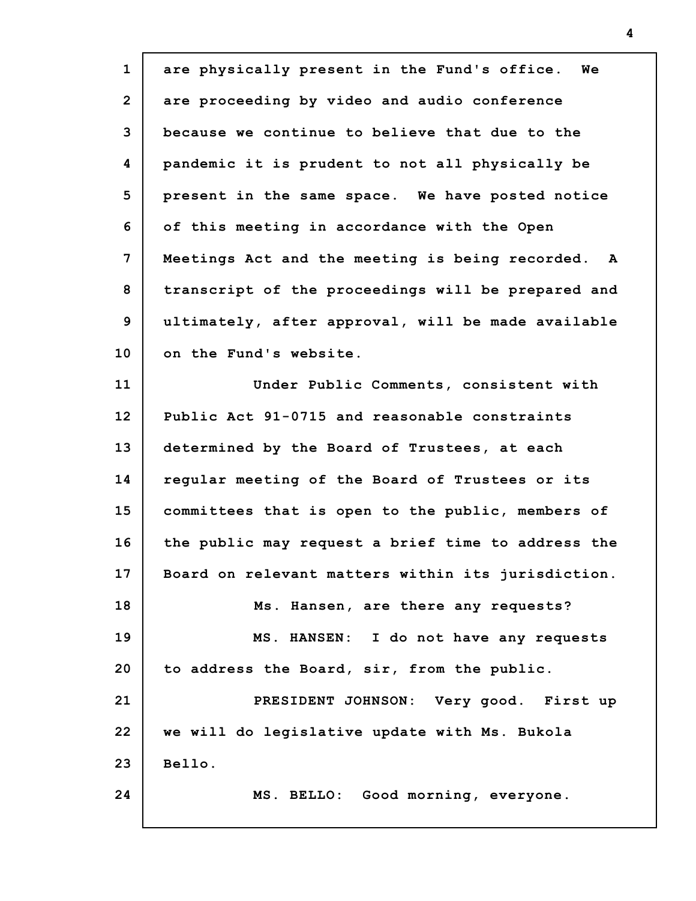are physically present in the Fund's office. We are proceeding by video and audio conference because we continue to believe that due to the pandemic it is prudent to not all physically be present in the same space. We have posted notice of this meeting in accordance with the Open Meetings Act and the meeting is being recorded. A transcript of the proceedings will be prepared and ultimately, after approval, will be made available on the Fund's website.

Under Public Comments, consistent with Public Act 91-0715 and reasonable constraints determined by the Board of Trustees, at each regular meeting of the Board of Trustees or its committees that is open to the public, members of the public may request a brief time to address the Board on relevant matters within its jurisdiction.

Ms. Hansen, are there any requests?

MS. HANSEN: I do not have any requests to address the Board, sir, from the public.

PRESIDENT JOHNSON: Very good. First up we will do legislative update with Ms. Bukola Bello.

MS. BELLO: Good morning, everyone.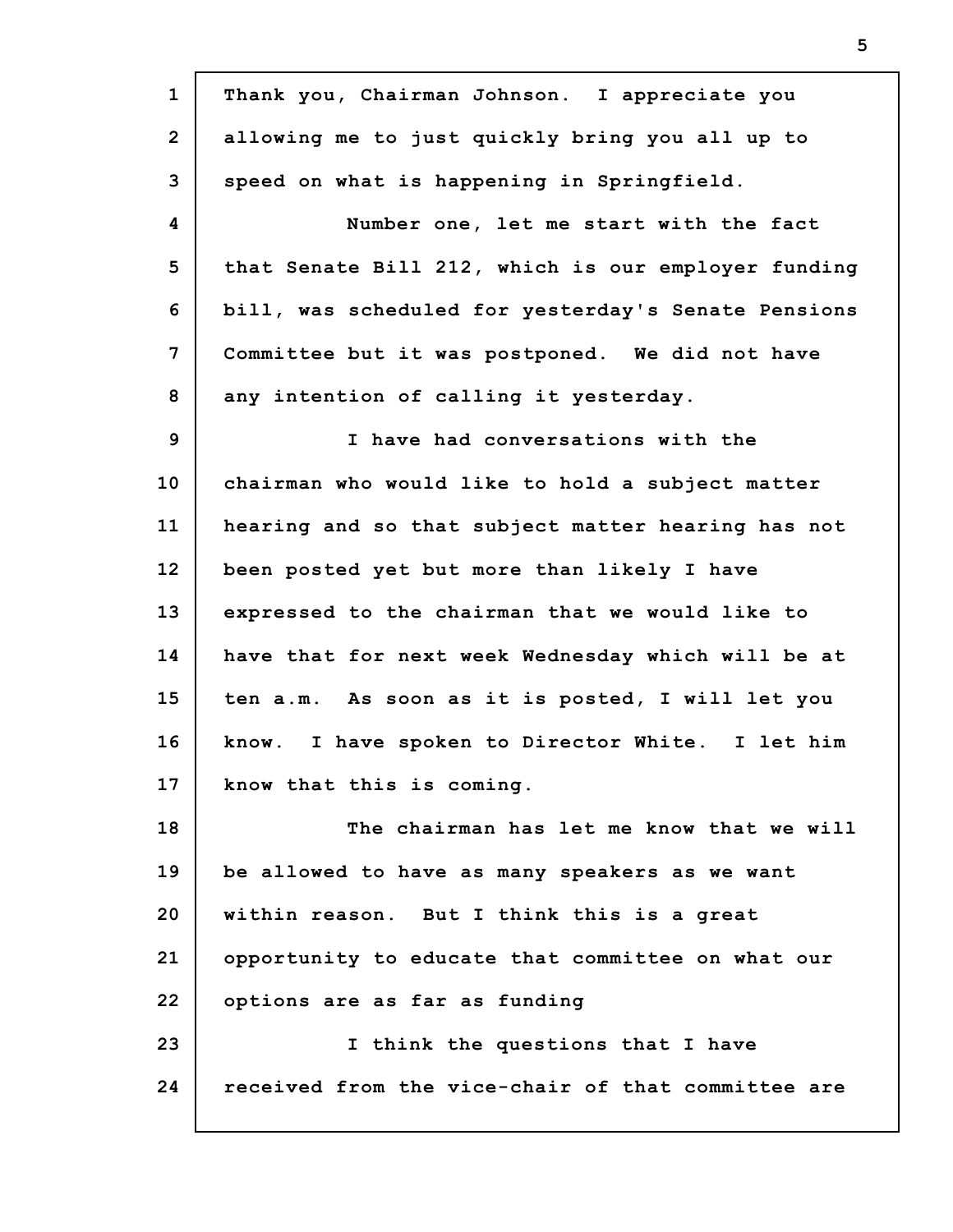Thank you, Chairman Johnson. I appreciate you allowing me to just quickly bring you all up to speed on what is happening in Springfield.

Number one, let me start with the fact that Senate Bill 212, which is our employer funding bill, was scheduled for yesterday's Senate Pensions Committee but it was postponed. We did not have any intention of calling it yesterday.

I have had conversations with the chairman who would like to hold a subject matter hearing and so that subject matter hearing has not been posted yet but more than likely I have expressed to the chairman that we would like to have that for next week Wednesday which will be at ten a.m. As soon as it is posted, I will let you know. I have spoken to Director White. I let him know that this is coming.

The chairman has let me know that we will be allowed to have as many speakers as we want within reason. But I think this is a great opportunity to educate that committee on what our options are as far as funding

I think the questions that I have received from the vice-chair of that committee are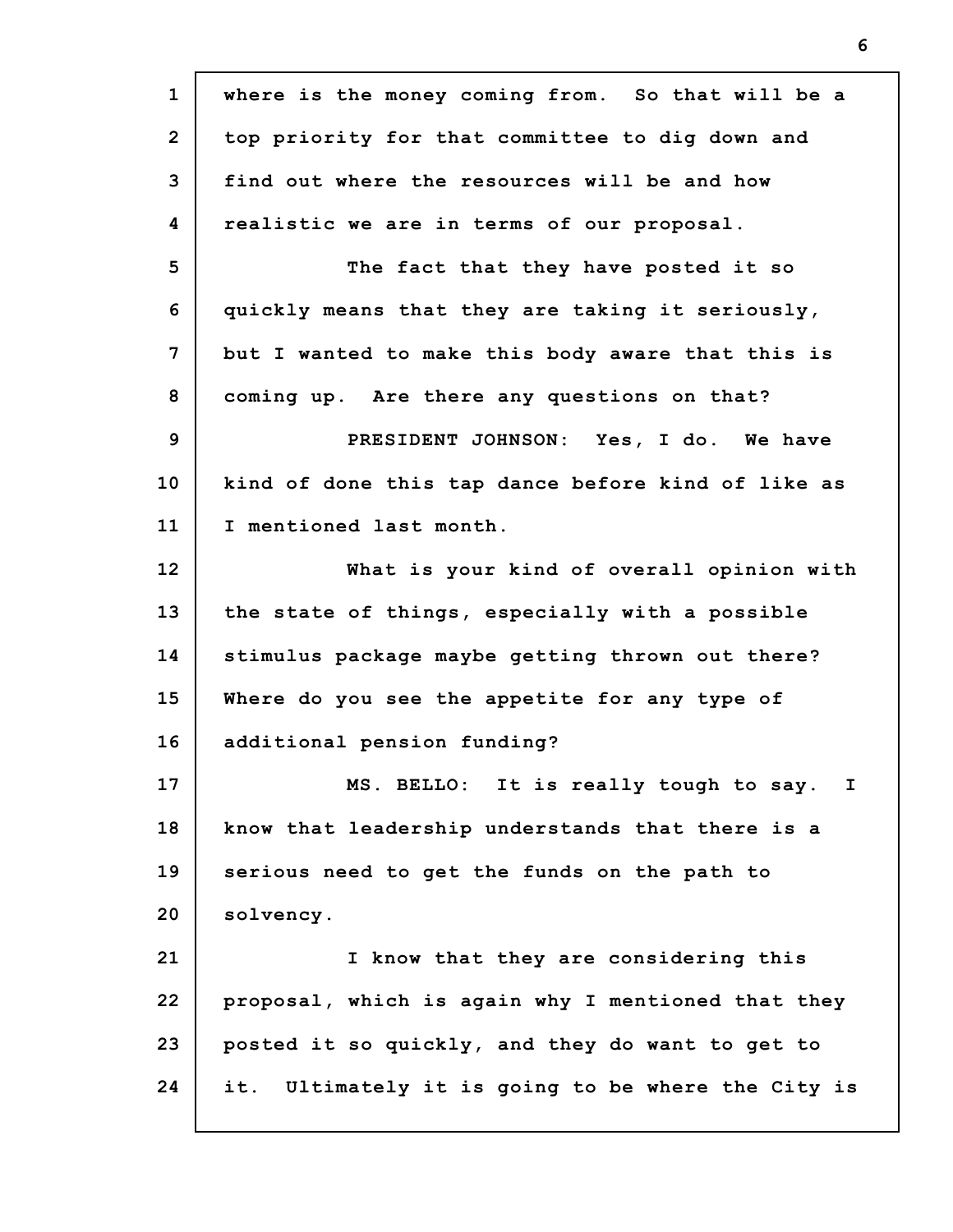where is the money coming from. So that will be a top priority for that committee to dig down and find out where the resources will be and how realistic we are in terms of our proposal.

The fact that they have posted it so quickly means that they are taking it seriously, but I wanted to make this body aware that this is coming up. Are there any questions on that?

PRESIDENT JOHNSON: Yes, I do. We have kind of done this tap dance before kind of like as I mentioned last month.

What is your kind of overall opinion with the state of things, especially with a possible stimulus package maybe getting thrown out there? Where do you see the appetite for any type of additional pension funding?

MS. BELLO: It is really tough to say. I know that leadership understands that there is a serious need to get the funds on the path to solvency.

I know that they are considering this proposal, which is again why I mentioned that they posted it so quickly, and they do want to get to it. Ultimately it is going to be where the City is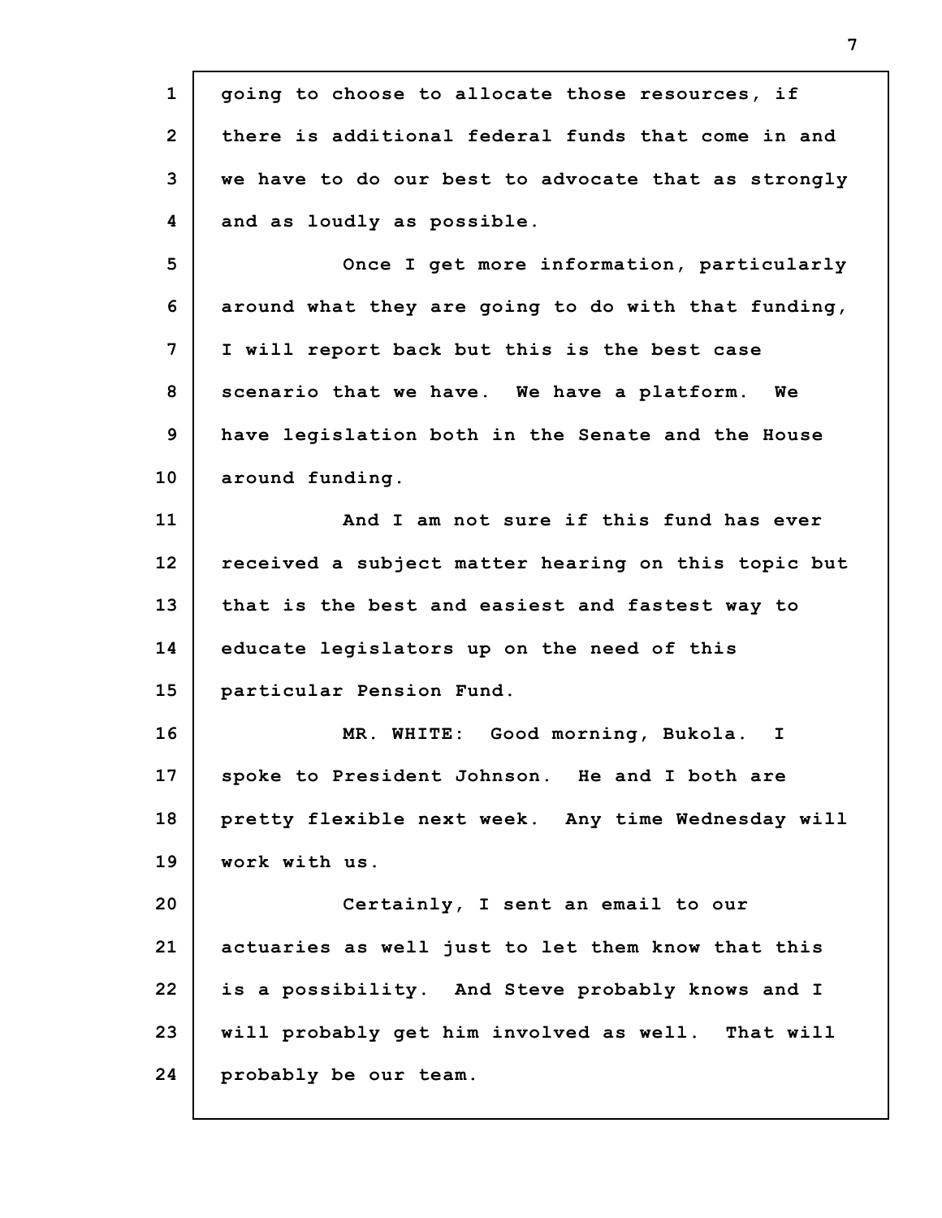going to choose to allocate those resources, if there is additional federal funds that come in and we have to do our best to advocate that as strongly and as loudly as possible.

Once I get more information, particularly around what they are going to do with that funding, I will report back but this is the best case scenario that we have. We have a platform. We have legislation both in the Senate and the House around funding.

And I am not sure if this fund has ever received a subject matter hearing on this topic but that is the best and easiest and fastest way to educate legislators up on the need of this particular Pension Fund.

MR. WHITE: Good morning, Bukola. I spoke to President Johnson. He and I both are pretty flexible next week. Any time Wednesday will work with us.

Certainly, I sent an email to our actuaries as well just to let them know that this is a possibility. And Steve probably knows and I will probably get him involved as well. That will probably be our team.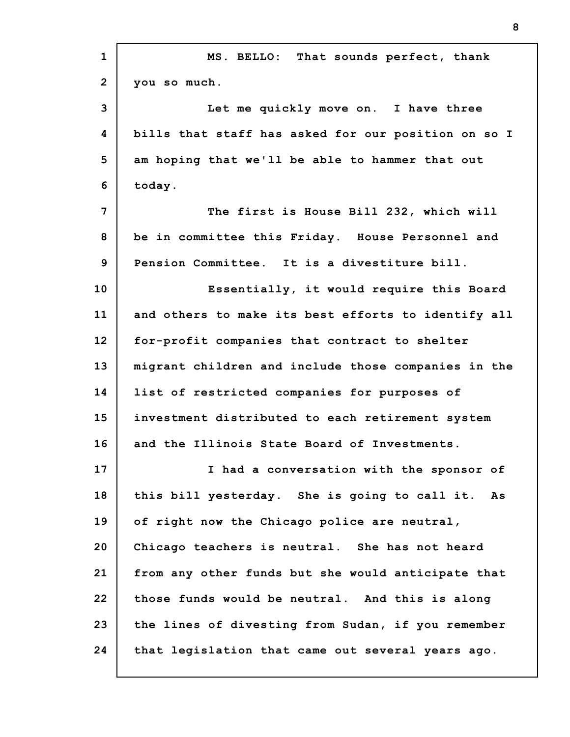MS. BELLO: That sounds perfect, thank you so much.

Let me quickly move on. I have three bills that staff has asked for our position on so I am hoping that we'll be able to hammer that out today.

The first is House Bill 232, which will be in committee this Friday. House Personnel and Pension Committee. It is a divestiture bill.

Essentially, it would require this Board and others to make its best efforts to identify all for-profit companies that contract to shelter migrant children and include those companies in the list of restricted companies for purposes of investment distributed to each retirement system and the Illinois State Board of Investments.

I had a conversation with the sponsor of this bill yesterday. She is going to call it. As of right now the Chicago police are neutral, Chicago teachers is neutral. She has not heard from any other funds but she would anticipate that those funds would be neutral. And this is along the lines of divesting from Sudan, if you remember that legislation that came out several years ago.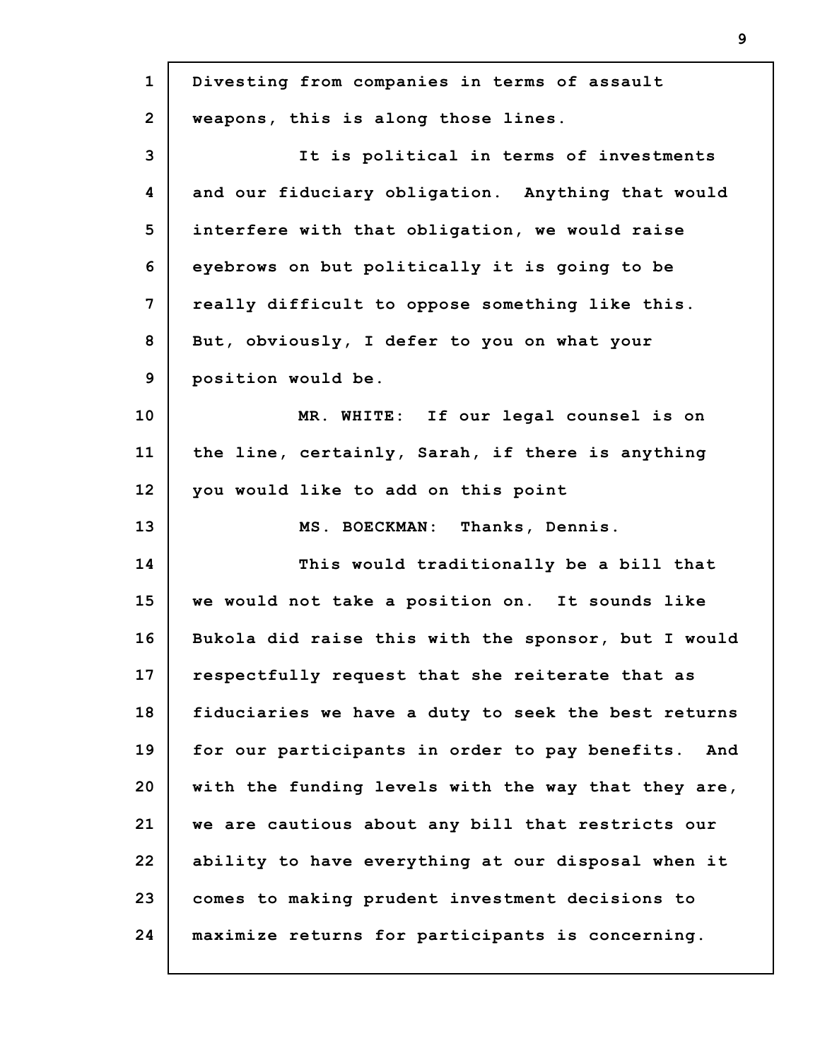Divesting from companies in terms of assault weapons, this is along those lines.

It is political in terms of investments and our fiduciary obligation. Anything that would interfere with that obligation, we would raise eyebrows on but politically it is going to be really difficult to oppose something like this. But, obviously, I defer to you on what your position would be.

MR. WHITE: If our legal counsel is on the line, certainly, Sarah, if there is anything you would like to add on this point

MS. BOECKMAN: Thanks, Dennis.

This would traditionally be a bill that we would not take a position on. It sounds like Bukola did raise this with the sponsor, but I would respectfully request that she reiterate that as fiduciaries we have a duty to seek the best returns for our participants in order to pay benefits. And with the funding levels with the way that they are, we are cautious about any bill that restricts our ability to have everything at our disposal when it comes to making prudent investment decisions to maximize returns for participants is concerning.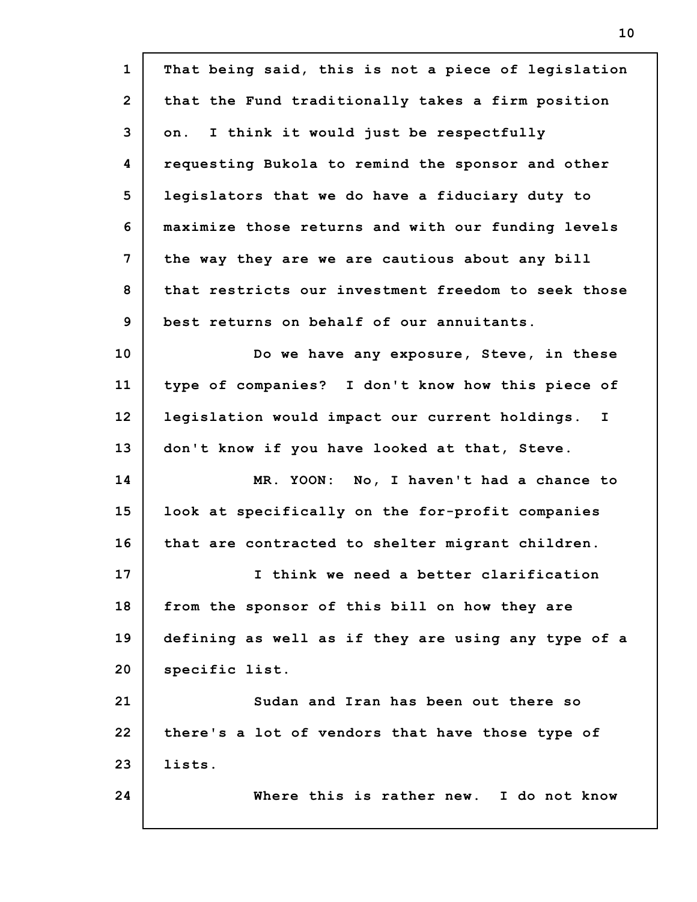That being said, this is not a piece of legislation that the Fund traditionally takes a firm position on. I think it would just be respectfully requesting Bukola to remind the sponsor and other legislators that we do have a fiduciary duty to maximize those returns and with our funding levels the way they are we are cautious about any bill that restricts our investment freedom to seek those best returns on behalf of our annuitants.

Do we have any exposure, Steve, in these type of companies? I don't know how this piece of legislation would impact our current holdings. I don't know if you have looked at that, Steve.

MR. YOON: No, I haven't had a chance to look at specifically on the for-profit companies that are contracted to shelter migrant children.

I think we need a better clarification from the sponsor of this bill on how they are defining as well as if they are using any type of a specific list.

Sudan and Iran has been out there so there's a lot of vendors that have those type of lists.

Where this is rather new. I do not know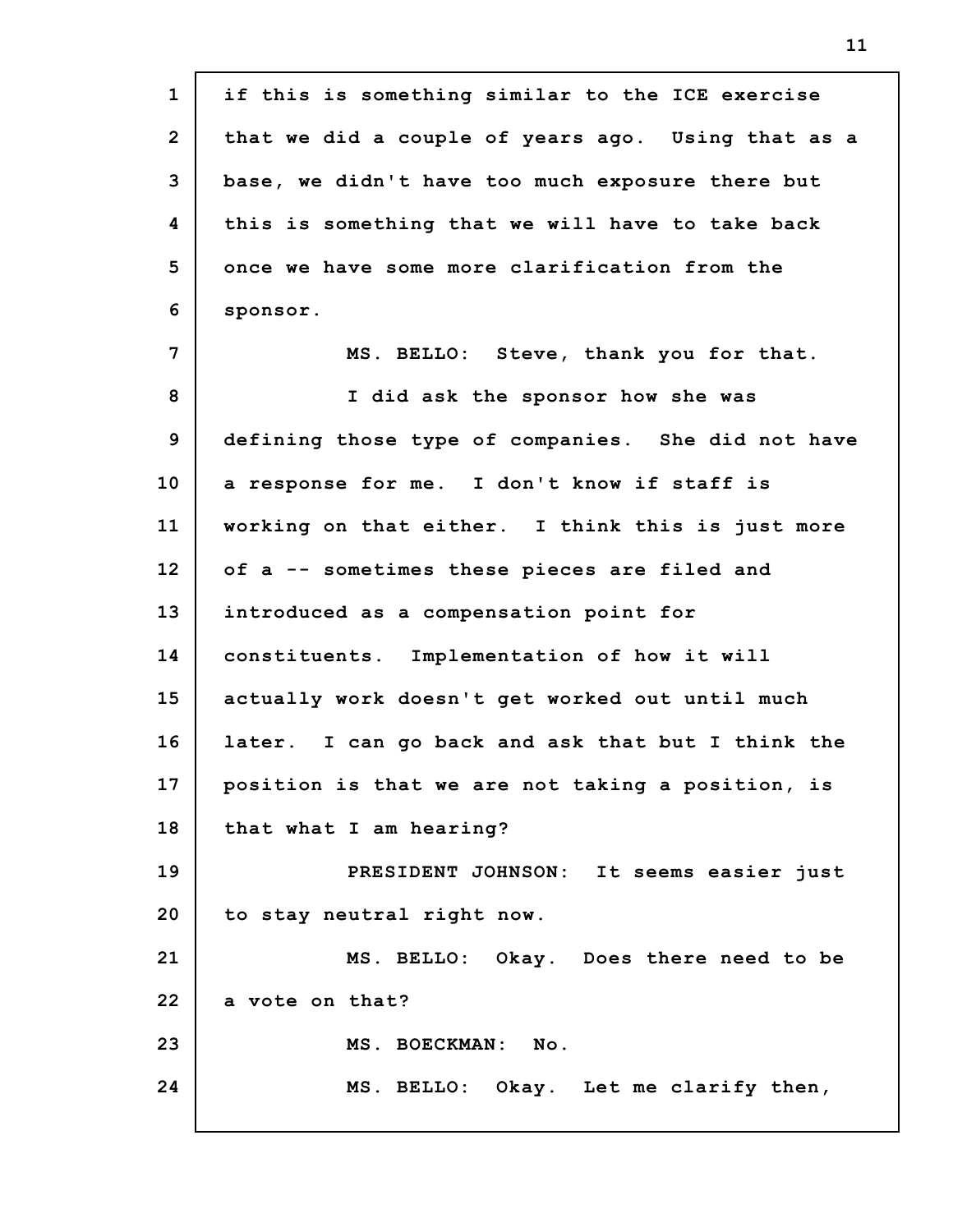if this is something similar to the ICE exercise that we did a couple of years ago. Using that as a base, we didn't have too much exposure there but this is something that we will have to take back once we have some more clarification from the sponsor.

MS. BELLO: Steve, thank you for that.

I did ask the sponsor how she was defining those type of companies. She did not have a response for me. I don't know if staff is working on that either. I think this is just more of a -- sometimes these pieces are filed and introduced as a compensation point for constituents. Implementation of how it will actually work doesn't get worked out until much later. I can go back and ask that but I think the position is that we are not taking a position, is that what I am hearing?

PRESIDENT JOHNSON: It seems easier just to stay neutral right now.

MS. BELLO: Okay. Does there need to be a vote on that?

MS. BOECKMAN: No.

MS. BELLO: Okay. Let me clarify then,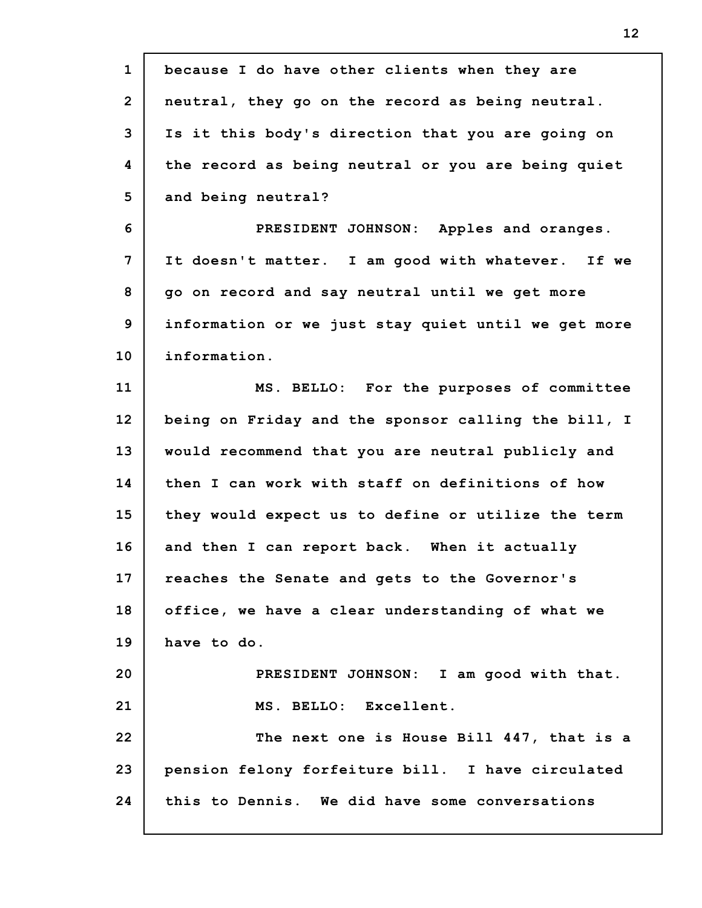because I do have other clients when they are neutral, they go on the record as being neutral. Is it this body's direction that you are going on the record as being neutral or you are being quiet and being neutral?

PRESIDENT JOHNSON: Apples and oranges. It doesn't matter. I am good with whatever. If we go on record and say neutral until we get more information or we just stay quiet until we get more information.

MS. BELLO: For the purposes of committee being on Friday and the sponsor calling the bill, I would recommend that you are neutral publicly and then I can work with staff on definitions of how they would expect us to define or utilize the term and then I can report back. When it actually reaches the Senate and gets to the Governor's office, we have a clear understanding of what we have to do.

PRESIDENT JOHNSON: I am good with that.

MS. BELLO: Excellent.

The next one is House Bill 447, that is a pension felony forfeiture bill. I have circulated this to Dennis. We did have some conversations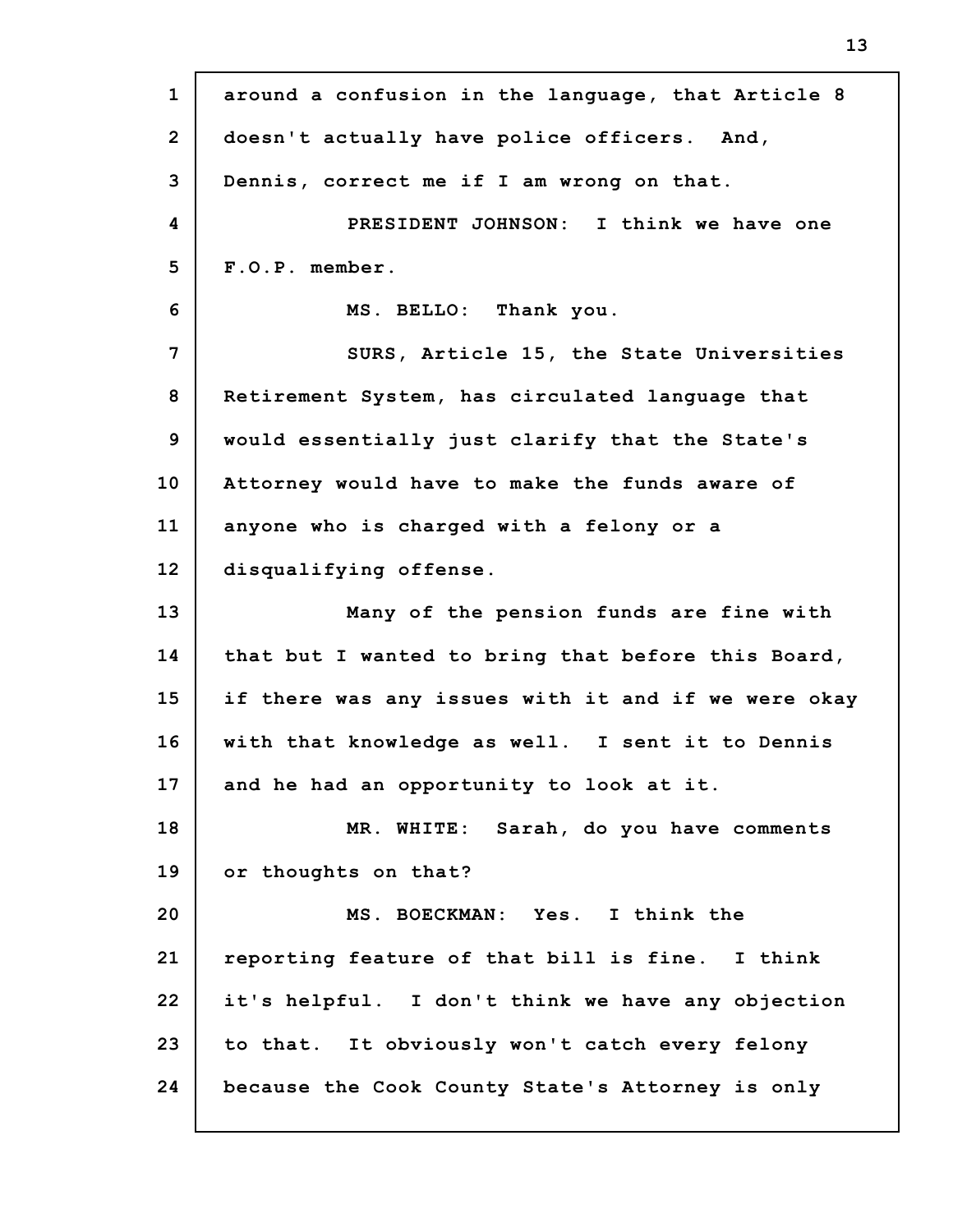around a confusion in the language, that Article 8 doesn't actually have police officers. And, Dennis, correct me if I am wrong on that.

PRESIDENT JOHNSON: I think we have one F.O.P. member.

MS. BELLO: Thank you.

SURS, Article 15, the State Universities Retirement System, has circulated language that would essentially just clarify that the State's Attorney would have to make the funds aware of anyone who is charged with a felony or a disqualifying offense.

Many of the pension funds are fine with that but I wanted to bring that before this Board, if there was any issues with it and if we were okay with that knowledge as well. I sent it to Dennis and he had an opportunity to look at it.

MR. WHITE: Sarah, do you have comments or thoughts on that?

MS. BOECKMAN: Yes. I think the reporting feature of that bill is fine. I think it's helpful. I don't think we have any objection to that. It obviously won't catch every felony because the Cook County State's Attorney is only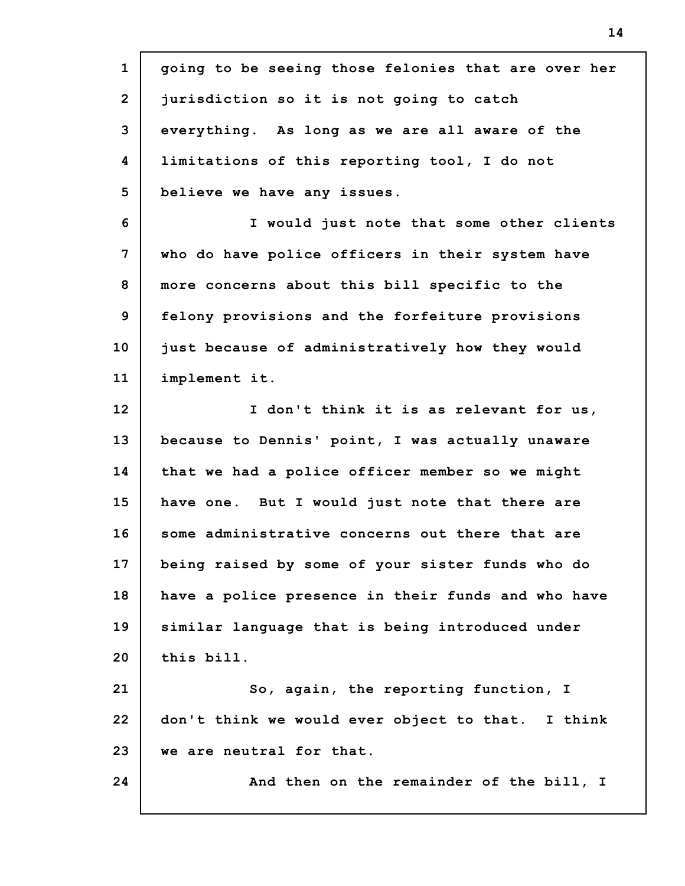going to be seeing those felonies that are over her jurisdiction so it is not going to catch everything. As long as we are all aware of the limitations of this reporting tool, I do not believe we have any issues.

I would just note that some other clients who do have police officers in their system have more concerns about this bill specific to the felony provisions and the forfeiture provisions just because of administratively how they would implement it.

I don't think it is as relevant for us, because to Dennis' point, I was actually unaware that we had a police officer member so we might have one. But I would just note that there are some administrative concerns out there that are being raised by some of your sister funds who do have a police presence in their funds and who have similar language that is being introduced under this bill.

So, again, the reporting function, I don't think we would ever object to that. I think we are neutral for that.

And then on the remainder of the bill, I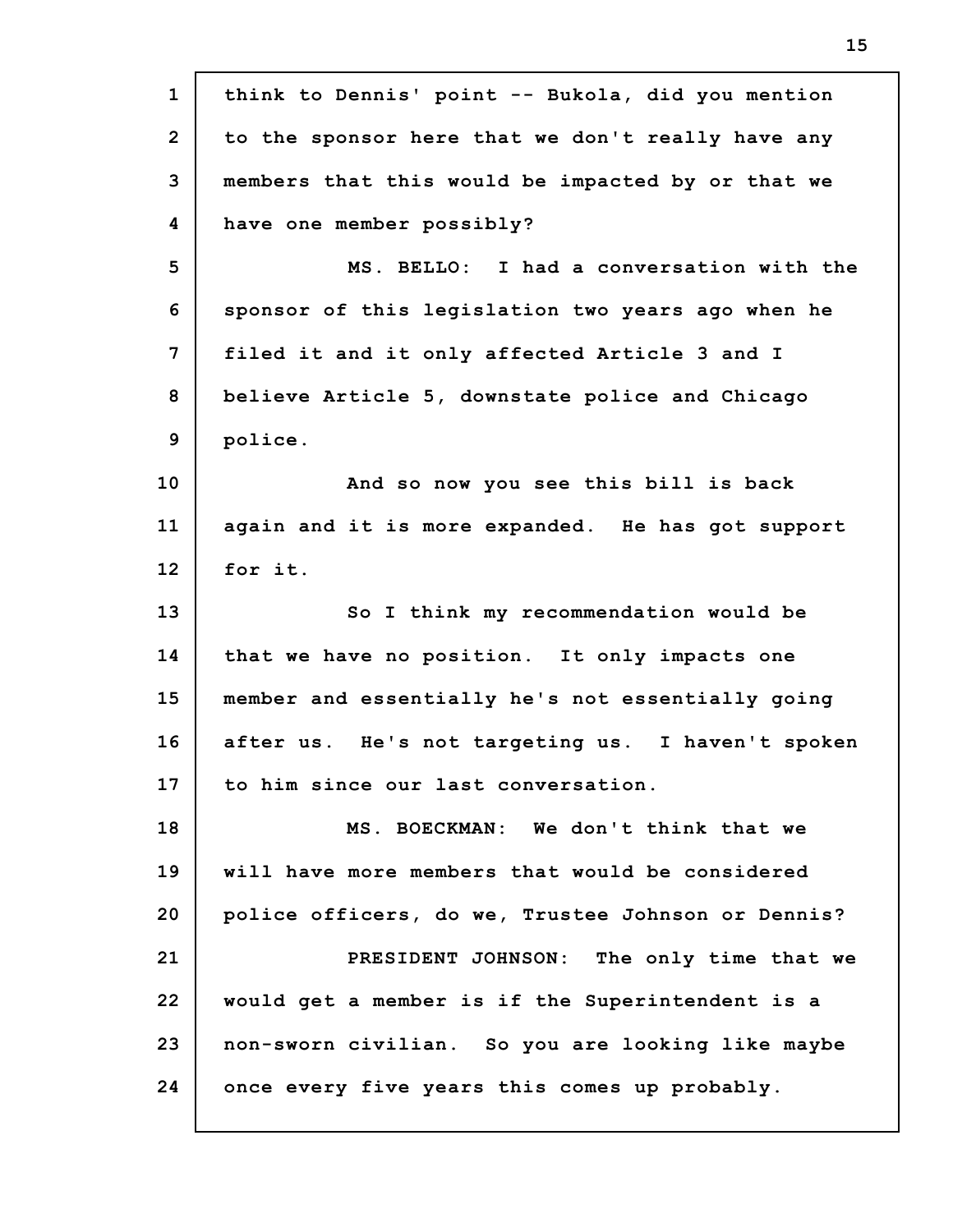think to Dennis' point -- Bukola, did you mention to the sponsor here that we don't really have any members that this would be impacted by or that we have one member possibly?

MS. BELLO: I had a conversation with the sponsor of this legislation two years ago when he filed it and it only affected Article 3 and I believe Article 5, downstate police and Chicago police.

And so now you see this bill is back again and it is more expanded. He has got support for it.

So I think my recommendation would be that we have no position. It only impacts one member and essentially he's not essentially going after us. He's not targeting us. I haven't spoken to him since our last conversation.

MS. BOECKMAN: We don't think that we will have more members that would be considered police officers, do we, Trustee Johnson or Dennis?

PRESIDENT JOHNSON: The only time that we would get a member is if the Superintendent is a non-sworn civilian. So you are looking like maybe once every five years this comes up probably.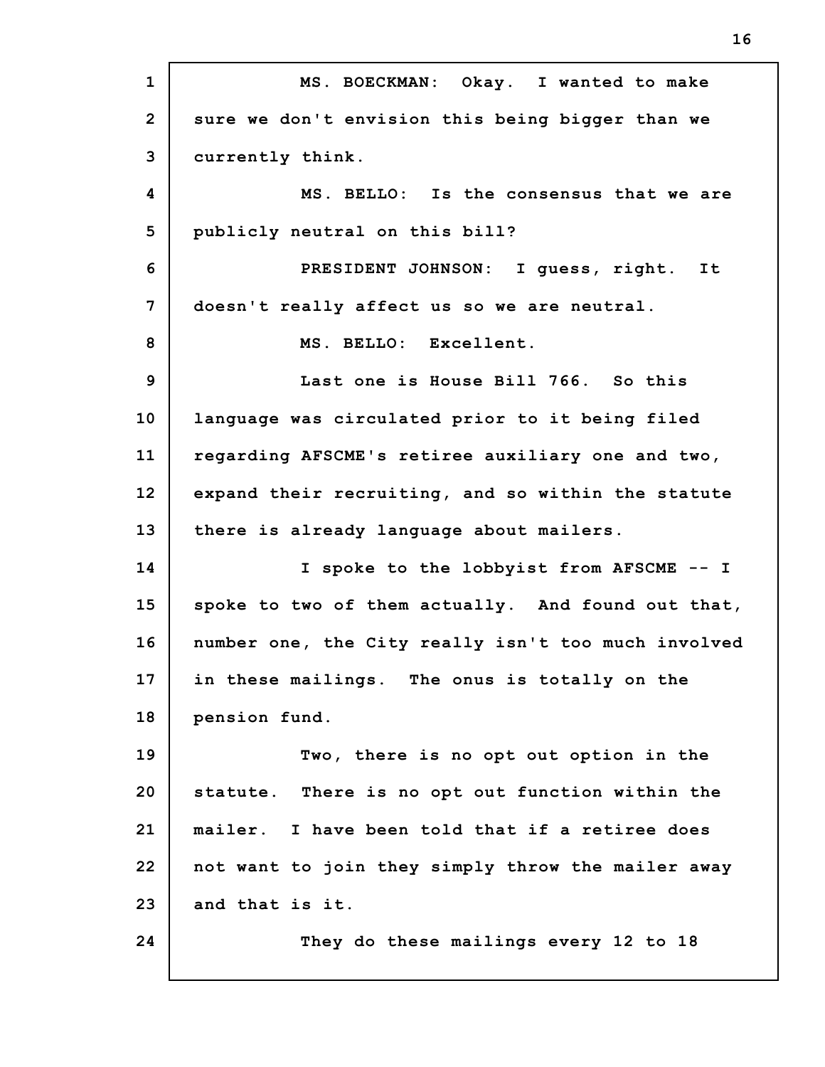MS. BOECKMAN: Okay. I wanted to make sure we don't envision this being bigger than we currently think.

MS. BELLO: Is the consensus that we are publicly neutral on this bill?

PRESIDENT JOHNSON: I guess, right. It doesn't really affect us so we are neutral.

MS. BELLO: Excellent.

Last one is House Bill 766. So this language was circulated prior to it being filed regarding AFSCME's retiree auxiliary one and two, expand their recruiting, and so within the statute there is already language about mailers.

I spoke to the lobbyist from AFSCME -- I spoke to two of them actually. And found out that, number one, the City really isn't too much involved in these mailings. The onus is totally on the pension fund.

Two, there is no opt out option in the statute. There is no opt out function within the mailer. I have been told that if a retiree does not want to join they simply throw the mailer away and that is it.

They do these mailings every 12 to 18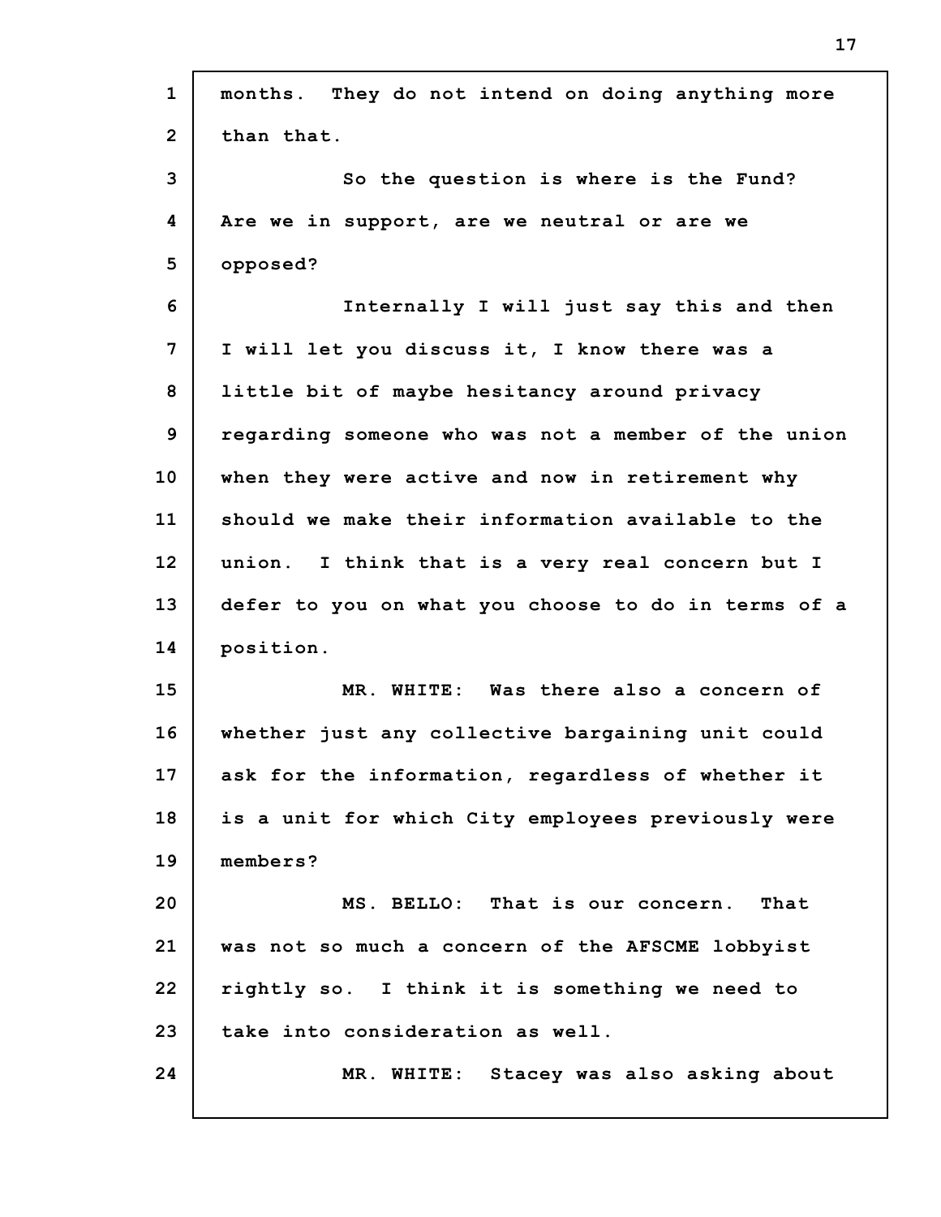months. They do not intend on doing anything more than that.

So the question is where is the Fund? Are we in support, are we neutral or are we opposed?

Internally I will just say this and then I will let you discuss it, I know there was a little bit of maybe hesitancy around privacy regarding someone who was not a member of the union when they were active and now in retirement why should we make their information available to the union. I think that is a very real concern but I defer to you on what you choose to do in terms of a position.

MR. WHITE: Was there also a concern of whether just any collective bargaining unit could ask for the information, regardless of whether it is a unit for which City employees previously were members?

MS. BELLO: That is our concern. That was not so much a concern of the AFSCME lobbyist rightly so. I think it is something we need to take into consideration as well.

MR. WHITE: Stacey was also asking about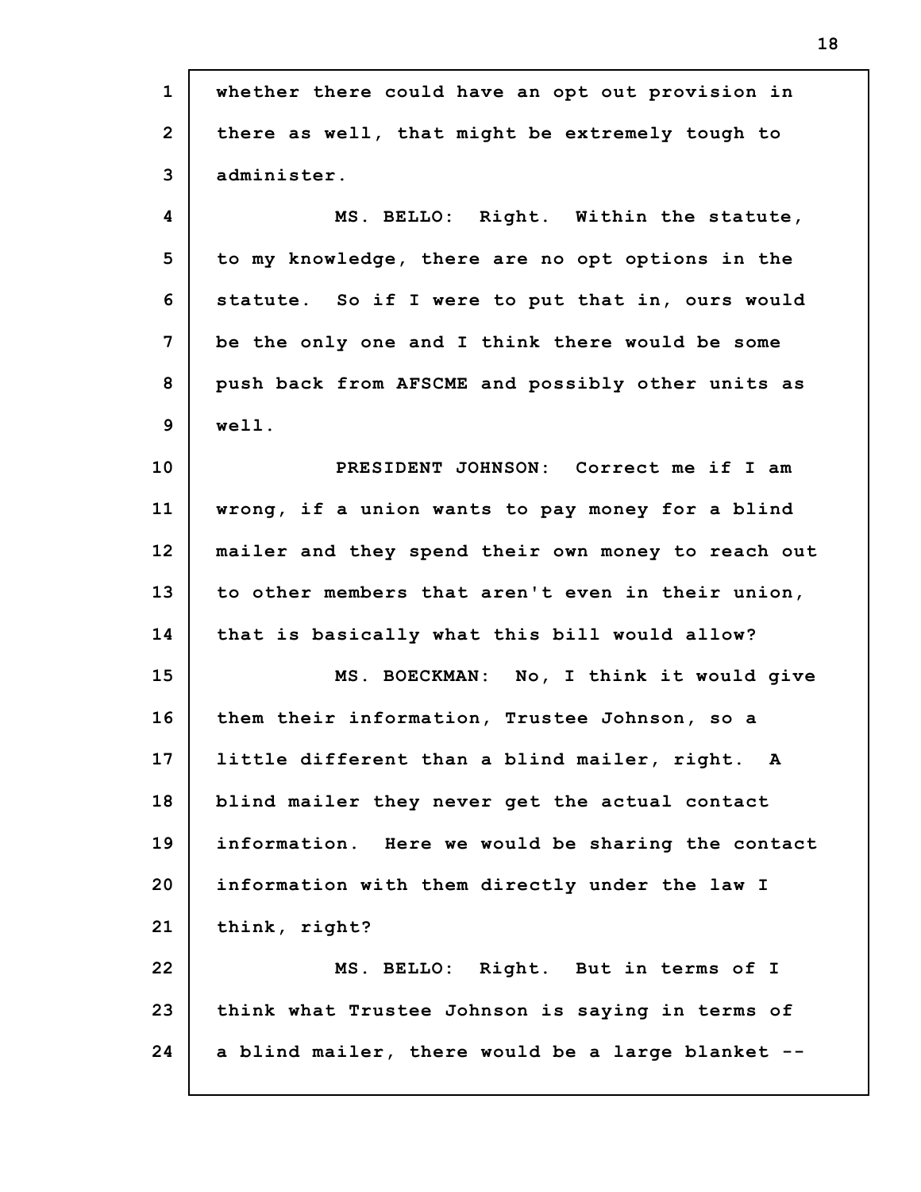whether there could have an opt out provision in there as well, that might be extremely tough to administer.

MS. BELLO: Right. Within the statute, to my knowledge, there are no opt options in the statute. So if I were to put that in, ours would be the only one and I think there would be some push back from AFSCME and possibly other units as well.

PRESIDENT JOHNSON: Correct me if I am wrong, if a union wants to pay money for a blind mailer and they spend their own money to reach out to other members that aren't even in their union, that is basically what this bill would allow?

MS. BOECKMAN: No, I think it would give them their information, Trustee Johnson, so a little different than a blind mailer, right. A blind mailer they never get the actual contact information. Here we would be sharing the contact information with them directly under the law I think, right?

MS. BELLO: Right. But in terms of I think what Trustee Johnson is saying in terms of a blind mailer, there would be a large blanket --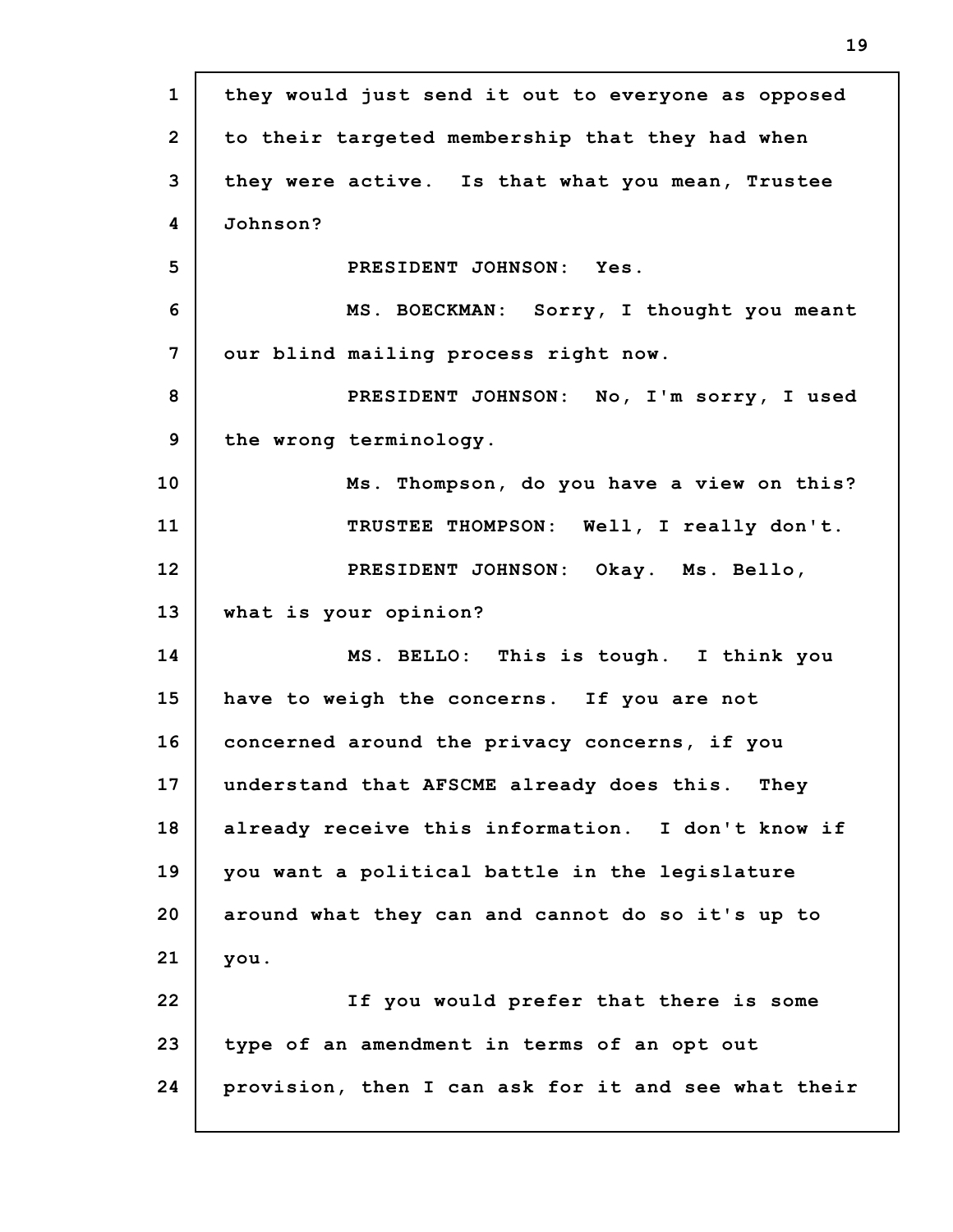they would just send it out to everyone as opposed to their targeted membership that they had when they were active. Is that what you mean, Trustee Johnson?

PRESIDENT JOHNSON: Yes.

MS. BOECKMAN: Sorry, I thought you meant our blind mailing process right now.

PRESIDENT JOHNSON: No, I'm sorry, I used the wrong terminology.

Ms. Thompson, do you have a view on this?

TRUSTEE THOMPSON: Well, I really don't.

PRESIDENT JOHNSON: Okay. Ms. Bello, what is your opinion?

MS. BELLO: This is tough. I think you have to weigh the concerns. If you are not concerned around the privacy concerns, if you understand that AFSCME already does this. They already receive this information. I don't know if you want a political battle in the legislature around what they can and cannot do so it's up to you.

If you would prefer that there is some type of an amendment in terms of an opt out provision, then I can ask for it and see what their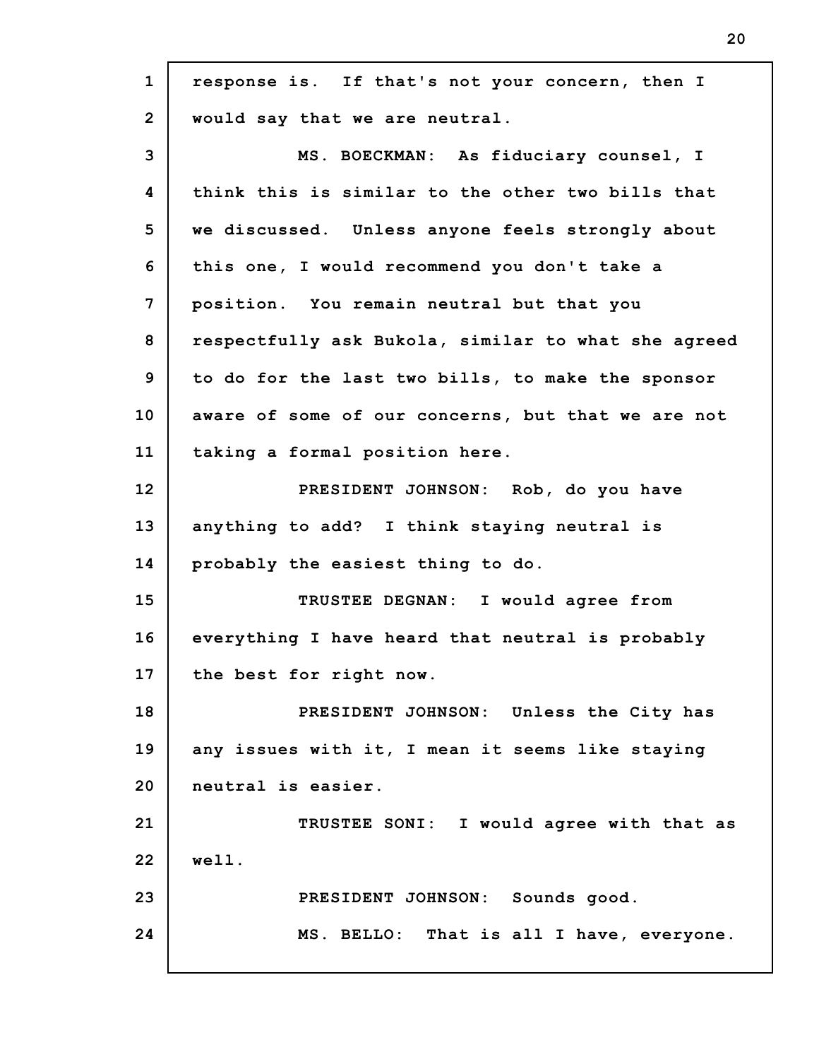response is. If that's not your concern, then I would say that we are neutral.

MS. BOECKMAN: As fiduciary counsel, I think this is similar to the other two bills that we discussed. Unless anyone feels strongly about this one, I would recommend you don't take a position. You remain neutral but that you respectfully ask Bukola, similar to what she agreed to do for the last two bills, to make the sponsor aware of some of our concerns, but that we are not taking a formal position here.

PRESIDENT JOHNSON: Rob, do you have anything to add? I think staying neutral is probably the easiest thing to do.

TRUSTEE DEGNAN: I would agree from everything I have heard that neutral is probably the best for right now.

PRESIDENT JOHNSON: Unless the City has any issues with it, I mean it seems like staying neutral is easier.

TRUSTEE SONI: I would agree with that as well.

PRESIDENT JOHNSON: Sounds good.

MS. BELLO: That is all I have, everyone.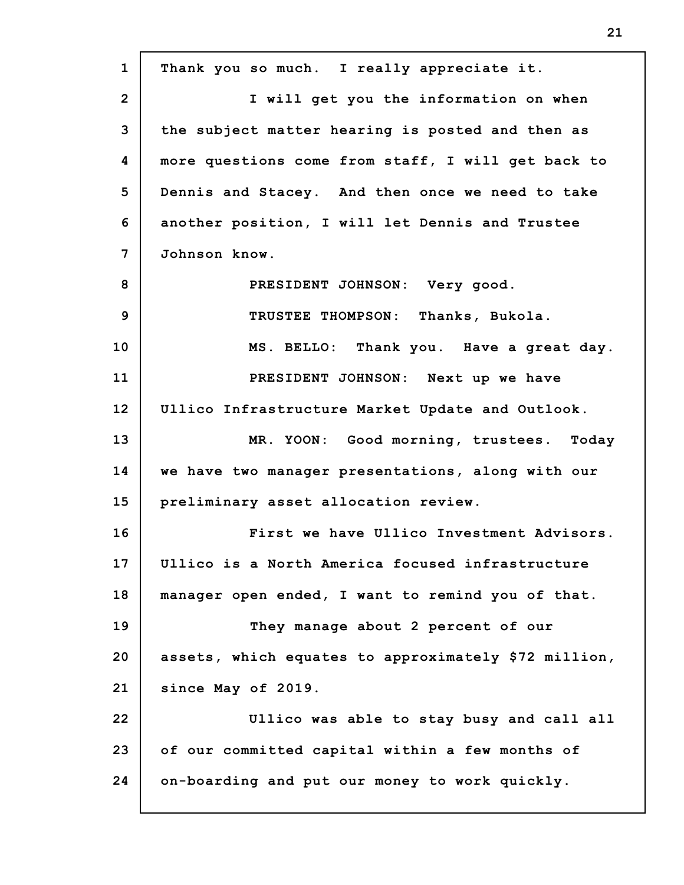Thank you so much. I really appreciate it.

I will get you the information on when the subject matter hearing is posted and then as more questions come from staff, I will get back to Dennis and Stacey. And then once we need to take another position, I will let Dennis and Trustee Johnson know.

PRESIDENT JOHNSON: Very good.

TRUSTEE THOMPSON: Thanks, Bukola.

MS. BELLO: Thank you. Have a great day.

PRESIDENT JOHNSON: Next up we have Ullico Infrastructure Market Update and Outlook.

MR. YOON: Good morning, trustees. Today we have two manager presentations, along with our preliminary asset allocation review.

First we have Ullico Investment Advisors. Ullico is a North America focused infrastructure manager open ended, I want to remind you of that.

They manage about 2 percent of our assets, which equates to approximately $72 million, since May of 2019.

Ullico was able to stay busy and call all of our committed capital within a few months of on-boarding and put our money to work quickly.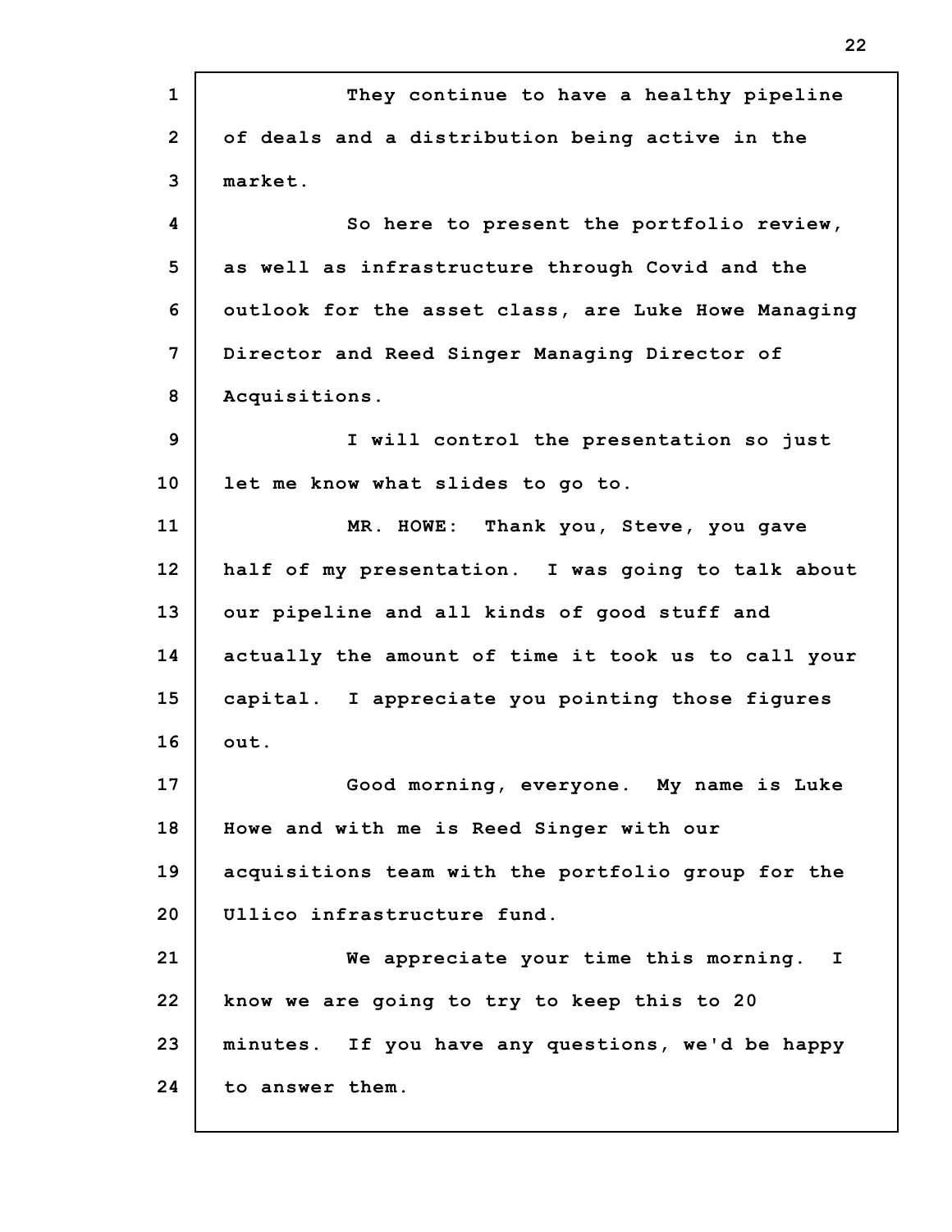They continue to have a healthy pipeline of deals and a distribution being active in the market.

So here to present the portfolio review, as well as infrastructure through Covid and the outlook for the asset class, are Luke Howe Managing Director and Reed Singer Managing Director of Acquisitions.

I will control the presentation so just let me know what slides to go to.

MR. HOWE: Thank you, Steve, you gave half of my presentation. I was going to talk about our pipeline and all kinds of good stuff and actually the amount of time it took us to call your capital. I appreciate you pointing those figures out.

Good morning, everyone. My name is Luke Howe and with me is Reed Singer with our acquisitions team with the portfolio group for the Ullico infrastructure fund.

We appreciate your time this morning. I know we are going to try to keep this to 20 minutes. If you have any questions, we'd be happy to answer them.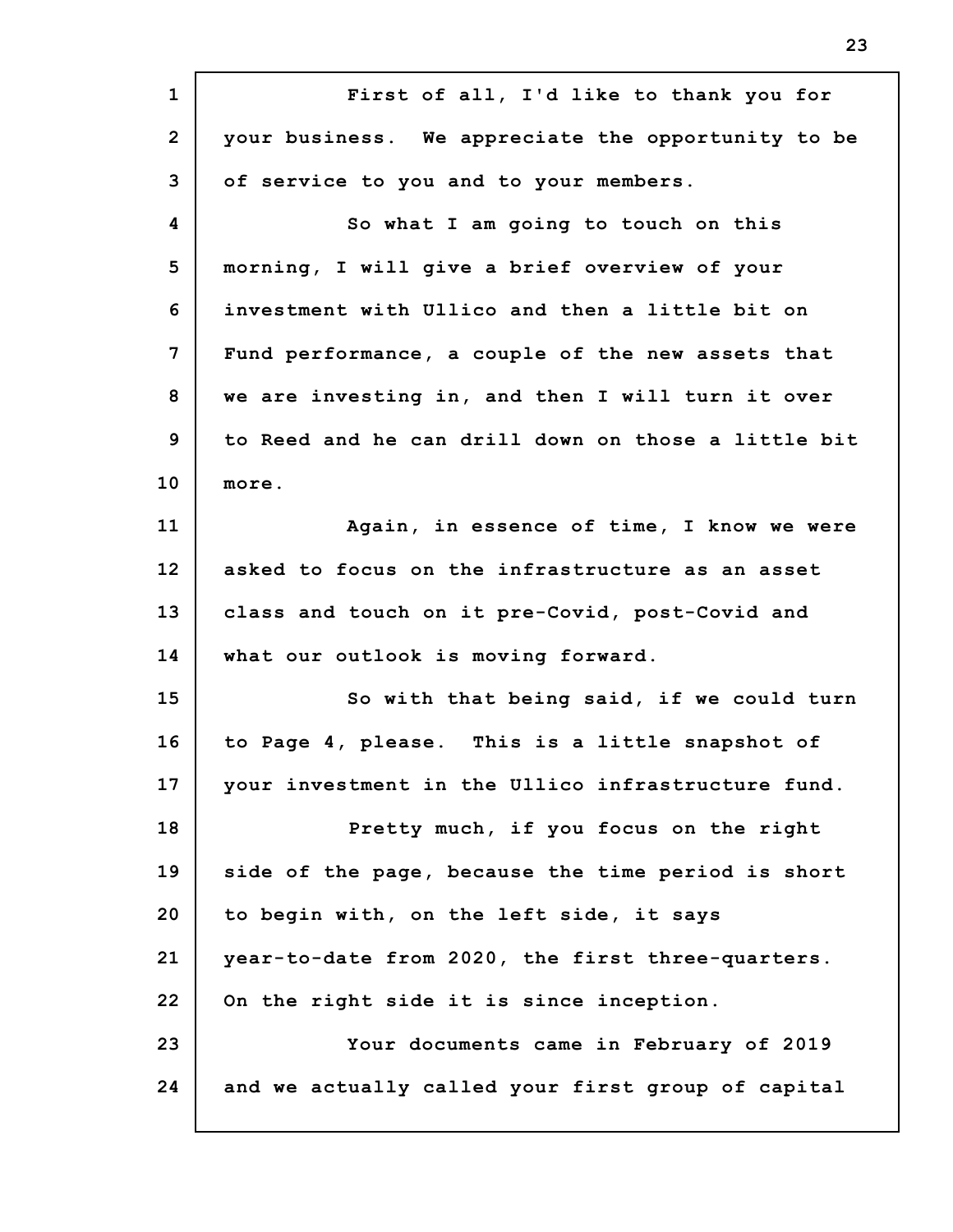First of all, I'd like to thank you for your business. We appreciate the opportunity to be of service to you and to your members.

So what I am going to touch on this morning, I will give a brief overview of your investment with Ullico and then a little bit on Fund performance, a couple of the new assets that we are investing in, and then I will turn it over to Reed and he can drill down on those a little bit more.

Again, in essence of time, I know we were asked to focus on the infrastructure as an asset class and touch on it pre-Covid, post-Covid and what our outlook is moving forward.

So with that being said, if we could turn to Page 4, please. This is a little snapshot of your investment in the Ullico infrastructure fund.

Pretty much, if you focus on the right side of the page, because the time period is short to begin with, on the left side, it says year-to-date from 2020, the first three-quarters. On the right side it is since inception.

Your documents came in February of 2019 and we actually called your first group of capital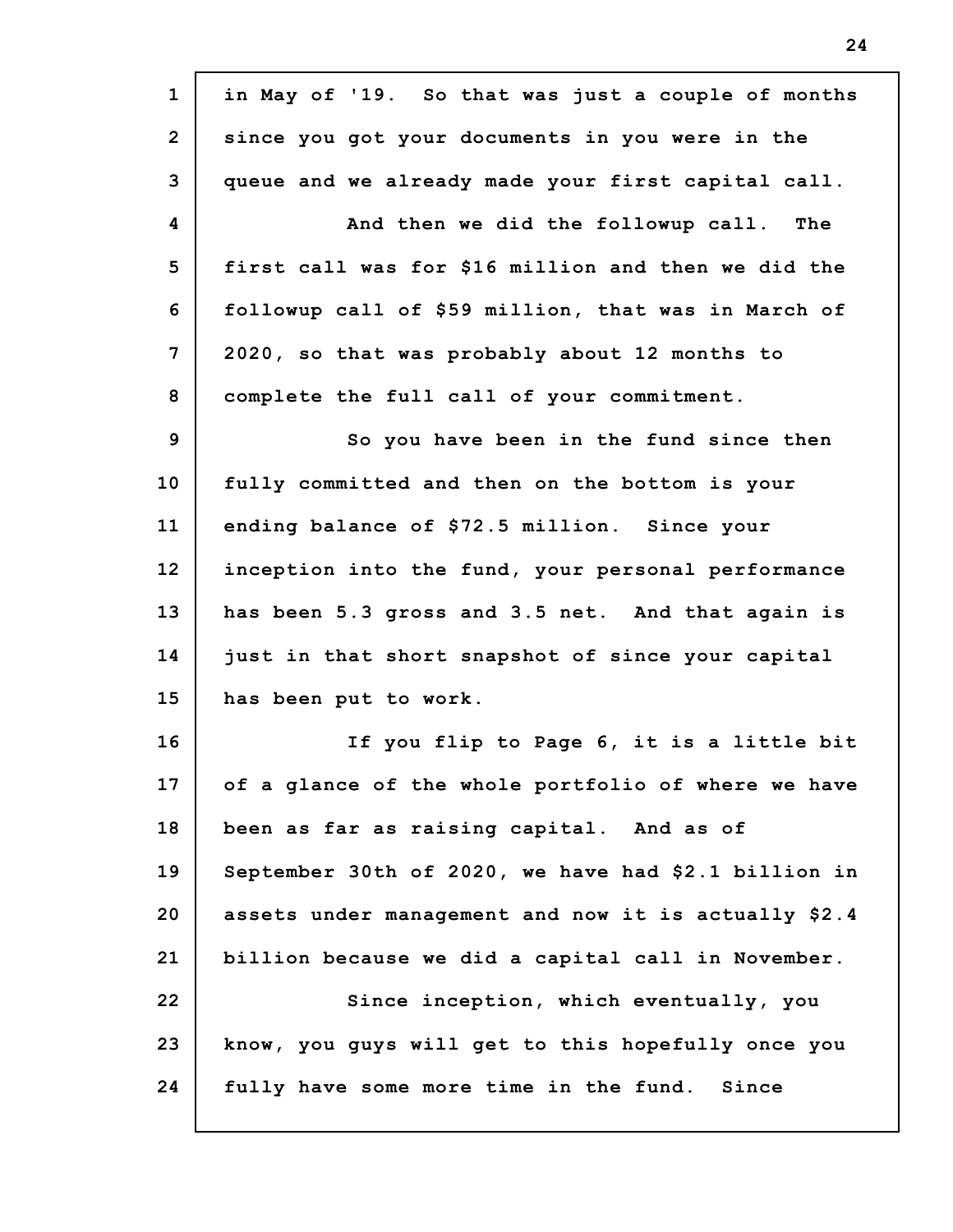in May of '19. So that was just a couple of months since you got your documents in you were in the queue and we already made your first capital call.

And then we did the followup call. The first call was for $16 million and then we did the followup call of $59 million, that was in March of 2020, so that was probably about 12 months to complete the full call of your commitment.

So you have been in the fund since then fully committed and then on the bottom is your ending balance of $72.5 million. Since your inception into the fund, your personal performance has been 5.3 gross and 3.5 net. And that again is just in that short snapshot of since your capital has been put to work.

If you flip to Page 6, it is a little bit of a glance of the whole portfolio of where we have been as far as raising capital. And as of September 30th of 2020, we have had $2.1 billion in assets under management and now it is actually $2.4 billion because we did a capital call in November.

Since inception, which eventually, you know, you guys will get to this hopefully once you fully have some more time in the fund. Since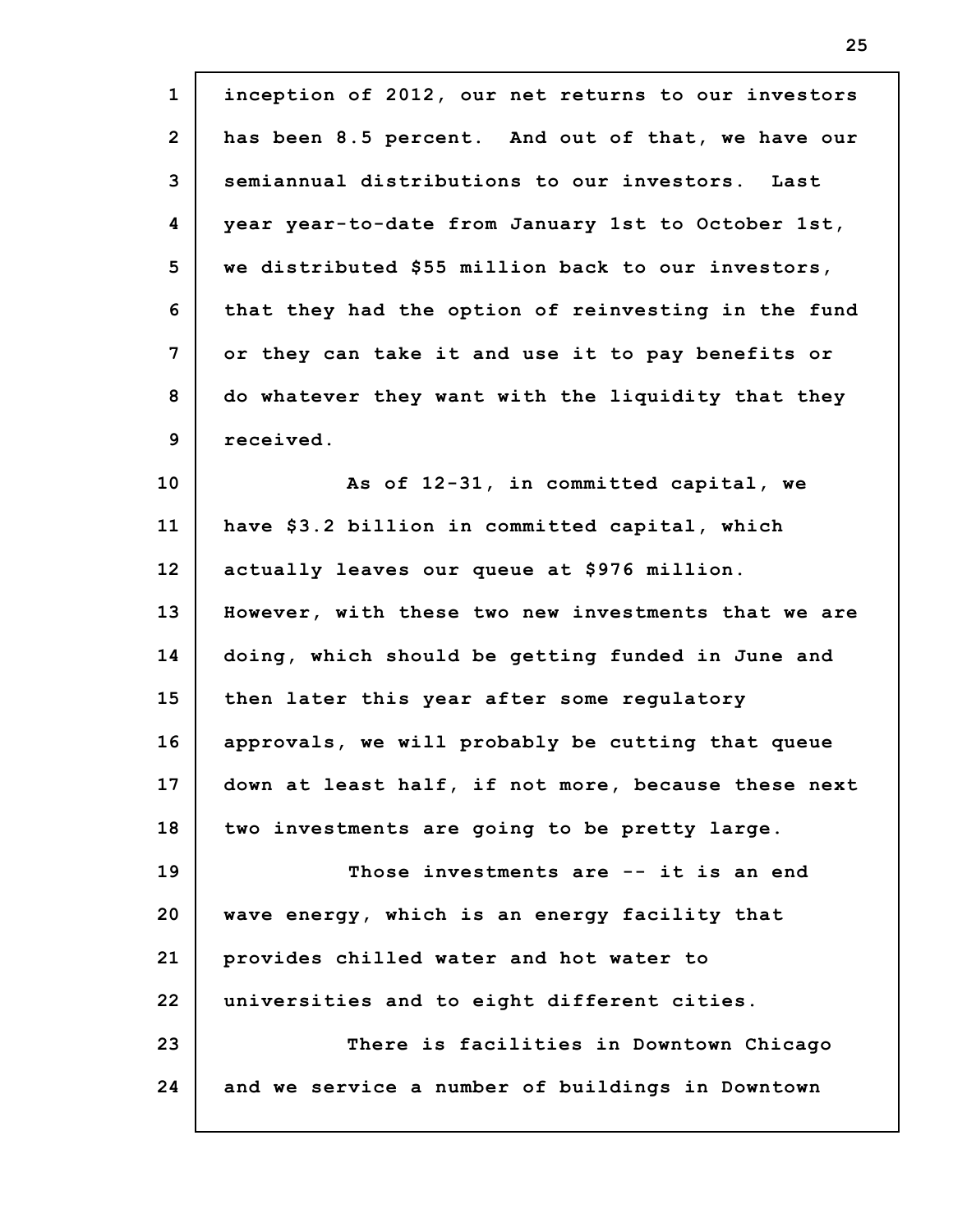inception of 2012, our net returns to our investors has been 8.5 percent. And out of that, we have our semiannual distributions to our investors. Last year year-to-date from January 1st to October 1st, we distributed $55 million back to our investors, that they had the option of reinvesting in the fund or they can take it and use it to pay benefits or do whatever they want with the liquidity that they received.

As of 12-31, in committed capital, we have $3.2 billion in committed capital, which actually leaves our queue at $976 million. However, with these two new investments that we are doing, which should be getting funded in June and then later this year after some regulatory approvals, we will probably be cutting that queue down at least half, if not more, because these next two investments are going to be pretty large.

Those investments are -- it is an end wave energy, which is an energy facility that provides chilled water and hot water to universities and to eight different cities.

There is facilities in Downtown Chicago and we service a number of buildings in Downtown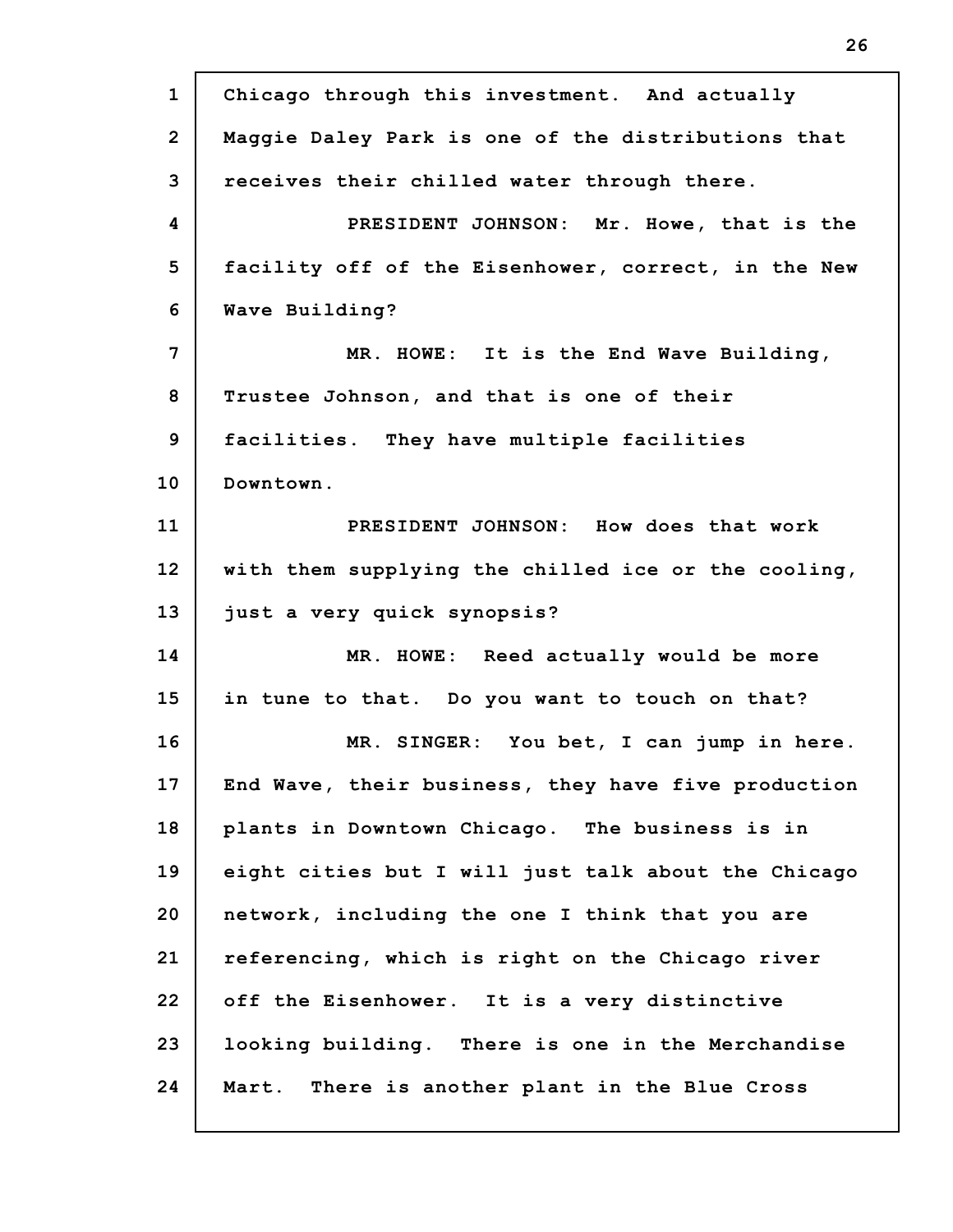Chicago through this investment. And actually Maggie Daley Park is one of the distributions that receives their chilled water through there.

PRESIDENT JOHNSON: Mr. Howe, that is the facility off of the Eisenhower, correct, in the New Wave Building?

MR. HOWE: It is the End Wave Building, Trustee Johnson, and that is one of their facilities. They have multiple facilities Downtown.

PRESIDENT JOHNSON: How does that work with them supplying the chilled ice or the cooling, just a very quick synopsis?

MR. HOWE: Reed actually would be more in tune to that. Do you want to touch on that?

MR. SINGER: You bet, I can jump in here. End Wave, their business, they have five production plants in Downtown Chicago. The business is in eight cities but I will just talk about the Chicago network, including the one I think that you are referencing, which is right on the Chicago river off the Eisenhower. It is a very distinctive looking building. There is one in the Merchandise Mart. There is another plant in the Blue Cross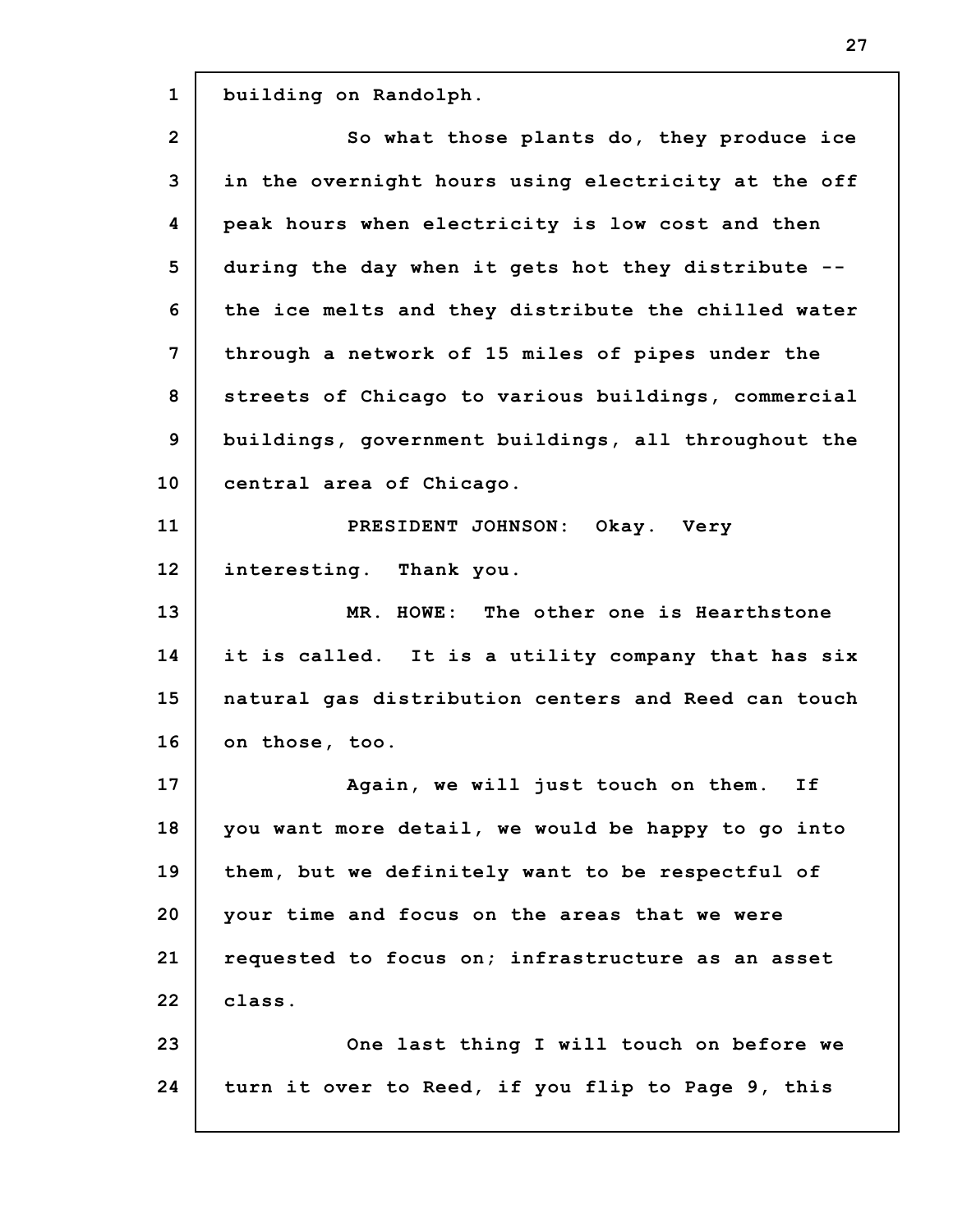building on Randolph.

So what those plants do, they produce ice in the overnight hours using electricity at the off peak hours when electricity is low cost and then during the day when it gets hot they distribute -- the ice melts and they distribute the chilled water through a network of 15 miles of pipes under the streets of Chicago to various buildings, commercial buildings, government buildings, all throughout the central area of Chicago.

PRESIDENT JOHNSON: Okay. Very interesting. Thank you.

MR. HOWE: The other one is Hearthstone it is called. It is a utility company that has six natural gas distribution centers and Reed can touch on those, too.

Again, we will just touch on them. If you want more detail, we would be happy to go into them, but we definitely want to be respectful of your time and focus on the areas that we were requested to focus on; infrastructure as an asset class.

One last thing I will touch on before we turn it over to Reed, if you flip to Page 9, this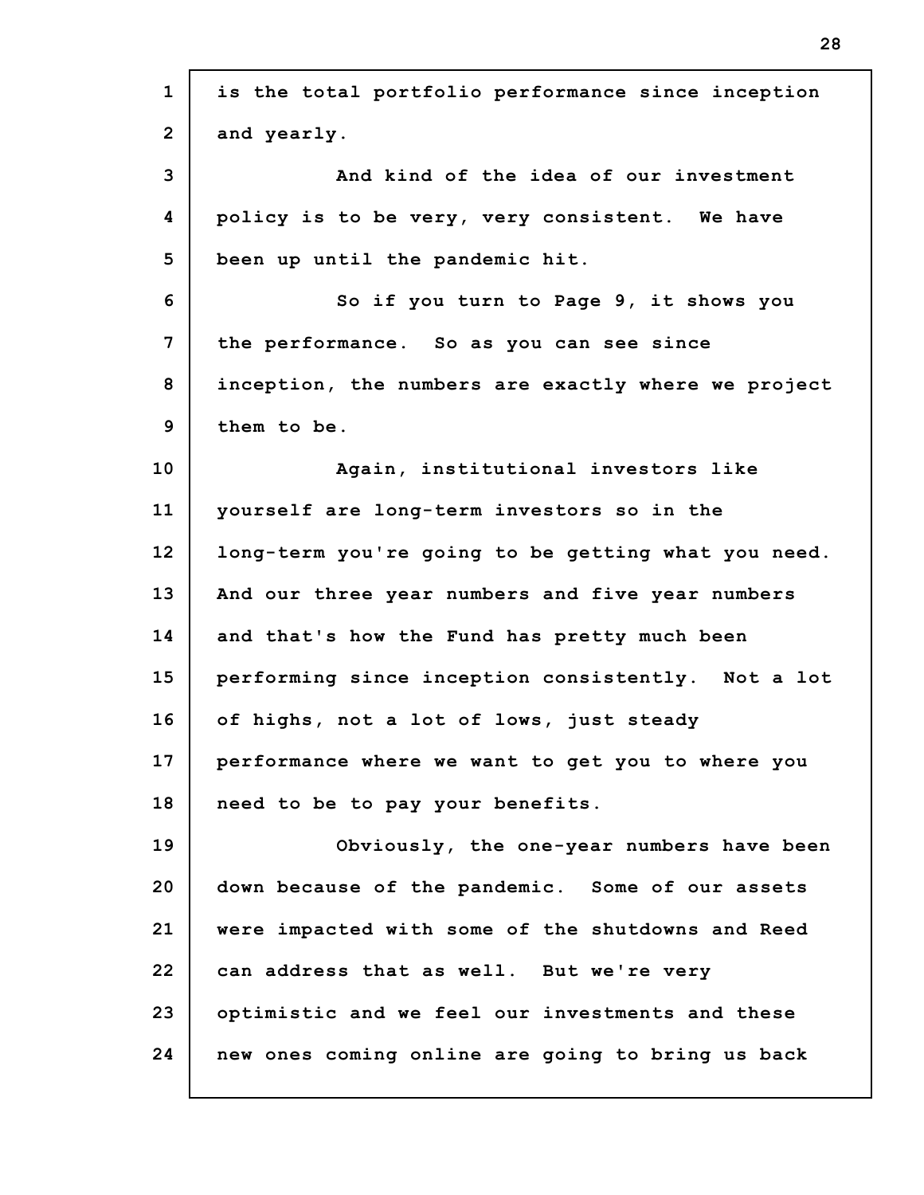is the total portfolio performance since inception and yearly.

And kind of the idea of our investment policy is to be very, very consistent. We have been up until the pandemic hit.

So if you turn to Page 9, it shows you the performance. So as you can see since inception, the numbers are exactly where we project them to be.

Again, institutional investors like yourself are long-term investors so in the long-term you're going to be getting what you need. And our three year numbers and five year numbers and that's how the Fund has pretty much been performing since inception consistently. Not a lot of highs, not a lot of lows, just steady performance where we want to get you to where you need to be to pay your benefits.

Obviously, the one-year numbers have been down because of the pandemic. Some of our assets were impacted with some of the shutdowns and Reed can address that as well. But we're very optimistic and we feel our investments and these new ones coming online are going to bring us back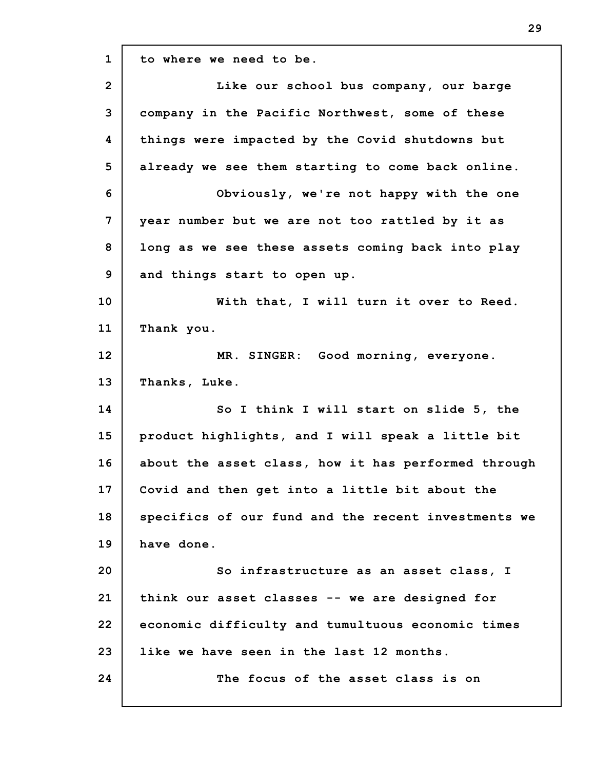to where we need to be.

Like our school bus company, our barge company in the Pacific Northwest, some of these things were impacted by the Covid shutdowns but already we see them starting to come back online.

Obviously, we're not happy with the one year number but we are not too rattled by it as long as we see these assets coming back into play and things start to open up.

With that, I will turn it over to Reed. Thank you.

MR. SINGER: Good morning, everyone. Thanks, Luke.

So I think I will start on slide 5, the product highlights, and I will speak a little bit about the asset class, how it has performed through Covid and then get into a little bit about the specifics of our fund and the recent investments we have done.

So infrastructure as an asset class, I think our asset classes -- we are designed for economic difficulty and tumultuous economic times like we have seen in the last 12 months.

The focus of the asset class is on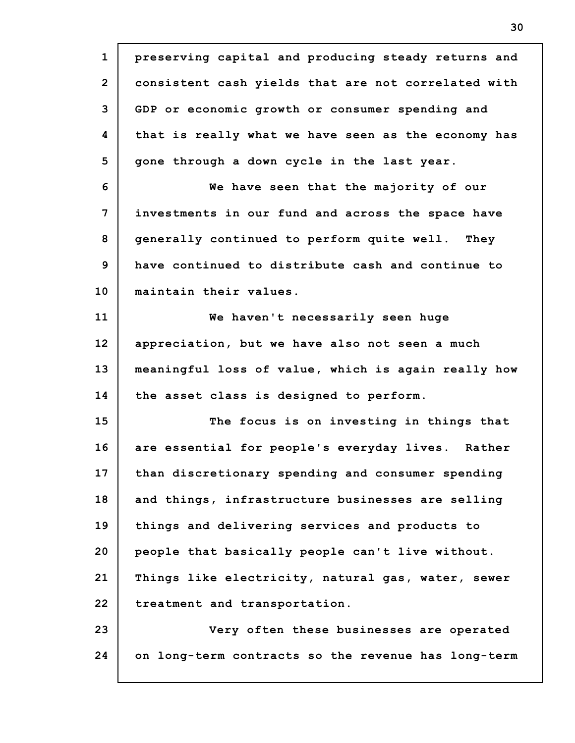preserving capital and producing steady returns and consistent cash yields that are not correlated with GDP or economic growth or consumer spending and that is really what we have seen as the economy has gone through a down cycle in the last year.

We have seen that the majority of our investments in our fund and across the space have generally continued to perform quite well. They have continued to distribute cash and continue to maintain their values.

We haven't necessarily seen huge appreciation, but we have also not seen a much meaningful loss of value, which is again really how the asset class is designed to perform.

The focus is on investing in things that are essential for people's everyday lives. Rather than discretionary spending and consumer spending and things, infrastructure businesses are selling things and delivering services and products to people that basically people can't live without. Things like electricity, natural gas, water, sewer treatment and transportation.

Very often these businesses are operated on long-term contracts so the revenue has long-term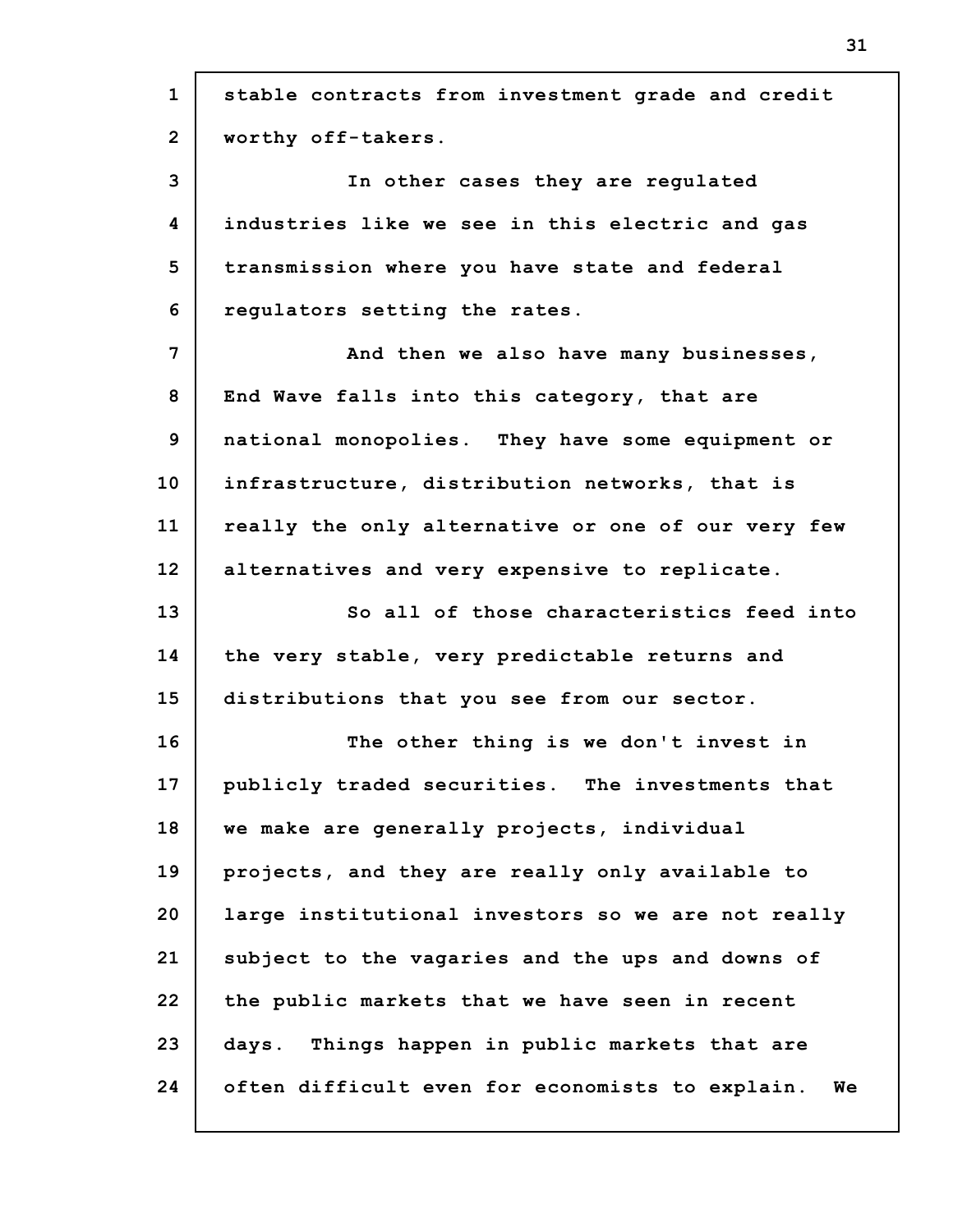stable contracts from investment grade and credit worthy off-takers.

In other cases they are regulated industries like we see in this electric and gas transmission where you have state and federal regulators setting the rates.

And then we also have many businesses, End Wave falls into this category, that are national monopolies. They have some equipment or infrastructure, distribution networks, that is really the only alternative or one of our very few alternatives and very expensive to replicate.

So all of those characteristics feed into the very stable, very predictable returns and distributions that you see from our sector.

The other thing is we don't invest in publicly traded securities. The investments that we make are generally projects, individual projects, and they are really only available to large institutional investors so we are not really subject to the vagaries and the ups and downs of the public markets that we have seen in recent days. Things happen in public markets that are often difficult even for economists to explain. We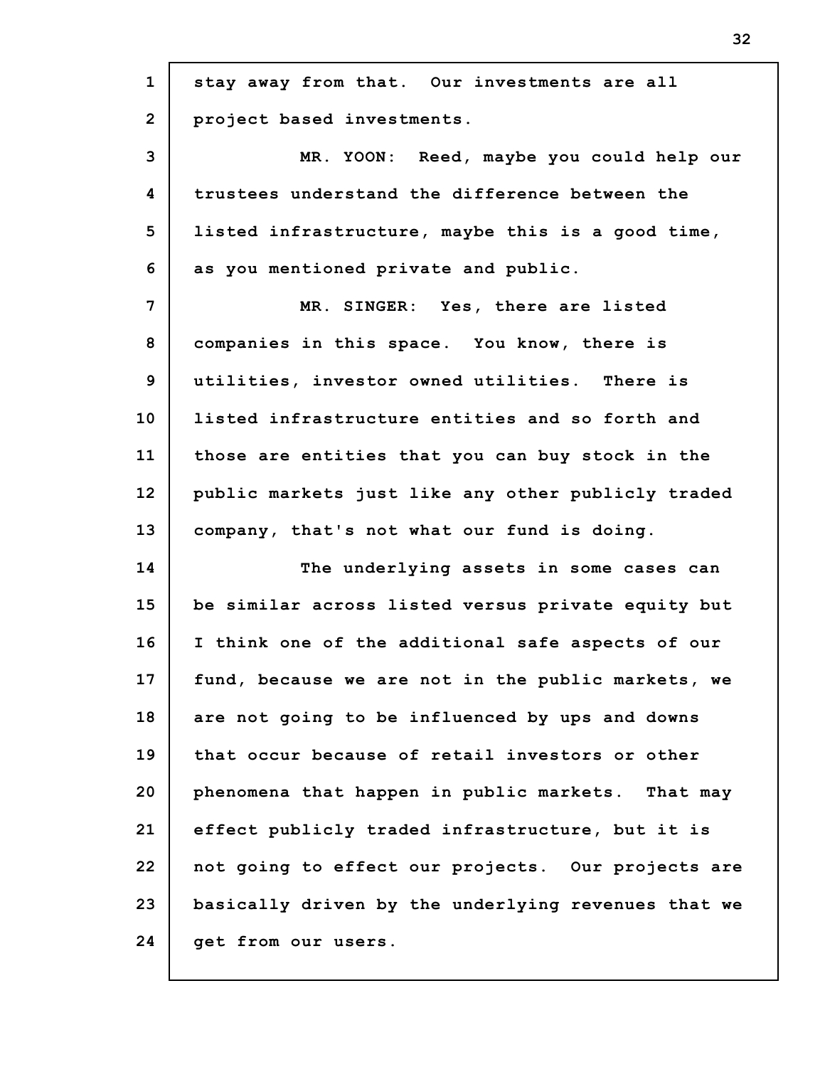stay away from that. Our investments are all project based investments.

MR. YOON: Reed, maybe you could help our trustees understand the difference between the listed infrastructure, maybe this is a good time, as you mentioned private and public.

MR. SINGER: Yes, there are listed companies in this space. You know, there is utilities, investor owned utilities. There is listed infrastructure entities and so forth and those are entities that you can buy stock in the public markets just like any other publicly traded company, that's not what our fund is doing.

The underlying assets in some cases can be similar across listed versus private equity but I think one of the additional safe aspects of our fund, because we are not in the public markets, we are not going to be influenced by ups and downs that occur because of retail investors or other phenomena that happen in public markets. That may effect publicly traded infrastructure, but it is not going to effect our projects. Our projects are basically driven by the underlying revenues that we get from our users.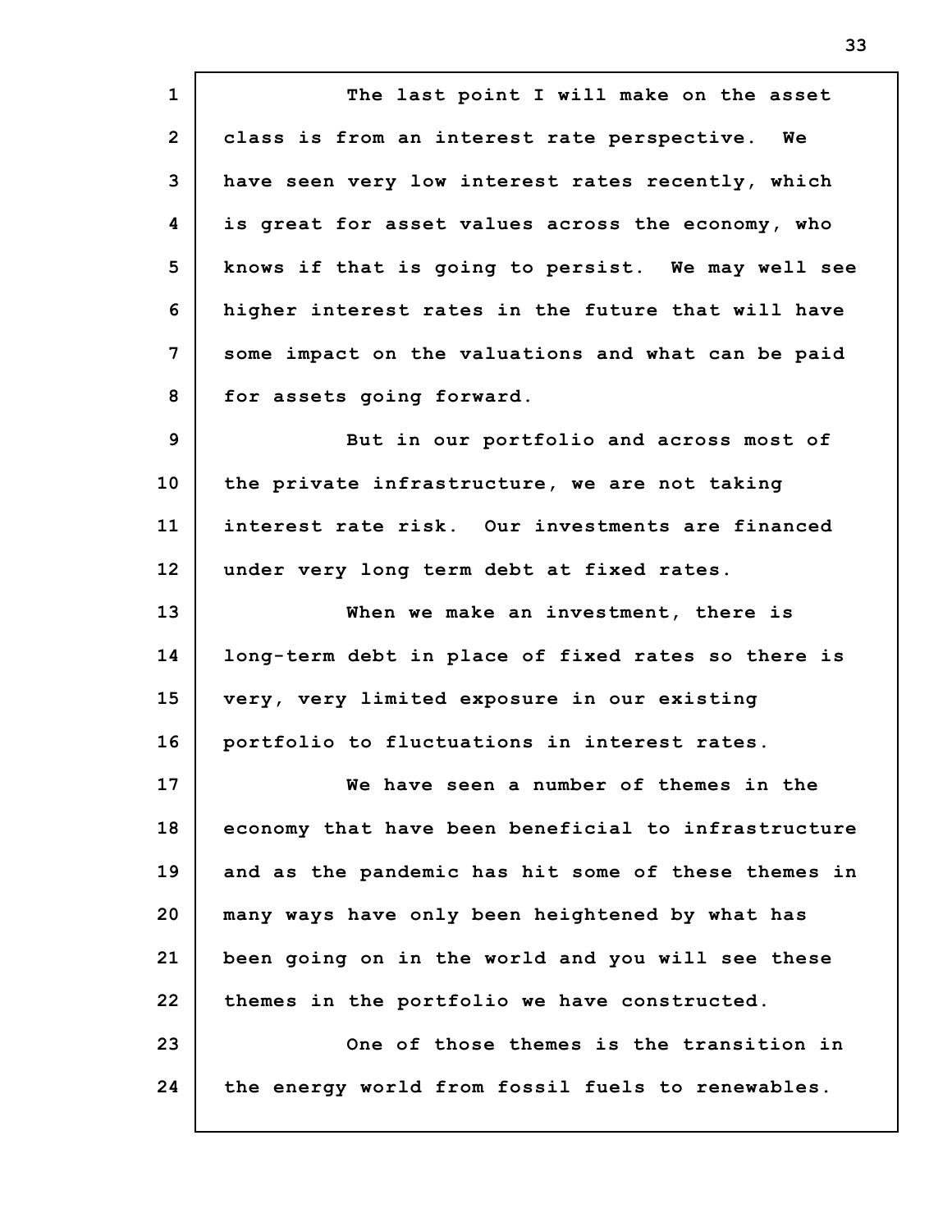The last point I will make on the asset class is from an interest rate perspective. We have seen very low interest rates recently, which is great for asset values across the economy, who knows if that is going to persist. We may well see higher interest rates in the future that will have some impact on the valuations and what can be paid for assets going forward.

But in our portfolio and across most of the private infrastructure, we are not taking interest rate risk. Our investments are financed under very long term debt at fixed rates.

When we make an investment, there is long-term debt in place of fixed rates so there is very, very limited exposure in our existing portfolio to fluctuations in interest rates.

We have seen a number of themes in the economy that have been beneficial to infrastructure and as the pandemic has hit some of these themes in many ways have only been heightened by what has been going on in the world and you will see these themes in the portfolio we have constructed.

One of those themes is the transition in the energy world from fossil fuels to renewables.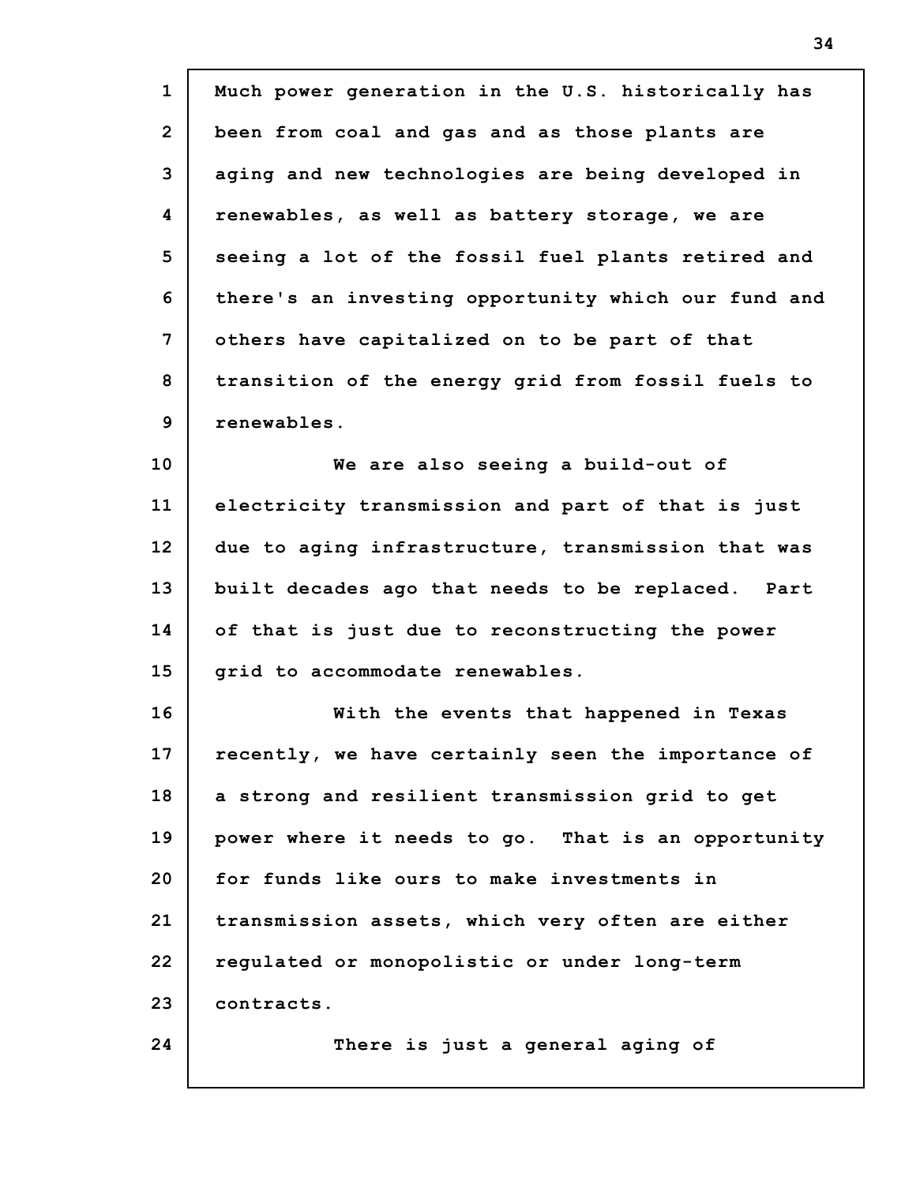Much power generation in the U.S. historically has been from coal and gas and as those plants are aging and new technologies are being developed in renewables, as well as battery storage, we are seeing a lot of the fossil fuel plants retired and there's an investing opportunity which our fund and others have capitalized on to be part of that transition of the energy grid from fossil fuels to renewables.

We are also seeing a build-out of electricity transmission and part of that is just due to aging infrastructure, transmission that was built decades ago that needs to be replaced. Part of that is just due to reconstructing the power grid to accommodate renewables.

With the events that happened in Texas recently, we have certainly seen the importance of a strong and resilient transmission grid to get power where it needs to go. That is an opportunity for funds like ours to make investments in transmission assets, which very often are either regulated or monopolistic or under long-term contracts.

There is just a general aging of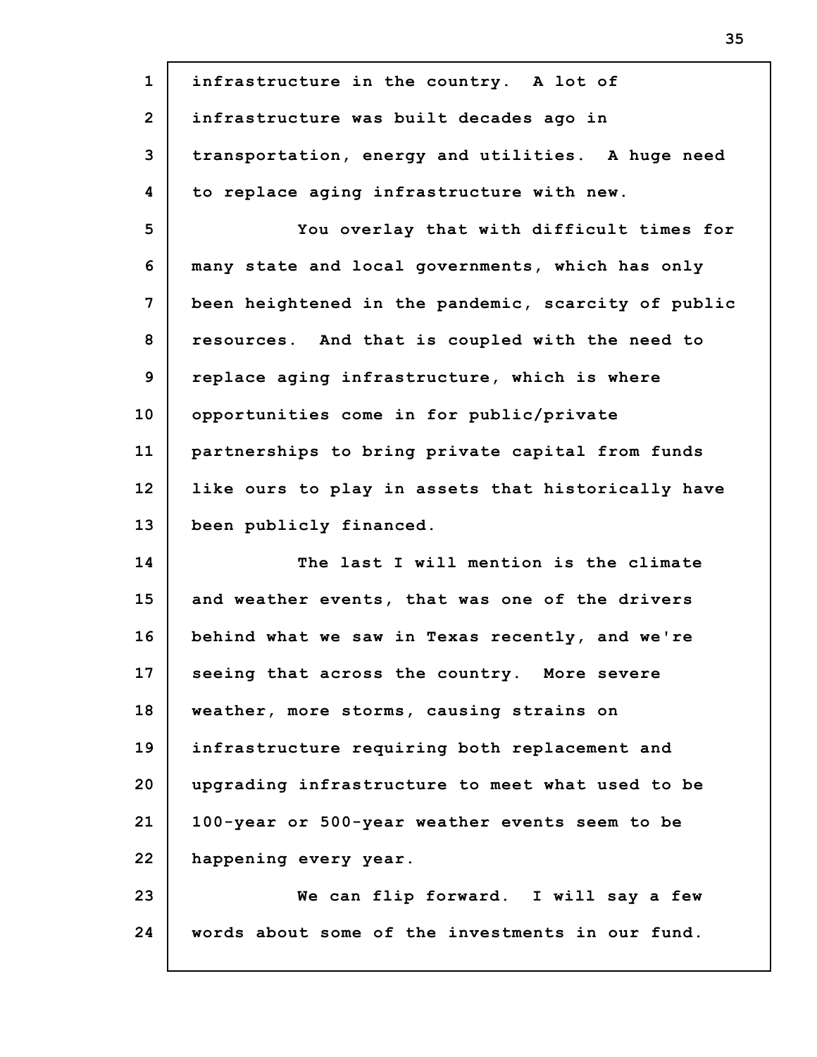infrastructure in the country. A lot of infrastructure was built decades ago in transportation, energy and utilities. A huge need to replace aging infrastructure with new.

You overlay that with difficult times for many state and local governments, which has only been heightened in the pandemic, scarcity of public resources. And that is coupled with the need to replace aging infrastructure, which is where opportunities come in for public/private partnerships to bring private capital from funds like ours to play in assets that historically have been publicly financed.

The last I will mention is the climate and weather events, that was one of the drivers behind what we saw in Texas recently, and we're seeing that across the country. More severe weather, more storms, causing strains on infrastructure requiring both replacement and upgrading infrastructure to meet what used to be 100-year or 500-year weather events seem to be happening every year.

We can flip forward. I will say a few words about some of the investments in our fund.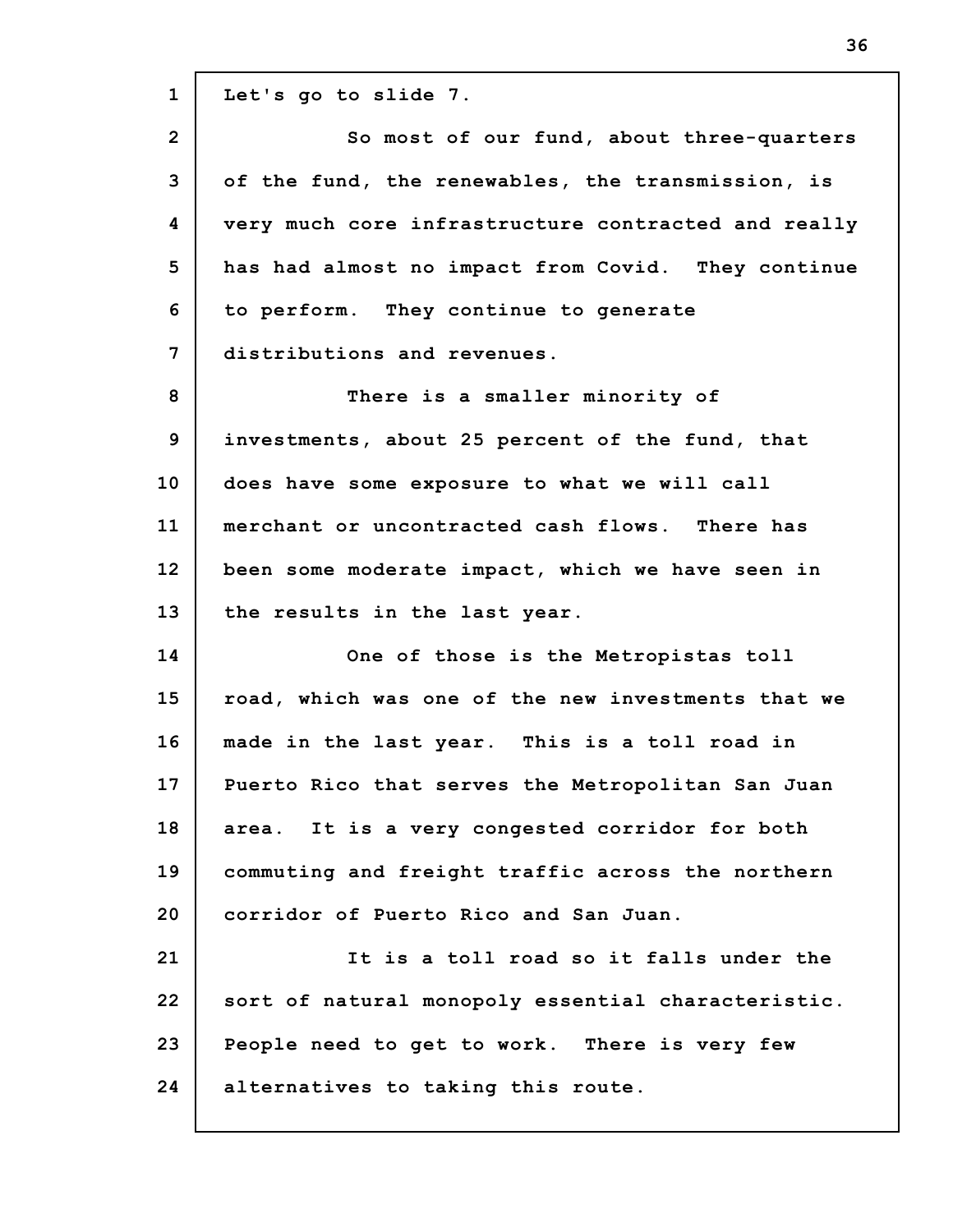Let's go to slide 7.

So most of our fund, about three-quarters of the fund, the renewables, the transmission, is very much core infrastructure contracted and really has had almost no impact from Covid. They continue to perform. They continue to generate distributions and revenues.

There is a smaller minority of investments, about 25 percent of the fund, that does have some exposure to what we will call merchant or uncontracted cash flows. There has been some moderate impact, which we have seen in the results in the last year.

One of those is the Metropistas toll road, which was one of the new investments that we made in the last year. This is a toll road in Puerto Rico that serves the Metropolitan San Juan area. It is a very congested corridor for both commuting and freight traffic across the northern corridor of Puerto Rico and San Juan.

It is a toll road so it falls under the sort of natural monopoly essential characteristic. People need to get to work. There is very few alternatives to taking this route.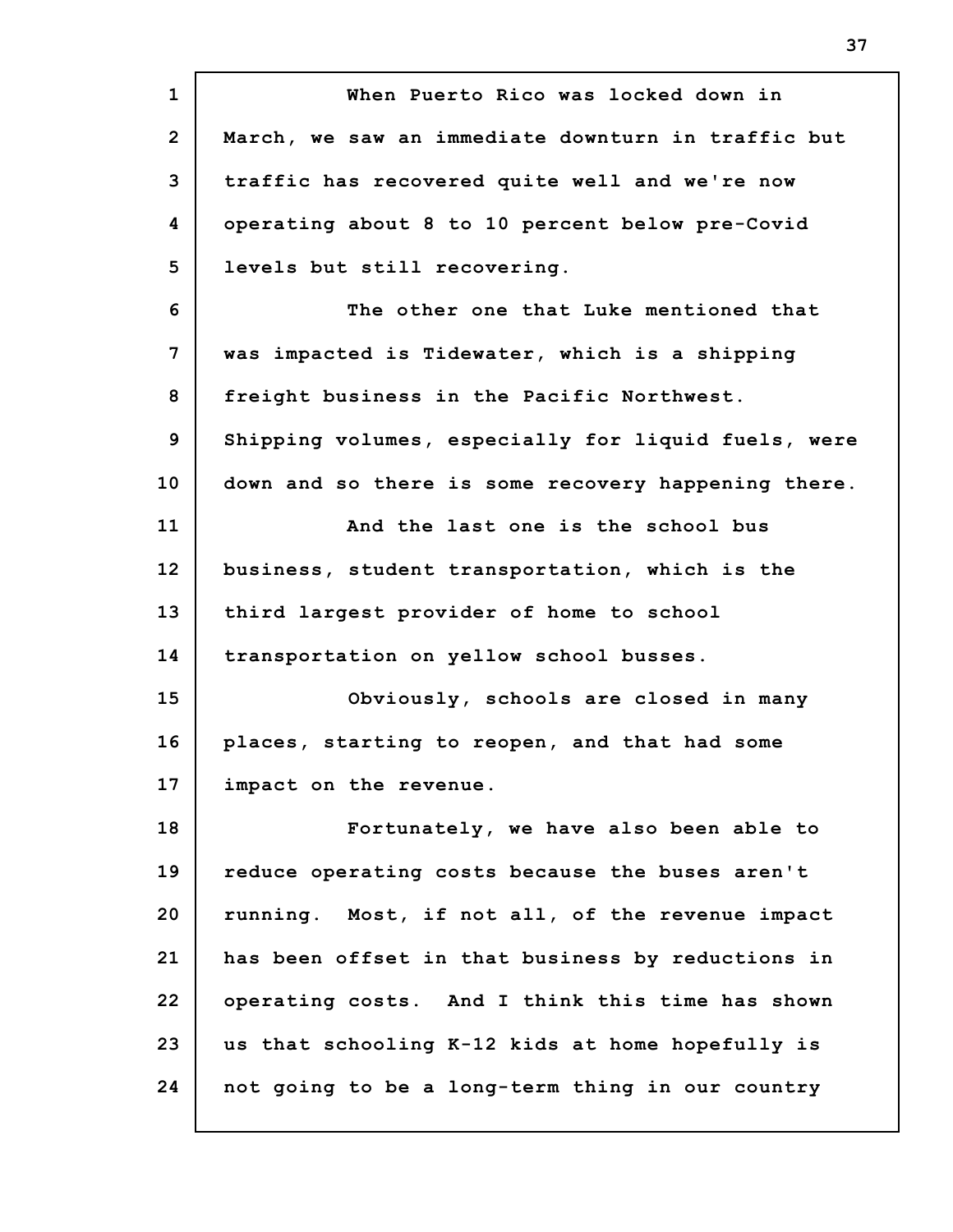When Puerto Rico was locked down in March, we saw an immediate downturn in traffic but traffic has recovered quite well and we're now operating about 8 to 10 percent below pre-Covid levels but still recovering.

The other one that Luke mentioned that was impacted is Tidewater, which is a shipping freight business in the Pacific Northwest. Shipping volumes, especially for liquid fuels, were down and so there is some recovery happening there.

And the last one is the school bus business, student transportation, which is the third largest provider of home to school transportation on yellow school busses.

Obviously, schools are closed in many places, starting to reopen, and that had some impact on the revenue.

Fortunately, we have also been able to reduce operating costs because the buses aren't running. Most, if not all, of the revenue impact has been offset in that business by reductions in operating costs. And I think this time has shown us that schooling K-12 kids at home hopefully is not going to be a long-term thing in our country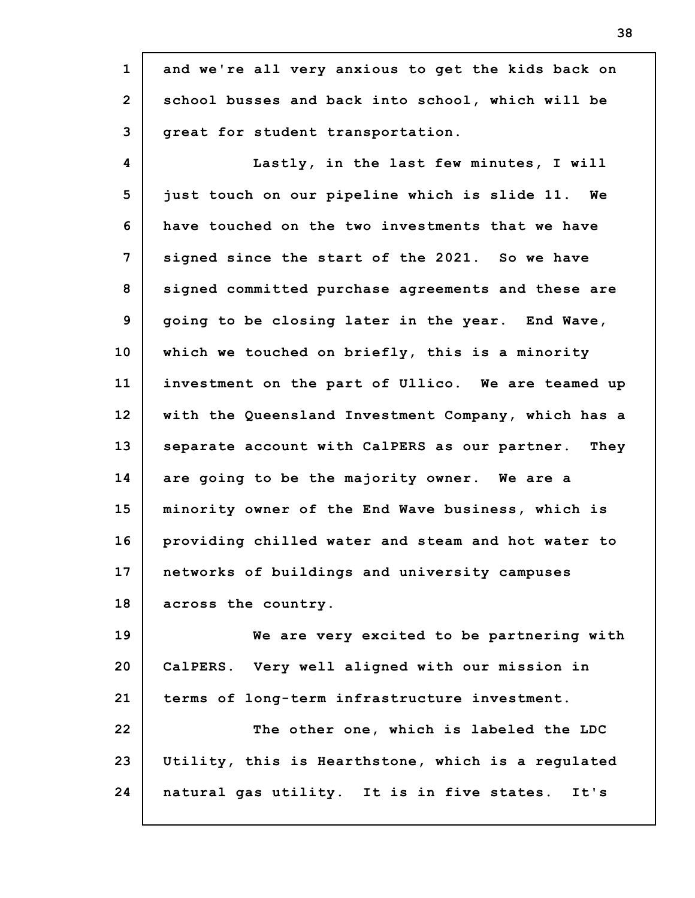and we're all very anxious to get the kids back on school busses and back into school, which will be great for student transportation.

Lastly, in the last few minutes, I will just touch on our pipeline which is slide 11. We have touched on the two investments that we have signed since the start of the 2021. So we have signed committed purchase agreements and these are going to be closing later in the year. End Wave, which we touched on briefly, this is a minority investment on the part of Ullico. We are teamed up with the Queensland Investment Company, which has a separate account with CalPERS as our partner. They are going to be the majority owner. We are a minority owner of the End Wave business, which is providing chilled water and steam and hot water to networks of buildings and university campuses across the country.

We are very excited to be partnering with CalPERS. Very well aligned with our mission in terms of long-term infrastructure investment.

The other one, which is labeled the LDC Utility, this is Hearthstone, which is a regulated natural gas utility. It is in five states. It's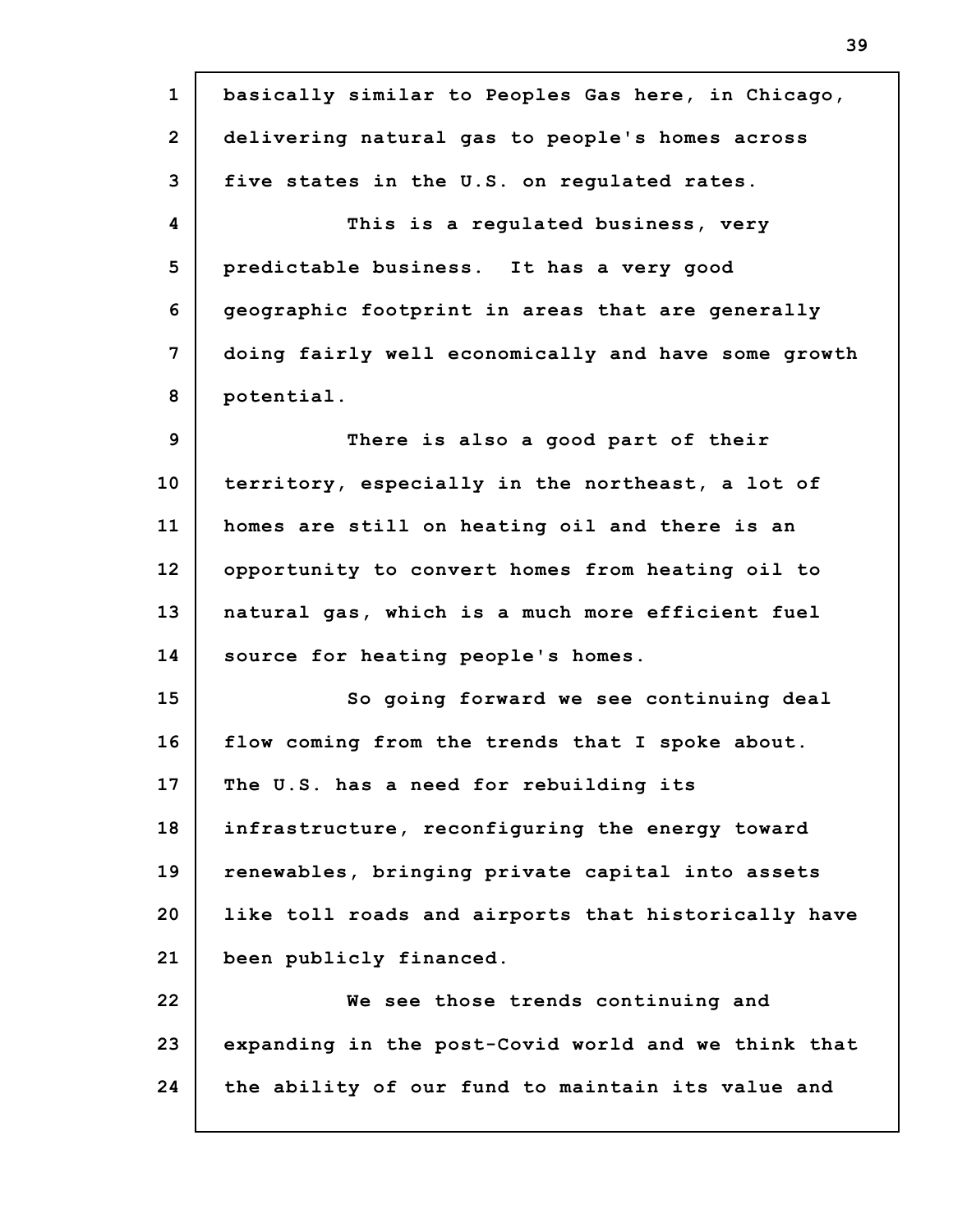basically similar to Peoples Gas here, in Chicago, delivering natural gas to people's homes across five states in the U.S. on regulated rates.

This is a regulated business, very predictable business. It has a very good geographic footprint in areas that are generally doing fairly well economically and have some growth potential.

There is also a good part of their territory, especially in the northeast, a lot of homes are still on heating oil and there is an opportunity to convert homes from heating oil to natural gas, which is a much more efficient fuel source for heating people's homes.

So going forward we see continuing deal flow coming from the trends that I spoke about. The U.S. has a need for rebuilding its infrastructure, reconfiguring the energy toward renewables, bringing private capital into assets like toll roads and airports that historically have been publicly financed.

We see those trends continuing and expanding in the post-Covid world and we think that the ability of our fund to maintain its value and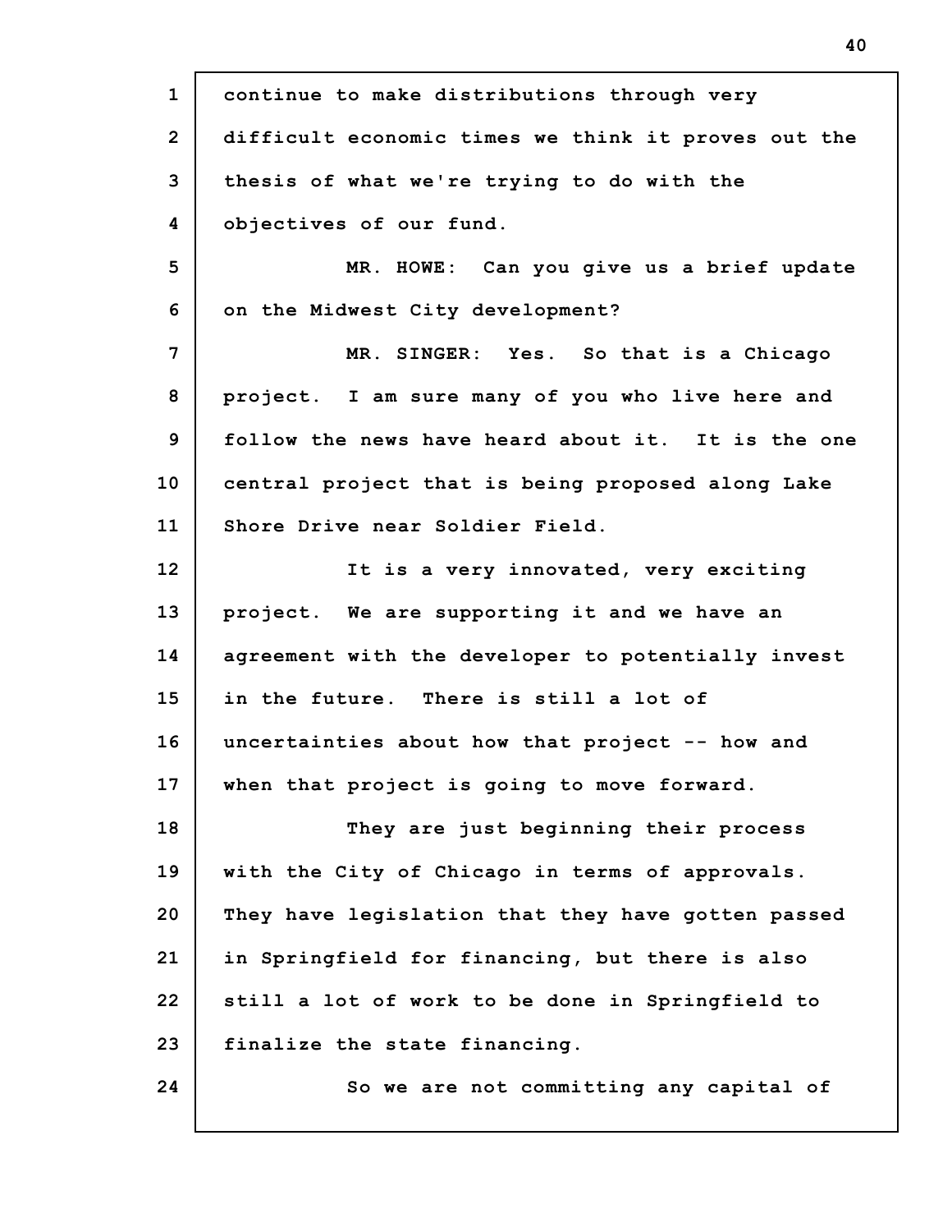continue to make distributions through very difficult economic times we think it proves out the thesis of what we're trying to do with the objectives of our fund.

MR. HOWE: Can you give us a brief update on the Midwest City development?

MR. SINGER: Yes. So that is a Chicago project. I am sure many of you who live here and follow the news have heard about it. It is the one central project that is being proposed along Lake Shore Drive near Soldier Field.

It is a very innovated, very exciting project. We are supporting it and we have an agreement with the developer to potentially invest in the future. There is still a lot of uncertainties about how that project -- how and when that project is going to move forward.

They are just beginning their process with the City of Chicago in terms of approvals. They have legislation that they have gotten passed in Springfield for financing, but there is also still a lot of work to be done in Springfield to finalize the state financing.

So we are not committing any capital of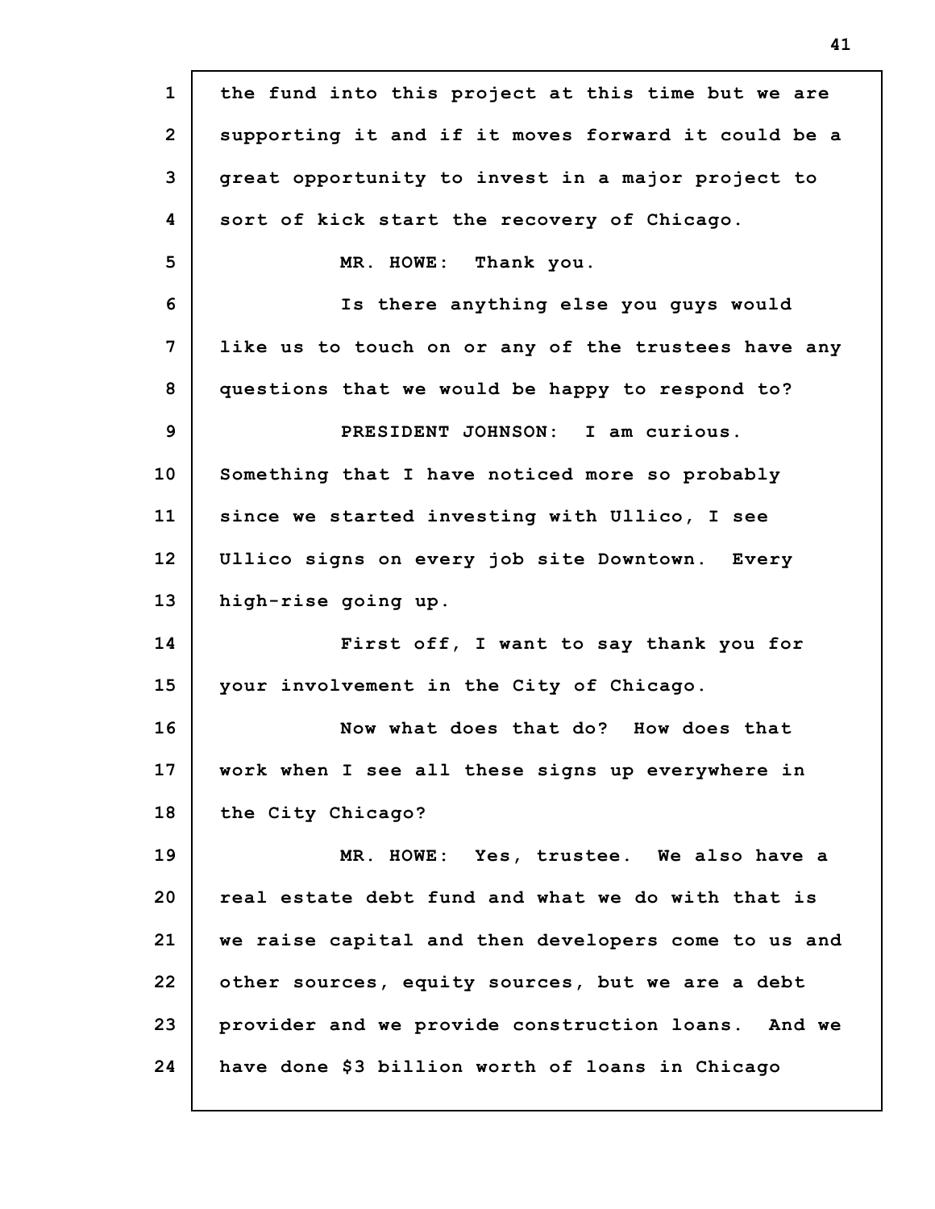the fund into this project at this time but we are supporting it and if it moves forward it could be a great opportunity to invest in a major project to sort of kick start the recovery of Chicago.

MR. HOWE: Thank you.

Is there anything else you guys would like us to touch on or any of the trustees have any questions that we would be happy to respond to?

PRESIDENT JOHNSON: I am curious. Something that I have noticed more so probably since we started investing with Ullico, I see Ullico signs on every job site Downtown. Every high-rise going up.

First off, I want to say thank you for your involvement in the City of Chicago.

Now what does that do? How does that work when I see all these signs up everywhere in the City Chicago?

MR. HOWE: Yes, trustee. We also have a real estate debt fund and what we do with that is we raise capital and then developers come to us and other sources, equity sources, but we are a debt provider and we provide construction loans. And we have done $3 billion worth of loans in Chicago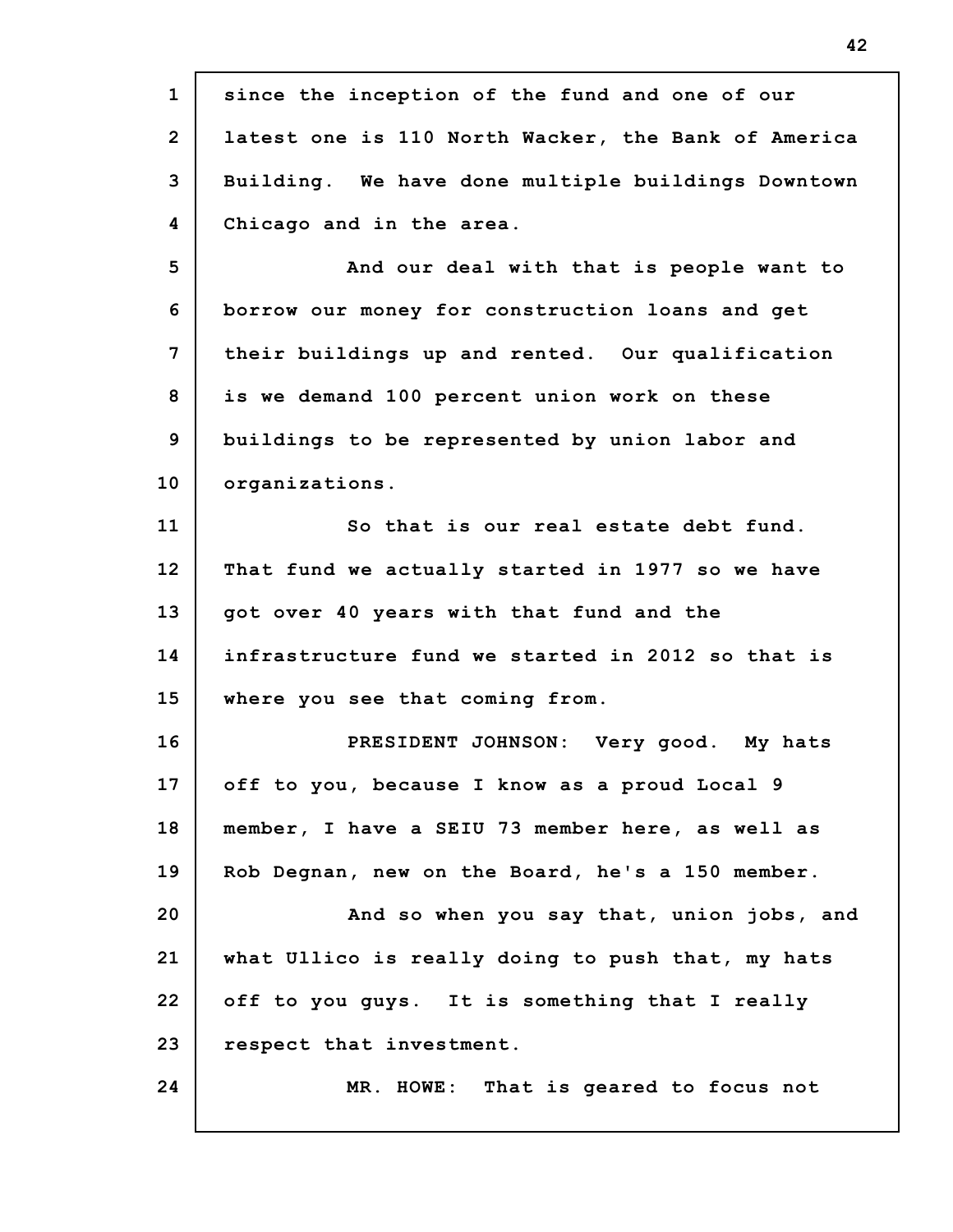since the inception of the fund and one of our latest one is 110 North Wacker, the Bank of America Building. We have done multiple buildings Downtown Chicago and in the area.

And our deal with that is people want to borrow our money for construction loans and get their buildings up and rented. Our qualification is we demand 100 percent union work on these buildings to be represented by union labor and organizations.

So that is our real estate debt fund. That fund we actually started in 1977 so we have got over 40 years with that fund and the infrastructure fund we started in 2012 so that is where you see that coming from.

PRESIDENT JOHNSON: Very good. My hats off to you, because I know as a proud Local 9 member, I have a SEIU 73 member here, as well as Rob Degnan, new on the Board, he's a 150 member.

And so when you say that, union jobs, and what Ullico is really doing to push that, my hats off to you guys. It is something that I really respect that investment.

MR. HOWE: That is geared to focus not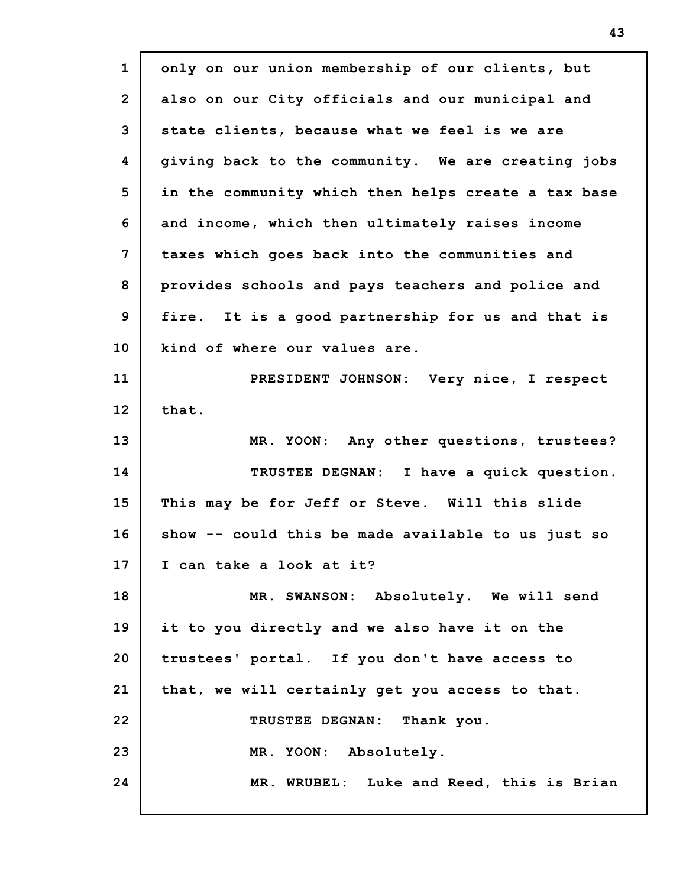only on our union membership of our clients, but also on our City officials and our municipal and state clients, because what we feel is we are giving back to the community. We are creating jobs in the community which then helps create a tax base and income, which then ultimately raises income taxes which goes back into the communities and provides schools and pays teachers and police and fire. It is a good partnership for us and that is kind of where our values are.

PRESIDENT JOHNSON: Very nice, I respect that.

MR. YOON: Any other questions, trustees?

TRUSTEE DEGNAN: I have a quick question. This may be for Jeff or Steve. Will this slide show -- could this be made available to us just so I can take a look at it?

MR. SWANSON: Absolutely. We will send it to you directly and we also have it on the trustees' portal. If you don't have access to that, we will certainly get you access to that.

TRUSTEE DEGNAN: Thank you.

MR. YOON: Absolutely.

MR. WRUBEL: Luke and Reed, this is Brian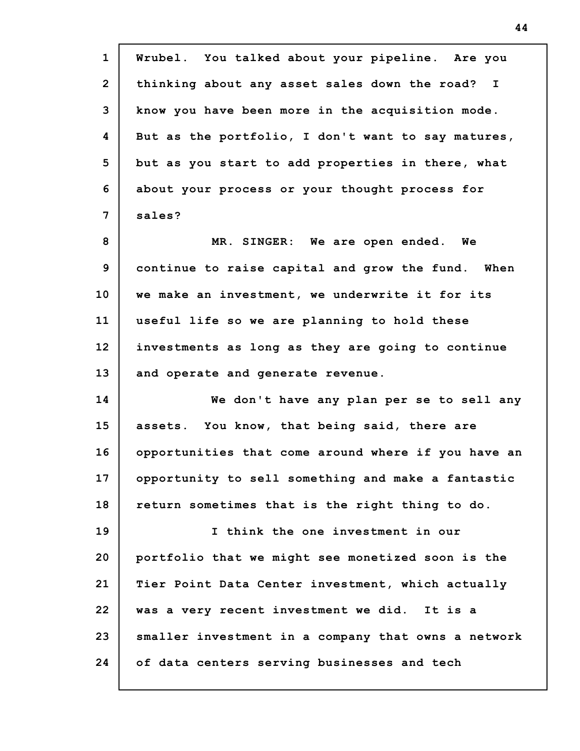Wrubel. You talked about your pipeline. Are you thinking about any asset sales down the road? I know you have been more in the acquisition mode. But as the portfolio, I don't want to say matures, but as you start to add properties in there, what about your process or your thought process for sales?

MR. SINGER: We are open ended. We continue to raise capital and grow the fund. When we make an investment, we underwrite it for its useful life so we are planning to hold these investments as long as they are going to continue and operate and generate revenue.

We don't have any plan per se to sell any assets. You know, that being said, there are opportunities that come around where if you have an opportunity to sell something and make a fantastic return sometimes that is the right thing to do.

I think the one investment in our portfolio that we might see monetized soon is the Tier Point Data Center investment, which actually was a very recent investment we did. It is a smaller investment in a company that owns a network of data centers serving businesses and tech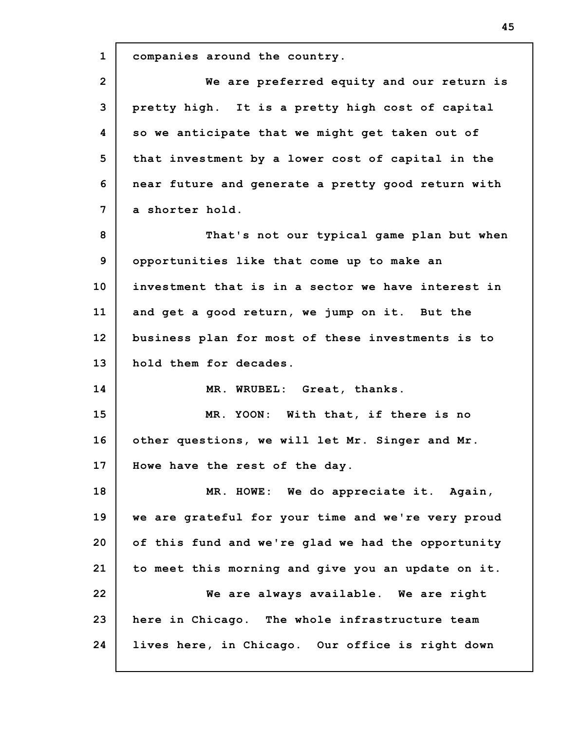companies around the country.

We are preferred equity and our return is pretty high. It is a pretty high cost of capital so we anticipate that we might get taken out of that investment by a lower cost of capital in the near future and generate a pretty good return with a shorter hold.

That's not our typical game plan but when opportunities like that come up to make an investment that is in a sector we have interest in and get a good return, we jump on it. But the business plan for most of these investments is to hold them for decades.

MR. WRUBEL: Great, thanks.

MR. YOON: With that, if there is no other questions, we will let Mr. Singer and Mr. Howe have the rest of the day.

MR. HOWE: We do appreciate it. Again, we are grateful for your time and we're very proud of this fund and we're glad we had the opportunity to meet this morning and give you an update on it.

We are always available. We are right here in Chicago. The whole infrastructure team lives here, in Chicago. Our office is right down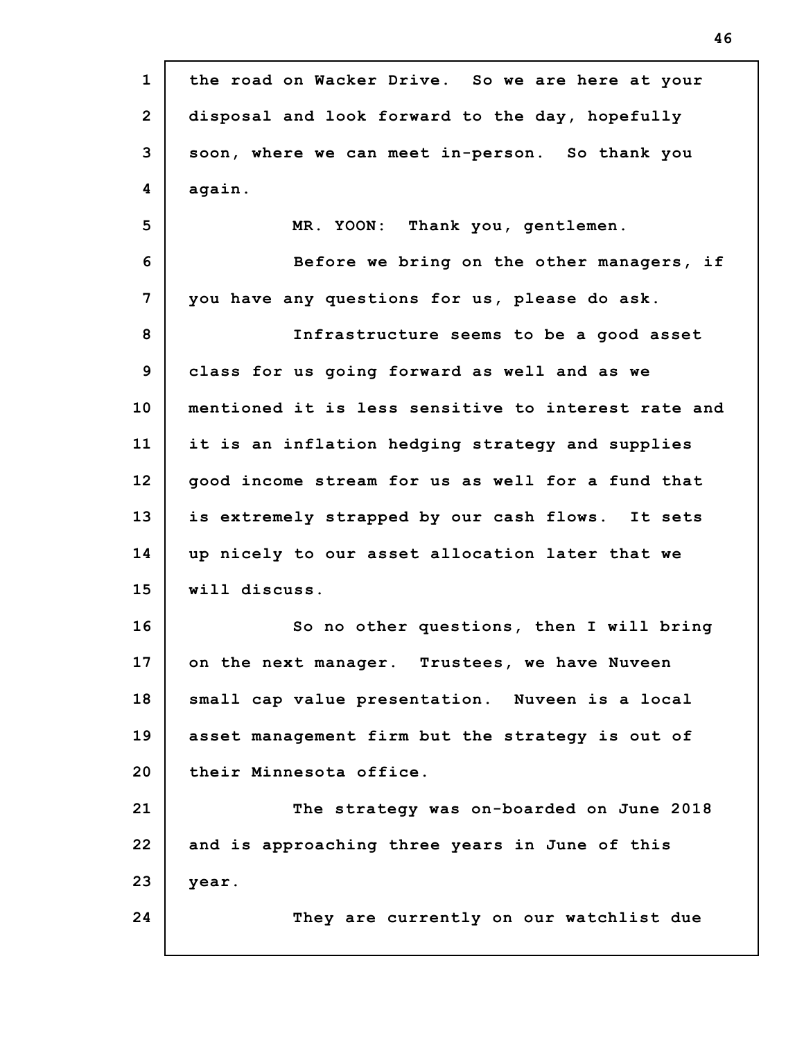the road on Wacker Drive. So we are here at your disposal and look forward to the day, hopefully soon, where we can meet in-person. So thank you again.

MR. YOON: Thank you, gentlemen.

Before we bring on the other managers, if you have any questions for us, please do ask.

Infrastructure seems to be a good asset class for us going forward as well and as we mentioned it is less sensitive to interest rate and it is an inflation hedging strategy and supplies good income stream for us as well for a fund that is extremely strapped by our cash flows. It sets up nicely to our asset allocation later that we will discuss.

So no other questions, then I will bring on the next manager. Trustees, we have Nuveen small cap value presentation. Nuveen is a local asset management firm but the strategy is out of their Minnesota office.

The strategy was on-boarded on June 2018 and is approaching three years in June of this year.

They are currently on our watchlist due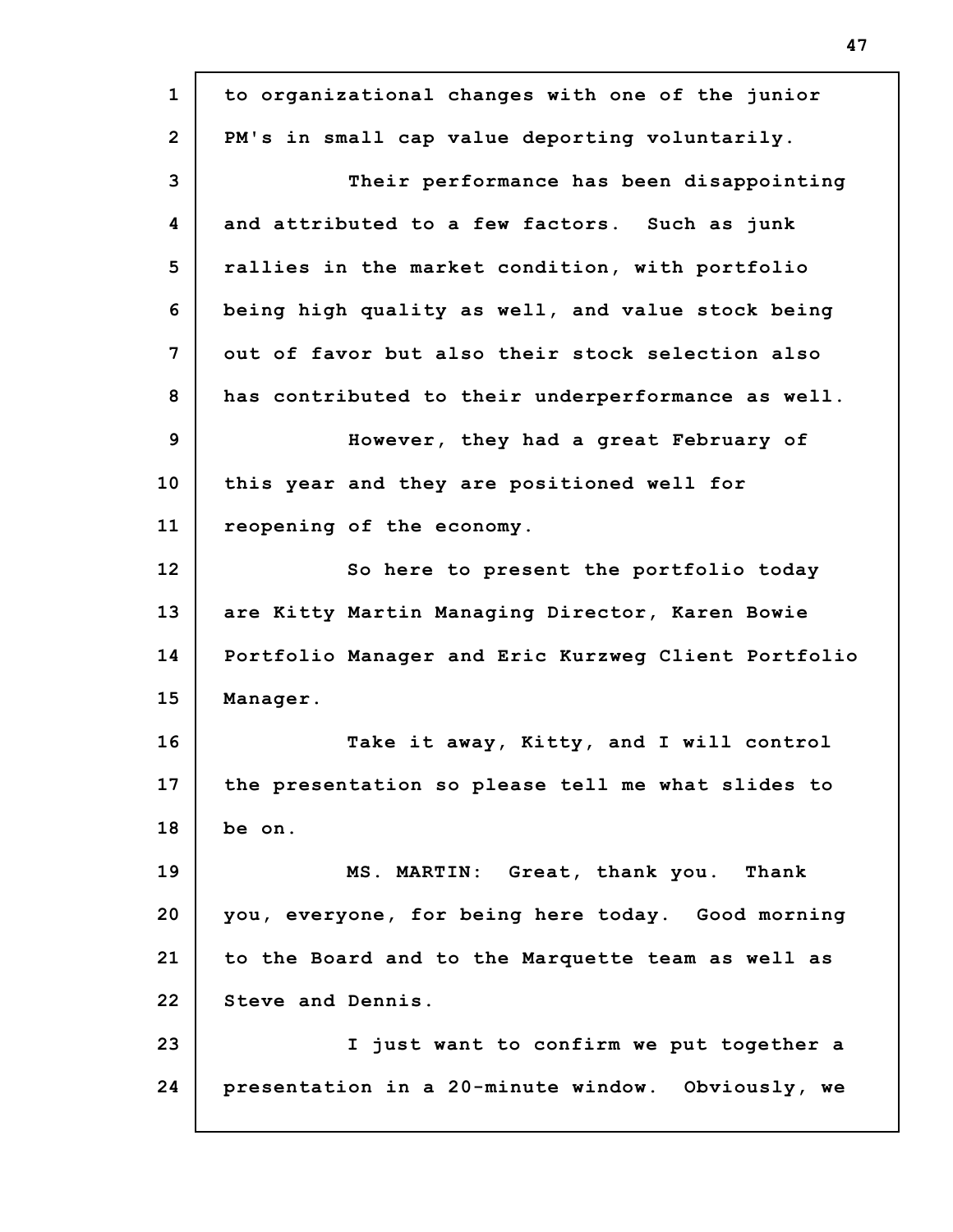to organizational changes with one of the junior PM's in small cap value deporting voluntarily.

Their performance has been disappointing and attributed to a few factors. Such as junk rallies in the market condition, with portfolio being high quality as well, and value stock being out of favor but also their stock selection also has contributed to their underperformance as well.

However, they had a great February of this year and they are positioned well for reopening of the economy.

So here to present the portfolio today are Kitty Martin Managing Director, Karen Bowie Portfolio Manager and Eric Kurzweg Client Portfolio Manager.

Take it away, Kitty, and I will control the presentation so please tell me what slides to be on.

MS. MARTIN: Great, thank you. Thank you, everyone, for being here today. Good morning to the Board and to the Marquette team as well as Steve and Dennis.

I just want to confirm we put together a presentation in a 20-minute window. Obviously, we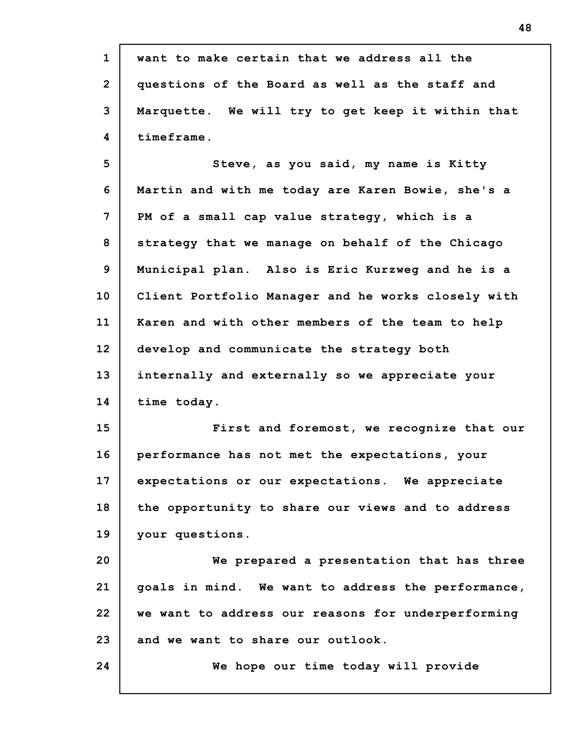want to make certain that we address all the questions of the Board as well as the staff and Marquette. We will try to get keep it within that timeframe.

Steve, as you said, my name is Kitty Martin and with me today are Karen Bowie, she's a PM of a small cap value strategy, which is a strategy that we manage on behalf of the Chicago Municipal plan. Also is Eric Kurzweg and he is a Client Portfolio Manager and he works closely with Karen and with other members of the team to help develop and communicate the strategy both internally and externally so we appreciate your time today.

First and foremost, we recognize that our performance has not met the expectations, your expectations or our expectations. We appreciate the opportunity to share our views and to address your questions.

We prepared a presentation that has three goals in mind. We want to address the performance, we want to address our reasons for underperforming and we want to share our outlook.

We hope our time today will provide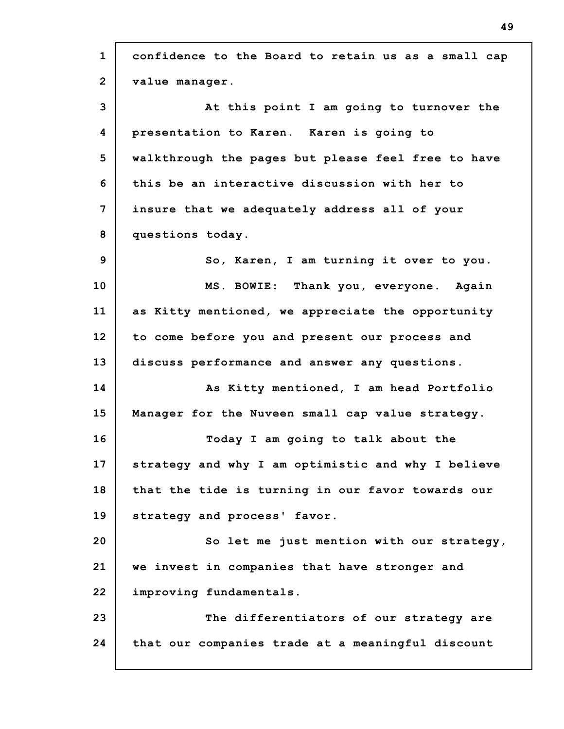confidence to the Board to retain us as a small cap value manager.

At this point I am going to turnover the presentation to Karen. Karen is going to walkthrough the pages but please feel free to have this be an interactive discussion with her to insure that we adequately address all of your questions today.

So, Karen, I am turning it over to you.

MS. BOWIE: Thank you, everyone. Again as Kitty mentioned, we appreciate the opportunity to come before you and present our process and discuss performance and answer any questions.

As Kitty mentioned, I am head Portfolio Manager for the Nuveen small cap value strategy.

Today I am going to talk about the strategy and why I am optimistic and why I believe that the tide is turning in our favor towards our strategy and process' favor.

So let me just mention with our strategy, we invest in companies that have stronger and improving fundamentals.

The differentiators of our strategy are that our companies trade at a meaningful discount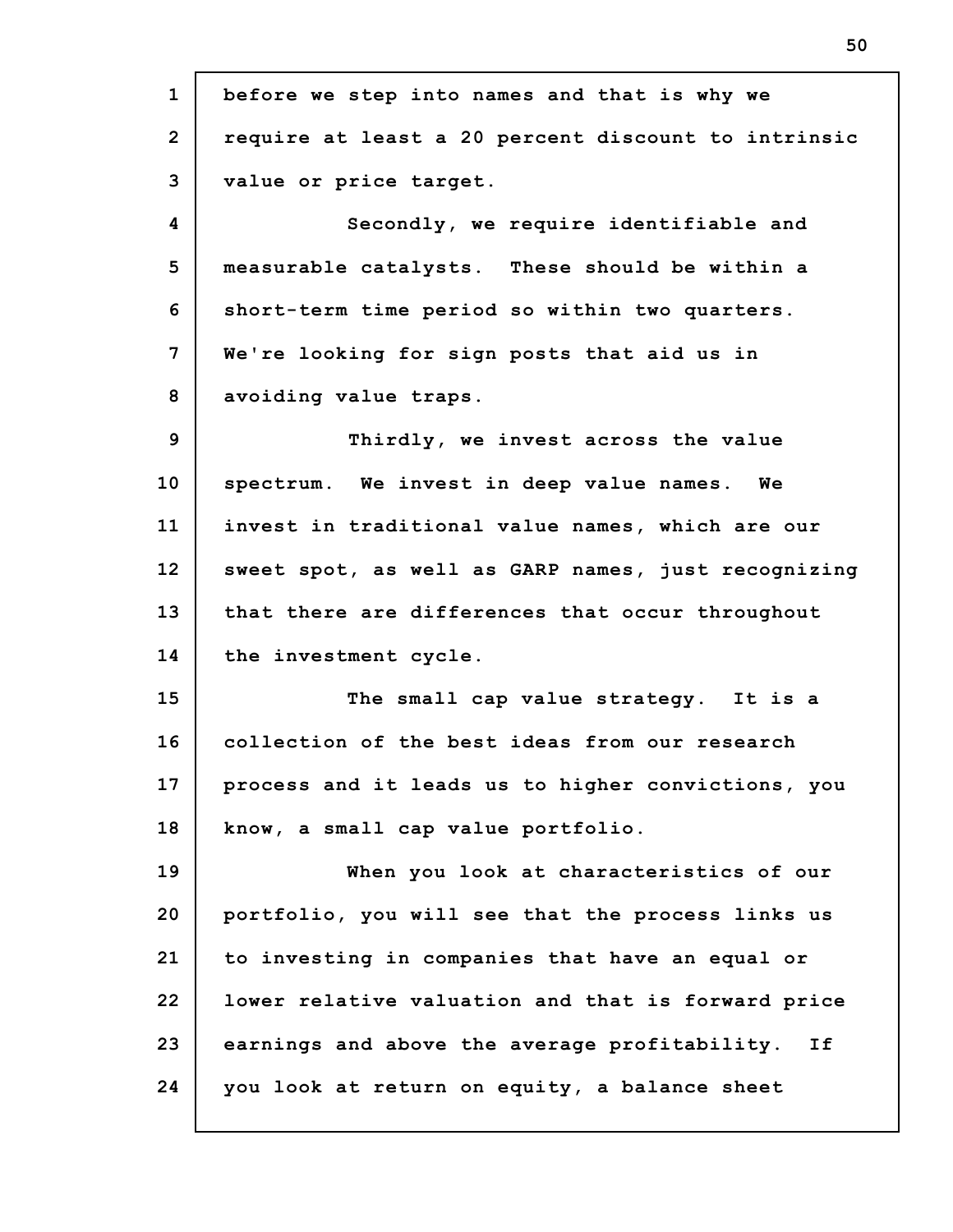before we step into names and that is why we require at least a 20 percent discount to intrinsic value or price target.

Secondly, we require identifiable and measurable catalysts. These should be within a short-term time period so within two quarters. We're looking for sign posts that aid us in avoiding value traps.

Thirdly, we invest across the value spectrum. We invest in deep value names. We invest in traditional value names, which are our sweet spot, as well as GARP names, just recognizing that there are differences that occur throughout the investment cycle.

The small cap value strategy. It is a collection of the best ideas from our research process and it leads us to higher convictions, you know, a small cap value portfolio.

When you look at characteristics of our portfolio, you will see that the process links us to investing in companies that have an equal or lower relative valuation and that is forward price earnings and above the average profitability. If you look at return on equity, a balance sheet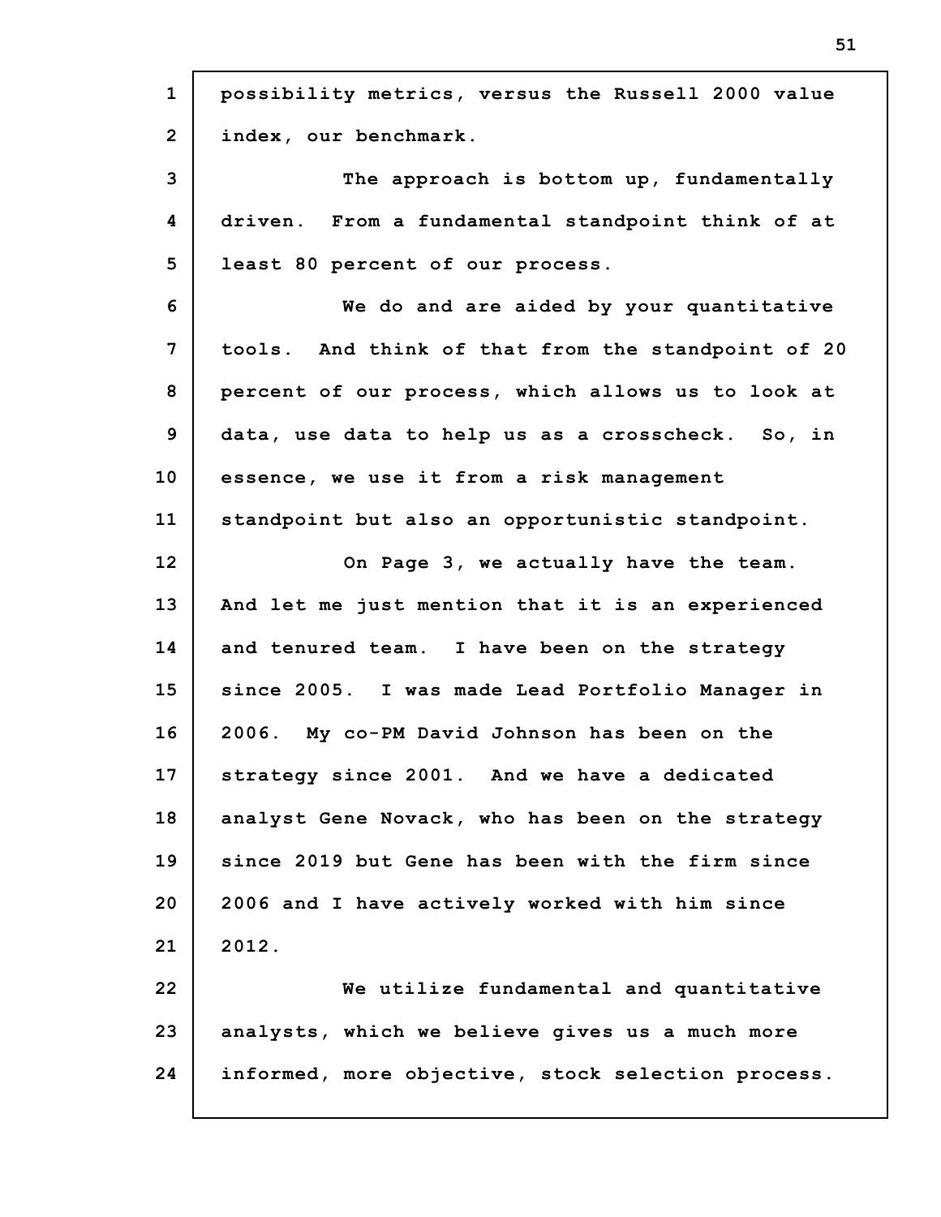possibility metrics, versus the Russell 2000 value index, our benchmark.

The approach is bottom up, fundamentally driven. From a fundamental standpoint think of at least 80 percent of our process.

We do and are aided by your quantitative tools. And think of that from the standpoint of 20 percent of our process, which allows us to look at data, use data to help us as a crosscheck. So, in essence, we use it from a risk management standpoint but also an opportunistic standpoint.

On Page 3, we actually have the team. And let me just mention that it is an experienced and tenured team. I have been on the strategy since 2005. I was made Lead Portfolio Manager in 2006. My co-PM David Johnson has been on the strategy since 2001. And we have a dedicated analyst Gene Novack, who has been on the strategy since 2019 but Gene has been with the firm since 2006 and I have actively worked with him since 2012.

We utilize fundamental and quantitative analysts, which we believe gives us a much more informed, more objective, stock selection process.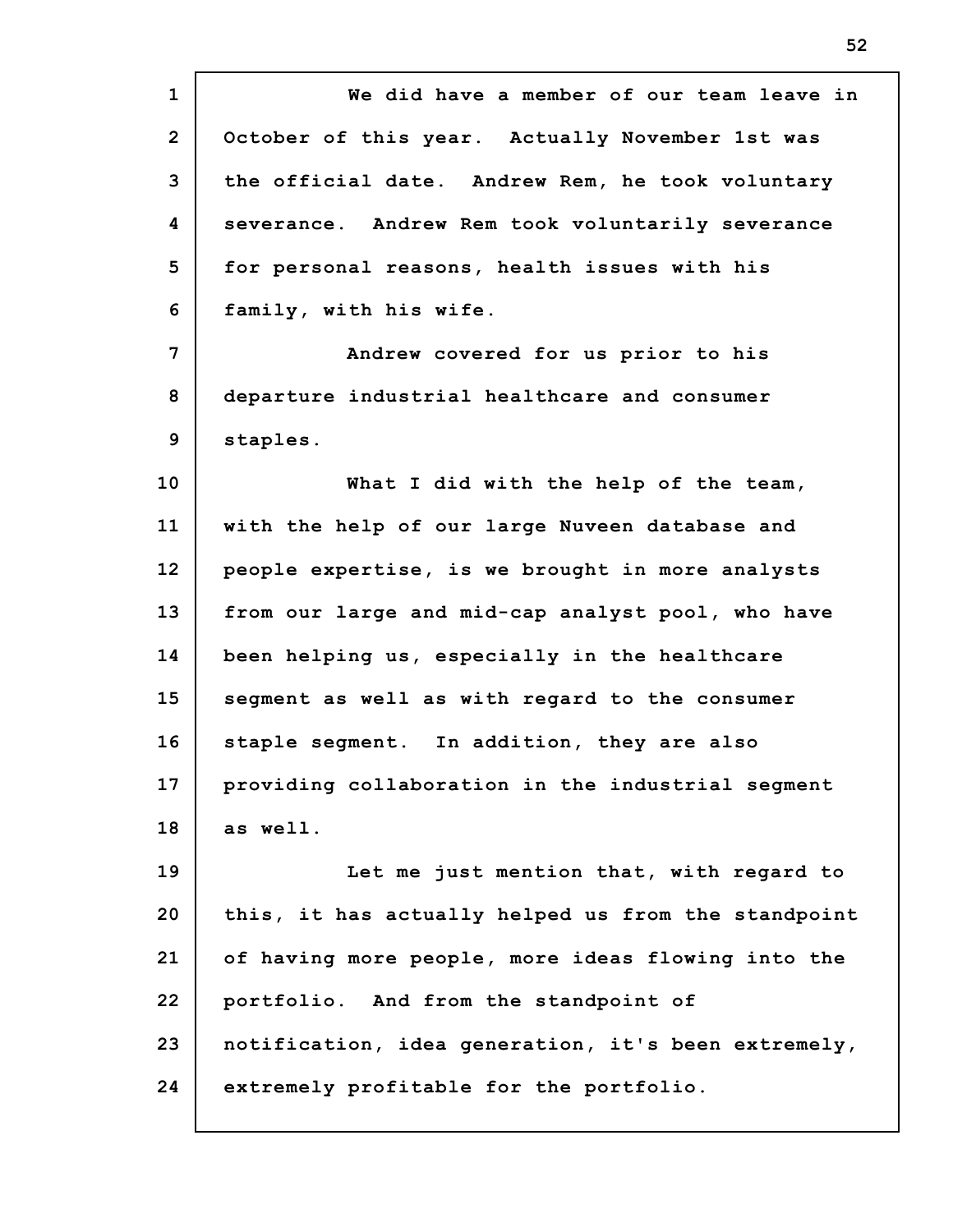We did have a member of our team leave in October of this year. Actually November 1st was the official date. Andrew Rem, he took voluntary severance. Andrew Rem took voluntarily severance for personal reasons, health issues with his family, with his wife.

Andrew covered for us prior to his departure industrial healthcare and consumer staples.

What I did with the help of the team, with the help of our large Nuveen database and people expertise, is we brought in more analysts from our large and mid-cap analyst pool, who have been helping us, especially in the healthcare segment as well as with regard to the consumer staple segment. In addition, they are also providing collaboration in the industrial segment as well.

Let me just mention that, with regard to this, it has actually helped us from the standpoint of having more people, more ideas flowing into the portfolio. And from the standpoint of notification, idea generation, it's been extremely, extremely profitable for the portfolio.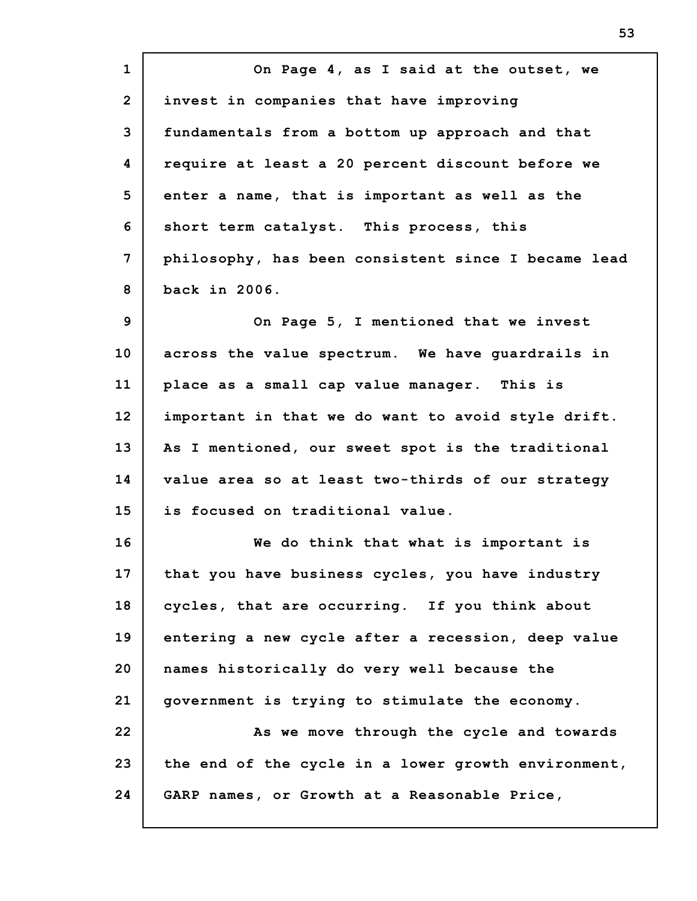On Page 4, as I said at the outset, we invest in companies that have improving fundamentals from a bottom up approach and that require at least a 20 percent discount before we enter a name, that is important as well as the short term catalyst. This process, this philosophy, has been consistent since I became lead back in 2006.

On Page 5, I mentioned that we invest across the value spectrum. We have guardrails in place as a small cap value manager. This is important in that we do want to avoid style drift. As I mentioned, our sweet spot is the traditional value area so at least two-thirds of our strategy is focused on traditional value.

We do think that what is important is that you have business cycles, you have industry cycles, that are occurring. If you think about entering a new cycle after a recession, deep value names historically do very well because the government is trying to stimulate the economy.

As we move through the cycle and towards the end of the cycle in a lower growth environment, GARP names, or Growth at a Reasonable Price,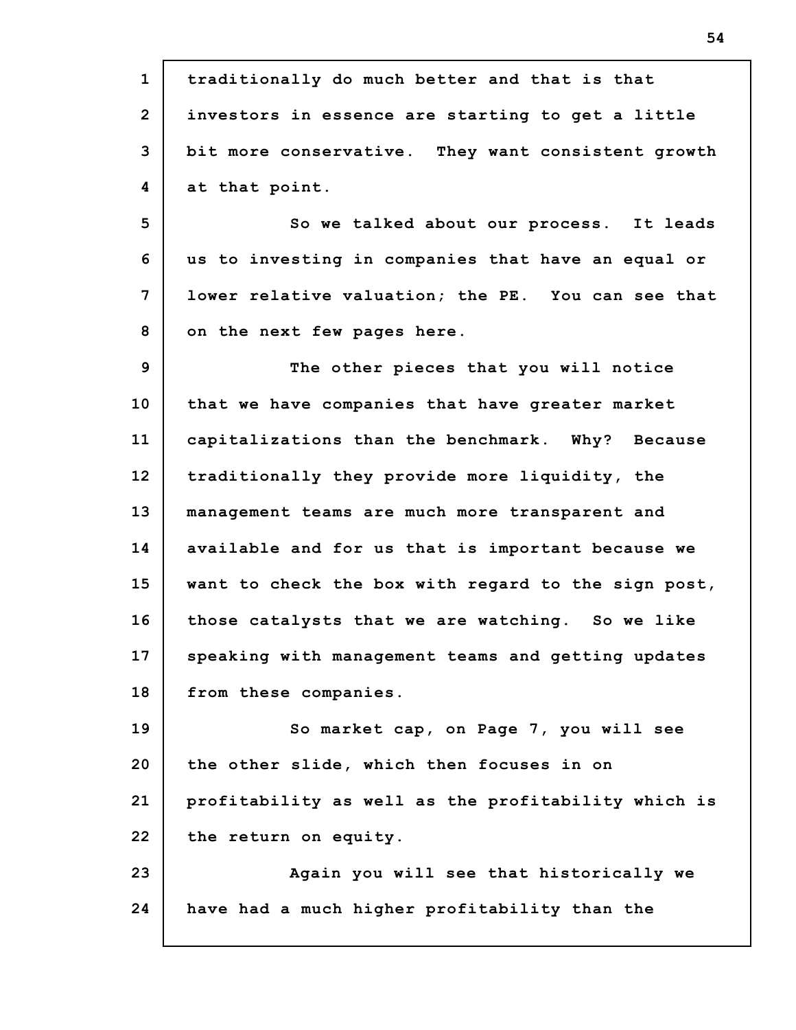traditionally do much better and that is that investors in essence are starting to get a little bit more conservative. They want consistent growth at that point.

So we talked about our process. It leads us to investing in companies that have an equal or lower relative valuation; the PE. You can see that on the next few pages here.

The other pieces that you will notice that we have companies that have greater market capitalizations than the benchmark. Why? Because traditionally they provide more liquidity, the management teams are much more transparent and available and for us that is important because we want to check the box with regard to the sign post, those catalysts that we are watching. So we like speaking with management teams and getting updates from these companies.

So market cap, on Page 7, you will see the other slide, which then focuses in on profitability as well as the profitability which is the return on equity.

Again you will see that historically we have had a much higher profitability than the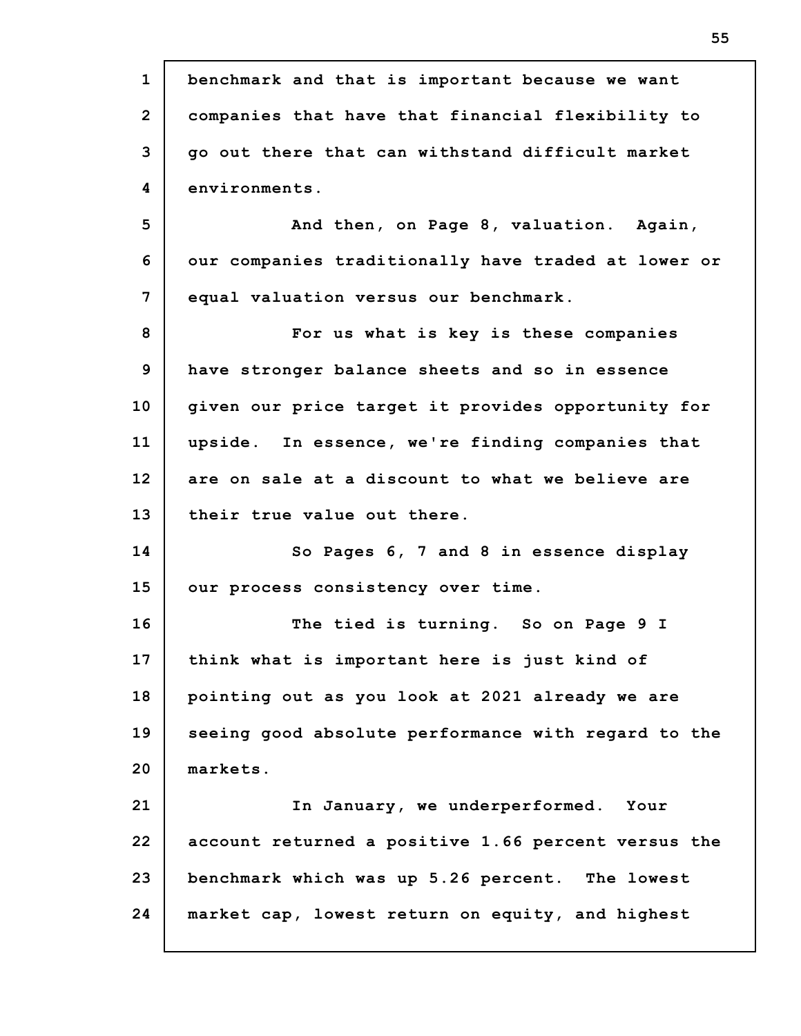benchmark and that is important because we want companies that have that financial flexibility to go out there that can withstand difficult market environments.

And then, on Page 8, valuation. Again, our companies traditionally have traded at lower or equal valuation versus our benchmark.

For us what is key is these companies have stronger balance sheets and so in essence given our price target it provides opportunity for upside. In essence, we're finding companies that are on sale at a discount to what we believe are their true value out there.

So Pages 6, 7 and 8 in essence display our process consistency over time.

The tied is turning. So on Page 9 I think what is important here is just kind of pointing out as you look at 2021 already we are seeing good absolute performance with regard to the markets.

In January, we underperformed. Your account returned a positive 1.66 percent versus the benchmark which was up 5.26 percent. The lowest market cap, lowest return on equity, and highest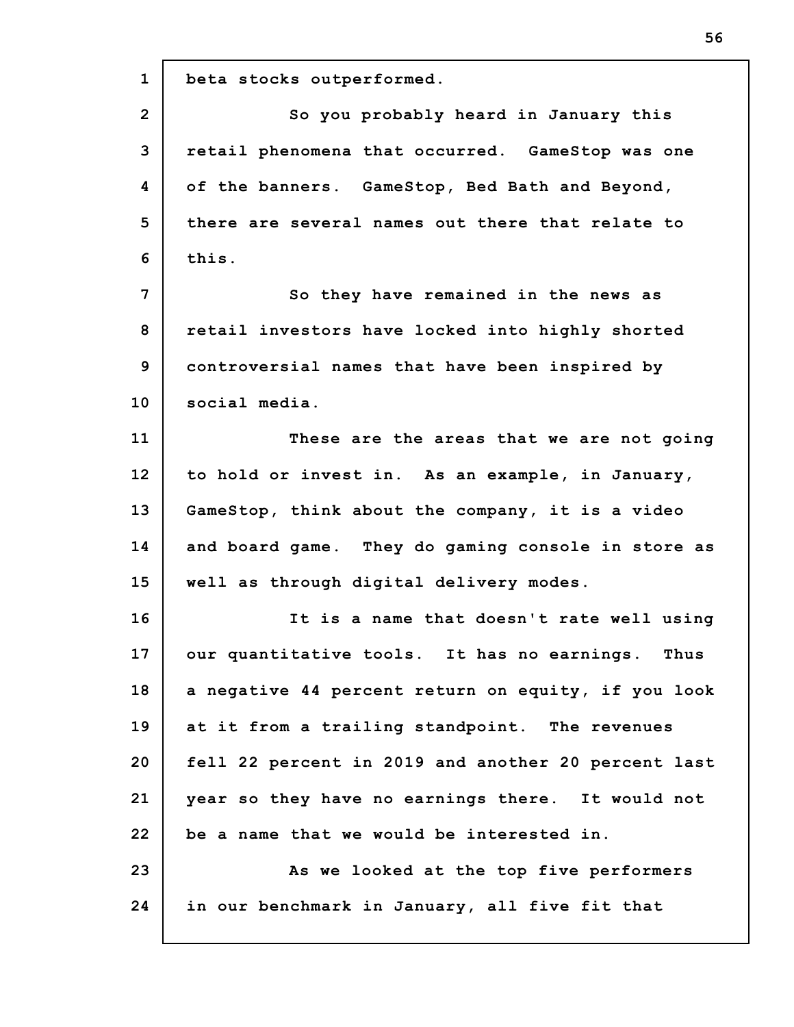beta stocks outperformed.

So you probably heard in January this retail phenomena that occurred. GameStop was one of the banners. GameStop, Bed Bath and Beyond, there are several names out there that relate to this.

So they have remained in the news as retail investors have locked into highly shorted controversial names that have been inspired by social media.

These are the areas that we are not going to hold or invest in. As an example, in January, GameStop, think about the company, it is a video and board game. They do gaming console in store as well as through digital delivery modes.

It is a name that doesn't rate well using our quantitative tools. It has no earnings. Thus a negative 44 percent return on equity, if you look at it from a trailing standpoint. The revenues fell 22 percent in 2019 and another 20 percent last year so they have no earnings there. It would not be a name that we would be interested in.

As we looked at the top five performers in our benchmark in January, all five fit that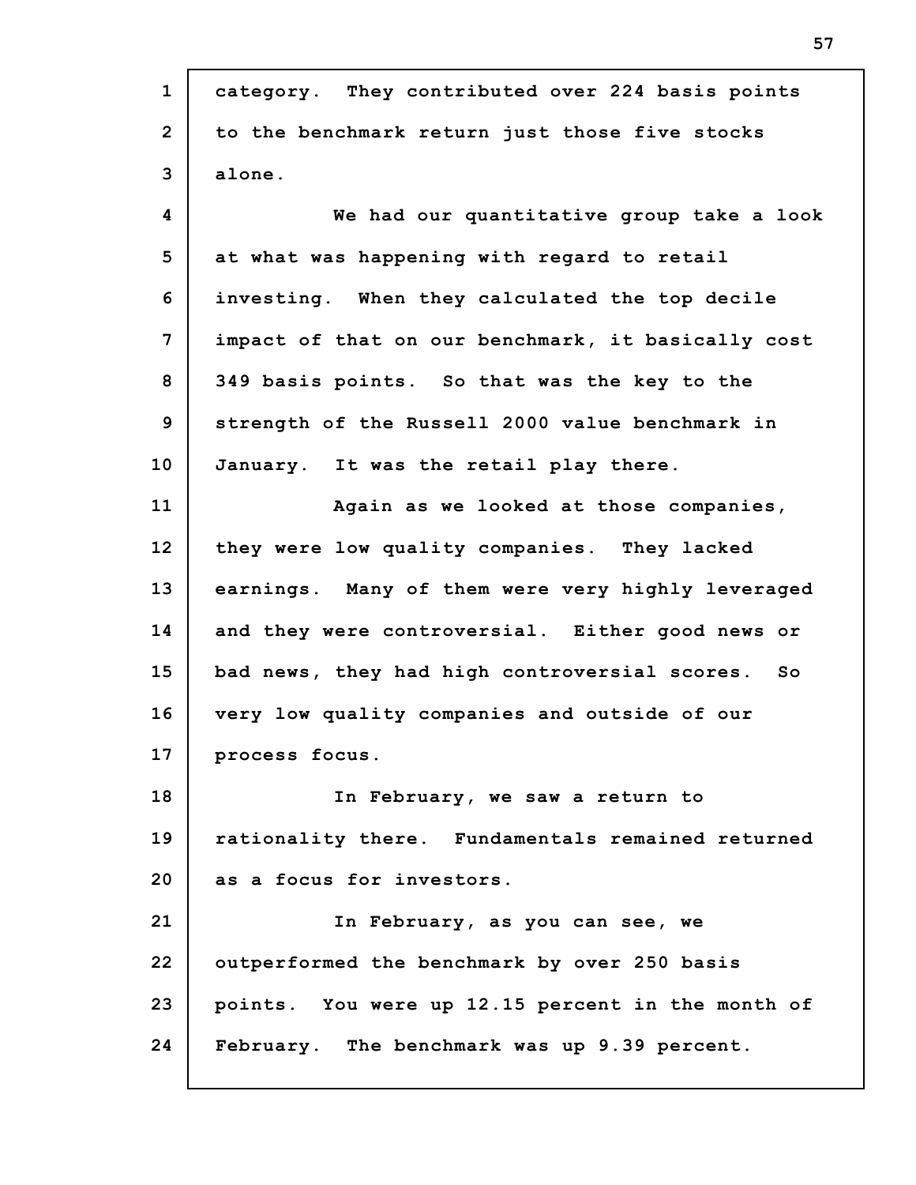category. They contributed over 224 basis points to the benchmark return just those five stocks alone.

We had our quantitative group take a look at what was happening with regard to retail investing. When they calculated the top decile impact of that on our benchmark, it basically cost 349 basis points. So that was the key to the strength of the Russell 2000 value benchmark in January. It was the retail play there.

Again as we looked at those companies, they were low quality companies. They lacked earnings. Many of them were very highly leveraged and they were controversial. Either good news or bad news, they had high controversial scores. So very low quality companies and outside of our process focus.

In February, we saw a return to rationality there. Fundamentals remained returned as a focus for investors.

In February, as you can see, we outperformed the benchmark by over 250 basis points. You were up 12.15 percent in the month of February. The benchmark was up 9.39 percent.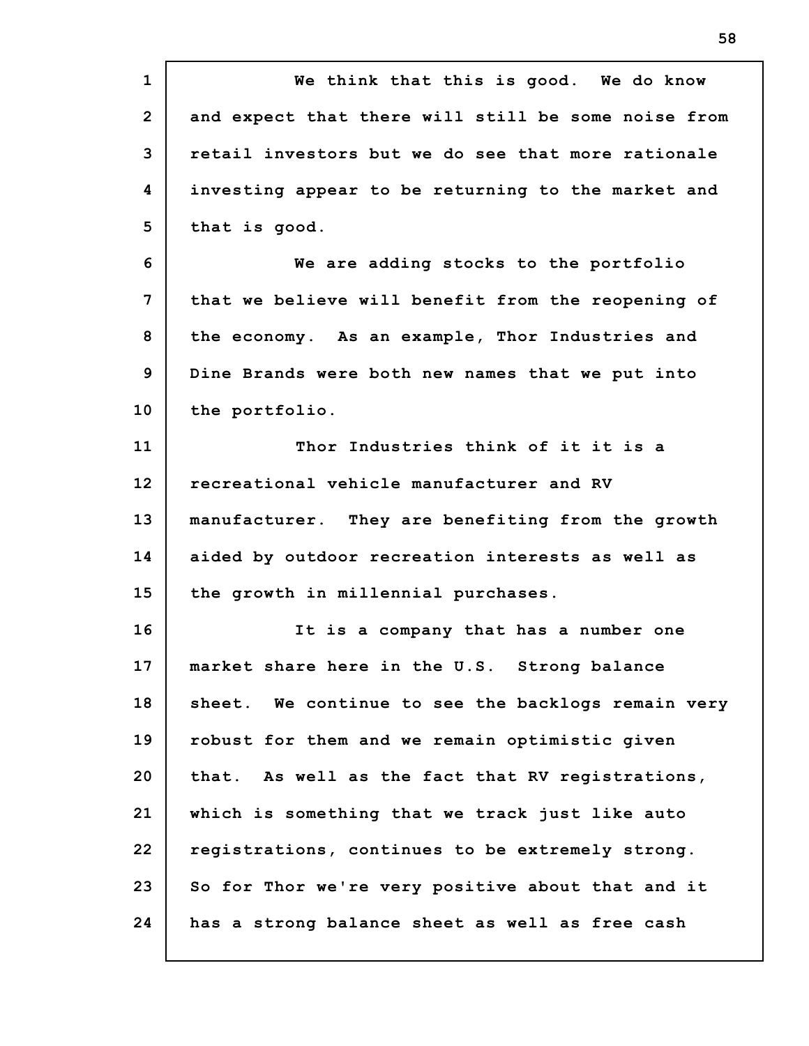We think that this is good. We do know and expect that there will still be some noise from retail investors but we do see that more rationale investing appear to be returning to the market and that is good.

We are adding stocks to the portfolio that we believe will benefit from the reopening of the economy. As an example, Thor Industries and Dine Brands were both new names that we put into the portfolio.

Thor Industries think of it it is a recreational vehicle manufacturer and RV manufacturer. They are benefiting from the growth aided by outdoor recreation interests as well as the growth in millennial purchases.

It is a company that has a number one market share here in the U.S. Strong balance sheet. We continue to see the backlogs remain very robust for them and we remain optimistic given that. As well as the fact that RV registrations, which is something that we track just like auto registrations, continues to be extremely strong. So for Thor we're very positive about that and it has a strong balance sheet as well as free cash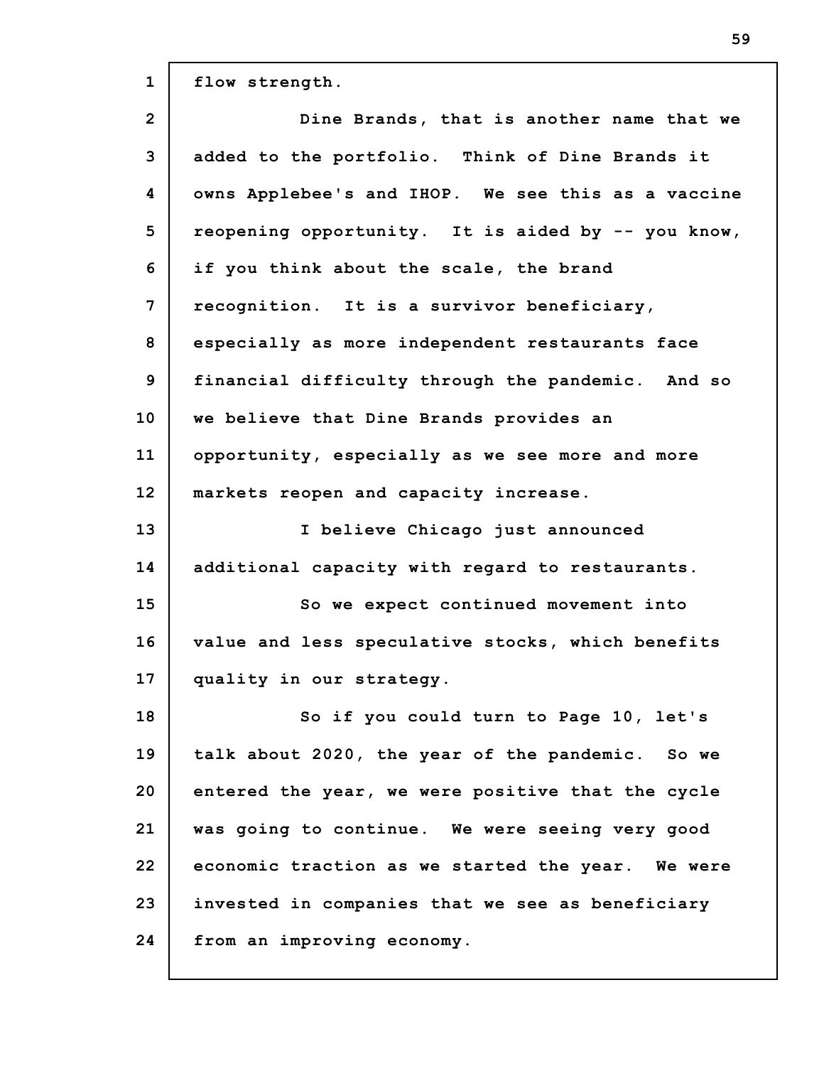flow strength.

Dine Brands, that is another name that we added to the portfolio. Think of Dine Brands it owns Applebee's and IHOP. We see this as a vaccine reopening opportunity. It is aided by -- you know, if you think about the scale, the brand recognition. It is a survivor beneficiary, especially as more independent restaurants face financial difficulty through the pandemic. And so we believe that Dine Brands provides an opportunity, especially as we see more and more markets reopen and capacity increase.

I believe Chicago just announced additional capacity with regard to restaurants.

So we expect continued movement into value and less speculative stocks, which benefits quality in our strategy.

So if you could turn to Page 10, let's talk about 2020, the year of the pandemic. So we entered the year, we were positive that the cycle was going to continue. We were seeing very good economic traction as we started the year. We were invested in companies that we see as beneficiary from an improving economy.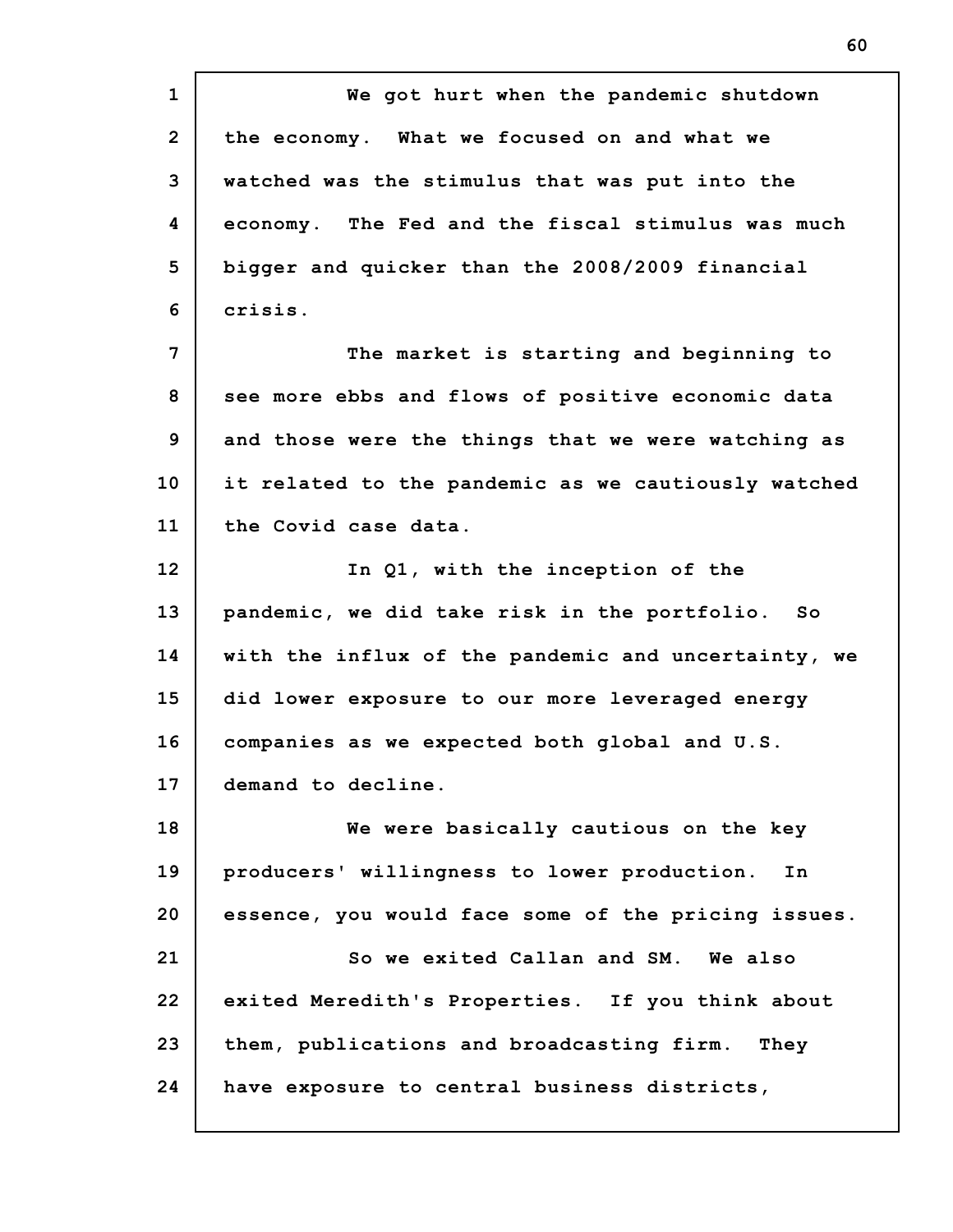We got hurt when the pandemic shutdown the economy. What we focused on and what we watched was the stimulus that was put into the economy. The Fed and the fiscal stimulus was much bigger and quicker than the 2008/2009 financial crisis.

The market is starting and beginning to see more ebbs and flows of positive economic data and those were the things that we were watching as it related to the pandemic as we cautiously watched the Covid case data.

In Q1, with the inception of the pandemic, we did take risk in the portfolio. So with the influx of the pandemic and uncertainty, we did lower exposure to our more leveraged energy companies as we expected both global and U.S. demand to decline.

We were basically cautious on the key producers' willingness to lower production. In essence, you would face some of the pricing issues.

So we exited Callan and SM. We also exited Meredith's Properties. If you think about them, publications and broadcasting firm. They have exposure to central business districts,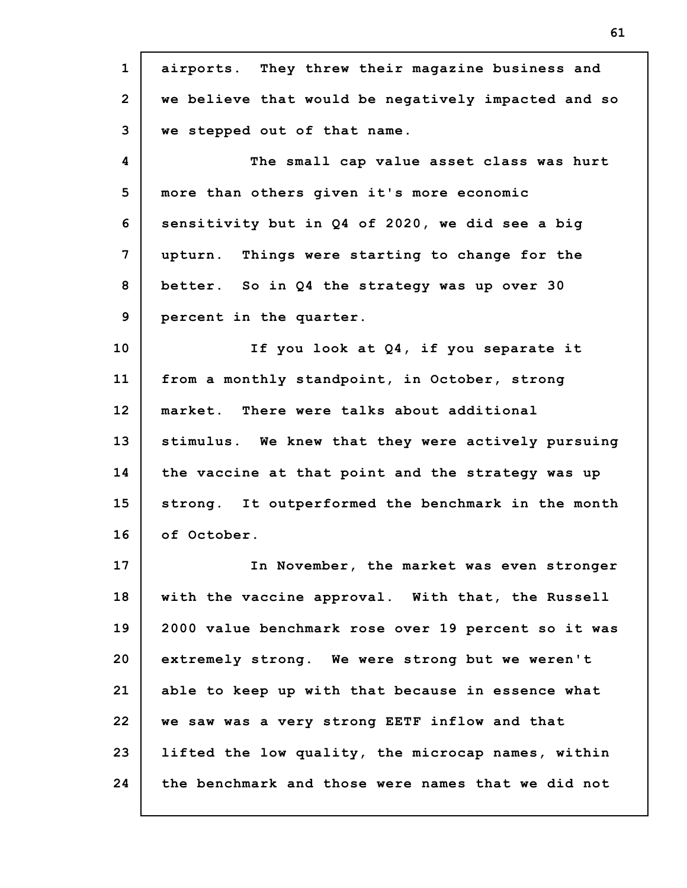airports. They threw their magazine business and we believe that would be negatively impacted and so we stepped out of that name.

The small cap value asset class was hurt more than others given it's more economic sensitivity but in Q4 of 2020, we did see a big upturn. Things were starting to change for the better. So in Q4 the strategy was up over 30 percent in the quarter.

If you look at Q4, if you separate it from a monthly standpoint, in October, strong market. There were talks about additional stimulus. We knew that they were actively pursuing the vaccine at that point and the strategy was up strong. It outperformed the benchmark in the month of October.

In November, the market was even stronger with the vaccine approval. With that, the Russell 2000 value benchmark rose over 19 percent so it was extremely strong. We were strong but we weren't able to keep up with that because in essence what we saw was a very strong EETF inflow and that lifted the low quality, the microcap names, within the benchmark and those were names that we did not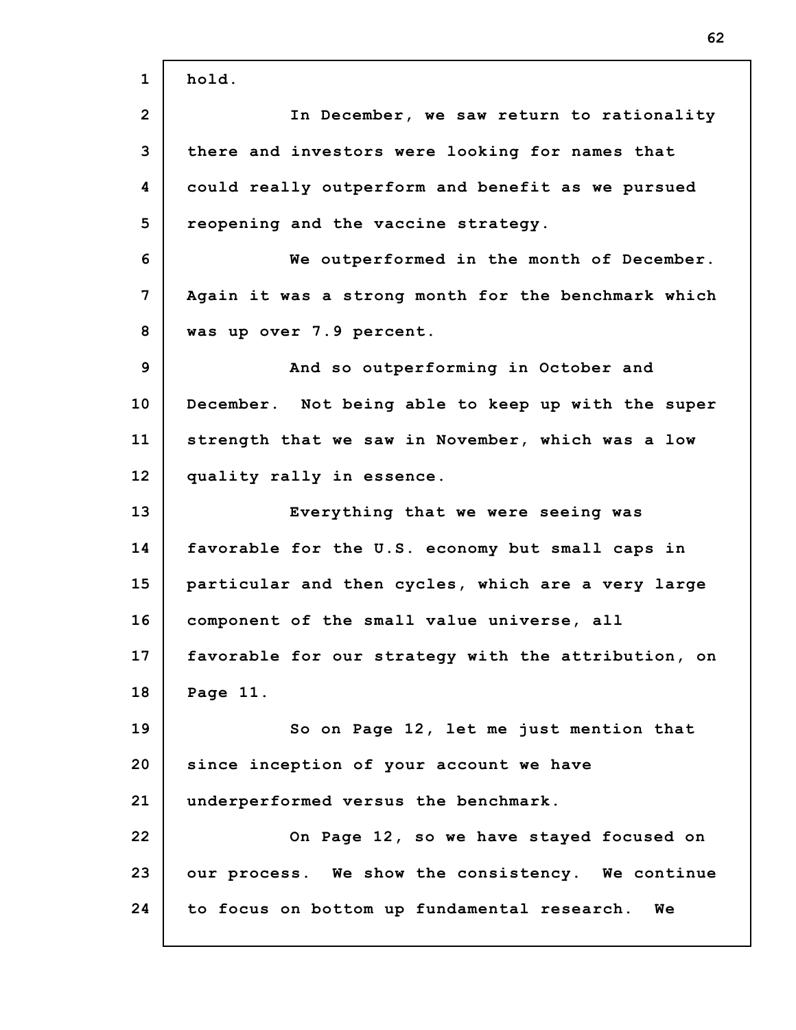hold.

In December, we saw return to rationality there and investors were looking for names that could really outperform and benefit as we pursued reopening and the vaccine strategy.

We outperformed in the month of December. Again it was a strong month for the benchmark which was up over 7.9 percent.

And so outperforming in October and December. Not being able to keep up with the super strength that we saw in November, which was a low quality rally in essence.

Everything that we were seeing was favorable for the U.S. economy but small caps in particular and then cycles, which are a very large component of the small value universe, all favorable for our strategy with the attribution, on Page 11.

So on Page 12, let me just mention that since inception of your account we have underperformed versus the benchmark.

On Page 12, so we have stayed focused on our process. We show the consistency. We continue to focus on bottom up fundamental research. We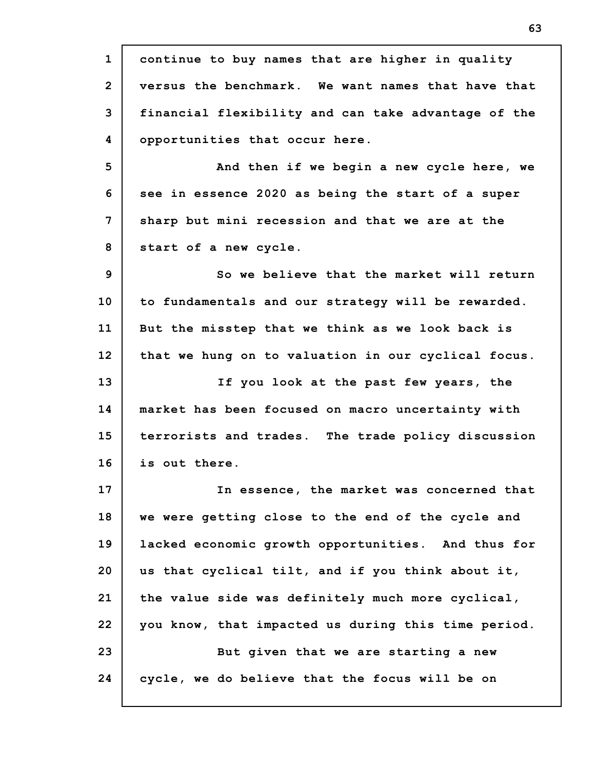continue to buy names that are higher in quality versus the benchmark. We want names that have that financial flexibility and can take advantage of the opportunities that occur here.

And then if we begin a new cycle here, we see in essence 2020 as being the start of a super sharp but mini recession and that we are at the start of a new cycle.

So we believe that the market will return to fundamentals and our strategy will be rewarded. But the misstep that we think as we look back is that we hung on to valuation in our cyclical focus.

If you look at the past few years, the market has been focused on macro uncertainty with terrorists and trades. The trade policy discussion is out there.

In essence, the market was concerned that we were getting close to the end of the cycle and lacked economic growth opportunities. And thus for us that cyclical tilt, and if you think about it, the value side was definitely much more cyclical, you know, that impacted us during this time period.

But given that we are starting a new cycle, we do believe that the focus will be on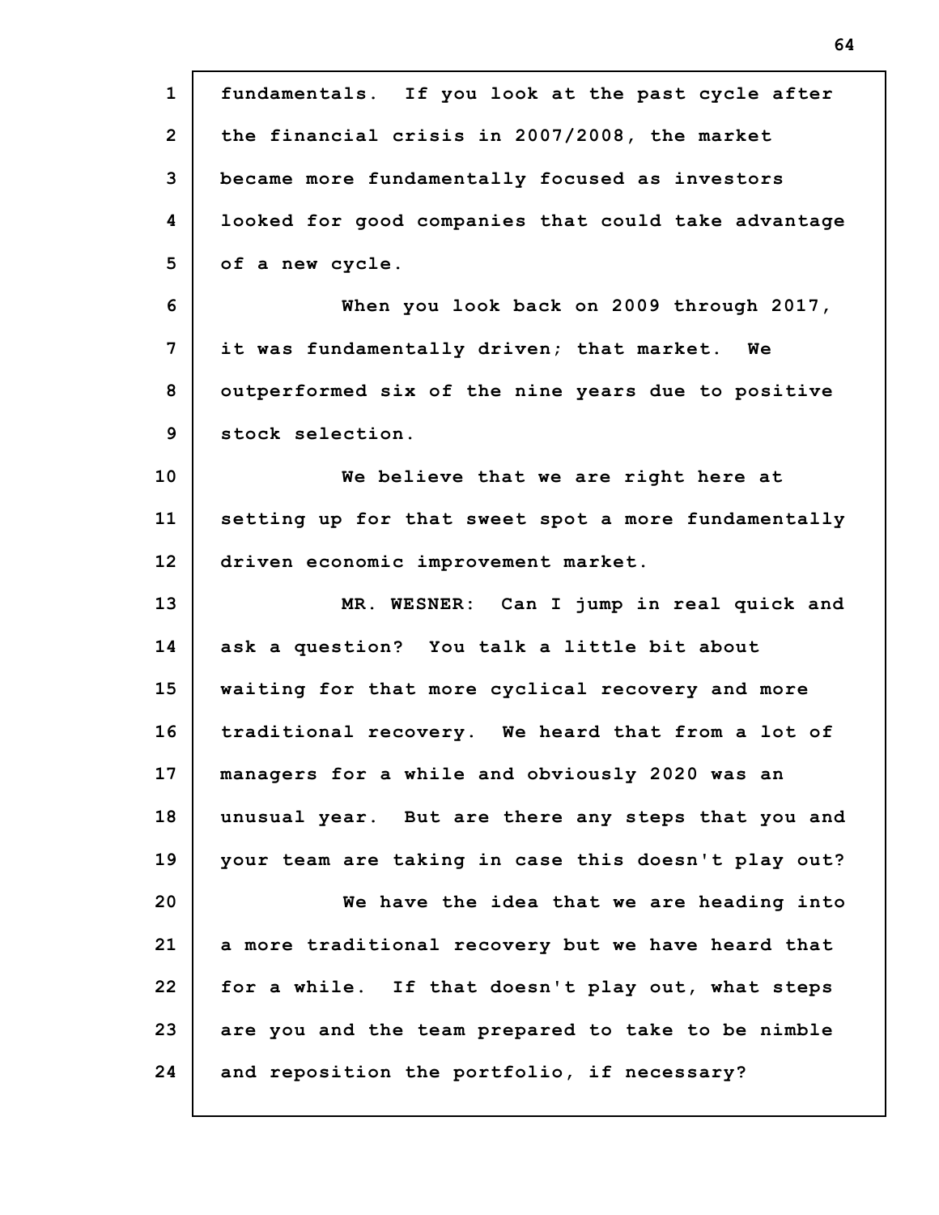fundamentals. If you look at the past cycle after the financial crisis in 2007/2008, the market became more fundamentally focused as investors looked for good companies that could take advantage of a new cycle.

When you look back on 2009 through 2017, it was fundamentally driven; that market. We outperformed six of the nine years due to positive stock selection.

We believe that we are right here at setting up for that sweet spot a more fundamentally driven economic improvement market.

MR. WESNER: Can I jump in real quick and ask a question? You talk a little bit about waiting for that more cyclical recovery and more traditional recovery. We heard that from a lot of managers for a while and obviously 2020 was an unusual year. But are there any steps that you and your team are taking in case this doesn't play out?

We have the idea that we are heading into a more traditional recovery but we have heard that for a while. If that doesn't play out, what steps are you and the team prepared to take to be nimble and reposition the portfolio, if necessary?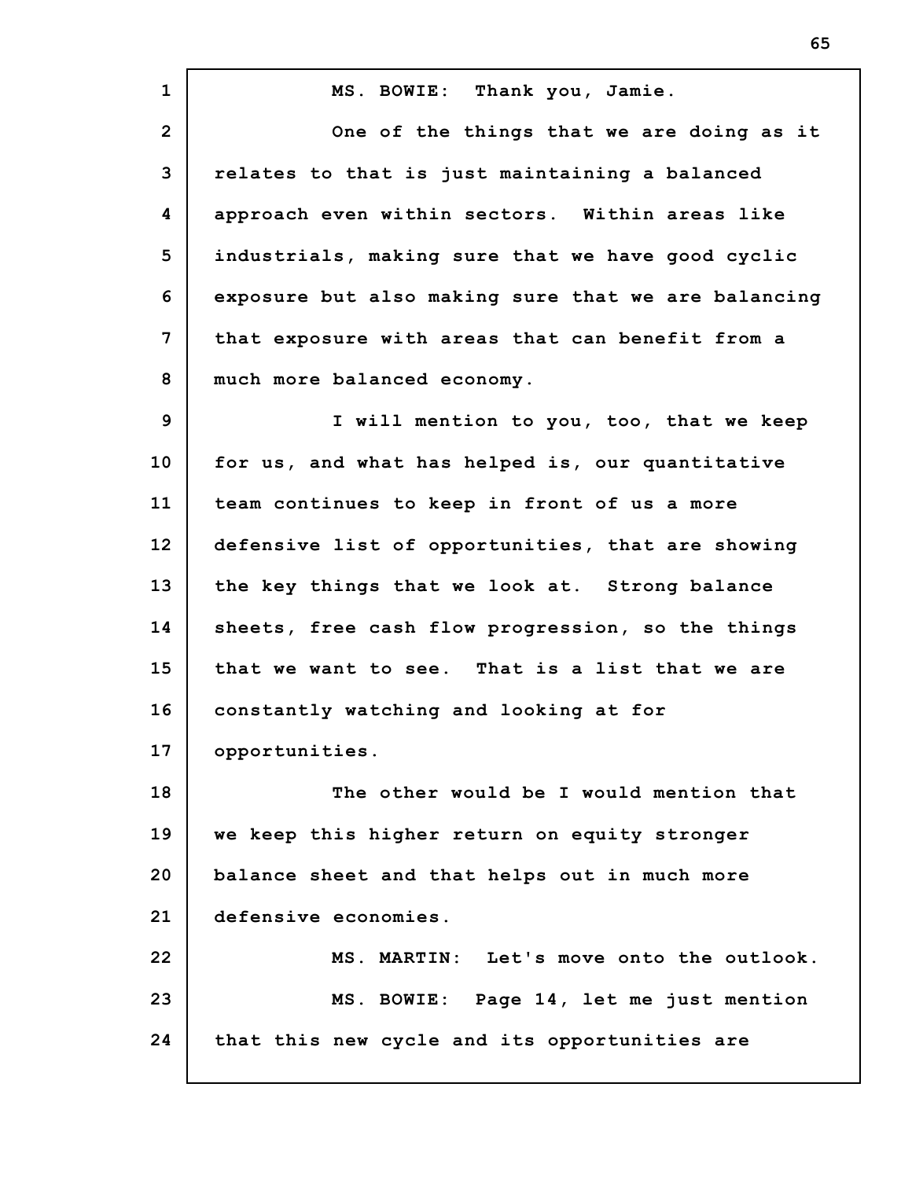MS. BOWIE: Thank you, Jamie.

One of the things that we are doing as it relates to that is just maintaining a balanced approach even within sectors. Within areas like industrials, making sure that we have good cyclic exposure but also making sure that we are balancing that exposure with areas that can benefit from a much more balanced economy.

I will mention to you, too, that we keep for us, and what has helped is, our quantitative team continues to keep in front of us a more defensive list of opportunities, that are showing the key things that we look at. Strong balance sheets, free cash flow progression, so the things that we want to see. That is a list that we are constantly watching and looking at for opportunities.

The other would be I would mention that we keep this higher return on equity stronger balance sheet and that helps out in much more defensive economies.

MS. MARTIN: Let's move onto the outlook.

MS. BOWIE: Page 14, let me just mention that this new cycle and its opportunities are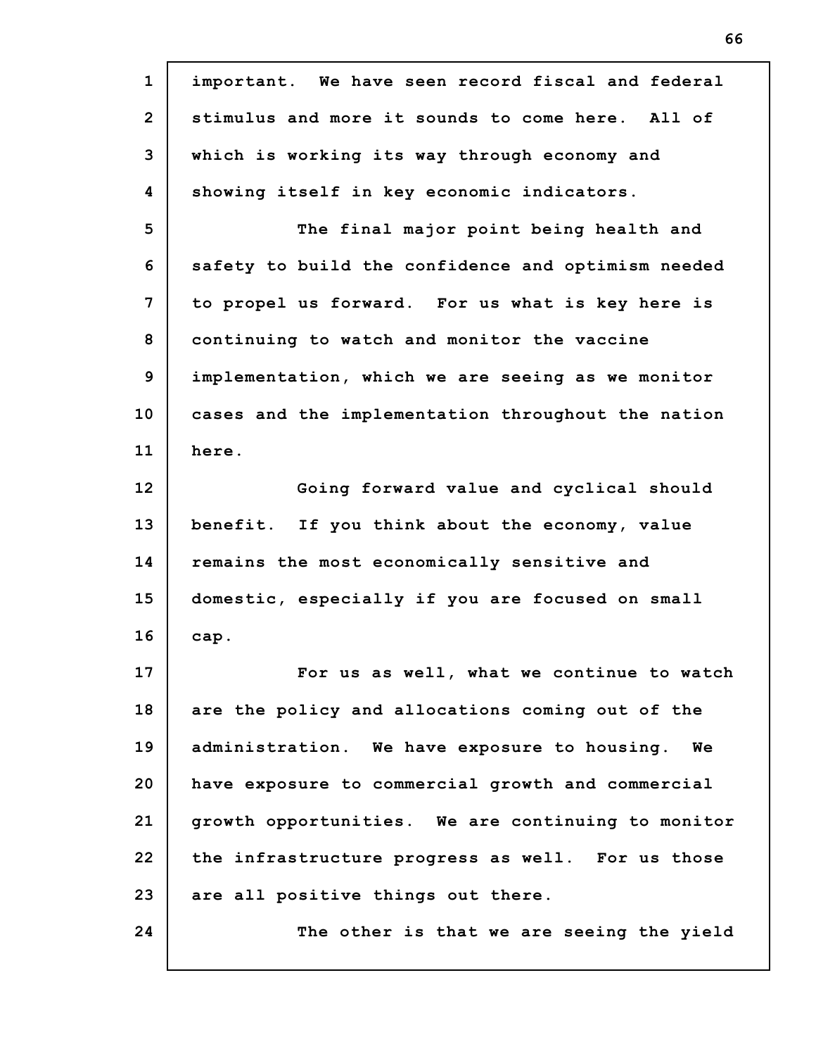important. We have seen record fiscal and federal stimulus and more it sounds to come here. All of which is working its way through economy and showing itself in key economic indicators.

The final major point being health and safety to build the confidence and optimism needed to propel us forward. For us what is key here is continuing to watch and monitor the vaccine implementation, which we are seeing as we monitor cases and the implementation throughout the nation here.

Going forward value and cyclical should benefit. If you think about the economy, value remains the most economically sensitive and domestic, especially if you are focused on small cap.

For us as well, what we continue to watch are the policy and allocations coming out of the administration. We have exposure to housing. We have exposure to commercial growth and commercial growth opportunities. We are continuing to monitor the infrastructure progress as well. For us those are all positive things out there.

The other is that we are seeing the yield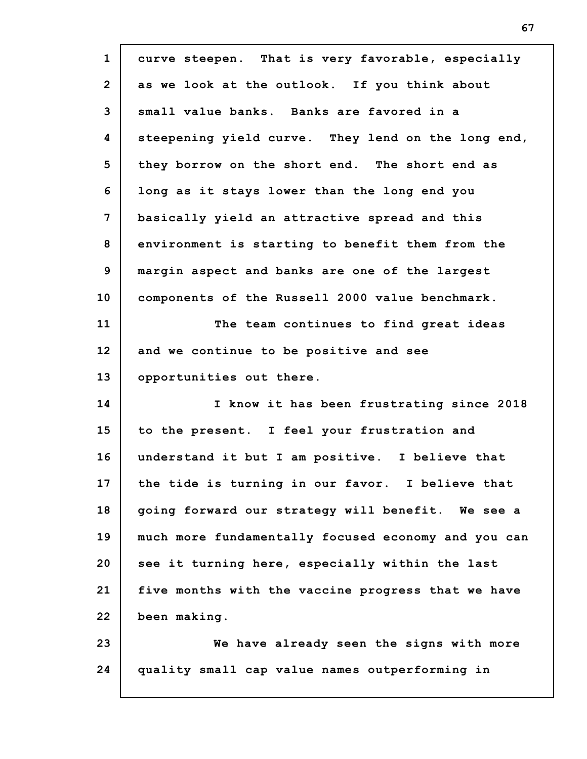curve steepen. That is very favorable, especially as we look at the outlook. If you think about small value banks. Banks are favored in a steepening yield curve. They lend on the long end, they borrow on the short end. The short end as long as it stays lower than the long end you basically yield an attractive spread and this environment is starting to benefit them from the margin aspect and banks are one of the largest components of the Russell 2000 value benchmark.

The team continues to find great ideas and we continue to be positive and see opportunities out there.

I know it has been frustrating since 2018 to the present. I feel your frustration and understand it but I am positive. I believe that the tide is turning in our favor. I believe that going forward our strategy will benefit. We see a much more fundamentally focused economy and you can see it turning here, especially within the last five months with the vaccine progress that we have been making.

We have already seen the signs with more quality small cap value names outperforming in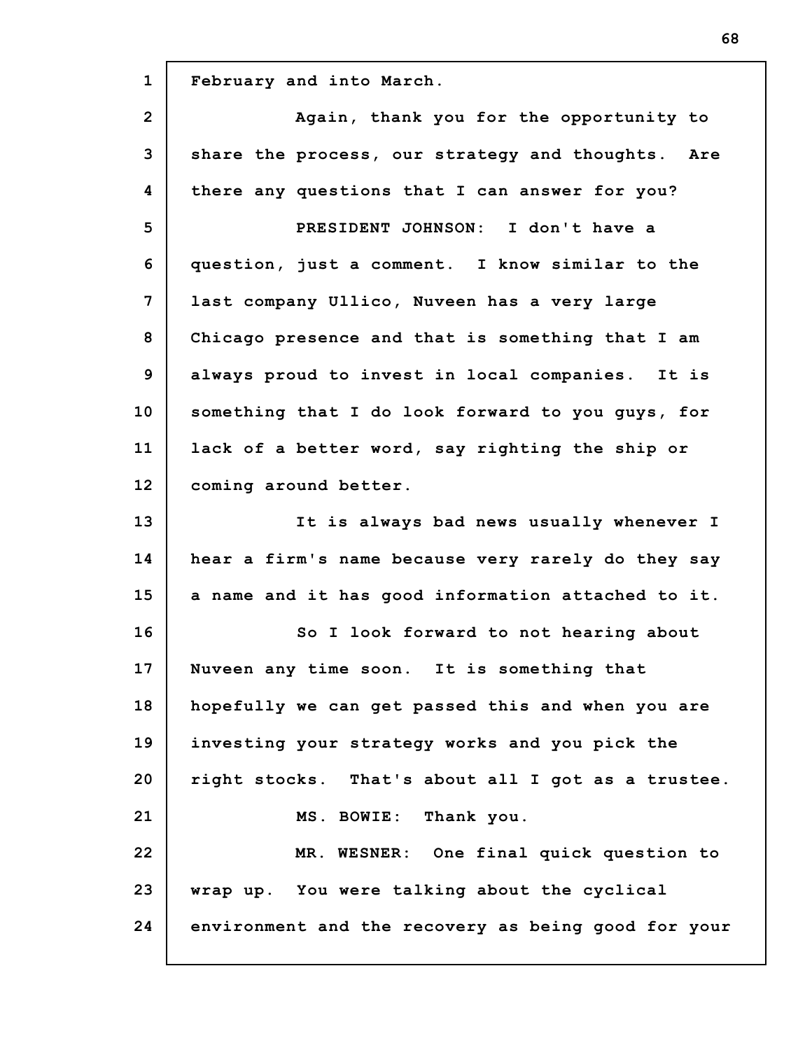February and into March.

Again, thank you for the opportunity to share the process, our strategy and thoughts. Are there any questions that I can answer for you?

PRESIDENT JOHNSON: I don't have a question, just a comment. I know similar to the last company Ullico, Nuveen has a very large Chicago presence and that is something that I am always proud to invest in local companies. It is something that I do look forward to you guys, for lack of a better word, say righting the ship or coming around better.

It is always bad news usually whenever I hear a firm's name because very rarely do they say a name and it has good information attached to it.

So I look forward to not hearing about Nuveen any time soon. It is something that hopefully we can get passed this and when you are investing your strategy works and you pick the right stocks. That's about all I got as a trustee.

MS. BOWIE: Thank you.

MR. WESNER: One final quick question to wrap up. You were talking about the cyclical environment and the recovery as being good for your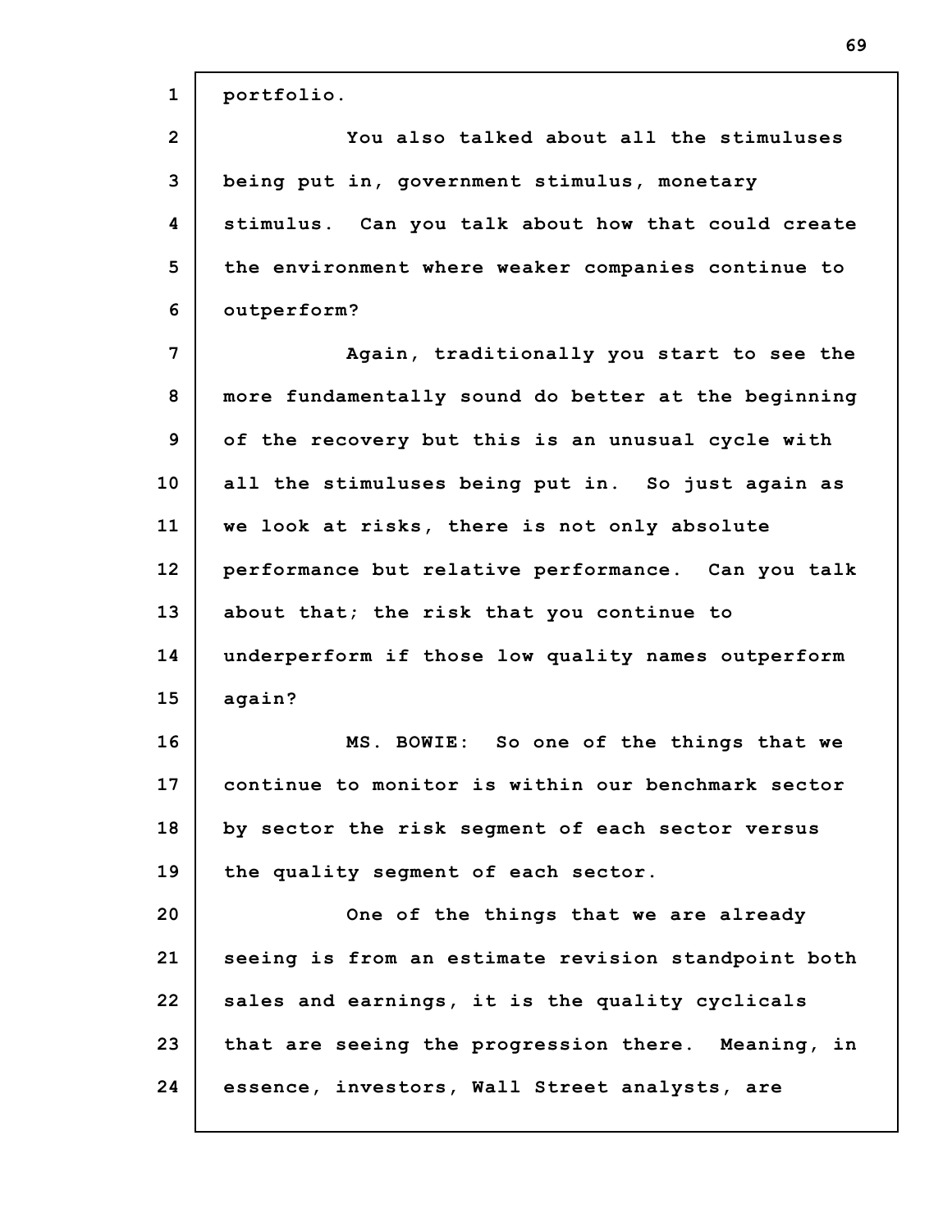portfolio.

You also talked about all the stimuluses being put in, government stimulus, monetary stimulus. Can you talk about how that could create the environment where weaker companies continue to outperform?

Again, traditionally you start to see the more fundamentally sound do better at the beginning of the recovery but this is an unusual cycle with all the stimuluses being put in. So just again as we look at risks, there is not only absolute performance but relative performance. Can you talk about that; the risk that you continue to underperform if those low quality names outperform again?

MS. BOWIE: So one of the things that we continue to monitor is within our benchmark sector by sector the risk segment of each sector versus the quality segment of each sector.

One of the things that we are already seeing is from an estimate revision standpoint both sales and earnings, it is the quality cyclicals that are seeing the progression there. Meaning, in essence, investors, Wall Street analysts, are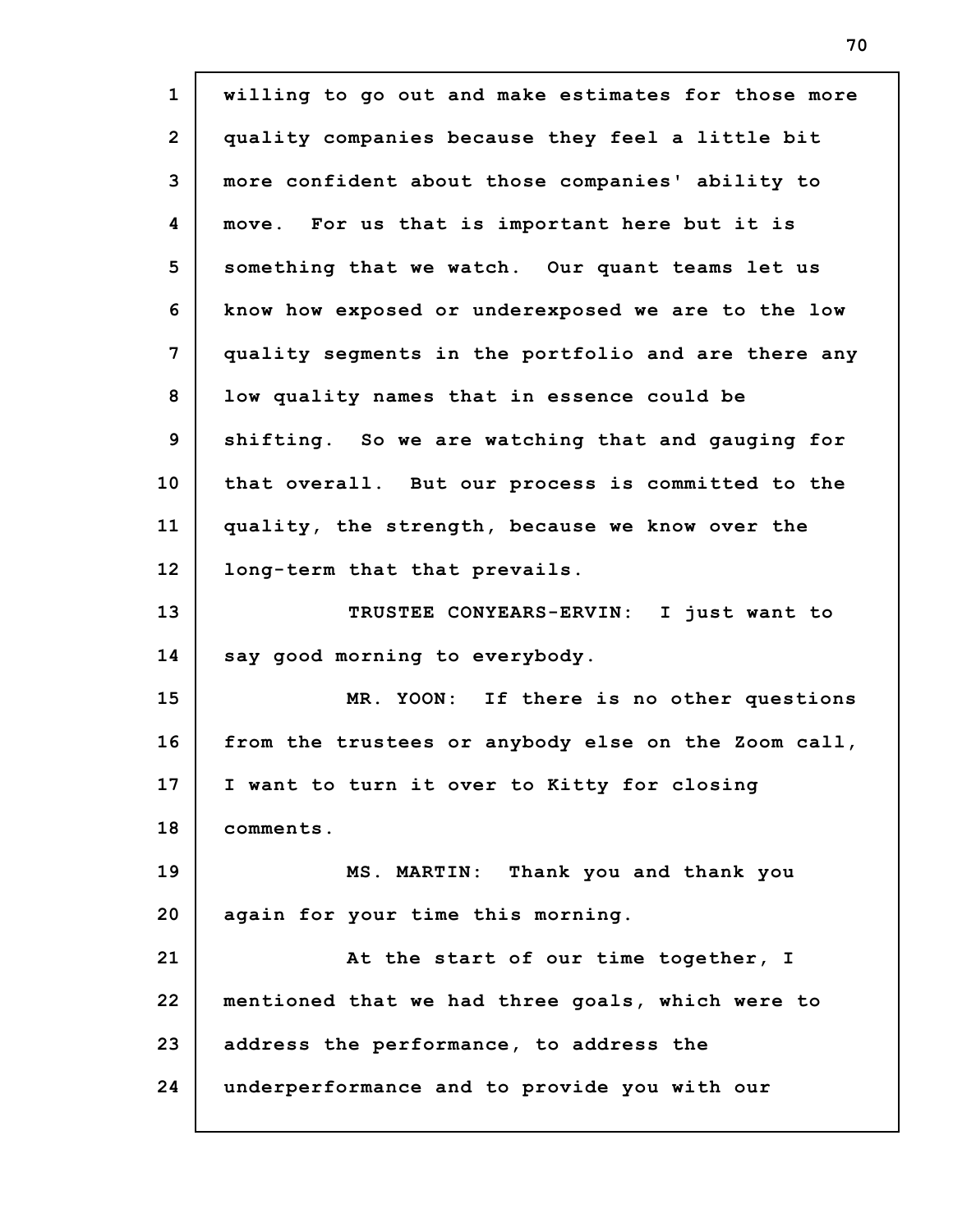willing to go out and make estimates for those more quality companies because they feel a little bit more confident about those companies' ability to move. For us that is important here but it is something that we watch. Our quant teams let us know how exposed or underexposed we are to the low quality segments in the portfolio and are there any low quality names that in essence could be shifting. So we are watching that and gauging for that overall. But our process is committed to the quality, the strength, because we know over the long-term that that prevails.

TRUSTEE CONYEARS-ERVIN: I just want to say good morning to everybody.

MR. YOON: If there is no other questions from the trustees or anybody else on the Zoom call, I want to turn it over to Kitty for closing comments.

MS. MARTIN: Thank you and thank you again for your time this morning.

At the start of our time together, I mentioned that we had three goals, which were to address the performance, to address the underperformance and to provide you with our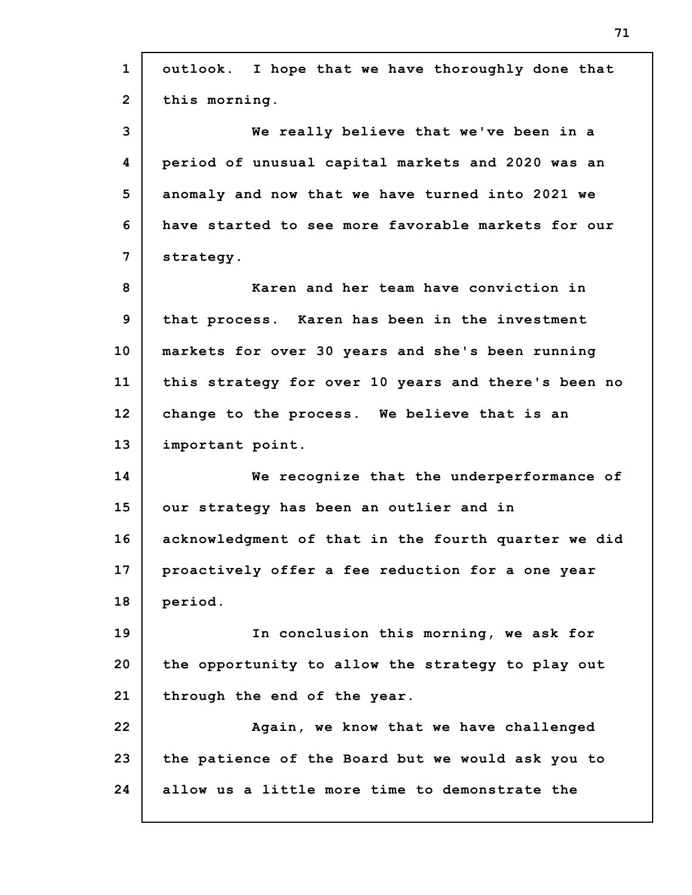outlook. I hope that we have thoroughly done that this morning.

We really believe that we've been in a period of unusual capital markets and 2020 was an anomaly and now that we have turned into 2021 we have started to see more favorable markets for our strategy.

Karen and her team have conviction in that process. Karen has been in the investment markets for over 30 years and she's been running this strategy for over 10 years and there's been no change to the process. We believe that is an important point.

We recognize that the underperformance of our strategy has been an outlier and in acknowledgment of that in the fourth quarter we did proactively offer a fee reduction for a one year period.

In conclusion this morning, we ask for the opportunity to allow the strategy to play out through the end of the year.

Again, we know that we have challenged the patience of the Board but we would ask you to allow us a little more time to demonstrate the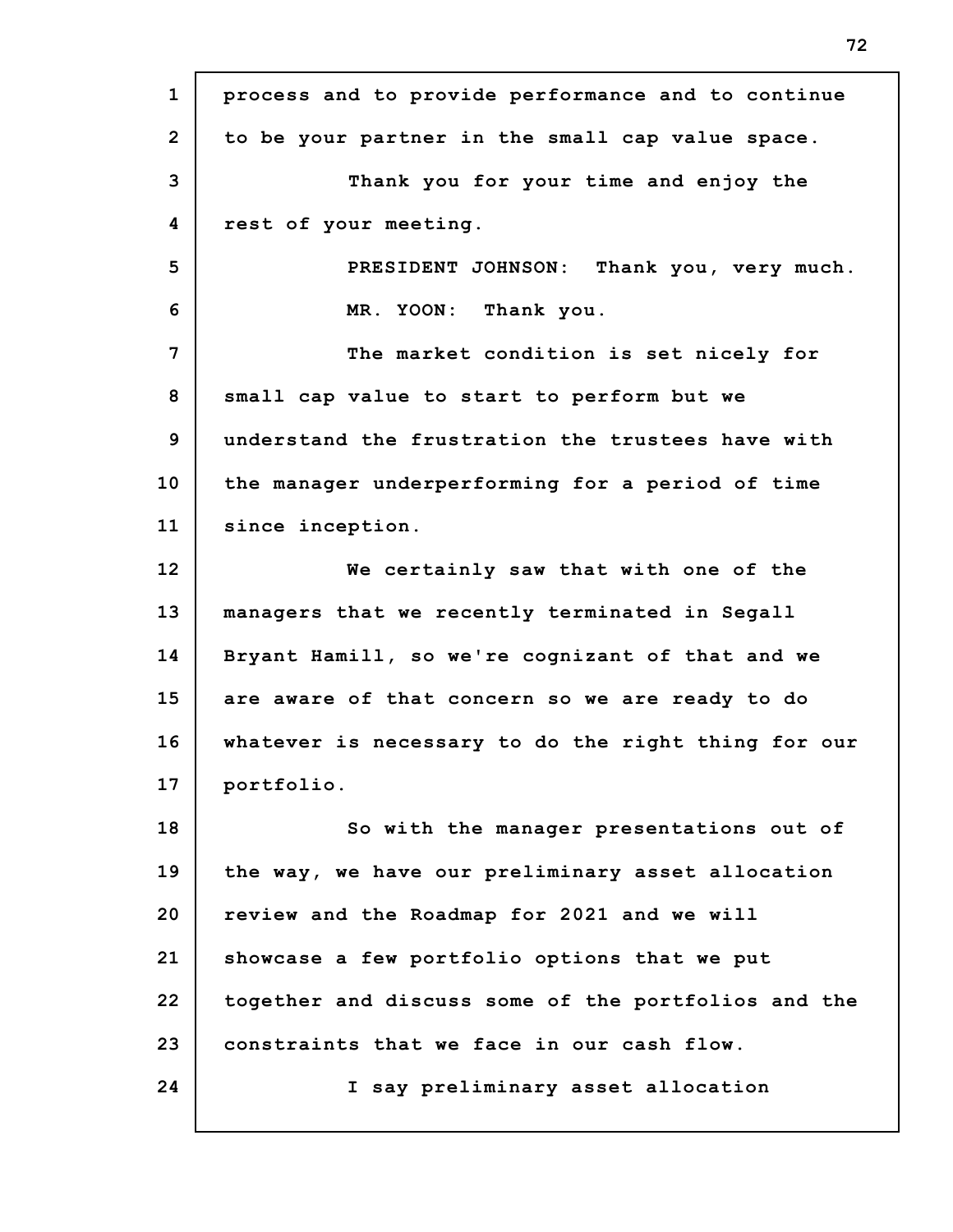process and to provide performance and to continue to be your partner in the small cap value space.

Thank you for your time and enjoy the rest of your meeting.

PRESIDENT JOHNSON: Thank you, very much.

MR. YOON: Thank you.

The market condition is set nicely for small cap value to start to perform but we understand the frustration the trustees have with the manager underperforming for a period of time since inception.

We certainly saw that with one of the managers that we recently terminated in Segall Bryant Hamill, so we're cognizant of that and we are aware of that concern so we are ready to do whatever is necessary to do the right thing for our portfolio.

So with the manager presentations out of the way, we have our preliminary asset allocation review and the Roadmap for 2021 and we will showcase a few portfolio options that we put together and discuss some of the portfolios and the constraints that we face in our cash flow.

I say preliminary asset allocation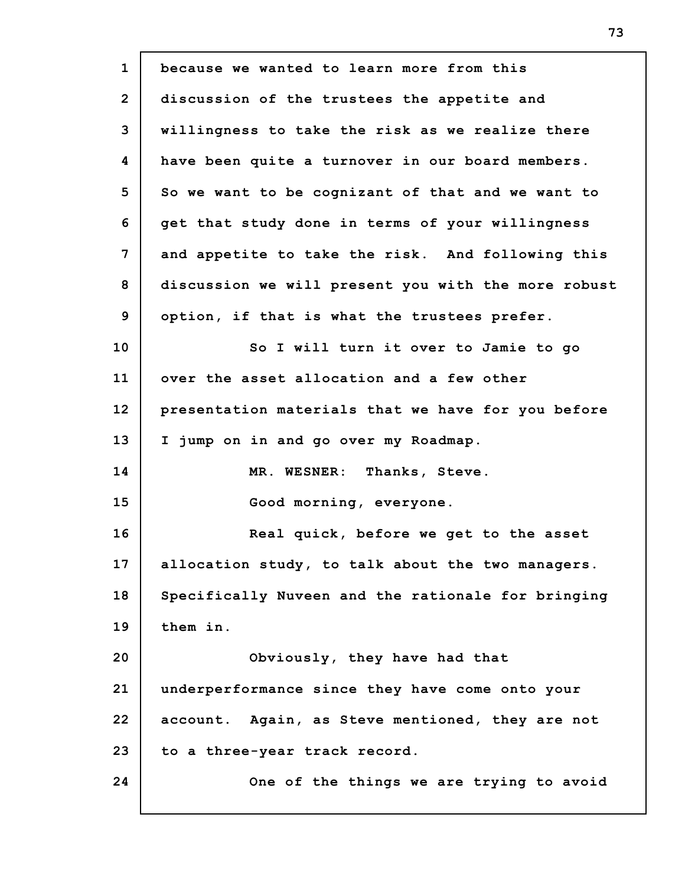because we wanted to learn more from this discussion of the trustees the appetite and willingness to take the risk as we realize there have been quite a turnover in our board members. So we want to be cognizant of that and we want to get that study done in terms of your willingness and appetite to take the risk. And following this discussion we will present you with the more robust option, if that is what the trustees prefer.

So I will turn it over to Jamie to go over the asset allocation and a few other presentation materials that we have for you before I jump on in and go over my Roadmap.

MR. WESNER: Thanks, Steve.

Good morning, everyone.

Real quick, before we get to the asset allocation study, to talk about the two managers. Specifically Nuveen and the rationale for bringing them in.

Obviously, they have had that underperformance since they have come onto your account. Again, as Steve mentioned, they are not to a three-year track record.

One of the things we are trying to avoid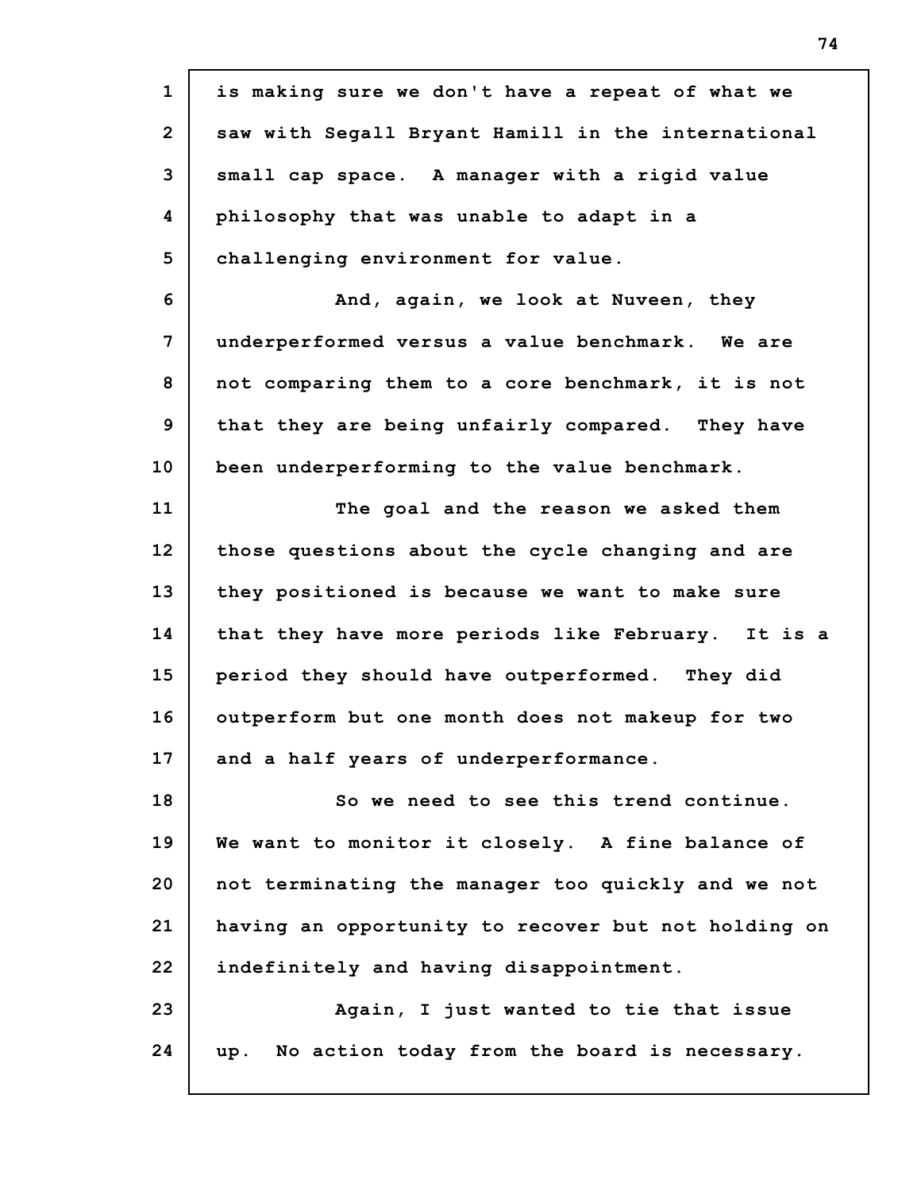is making sure we don't have a repeat of what we saw with Segall Bryant Hamill in the international small cap space. A manager with a rigid value philosophy that was unable to adapt in a challenging environment for value.

And, again, we look at Nuveen, they underperformed versus a value benchmark. We are not comparing them to a core benchmark, it is not that they are being unfairly compared. They have been underperforming to the value benchmark.

The goal and the reason we asked them those questions about the cycle changing and are they positioned is because we want to make sure that they have more periods like February. It is a period they should have outperformed. They did outperform but one month does not makeup for two and a half years of underperformance.

So we need to see this trend continue. We want to monitor it closely. A fine balance of not terminating the manager too quickly and we not having an opportunity to recover but not holding on indefinitely and having disappointment.

Again, I just wanted to tie that issue up. No action today from the board is necessary.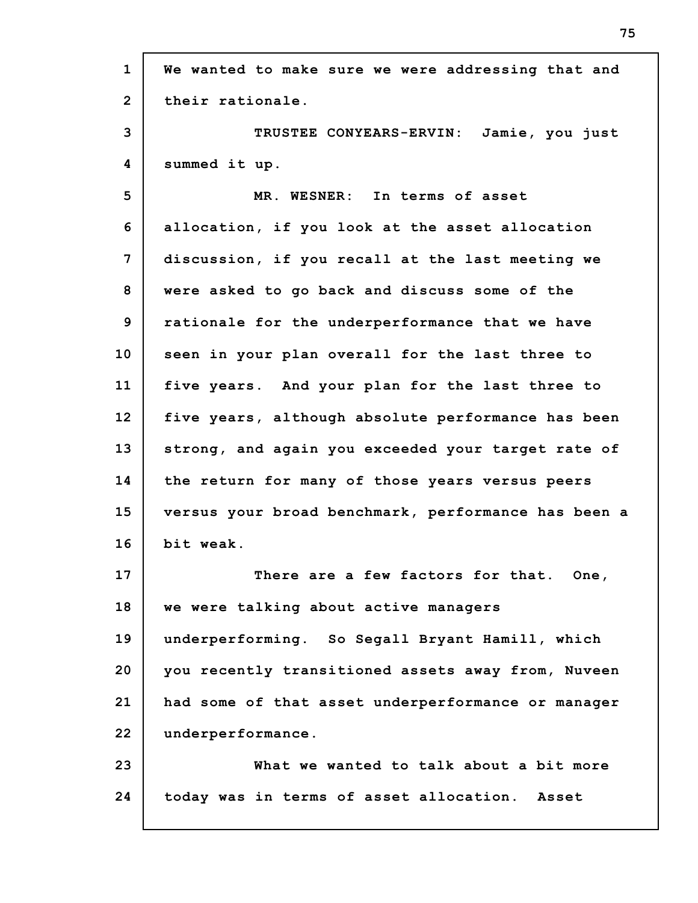We wanted to make sure we were addressing that and their rationale.

TRUSTEE CONYEARS-ERVIN: Jamie, you just summed it up.

MR. WESNER: In terms of asset allocation, if you look at the asset allocation discussion, if you recall at the last meeting we were asked to go back and discuss some of the rationale for the underperformance that we have seen in your plan overall for the last three to five years. And your plan for the last three to five years, although absolute performance has been strong, and again you exceeded your target rate of the return for many of those years versus peers versus your broad benchmark, performance has been a bit weak.

There are a few factors for that. One, we were talking about active managers underperforming. So Segall Bryant Hamill, which you recently transitioned assets away from, Nuveen had some of that asset underperformance or manager underperformance.

What we wanted to talk about a bit more today was in terms of asset allocation. Asset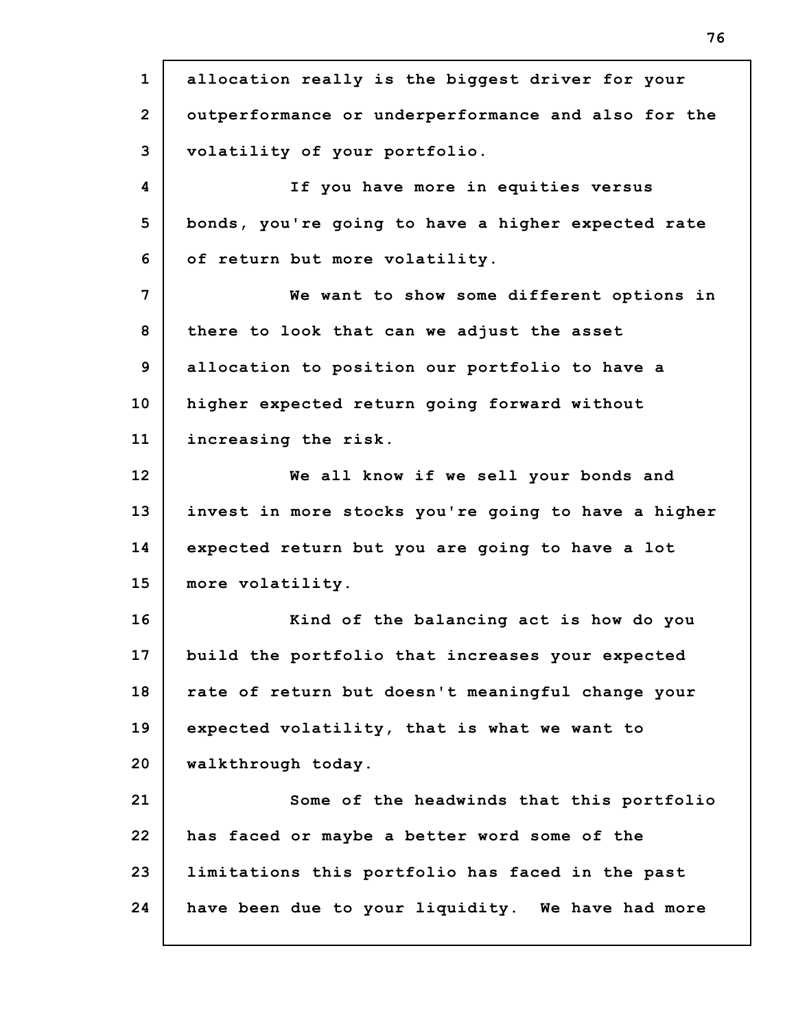allocation really is the biggest driver for your outperformance or underperformance and also for the volatility of your portfolio.

If you have more in equities versus bonds, you're going to have a higher expected rate of return but more volatility.

We want to show some different options in there to look that can we adjust the asset allocation to position our portfolio to have a higher expected return going forward without increasing the risk.

We all know if we sell your bonds and invest in more stocks you're going to have a higher expected return but you are going to have a lot more volatility.

Kind of the balancing act is how do you build the portfolio that increases your expected rate of return but doesn't meaningful change your expected volatility, that is what we want to walkthrough today.

Some of the headwinds that this portfolio has faced or maybe a better word some of the limitations this portfolio has faced in the past have been due to your liquidity. We have had more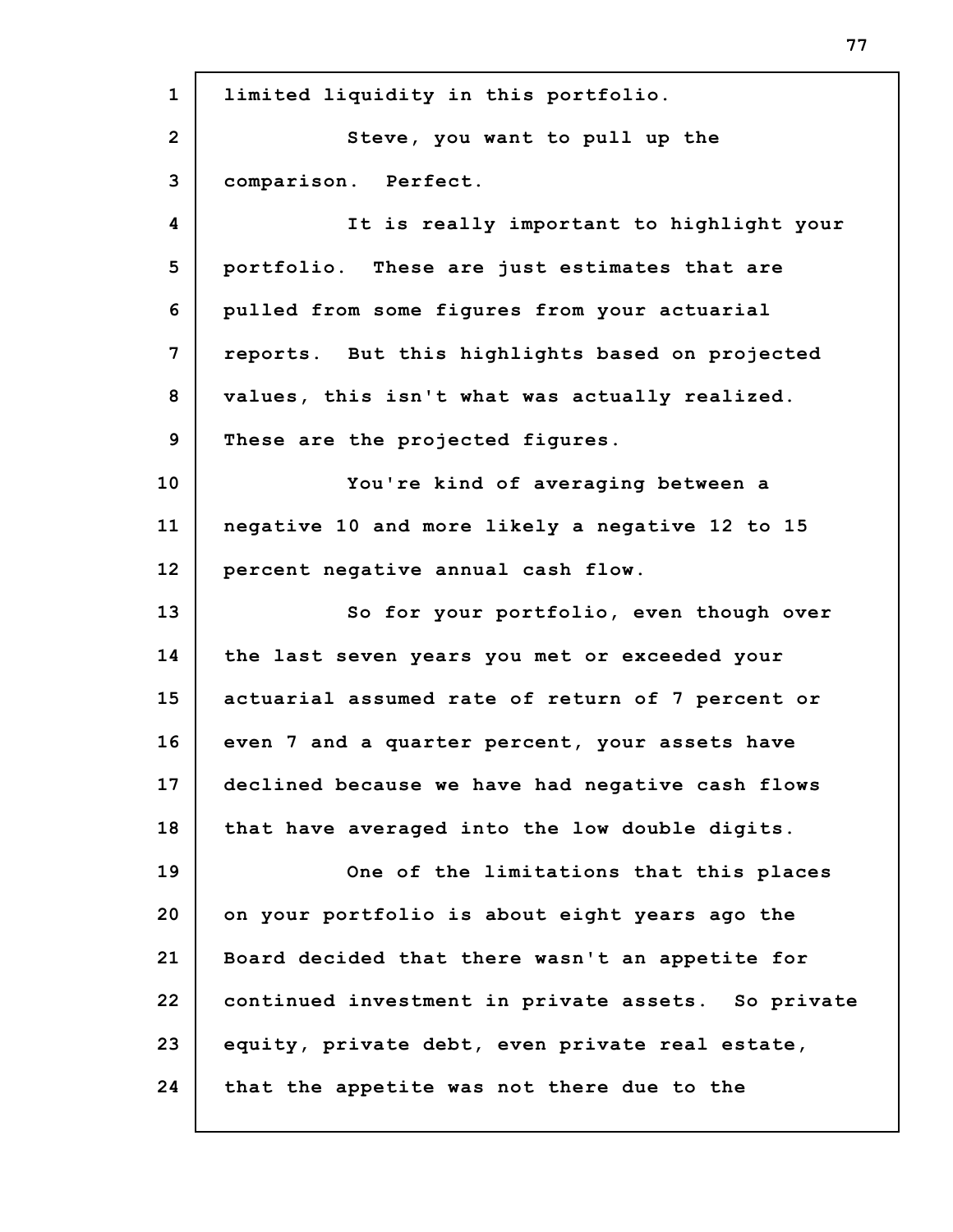limited liquidity in this portfolio.

Steve, you want to pull up the comparison. Perfect.

It is really important to highlight your portfolio. These are just estimates that are pulled from some figures from your actuarial reports. But this highlights based on projected values, this isn't what was actually realized. These are the projected figures.

You're kind of averaging between a negative 10 and more likely a negative 12 to 15 percent negative annual cash flow.

So for your portfolio, even though over the last seven years you met or exceeded your actuarial assumed rate of return of 7 percent or even 7 and a quarter percent, your assets have declined because we have had negative cash flows that have averaged into the low double digits.

One of the limitations that this places on your portfolio is about eight years ago the Board decided that there wasn't an appetite for continued investment in private assets. So private equity, private debt, even private real estate, that the appetite was not there due to the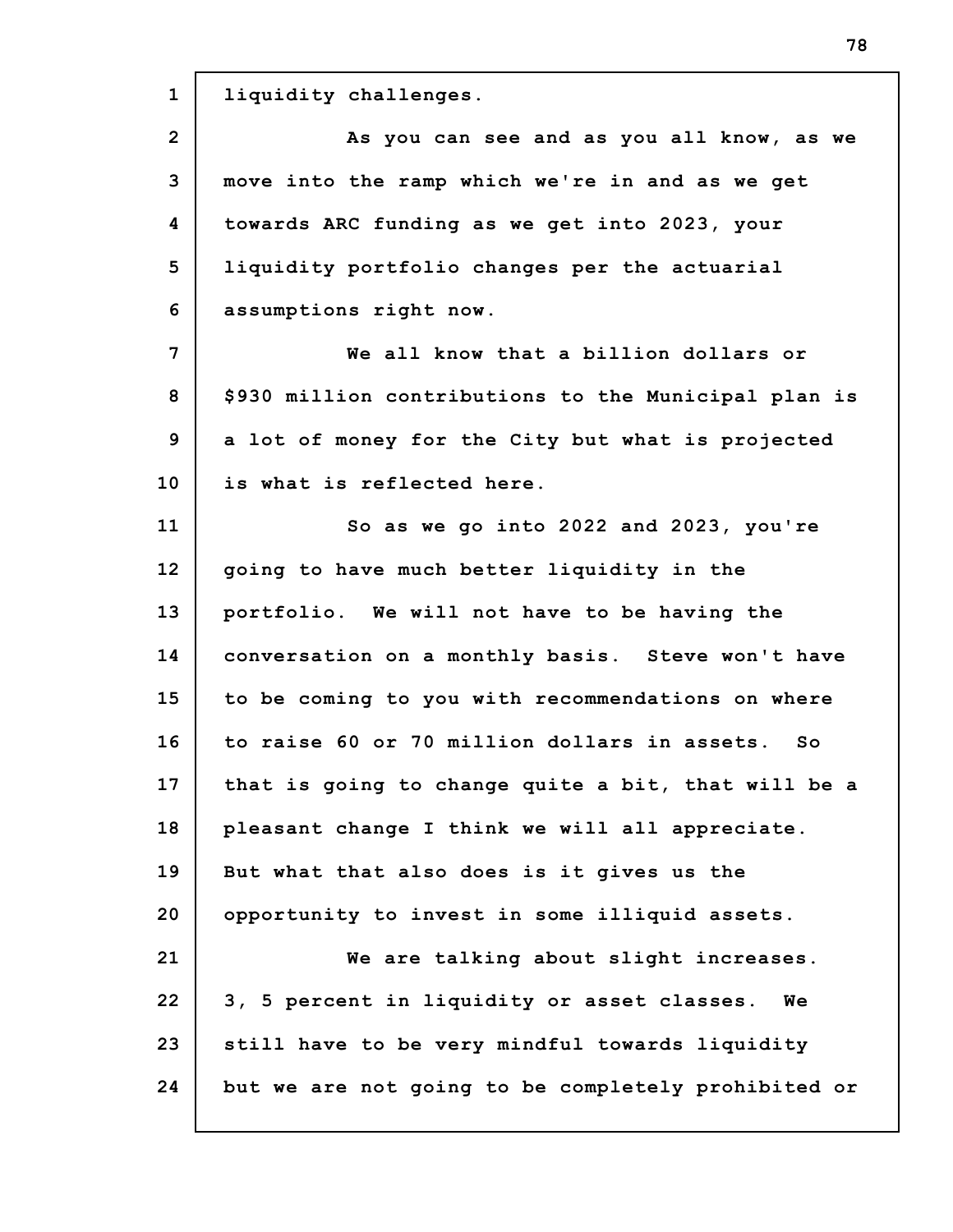liquidity challenges.

As you can see and as you all know, as we move into the ramp which we're in and as we get towards ARC funding as we get into 2023, your liquidity portfolio changes per the actuarial assumptions right now.

We all know that a billion dollars or $930 million contributions to the Municipal plan is a lot of money for the City but what is projected is what is reflected here.

So as we go into 2022 and 2023, you're going to have much better liquidity in the portfolio. We will not have to be having the conversation on a monthly basis. Steve won't have to be coming to you with recommendations on where to raise 60 or 70 million dollars in assets. So that is going to change quite a bit, that will be a pleasant change I think we will all appreciate. But what that also does is it gives us the opportunity to invest in some illiquid assets.

We are talking about slight increases. 3, 5 percent in liquidity or asset classes. We still have to be very mindful towards liquidity but we are not going to be completely prohibited or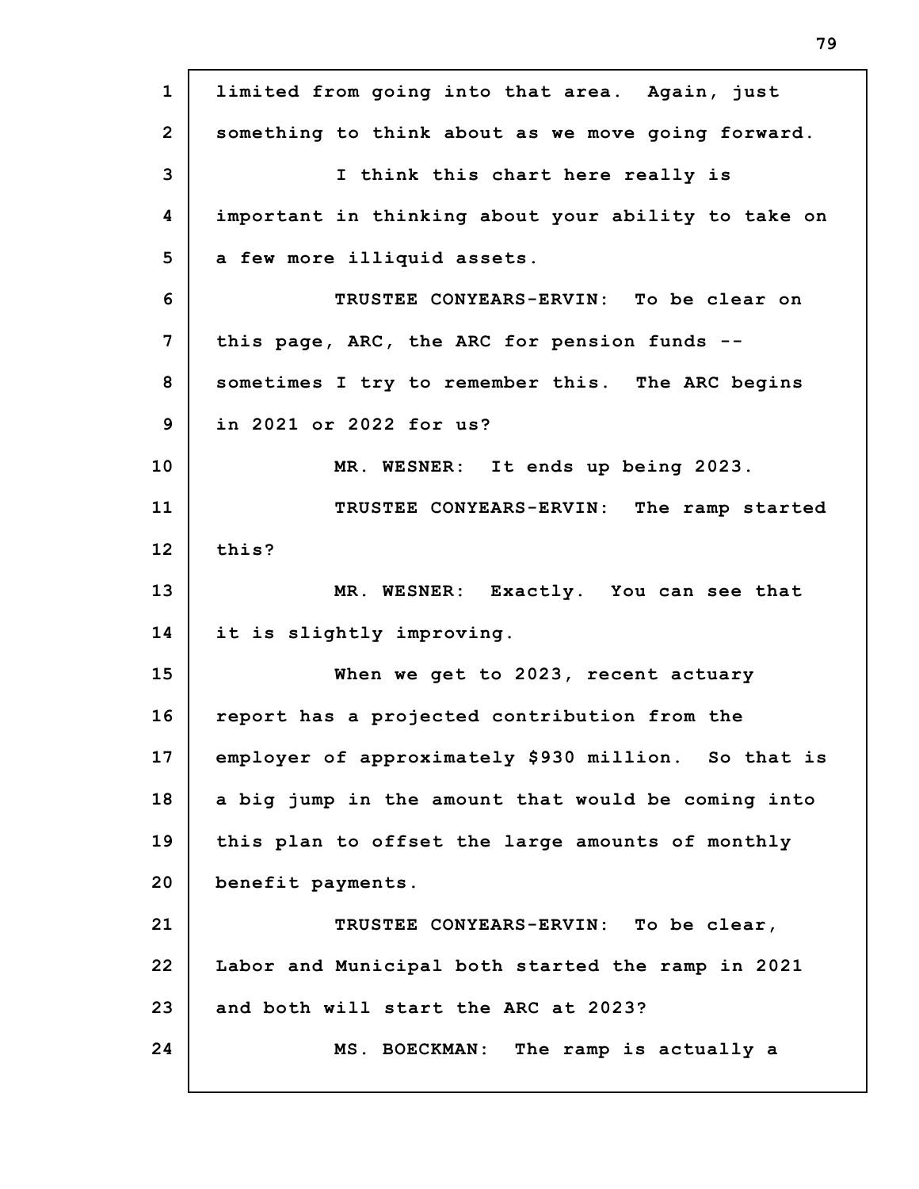limited from going into that area. Again, just something to think about as we move going forward.

I think this chart here really is important in thinking about your ability to take on a few more illiquid assets.

TRUSTEE CONYEARS-ERVIN: To be clear on this page, ARC, the ARC for pension funds -- sometimes I try to remember this. The ARC begins in 2021 or 2022 for us?

MR. WESNER: It ends up being 2023.

TRUSTEE CONYEARS-ERVIN: The ramp started this?

MR. WESNER: Exactly. You can see that it is slightly improving.

When we get to 2023, recent actuary report has a projected contribution from the employer of approximately $930 million. So that is a big jump in the amount that would be coming into this plan to offset the large amounts of monthly benefit payments.

TRUSTEE CONYEARS-ERVIN: To be clear, Labor and Municipal both started the ramp in 2021 and both will start the ARC at 2023?

MS. BOECKMAN: The ramp is actually a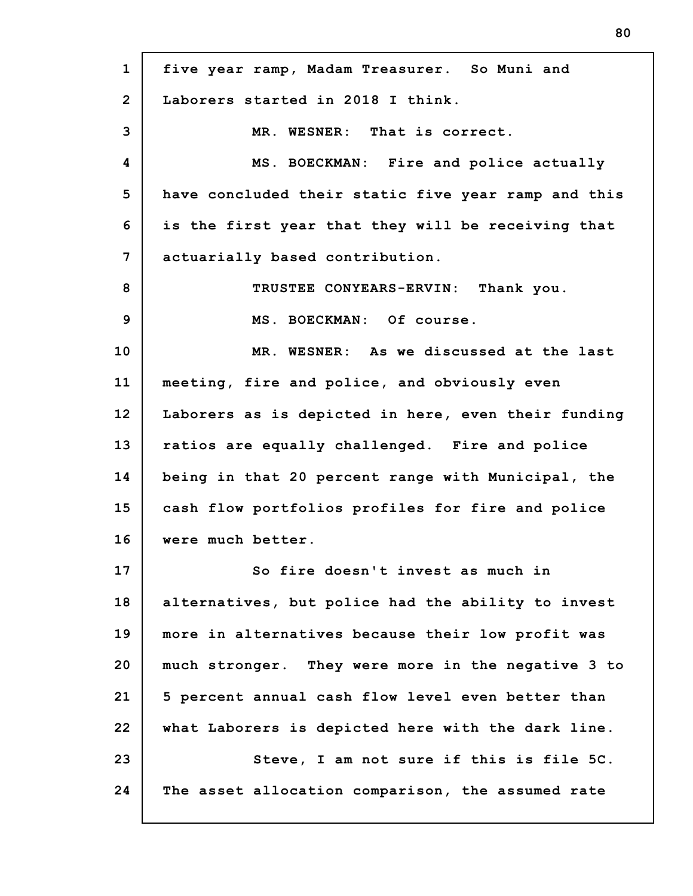five year ramp, Madam Treasurer. So Muni and Laborers started in 2018 I think.

MR. WESNER: That is correct.

MS. BOECKMAN: Fire and police actually have concluded their static five year ramp and this is the first year that they will be receiving that actuarially based contribution.

TRUSTEE CONYEARS-ERVIN: Thank you.

MS. BOECKMAN: Of course.

MR. WESNER: As we discussed at the last meeting, fire and police, and obviously even Laborers as is depicted in here, even their funding ratios are equally challenged. Fire and police being in that 20 percent range with Municipal, the cash flow portfolios profiles for fire and police were much better.

So fire doesn't invest as much in alternatives, but police had the ability to invest more in alternatives because their low profit was much stronger. They were more in the negative 3 to 5 percent annual cash flow level even better than what Laborers is depicted here with the dark line.

Steve, I am not sure if this is file 5C. The asset allocation comparison, the assumed rate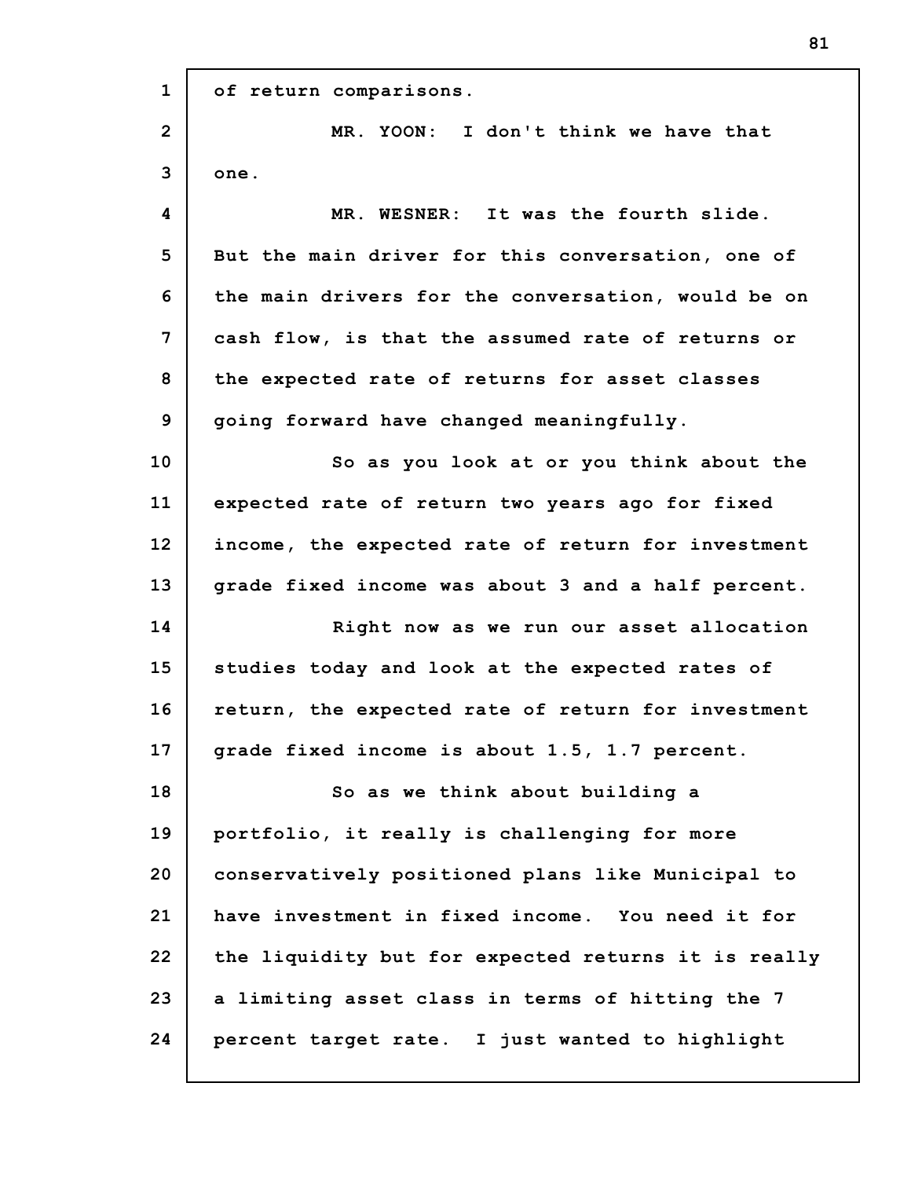of return comparisons.

MR. YOON: I don't think we have that one.

MR. WESNER: It was the fourth slide. But the main driver for this conversation, one of the main drivers for the conversation, would be on cash flow, is that the assumed rate of returns or the expected rate of returns for asset classes going forward have changed meaningfully.

So as you look at or you think about the expected rate of return two years ago for fixed income, the expected rate of return for investment grade fixed income was about 3 and a half percent.

Right now as we run our asset allocation studies today and look at the expected rates of return, the expected rate of return for investment grade fixed income is about 1.5, 1.7 percent.

So as we think about building a portfolio, it really is challenging for more conservatively positioned plans like Municipal to have investment in fixed income. You need it for the liquidity but for expected returns it is really a limiting asset class in terms of hitting the 7 percent target rate. I just wanted to highlight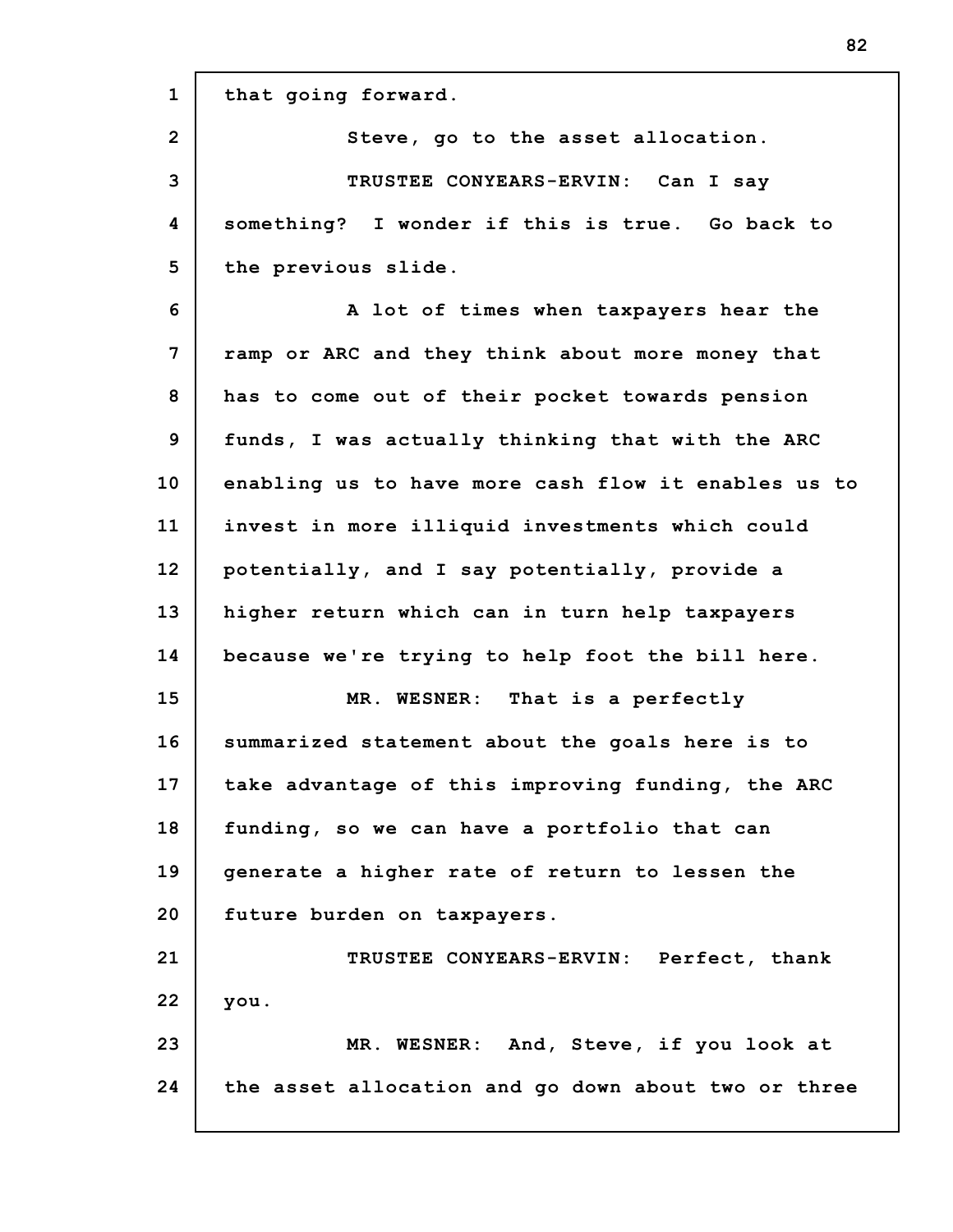that going forward.

Steve, go to the asset allocation.

TRUSTEE CONYEARS-ERVIN: Can I say something? I wonder if this is true. Go back to the previous slide.

A lot of times when taxpayers hear the ramp or ARC and they think about more money that has to come out of their pocket towards pension funds, I was actually thinking that with the ARC enabling us to have more cash flow it enables us to invest in more illiquid investments which could potentially, and I say potentially, provide a higher return which can in turn help taxpayers because we're trying to help foot the bill here.

MR. WESNER: That is a perfectly summarized statement about the goals here is to take advantage of this improving funding, the ARC funding, so we can have a portfolio that can generate a higher rate of return to lessen the future burden on taxpayers.

TRUSTEE CONYEARS-ERVIN: Perfect, thank you.

MR. WESNER: And, Steve, if you look at the asset allocation and go down about two or three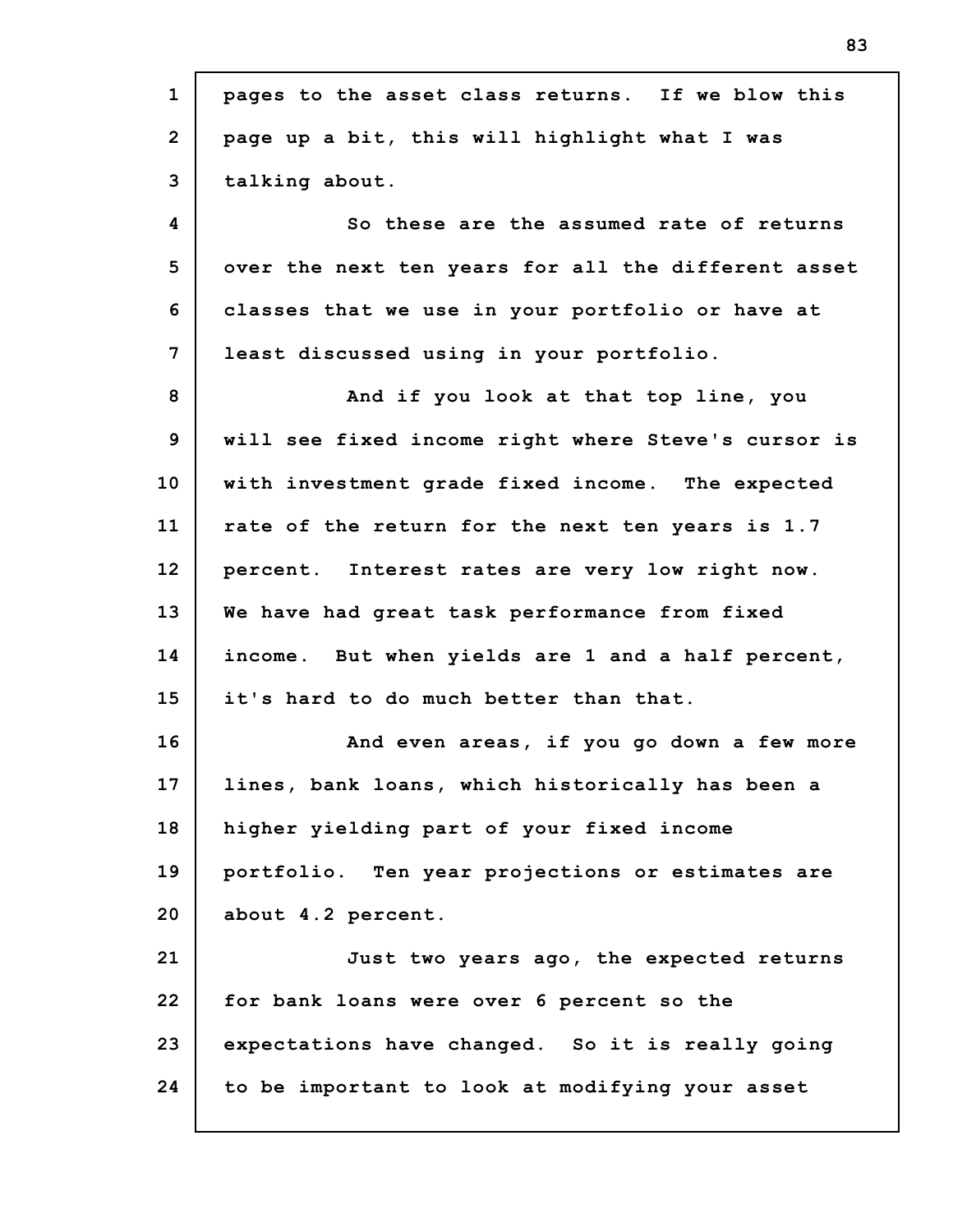pages to the asset class returns. If we blow this page up a bit, this will highlight what I was talking about.

So these are the assumed rate of returns over the next ten years for all the different asset classes that we use in your portfolio or have at least discussed using in your portfolio.

And if you look at that top line, you will see fixed income right where Steve's cursor is with investment grade fixed income. The expected rate of the return for the next ten years is 1.7 percent. Interest rates are very low right now. We have had great task performance from fixed income. But when yields are 1 and a half percent, it's hard to do much better than that.

And even areas, if you go down a few more lines, bank loans, which historically has been a higher yielding part of your fixed income portfolio. Ten year projections or estimates are about 4.2 percent.

Just two years ago, the expected returns for bank loans were over 6 percent so the expectations have changed. So it is really going to be important to look at modifying your asset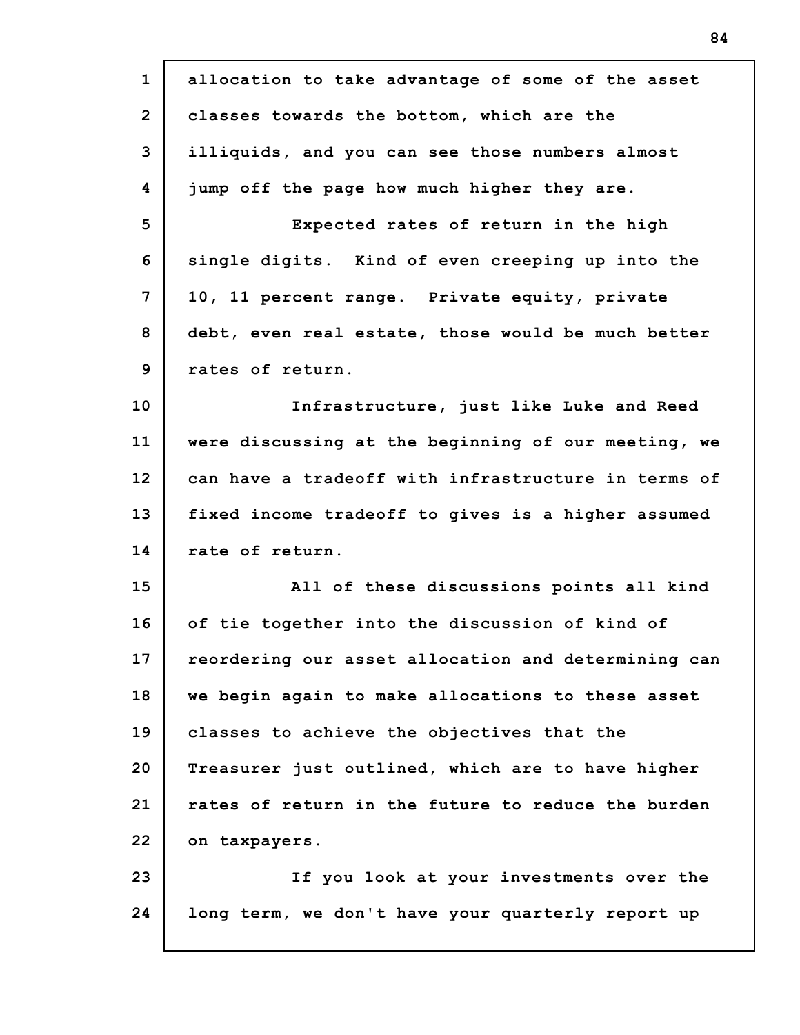allocation to take advantage of some of the asset classes towards the bottom, which are the illiquids, and you can see those numbers almost jump off the page how much higher they are.

Expected rates of return in the high single digits. Kind of even creeping up into the 10, 11 percent range. Private equity, private debt, even real estate, those would be much better rates of return.

Infrastructure, just like Luke and Reed were discussing at the beginning of our meeting, we can have a tradeoff with infrastructure in terms of fixed income tradeoff to gives is a higher assumed rate of return.

All of these discussions points all kind of tie together into the discussion of kind of reordering our asset allocation and determining can we begin again to make allocations to these asset classes to achieve the objectives that the Treasurer just outlined, which are to have higher rates of return in the future to reduce the burden on taxpayers.

If you look at your investments over the long term, we don't have your quarterly report up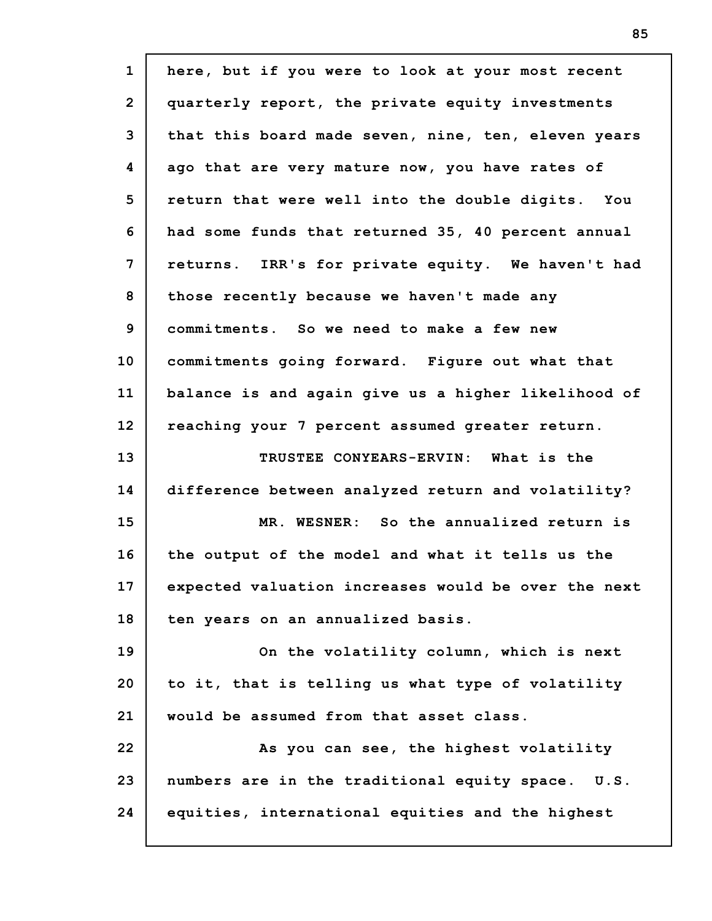here, but if you were to look at your most recent quarterly report, the private equity investments that this board made seven, nine, ten, eleven years ago that are very mature now, you have rates of return that were well into the double digits. You had some funds that returned 35, 40 percent annual returns. IRR's for private equity. We haven't had those recently because we haven't made any commitments. So we need to make a few new commitments going forward. Figure out what that balance is and again give us a higher likelihood of reaching your 7 percent assumed greater return.

TRUSTEE CONYEARS-ERVIN: What is the difference between analyzed return and volatility?

MR. WESNER: So the annualized return is the output of the model and what it tells us the expected valuation increases would be over the next ten years on an annualized basis.

On the volatility column, which is next to it, that is telling us what type of volatility would be assumed from that asset class.

As you can see, the highest volatility numbers are in the traditional equity space. U.S. equities, international equities and the highest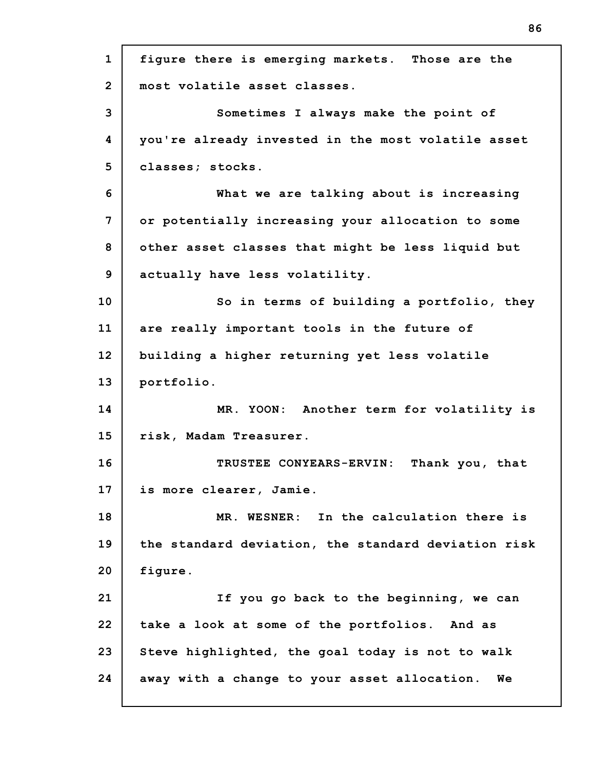figure there is emerging markets. Those are the most volatile asset classes.

Sometimes I always make the point of you're already invested in the most volatile asset classes; stocks.

What we are talking about is increasing or potentially increasing your allocation to some other asset classes that might be less liquid but actually have less volatility.

So in terms of building a portfolio, they are really important tools in the future of building a higher returning yet less volatile portfolio.

MR. YOON: Another term for volatility is risk, Madam Treasurer.

TRUSTEE CONYEARS-ERVIN: Thank you, that is more clearer, Jamie.

MR. WESNER: In the calculation there is the standard deviation, the standard deviation risk figure.

If you go back to the beginning, we can take a look at some of the portfolios. And as Steve highlighted, the goal today is not to walk away with a change to your asset allocation. We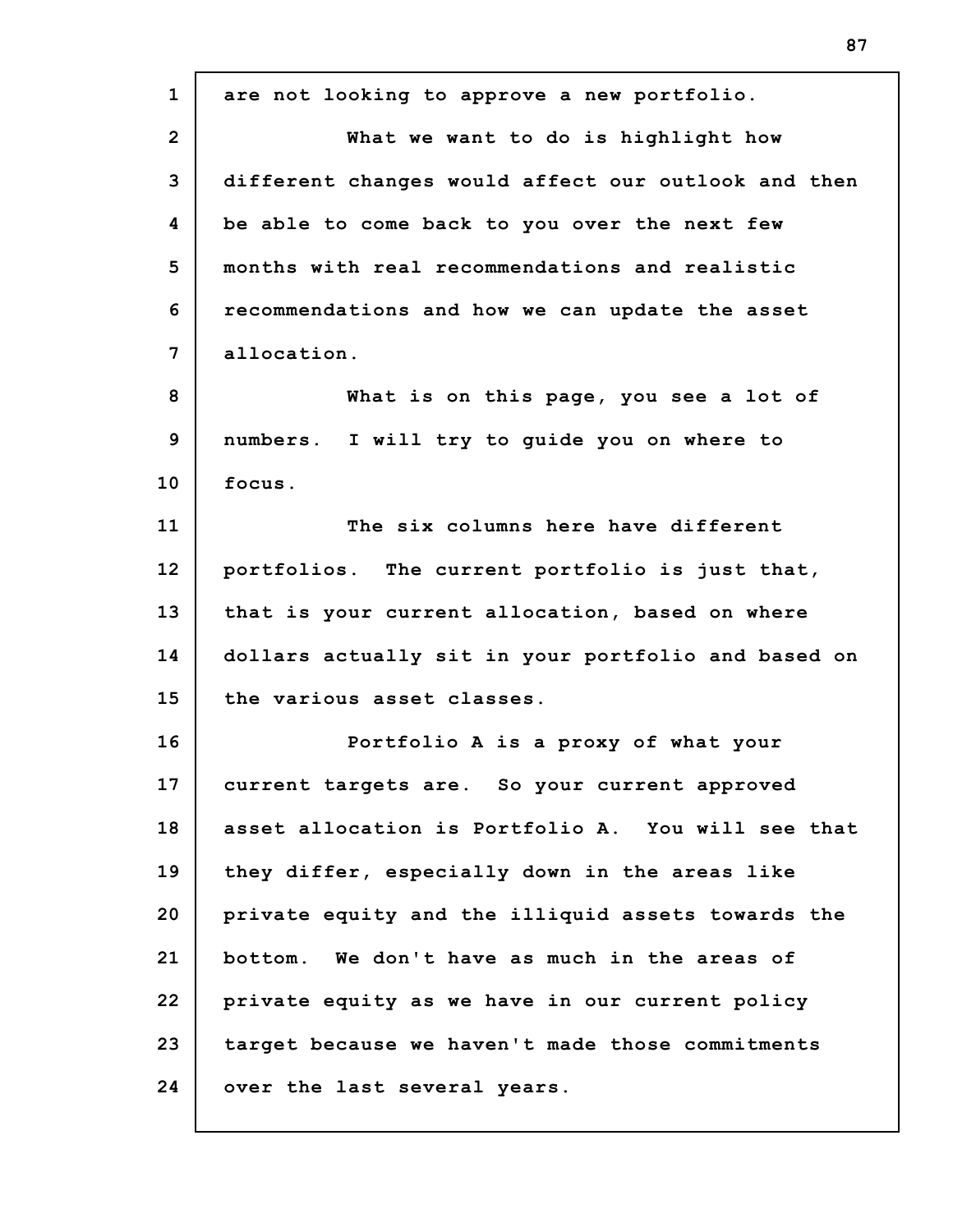are not looking to approve a new portfolio.

What we want to do is highlight how different changes would affect our outlook and then be able to come back to you over the next few months with real recommendations and realistic recommendations and how we can update the asset allocation.

What is on this page, you see a lot of numbers. I will try to guide you on where to focus.

The six columns here have different portfolios. The current portfolio is just that, that is your current allocation, based on where dollars actually sit in your portfolio and based on the various asset classes.

Portfolio A is a proxy of what your current targets are. So your current approved asset allocation is Portfolio A. You will see that they differ, especially down in the areas like private equity and the illiquid assets towards the bottom. We don't have as much in the areas of private equity as we have in our current policy target because we haven't made those commitments over the last several years.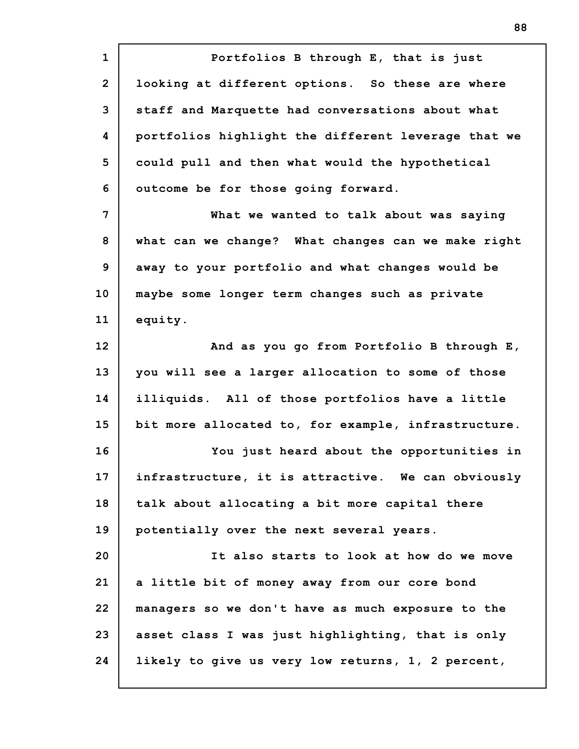Portfolios B through E, that is just looking at different options. So these are where staff and Marquette had conversations about what portfolios highlight the different leverage that we could pull and then what would the hypothetical outcome be for those going forward.

What we wanted to talk about was saying what can we change? What changes can we make right away to your portfolio and what changes would be maybe some longer term changes such as private equity.

And as you go from Portfolio B through E, you will see a larger allocation to some of those illiquids. All of those portfolios have a little bit more allocated to, for example, infrastructure.

You just heard about the opportunities in infrastructure, it is attractive. We can obviously talk about allocating a bit more capital there potentially over the next several years.

It also starts to look at how do we move a little bit of money away from our core bond managers so we don't have as much exposure to the asset class I was just highlighting, that is only likely to give us very low returns, 1, 2 percent,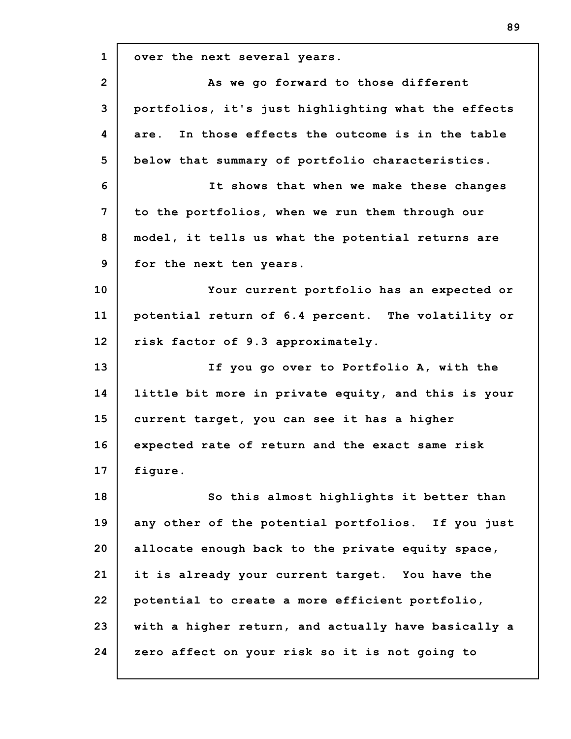over the next several years.

As we go forward to those different portfolios, it's just highlighting what the effects are. In those effects the outcome is in the table below that summary of portfolio characteristics.

It shows that when we make these changes to the portfolios, when we run them through our model, it tells us what the potential returns are for the next ten years.

Your current portfolio has an expected or potential return of 6.4 percent. The volatility or risk factor of 9.3 approximately.

If you go over to Portfolio A, with the little bit more in private equity, and this is your current target, you can see it has a higher expected rate of return and the exact same risk figure.

So this almost highlights it better than any other of the potential portfolios. If you just allocate enough back to the private equity space, it is already your current target. You have the potential to create a more efficient portfolio, with a higher return, and actually have basically a zero affect on your risk so it is not going to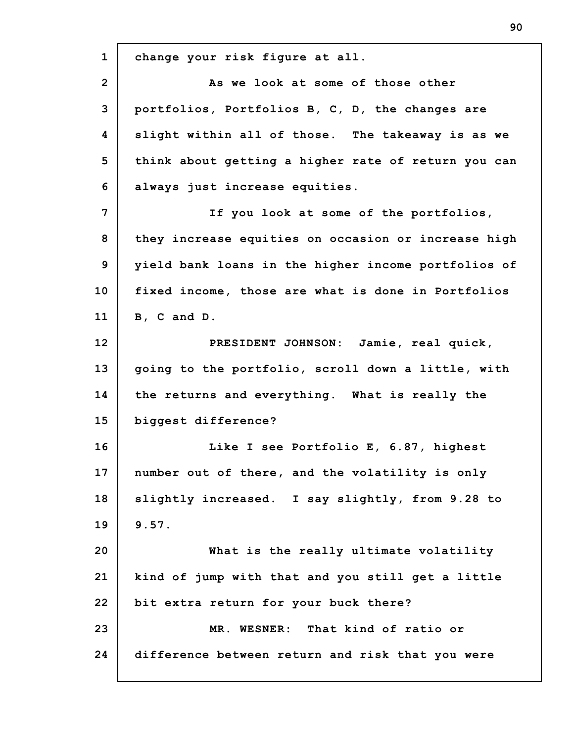change your risk figure at all.

As we look at some of those other portfolios, Portfolios B, C, D, the changes are slight within all of those. The takeaway is as we think about getting a higher rate of return you can always just increase equities.

If you look at some of the portfolios, they increase equities on occasion or increase high yield bank loans in the higher income portfolios of fixed income, those are what is done in Portfolios B, C and D.

PRESIDENT JOHNSON: Jamie, real quick, going to the portfolio, scroll down a little, with the returns and everything. What is really the biggest difference?

Like I see Portfolio E, 6.87, highest number out of there, and the volatility is only slightly increased. I say slightly, from 9.28 to 9.57.

What is the really ultimate volatility kind of jump with that and you still get a little bit extra return for your buck there?

MR. WESNER: That kind of ratio or difference between return and risk that you were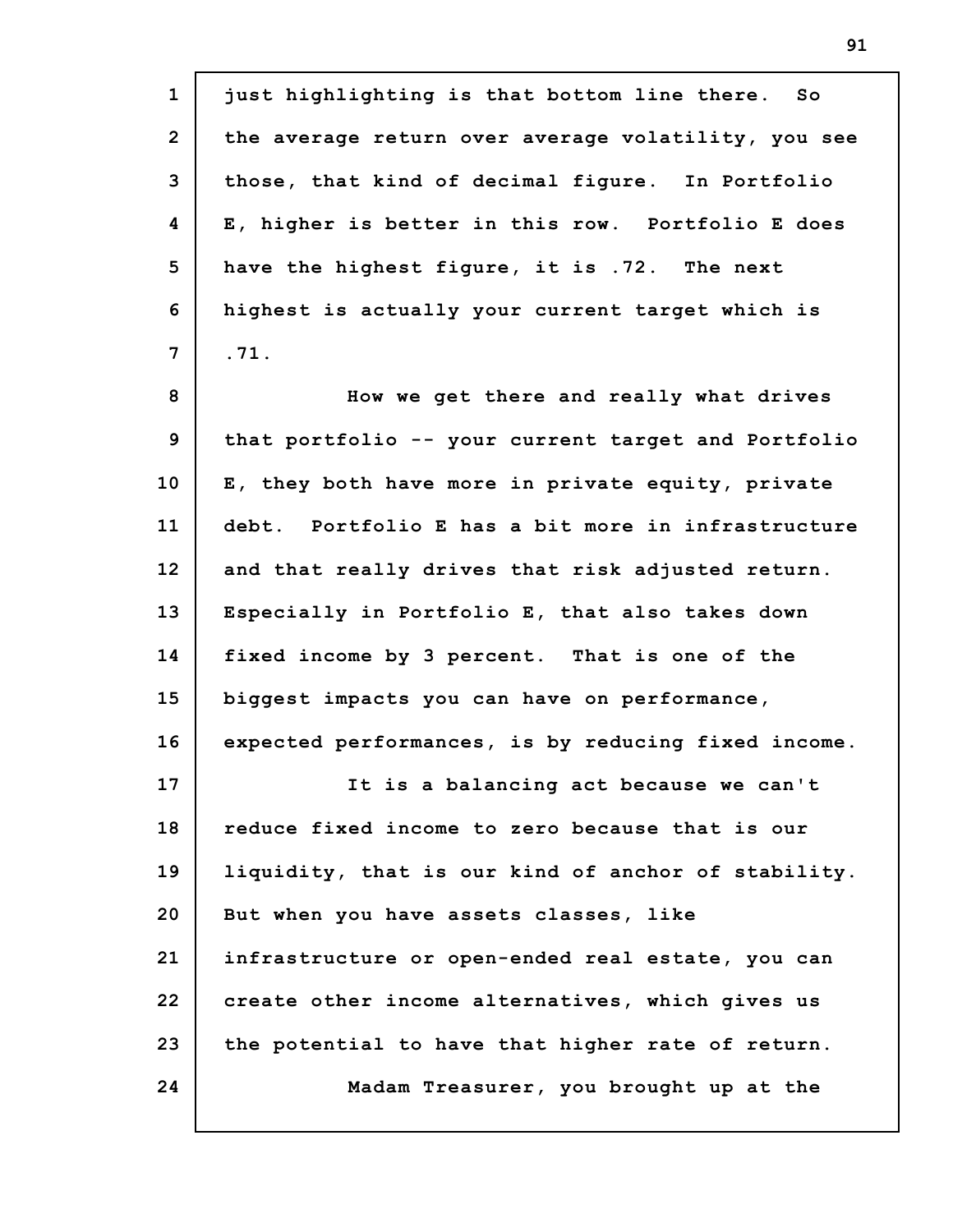just highlighting is that bottom line there. So the average return over average volatility, you see those, that kind of decimal figure. In Portfolio E, higher is better in this row. Portfolio E does have the highest figure, it is .72. The next highest is actually your current target which is .71.

How we get there and really what drives that portfolio -- your current target and Portfolio E, they both have more in private equity, private debt. Portfolio E has a bit more in infrastructure and that really drives that risk adjusted return. Especially in Portfolio E, that also takes down fixed income by 3 percent. That is one of the biggest impacts you can have on performance, expected performances, is by reducing fixed income.

It is a balancing act because we can't reduce fixed income to zero because that is our liquidity, that is our kind of anchor of stability. But when you have assets classes, like infrastructure or open-ended real estate, you can create other income alternatives, which gives us the potential to have that higher rate of return.

Madam Treasurer, you brought up at the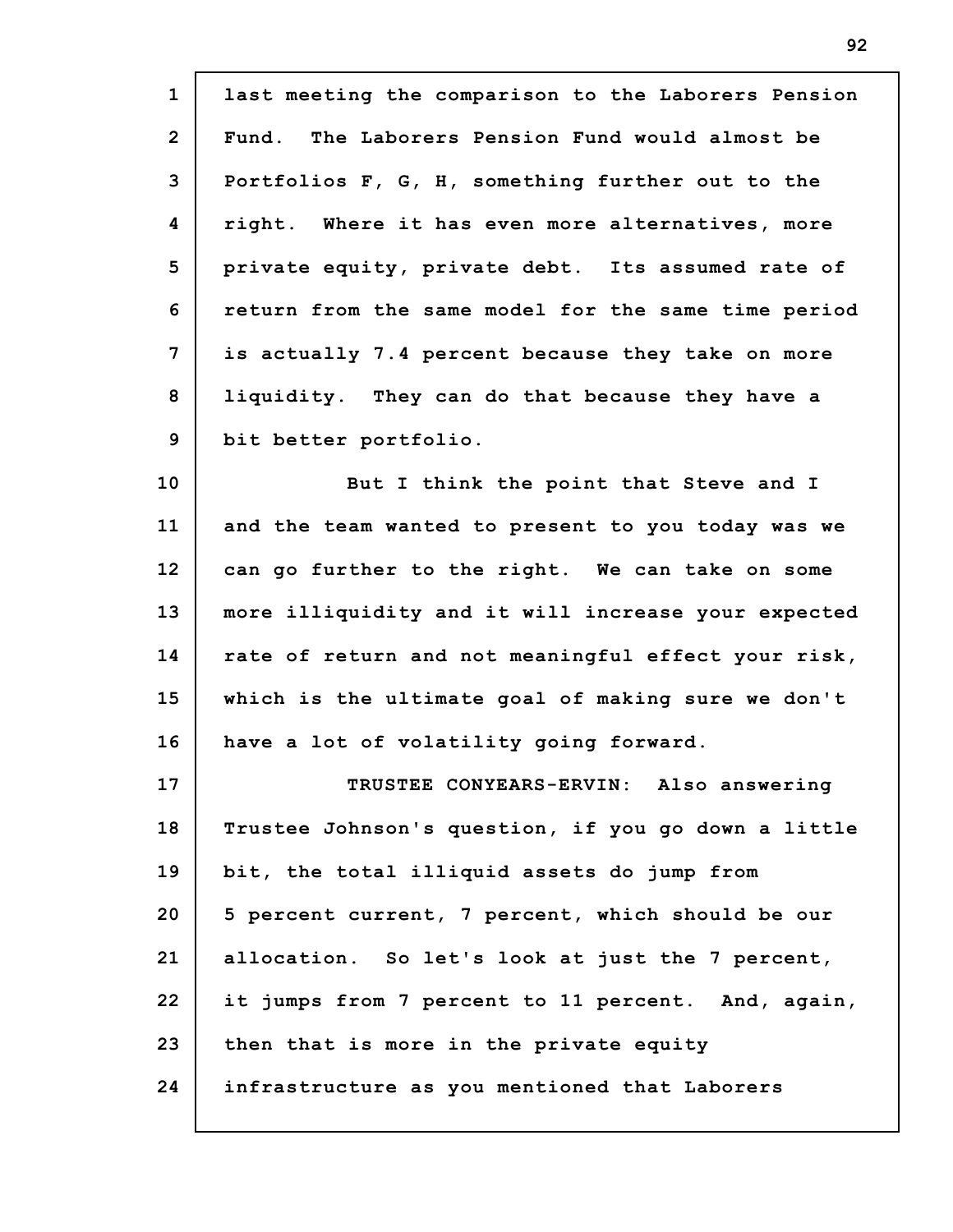last meeting the comparison to the Laborers Pension Fund. The Laborers Pension Fund would almost be Portfolios F, G, H, something further out to the right. Where it has even more alternatives, more private equity, private debt. Its assumed rate of return from the same model for the same time period is actually 7.4 percent because they take on more liquidity. They can do that because they have a bit better portfolio.

But I think the point that Steve and I and the team wanted to present to you today was we can go further to the right. We can take on some more illiquidity and it will increase your expected rate of return and not meaningful effect your risk, which is the ultimate goal of making sure we don't have a lot of volatility going forward.

TRUSTEE CONYEARS-ERVIN: Also answering Trustee Johnson's question, if you go down a little bit, the total illiquid assets do jump from 5 percent current, 7 percent, which should be our allocation. So let's look at just the 7 percent, it jumps from 7 percent to 11 percent. And, again, then that is more in the private equity infrastructure as you mentioned that Laborers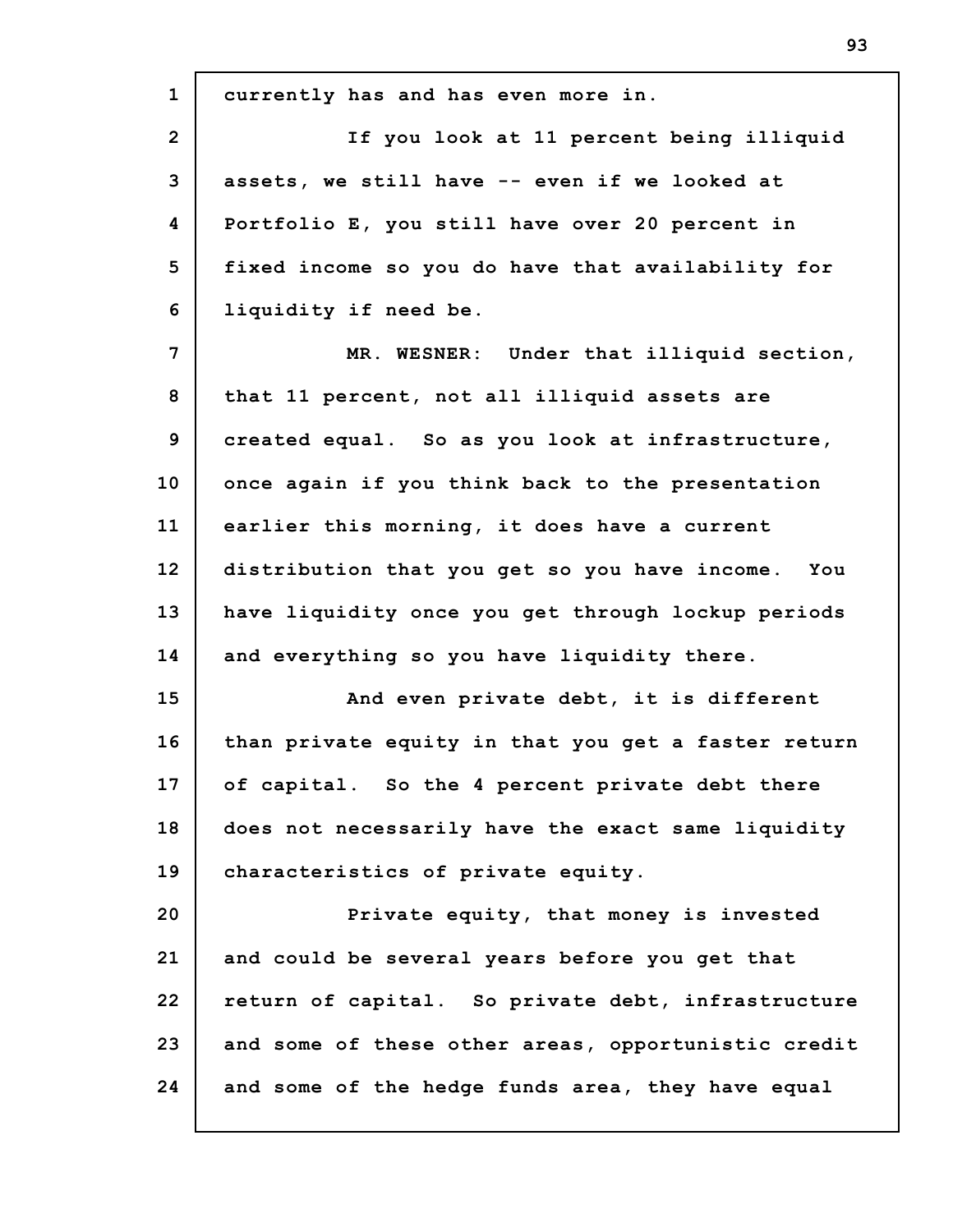currently has and has even more in.

If you look at 11 percent being illiquid assets, we still have -- even if we looked at Portfolio E, you still have over 20 percent in fixed income so you do have that availability for liquidity if need be.

MR. WESNER: Under that illiquid section, that 11 percent, not all illiquid assets are created equal. So as you look at infrastructure, once again if you think back to the presentation earlier this morning, it does have a current distribution that you get so you have income. You have liquidity once you get through lockup periods and everything so you have liquidity there.

And even private debt, it is different than private equity in that you get a faster return of capital. So the 4 percent private debt there does not necessarily have the exact same liquidity characteristics of private equity.

Private equity, that money is invested and could be several years before you get that return of capital. So private debt, infrastructure and some of these other areas, opportunistic credit and some of the hedge funds area, they have equal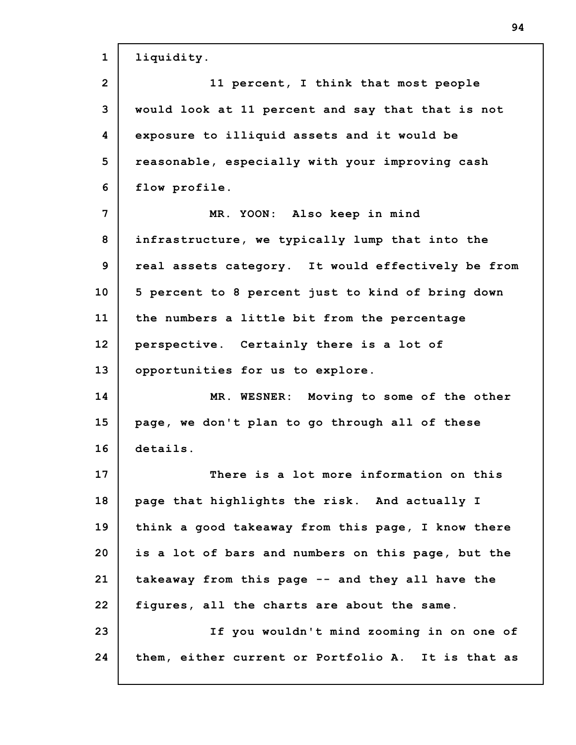liquidity.

11 percent, I think that most people would look at 11 percent and say that that is not exposure to illiquid assets and it would be reasonable, especially with your improving cash flow profile.

MR. YOON: Also keep in mind infrastructure, we typically lump that into the real assets category. It would effectively be from 5 percent to 8 percent just to kind of bring down the numbers a little bit from the percentage perspective. Certainly there is a lot of opportunities for us to explore.

MR. WESNER: Moving to some of the other page, we don't plan to go through all of these details.

There is a lot more information on this page that highlights the risk. And actually I think a good takeaway from this page, I know there is a lot of bars and numbers on this page, but the takeaway from this page -- and they all have the figures, all the charts are about the same.

If you wouldn't mind zooming in on one of them, either current or Portfolio A. It is that as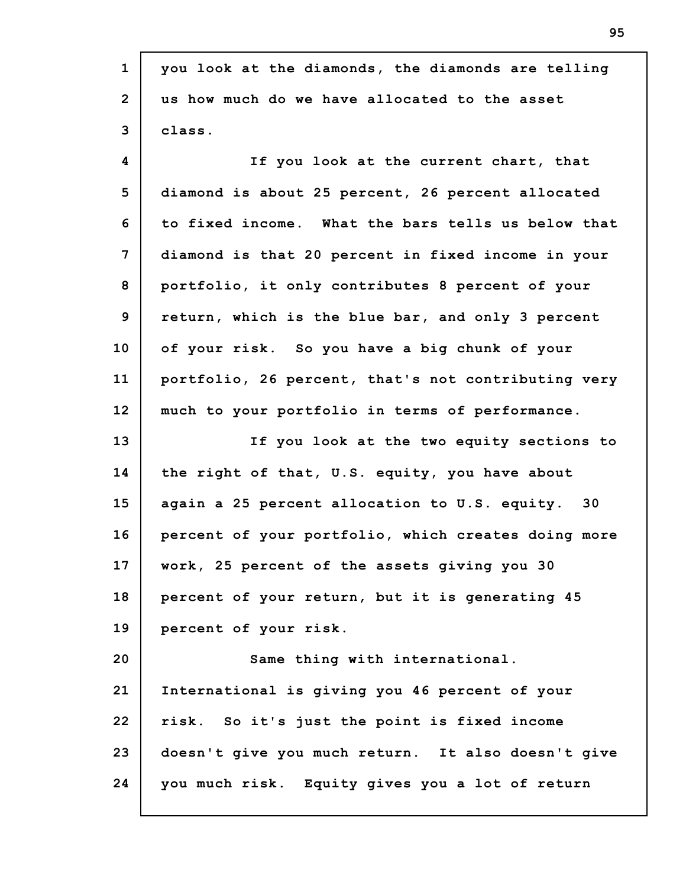you look at the diamonds, the diamonds are telling us how much do we have allocated to the asset class.

If you look at the current chart, that diamond is about 25 percent, 26 percent allocated to fixed income. What the bars tells us below that diamond is that 20 percent in fixed income in your portfolio, it only contributes 8 percent of your return, which is the blue bar, and only 3 percent of your risk. So you have a big chunk of your portfolio, 26 percent, that's not contributing very much to your portfolio in terms of performance.

If you look at the two equity sections to the right of that, U.S. equity, you have about again a 25 percent allocation to U.S. equity. 30 percent of your portfolio, which creates doing more work, 25 percent of the assets giving you 30 percent of your return, but it is generating 45 percent of your risk.

Same thing with international. International is giving you 46 percent of your risk. So it's just the point is fixed income doesn't give you much return. It also doesn't give you much risk. Equity gives you a lot of return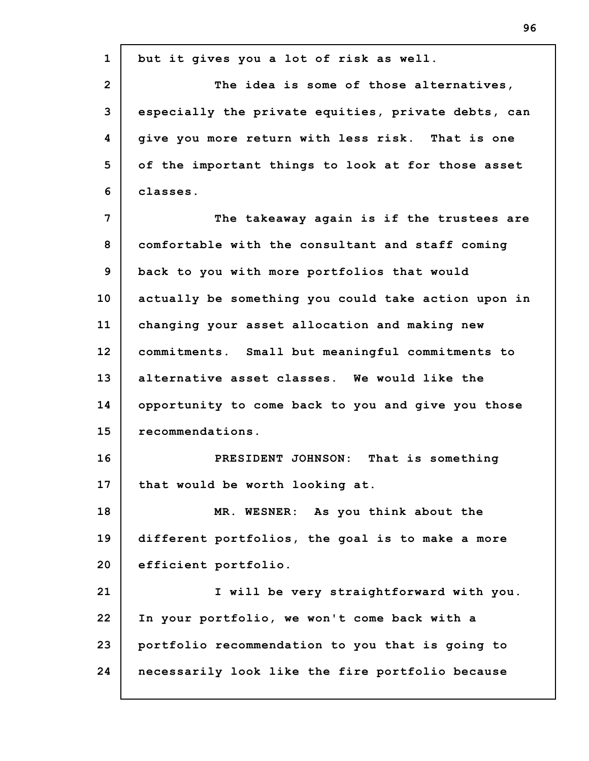but it gives you a lot of risk as well.

The idea is some of those alternatives, especially the private equities, private debts, can give you more return with less risk. That is one of the important things to look at for those asset classes.

The takeaway again is if the trustees are comfortable with the consultant and staff coming back to you with more portfolios that would actually be something you could take action upon in changing your asset allocation and making new commitments. Small but meaningful commitments to alternative asset classes. We would like the opportunity to come back to you and give you those recommendations.

PRESIDENT JOHNSON: That is something that would be worth looking at.

MR. WESNER: As you think about the different portfolios, the goal is to make a more efficient portfolio.

I will be very straightforward with you. In your portfolio, we won't come back with a portfolio recommendation to you that is going to necessarily look like the fire portfolio because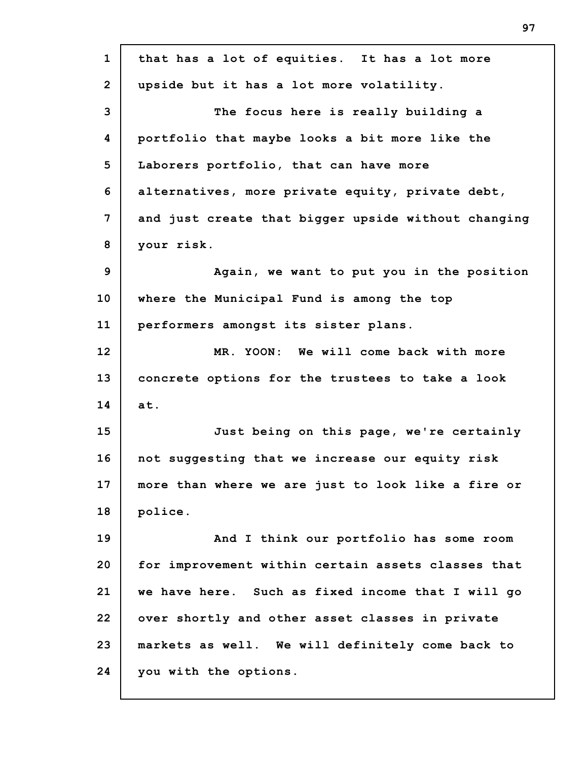that has a lot of equities. It has a lot more upside but it has a lot more volatility.

The focus here is really building a portfolio that maybe looks a bit more like the Laborers portfolio, that can have more alternatives, more private equity, private debt, and just create that bigger upside without changing your risk.

Again, we want to put you in the position where the Municipal Fund is among the top performers amongst its sister plans.

MR. YOON: We will come back with more concrete options for the trustees to take a look at.

Just being on this page, we're certainly not suggesting that we increase our equity risk more than where we are just to look like a fire or police.

And I think our portfolio has some room for improvement within certain assets classes that we have here. Such as fixed income that I will go over shortly and other asset classes in private markets as well. We will definitely come back to you with the options.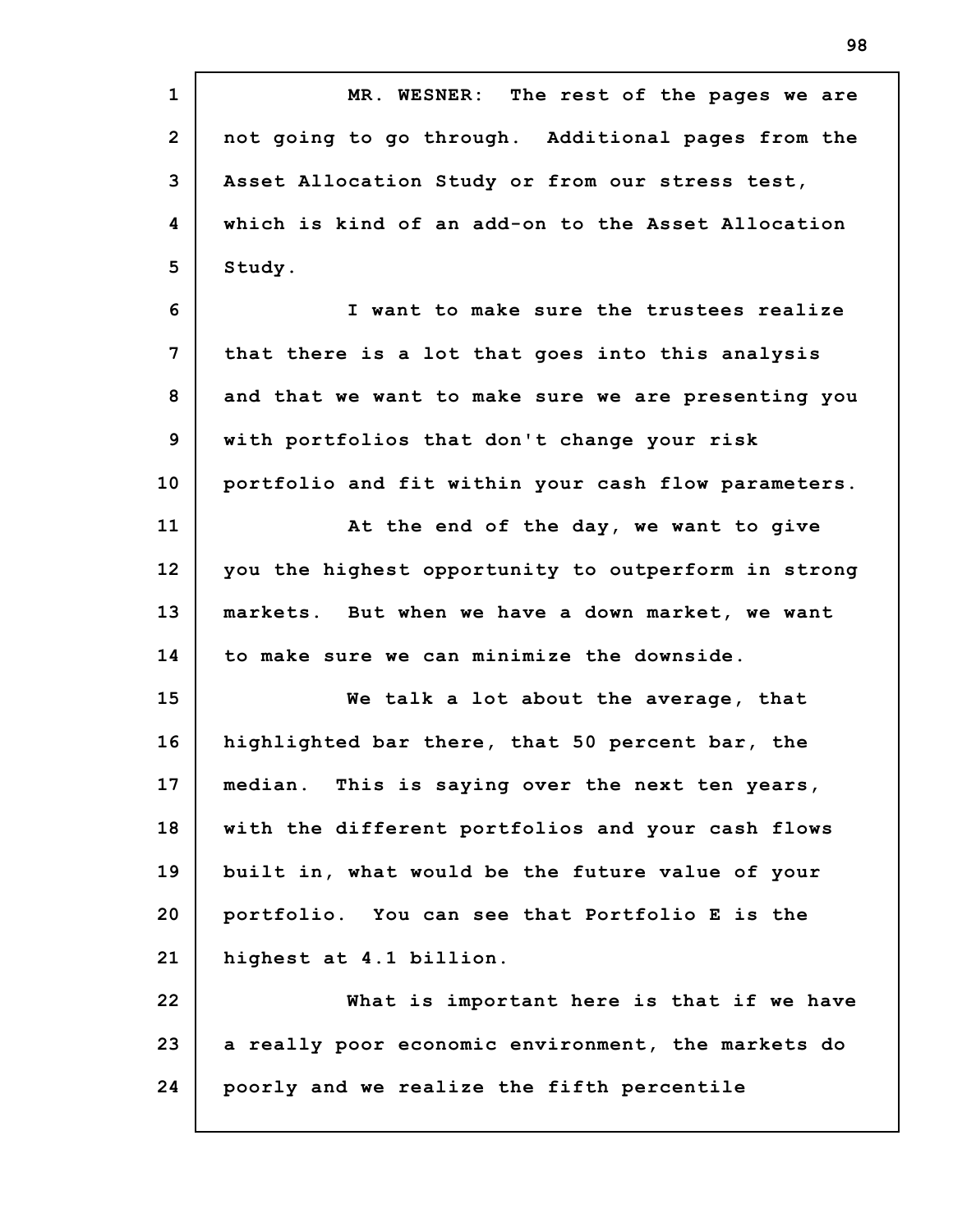MR. WESNER: The rest of the pages we are not going to go through. Additional pages from the Asset Allocation Study or from our stress test, which is kind of an add-on to the Asset Allocation Study.

I want to make sure the trustees realize that there is a lot that goes into this analysis and that we want to make sure we are presenting you with portfolios that don't change your risk portfolio and fit within your cash flow parameters.

At the end of the day, we want to give you the highest opportunity to outperform in strong markets. But when we have a down market, we want to make sure we can minimize the downside.

We talk a lot about the average, that highlighted bar there, that 50 percent bar, the median. This is saying over the next ten years, with the different portfolios and your cash flows built in, what would be the future value of your portfolio. You can see that Portfolio E is the highest at 4.1 billion.

What is important here is that if we have a really poor economic environment, the markets do poorly and we realize the fifth percentile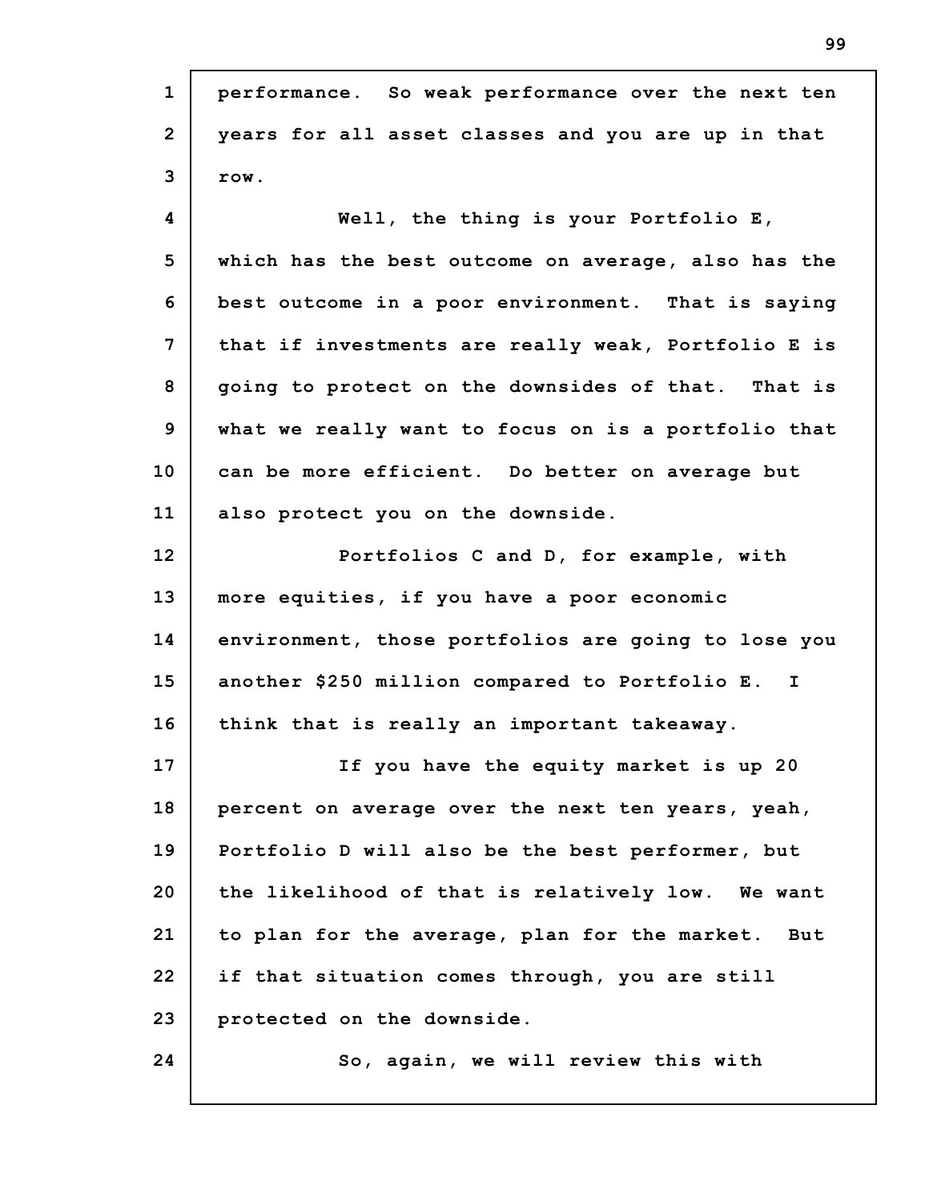performance. So weak performance over the next ten years for all asset classes and you are up in that row.

Well, the thing is your Portfolio E, which has the best outcome on average, also has the best outcome in a poor environment. That is saying that if investments are really weak, Portfolio E is going to protect on the downsides of that. That is what we really want to focus on is a portfolio that can be more efficient. Do better on average but also protect you on the downside.

Portfolios C and D, for example, with more equities, if you have a poor economic environment, those portfolios are going to lose you another $250 million compared to Portfolio E. I think that is really an important takeaway.

If you have the equity market is up 20 percent on average over the next ten years, yeah, Portfolio D will also be the best performer, but the likelihood of that is relatively low. We want to plan for the average, plan for the market. But if that situation comes through, you are still protected on the downside.

So, again, we will review this with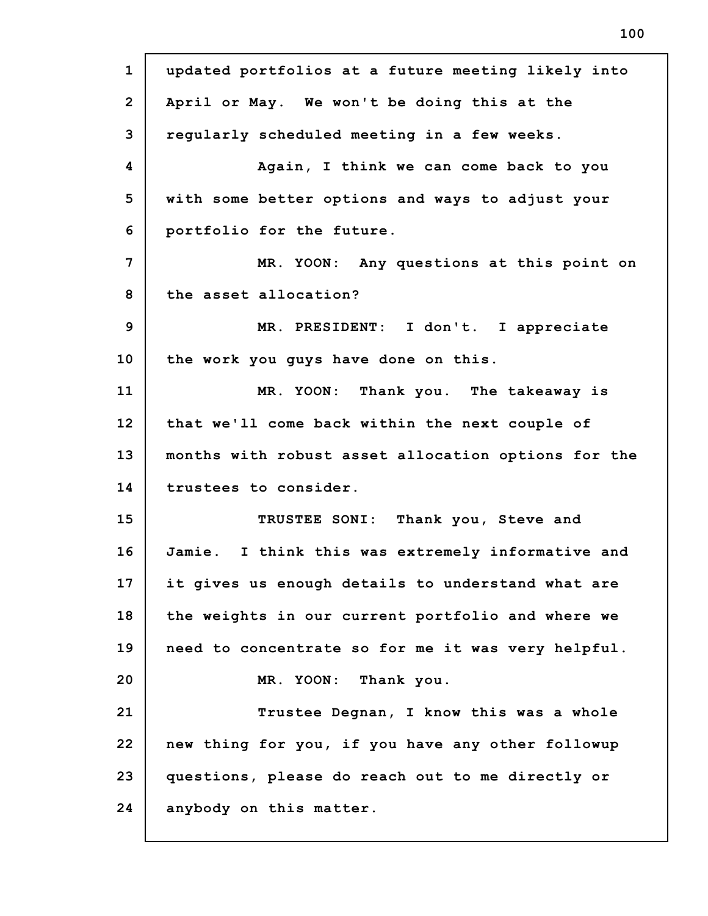updated portfolios at a future meeting likely into April or May. We won't be doing this at the regularly scheduled meeting in a few weeks.

Again, I think we can come back to you with some better options and ways to adjust your portfolio for the future.

MR. YOON: Any questions at this point on the asset allocation?

MR. PRESIDENT: I don't. I appreciate the work you guys have done on this.

MR. YOON: Thank you. The takeaway is that we'll come back within the next couple of months with robust asset allocation options for the trustees to consider.

TRUSTEE SONI: Thank you, Steve and Jamie. I think this was extremely informative and it gives us enough details to understand what are the weights in our current portfolio and where we need to concentrate so for me it was very helpful.

MR. YOON: Thank you.

Trustee Degnan, I know this was a whole new thing for you, if you have any other followup questions, please do reach out to me directly or anybody on this matter.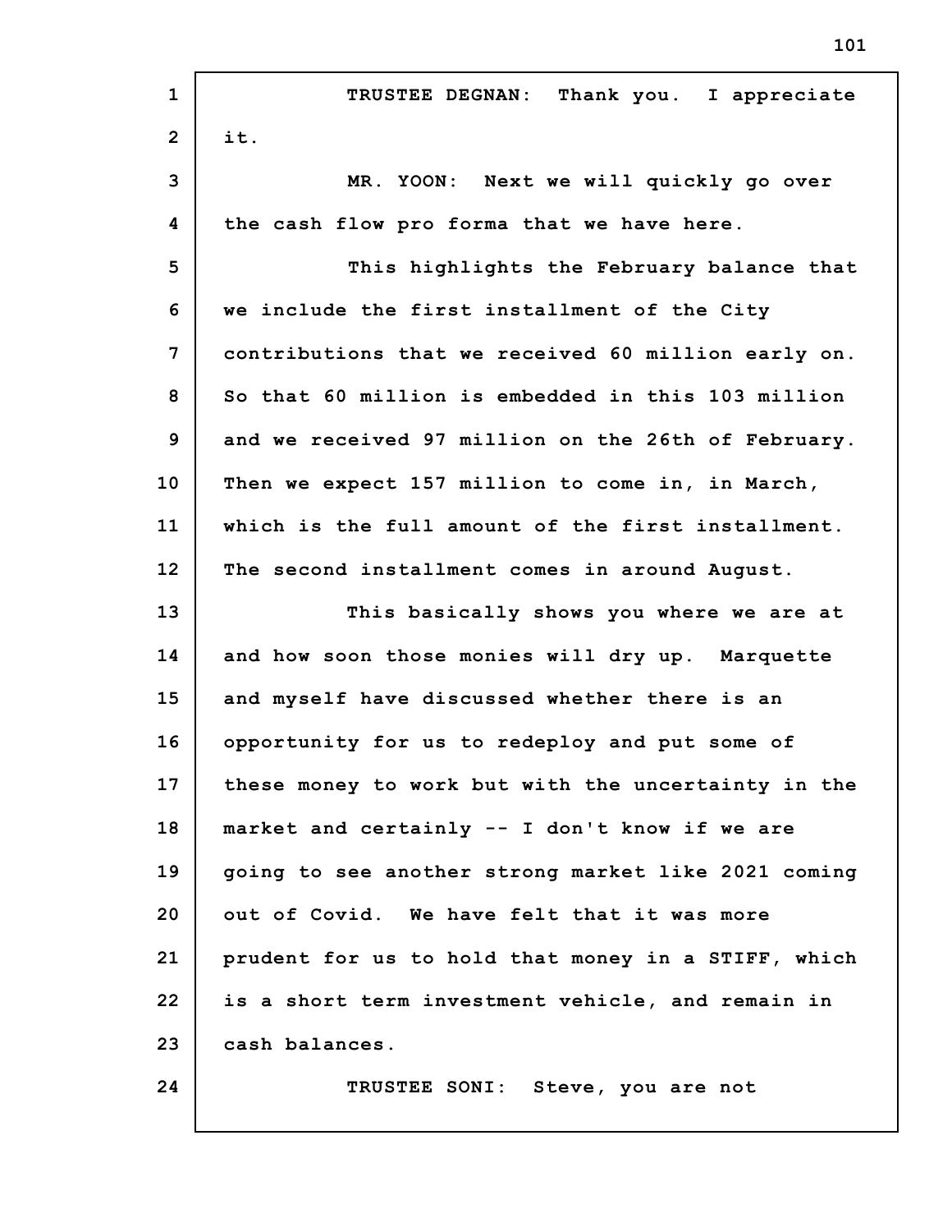TRUSTEE DEGNAN: Thank you. I appreciate it.

MR. YOON: Next we will quickly go over the cash flow pro forma that we have here.

This highlights the February balance that we include the first installment of the City contributions that we received 60 million early on. So that 60 million is embedded in this 103 million and we received 97 million on the 26th of February. Then we expect 157 million to come in, in March, which is the full amount of the first installment. The second installment comes in around August.

This basically shows you where we are at and how soon those monies will dry up. Marquette and myself have discussed whether there is an opportunity for us to redeploy and put some of these money to work but with the uncertainty in the market and certainly -- I don't know if we are going to see another strong market like 2021 coming out of Covid. We have felt that it was more prudent for us to hold that money in a STIFF, which is a short term investment vehicle, and remain in cash balances.

TRUSTEE SONI: Steve, you are not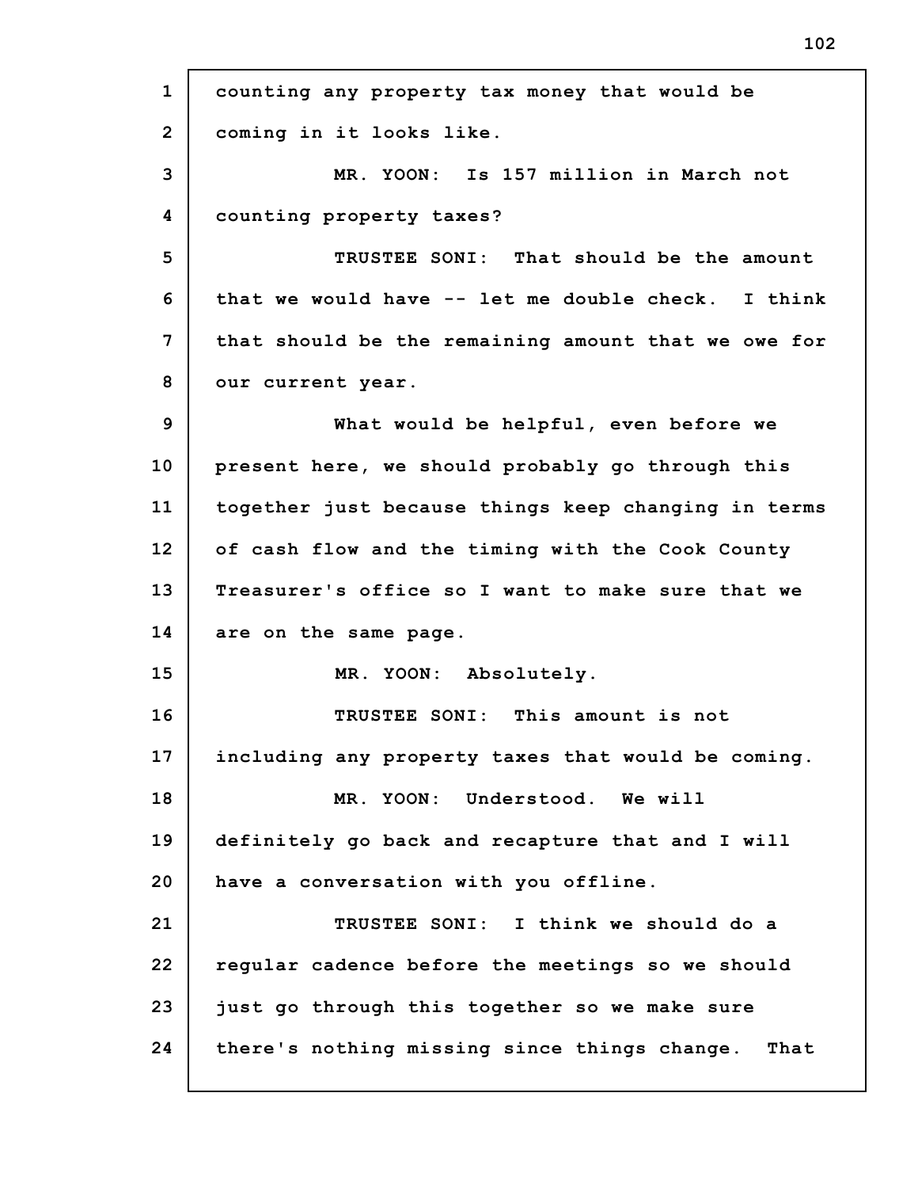counting any property tax money that would be coming in it looks like.

MR. YOON: Is 157 million in March not counting property taxes?

TRUSTEE SONI: That should be the amount that we would have -- let me double check. I think that should be the remaining amount that we owe for our current year.

What would be helpful, even before we present here, we should probably go through this together just because things keep changing in terms of cash flow and the timing with the Cook County Treasurer's office so I want to make sure that we are on the same page.

MR. YOON: Absolutely.

TRUSTEE SONI: This amount is not including any property taxes that would be coming.

MR. YOON: Understood. We will definitely go back and recapture that and I will have a conversation with you offline.

TRUSTEE SONI: I think we should do a regular cadence before the meetings so we should just go through this together so we make sure there's nothing missing since things change. That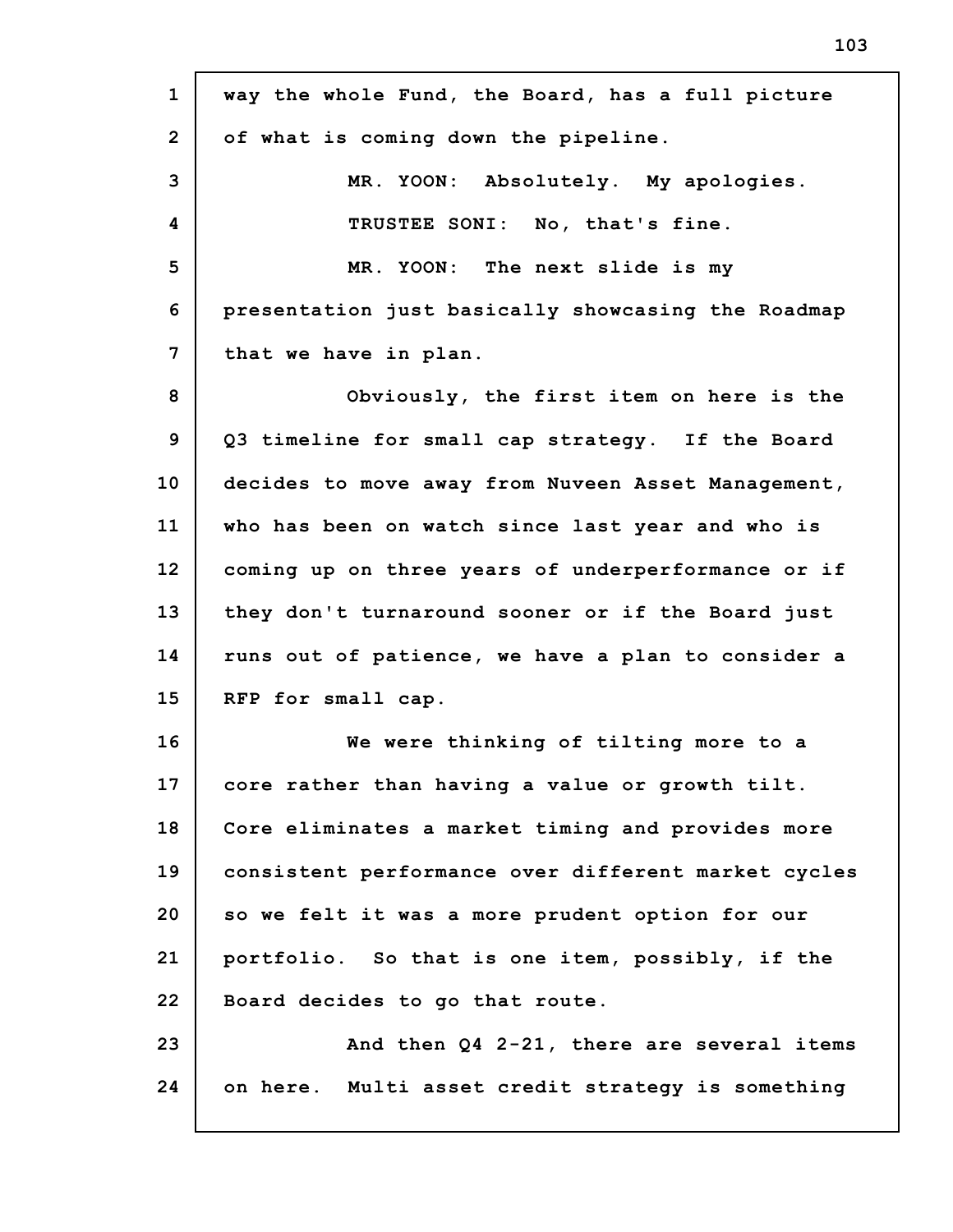way the whole Fund, the Board, has a full picture of what is coming down the pipeline.

MR. YOON: Absolutely. My apologies.

TRUSTEE SONI: No, that's fine.

MR. YOON: The next slide is my presentation just basically showcasing the Roadmap that we have in plan.

Obviously, the first item on here is the Q3 timeline for small cap strategy. If the Board decides to move away from Nuveen Asset Management, who has been on watch since last year and who is coming up on three years of underperformance or if they don't turnaround sooner or if the Board just runs out of patience, we have a plan to consider a RFP for small cap.

We were thinking of tilting more to a core rather than having a value or growth tilt. Core eliminates a market timing and provides more consistent performance over different market cycles so we felt it was a more prudent option for our portfolio. So that is one item, possibly, if the Board decides to go that route.

And then Q4 2-21, there are several items on here. Multi asset credit strategy is something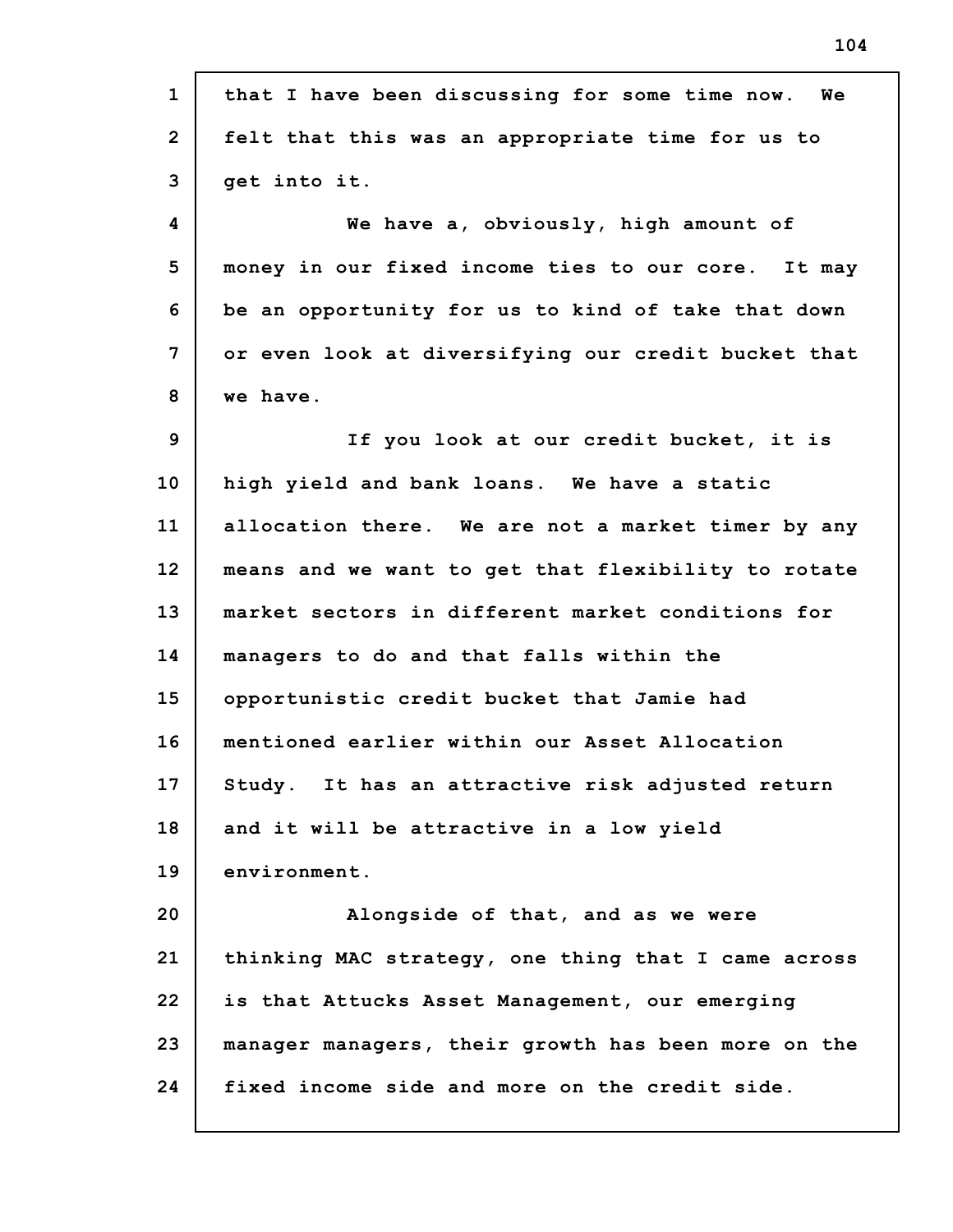that I have been discussing for some time now. We felt that this was an appropriate time for us to get into it.

We have a, obviously, high amount of money in our fixed income ties to our core. It may be an opportunity for us to kind of take that down or even look at diversifying our credit bucket that we have.

If you look at our credit bucket, it is high yield and bank loans. We have a static allocation there. We are not a market timer by any means and we want to get that flexibility to rotate market sectors in different market conditions for managers to do and that falls within the opportunistic credit bucket that Jamie had mentioned earlier within our Asset Allocation Study. It has an attractive risk adjusted return and it will be attractive in a low yield environment.

Alongside of that, and as we were thinking MAC strategy, one thing that I came across is that Attucks Asset Management, our emerging manager managers, their growth has been more on the fixed income side and more on the credit side.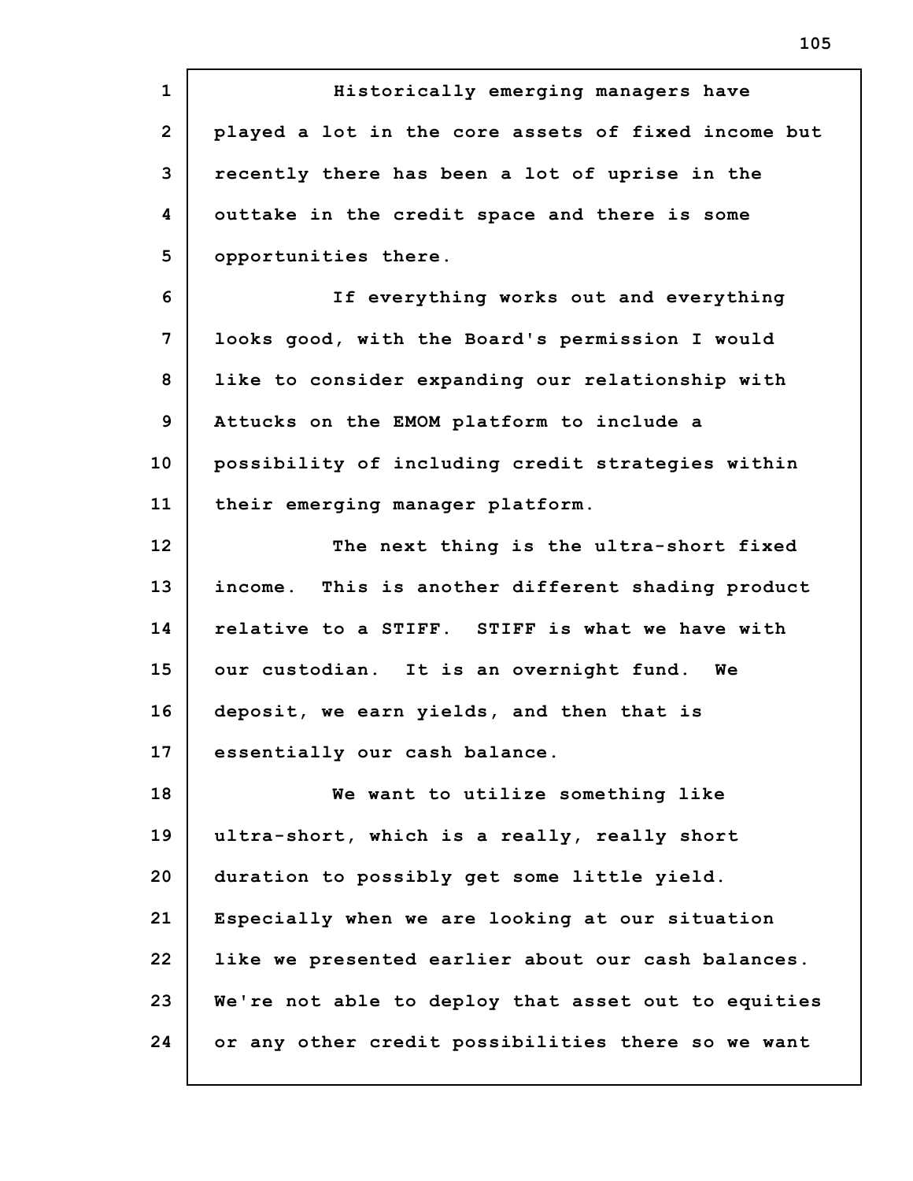Historically emerging managers have played a lot in the core assets of fixed income but recently there has been a lot of uprise in the outtake in the credit space and there is some opportunities there.

If everything works out and everything looks good, with the Board's permission I would like to consider expanding our relationship with Attucks on the EMOM platform to include a possibility of including credit strategies within their emerging manager platform.

The next thing is the ultra-short fixed income. This is another different shading product relative to a STIFF. STIFF is what we have with our custodian. It is an overnight fund. We deposit, we earn yields, and then that is essentially our cash balance.

We want to utilize something like ultra-short, which is a really, really short duration to possibly get some little yield. Especially when we are looking at our situation like we presented earlier about our cash balances. We're not able to deploy that asset out to equities or any other credit possibilities there so we want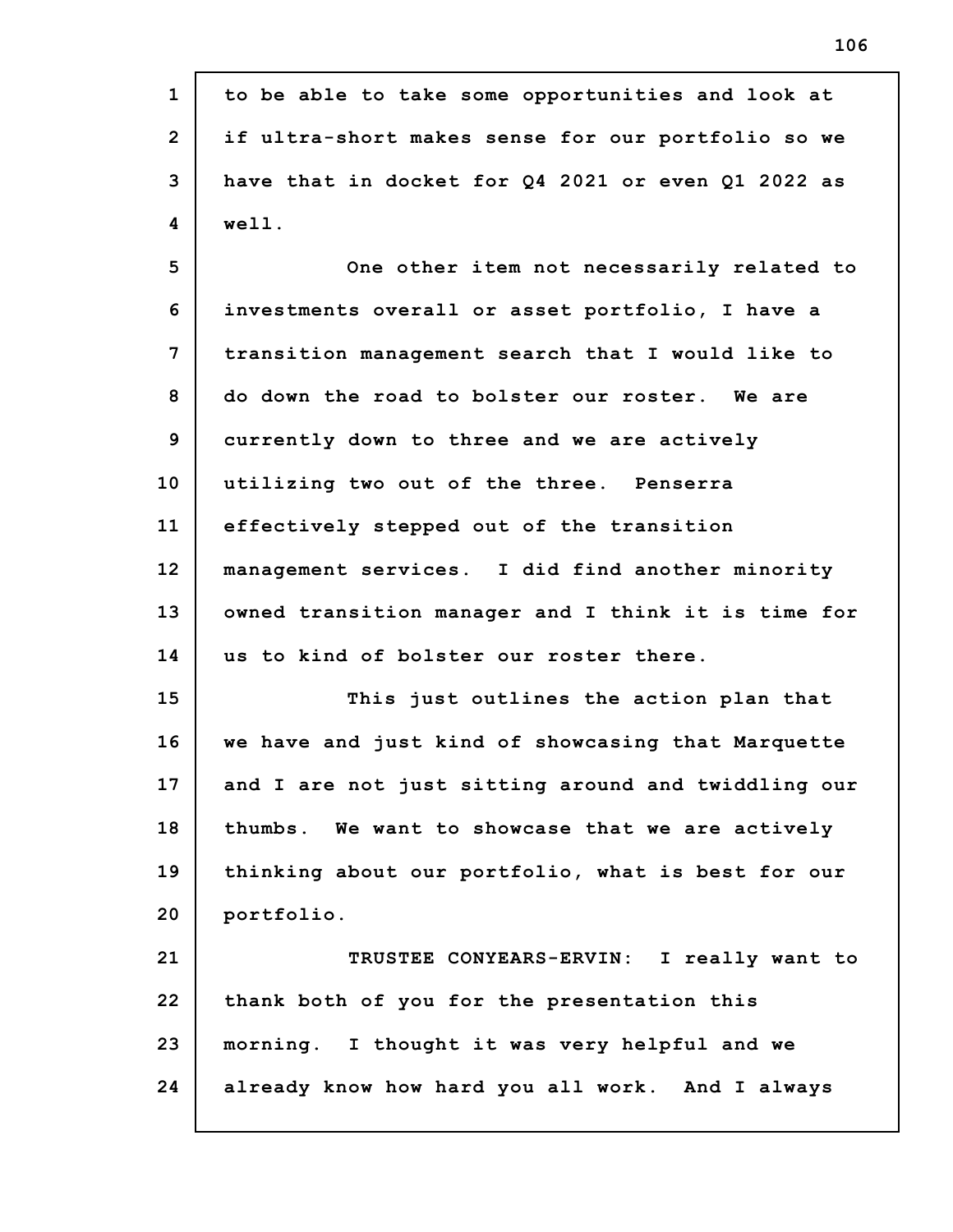to be able to take some opportunities and look at if ultra-short makes sense for our portfolio so we have that in docket for Q4 2021 or even Q1 2022 as well.

One other item not necessarily related to investments overall or asset portfolio, I have a transition management search that I would like to do down the road to bolster our roster. We are currently down to three and we are actively utilizing two out of the three. Penserra effectively stepped out of the transition management services. I did find another minority owned transition manager and I think it is time for us to kind of bolster our roster there.

This just outlines the action plan that we have and just kind of showcasing that Marquette and I are not just sitting around and twiddling our thumbs. We want to showcase that we are actively thinking about our portfolio, what is best for our portfolio.

TRUSTEE CONYEARS-ERVIN: I really want to thank both of you for the presentation this morning. I thought it was very helpful and we already know how hard you all work. And I always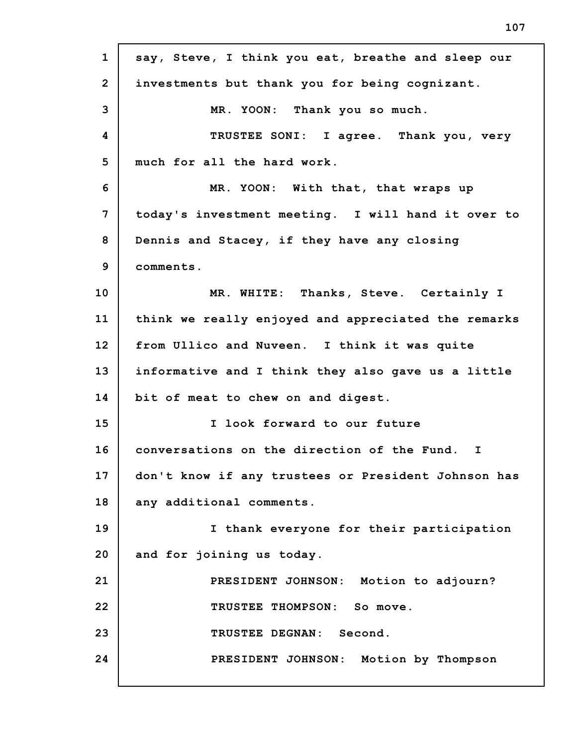say, Steve, I think you eat, breathe and sleep our investments but thank you for being cognizant.

MR. YOON: Thank you so much.

TRUSTEE SONI: I agree. Thank you, very much for all the hard work.

MR. YOON: With that, that wraps up today's investment meeting. I will hand it over to Dennis and Stacey, if they have any closing comments.

MR. WHITE: Thanks, Steve. Certainly I think we really enjoyed and appreciated the remarks from Ullico and Nuveen. I think it was quite informative and I think they also gave us a little bit of meat to chew on and digest.

I look forward to our future conversations on the direction of the Fund. I don't know if any trustees or President Johnson has any additional comments.

I thank everyone for their participation and for joining us today.

PRESIDENT JOHNSON: Motion to adjourn?

TRUSTEE THOMPSON: So move.

TRUSTEE DEGNAN: Second.

PRESIDENT JOHNSON: Motion by Thompson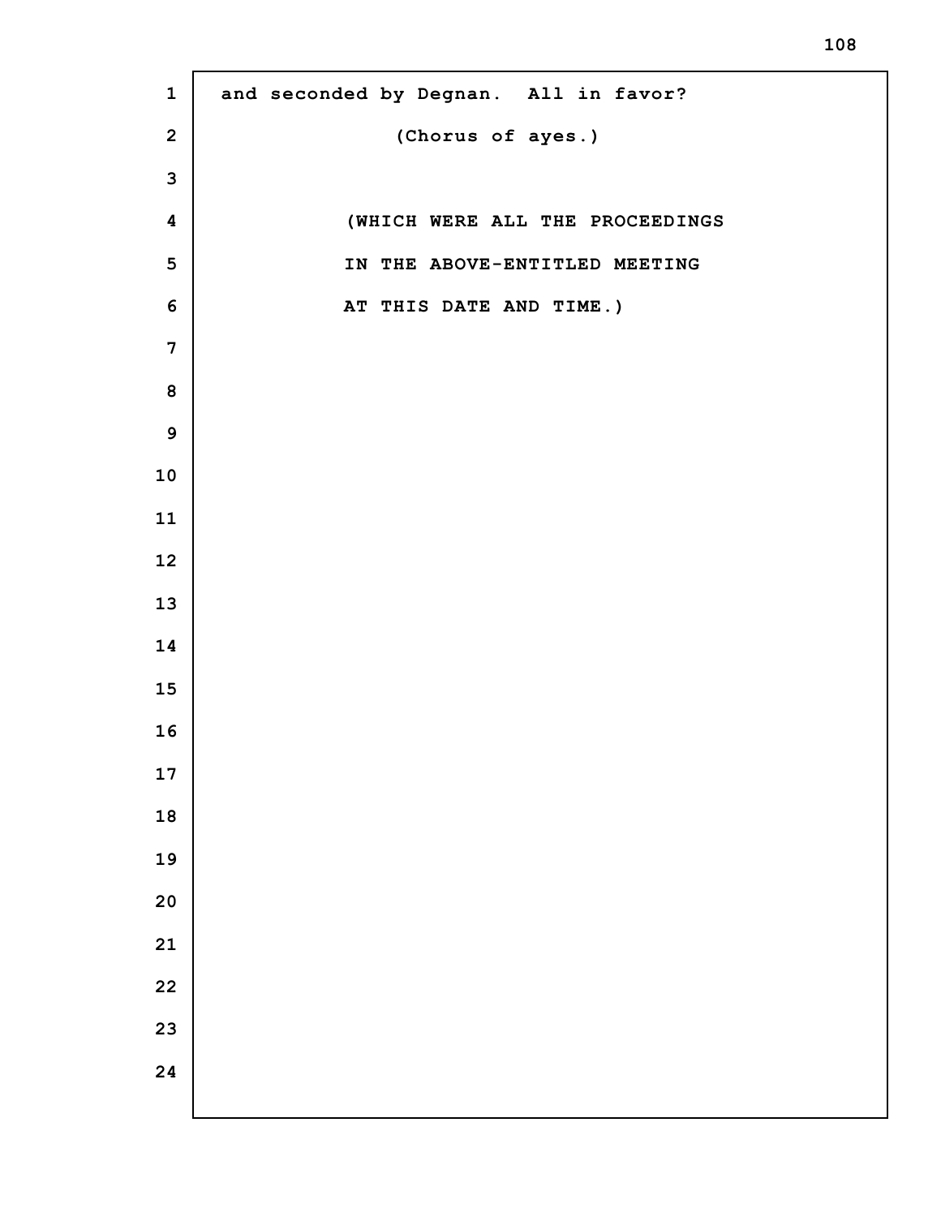and seconded by Degnan. All in favor?

(Chorus of ayes.)

(WHICH WERE ALL THE PROCEEDINGS
IN THE ABOVE-ENTITLED MEETING
AT THIS DATE AND TIME.)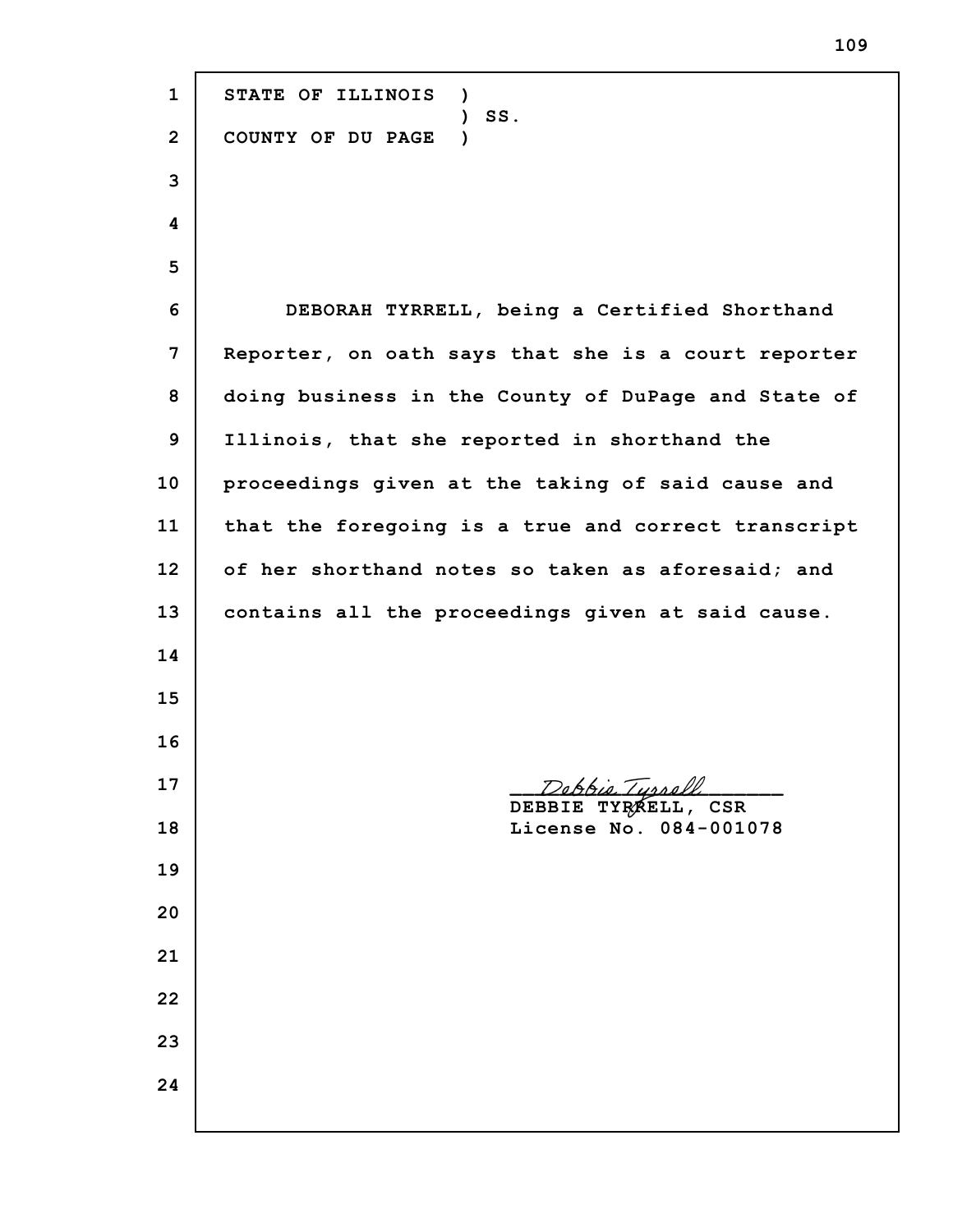STATE OF ILLINOIS )
) SS.
COUNTY OF DU PAGE )

DEBORAH TYRRELL, being a Certified Shorthand Reporter, on oath says that she is a court reporter doing business in the County of DuPage and State of Illinois, that she reported in shorthand the proceedings given at the taking of said cause and that the foregoing is a true and correct transcript of her shorthand notes so taken as aforesaid; and contains all the proceedings given at said cause.

Debbie Tyrrell
DEBBIE TYRRELL, CSR
License No. 084-001078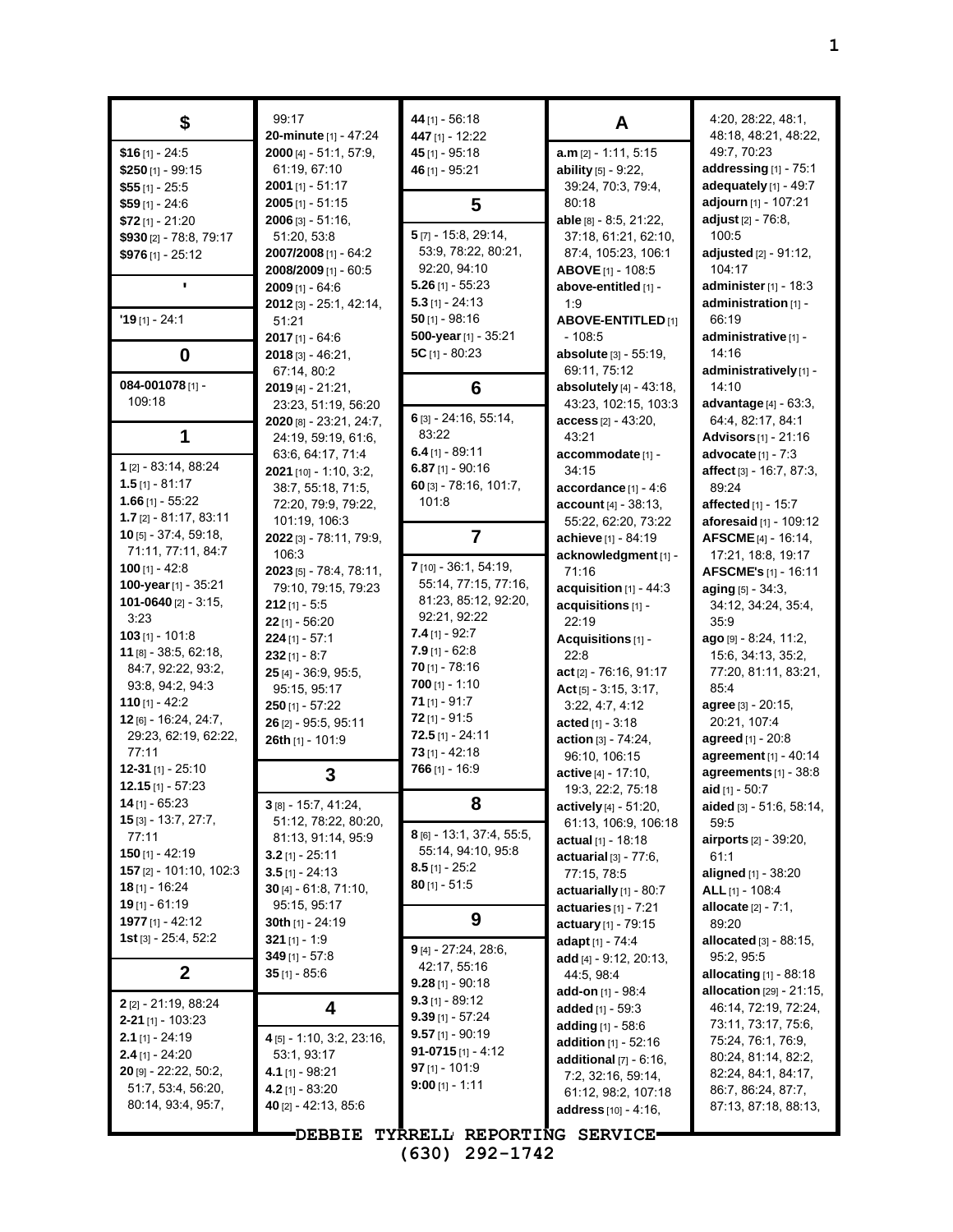## $

**$16** [1] - 24:5
**$250** [1] - 99:15
**$55** [1] - 25:5
**$59** [1] - 24:6
**$72** [1] - 21:20
**$930** [2] - 78:8, 79:17
**$976** [1] - 25:12

## '

**'19** [1] - 24:1

## 0

**084-001078** [1] - 109:18

## 1

**1** [2] - 83:14, 88:24
**1.5** [1] - 81:17
**1.66** [1] - 55:22
**1.7** [2] - 81:17, 83:11
**10** [5] - 37:4, 59:18, 71:11, 77:11, 84:7
**100** [1] - 42:8
**100-year** [1] - 35:21
**101-0640** [2] - 3:15, 3:23
**103** [1] - 101:8
**11** [8] - 38:5, 62:18, 84:7, 92:22, 93:2, 93:8, 94:2, 94:3
**110** [1] - 42:2
**12** [6] - 16:24, 24:7, 29:23, 62:19, 62:22, 77:11
**12-31** [1] - 25:10
**12.15** [1] - 57:23
**14** [1] - 65:23
**15** [3] - 13:7, 27:7, 77:11
**150** [1] - 42:19
**157** [2] - 101:10, 102:3
**18** [1] - 16:24
**19** [1] - 61:19
**1977** [1] - 42:12
**1st** [3] - 25:4, 52:2

## 2

**2** [2] - 21:19, 88:24
**2-21** [1] - 103:23
**2.1** [1] - 24:19
**2.4** [1] - 24:20
**20** [9] - 22:22, 50:2, 51:7, 53:4, 56:20, 80:14, 93:4, 95:7, 99:17
**20-minute** [1] - 47:24
**2000** [4] - 51:1, 57:9, 61:19, 67:10
**2001** [1] - 51:17
**2005** [1] - 51:15
**2006** [3] - 51:16, 51:20, 53:8
**2007/2008** [1] - 64:2
**2008/2009** [1] - 60:5
**2009** [1] - 64:6
**2012** [3] - 25:1, 42:14, 51:21
**2017** [1] - 64:6
**2018** [3] - 46:21, 67:14, 80:2
**2019** [4] - 21:21, 23:23, 51:19, 56:20
**2020** [8] - 23:21, 24:7, 24:19, 59:19, 61:6, 63:6, 64:17, 71:4
**2021** [10] - 1:10, 3:2, 38:7, 55:18, 71:5, 72:20, 79:9, 79:22, 101:19, 106:3
**2022** [3] - 78:11, 79:9, 106:3
**2023** [5] - 78:4, 78:11, 79:10, 79:15, 79:23
**212** [1] - 5:5
**22** [1] - 56:20
**224** [1] - 57:1
**232** [1] - 8:7
**25** [4] - 36:9, 95:5, 95:15, 95:17
**250** [1] - 57:22
**26** [2] - 95:5, 95:11
**26th** [1] - 101:9

## 3

**3** [8] - 15:7, 41:24, 51:12, 78:22, 80:20, 81:13, 91:14, 95:9
**3.2** [1] - 25:11
**3.5** [1] - 24:13
**30** [4] - 61:8, 71:10, 95:15, 95:17
**30th** [1] - 24:19
**321** [1] - 1:9
**349** [1] - 57:8
**35** [1] - 85:6

## 4

**4** [5] - 1:10, 3:2, 23:16, 53:1, 93:17
**4.1** [1] - 98:21
**4.2** [1] - 83:20
**40** [2] - 42:13, 85:6
**44** [1] - 56:18
**447** [1] - 12:22
**45** [1] - 95:18
**46** [1] - 95:21

## 5

**5** [7] - 15:8, 29:14, 53:9, 78:22, 80:21, 92:20, 94:10
**5.26** [1] - 55:23
**5.3** [1] - 24:13
**50** [1] - 98:16
**500-year** [1] - 35:21
**5C** [1] - 80:23

## 6

**6** [3] - 24:16, 55:14, 83:22
**6.4** [1] - 89:11
**6.87** [1] - 90:16
**60** [3] - 78:16, 101:7, 101:8

## 7

**7** [10] - 36:1, 54:19, 55:14, 77:15, 77:16, 81:23, 85:12, 92:20, 92:21, 92:22
**7.4** [1] - 92:7
**7.9** [1] - 62:8
**70** [1] - 78:16
**700** [1] - 1:10
**71** [1] - 91:7
**72** [1] - 91:5
**72.5** [1] - 24:11
**73** [1] - 42:18
**766** [1] - 16:9

## 8

**8** [6] - 13:1, 37:4, 55:5, 55:14, 94:10, 95:8
**8.5** [1] - 25:2
**80** [1] - 51:5

## 9

**9** [4] - 27:24, 28:6, 42:17, 55:16
**9.28** [1] - 90:18
**9.3** [1] - 89:12
**9.39** [1] - 57:24
**9.57** [1] - 90:19
**91-0715** [1] - 4:12
**97** [1] - 101:9
**9:00** [1] - 1:11

## A

**a.m** [2] - 1:11, 5:15
**ability** [5] - 9:22, 39:24, 70:3, 79:4, 80:18
**able** [8] - 8:5, 21:22, 37:18, 61:21, 62:10, 87:4, 105:23, 106:1
**ABOVE** [1] - 108:5
**above-entitled** [1] - 1:9
**ABOVE-ENTITLED** [1] - 108:5
**absolute** [3] - 55:19, 69:11, 75:12
**absolutely** [4] - 43:18, 43:23, 102:15, 103:3
**access** [2] - 43:20, 43:21
**accommodate** [1] - 34:15
**accordance** [1] - 4:6
**account** [4] - 38:13, 55:22, 62:20, 73:22
**achieve** [1] - 84:19
**acknowledgment** [1] - 71:16
**acquisition** [1] - 44:3
**acquisitions** [1] - 22:19
**Acquisitions** [1] - 22:8
**act** [2] - 76:16, 91:17
**Act** [5] - 3:15, 3:17, 3:22, 4:7, 4:12
**acted** [1] - 3:18
**action** [3] - 74:24, 96:10, 106:15
**active** [4] - 17:10, 19:3, 22:2, 75:18
**actively** [4] - 51:20, 61:13, 106:9, 106:18
**actual** [1] - 18:18
**actuarial** [3] - 77:6, 77:15, 78:5
**actuarially** [1] - 80:7
**actuaries** [1] - 7:21
**actuary** [1] - 79:15
**adapt** [1] - 74:4
**add** [4] - 9:12, 20:13, 44:5, 98:4
**add-on** [1] - 98:4
**added** [1] - 59:3
**adding** [1] - 58:6
**addition** [1] - 52:16
**additional** [7] - 6:16, 7:2, 32:16, 59:14, 61:12, 98:2, 107:18
**address** [10] - 4:16, 4:20, 28:22, 48:1, 48:18, 48:21, 48:22, 49:7, 70:23
**addressing** [1] - 75:1
**adequately** [1] - 49:7
**adjourn** [1] - 107:21
**adjust** [2] - 76:8, 100:5
**adjusted** [2] - 91:12, 104:17
**administer** [1] - 18:3
**administration** [1] - 66:19
**administrative** [1] - 14:16
**administratively** [1] - 14:10
**advantage** [4] - 63:3, 64:4, 82:17, 84:1
**Advisors** [1] - 21:16
**advocate** [1] - 7:3
**affect** [3] - 16:7, 87:3, 89:24
**affected** [1] - 15:7
**aforesaid** [1] - 109:12
**AFSCME** [4] - 16:14, 17:21, 18:8, 19:17
**AFSCME's** [1] - 16:11
**aging** [5] - 34:3, 34:12, 34:24, 35:4, 35:9
**ago** [9] - 8:24, 11:2, 15:6, 34:13, 35:2, 77:20, 81:11, 83:21, 85:4
**agree** [3] - 20:15, 20:21, 107:4
**agreed** [1] - 20:8
**agreement** [1] - 40:14
**agreements** [1] - 38:8
**aid** [1] - 50:7
**aided** [3] - 51:6, 58:14, 59:5
**airports** [2] - 39:20, 61:1
**aligned** [1] - 38:20
**ALL** [1] - 108:4
**allocate** [2] - 7:1, 89:20
**allocated** [3] - 88:15, 95:2, 95:5
**allocating** [1] - 88:18
**allocation** [29] - 21:15, 46:14, 72:19, 72:24, 73:11, 73:17, 75:6, 75:24, 76:1, 76:9, 80:24, 81:14, 82:2, 82:24, 84:1, 84:17, 86:7, 86:24, 87:7, 87:13, 87:18, 88:13,

DEBBIE TYRRELL REPORTING SERVICE
(630) 292-1742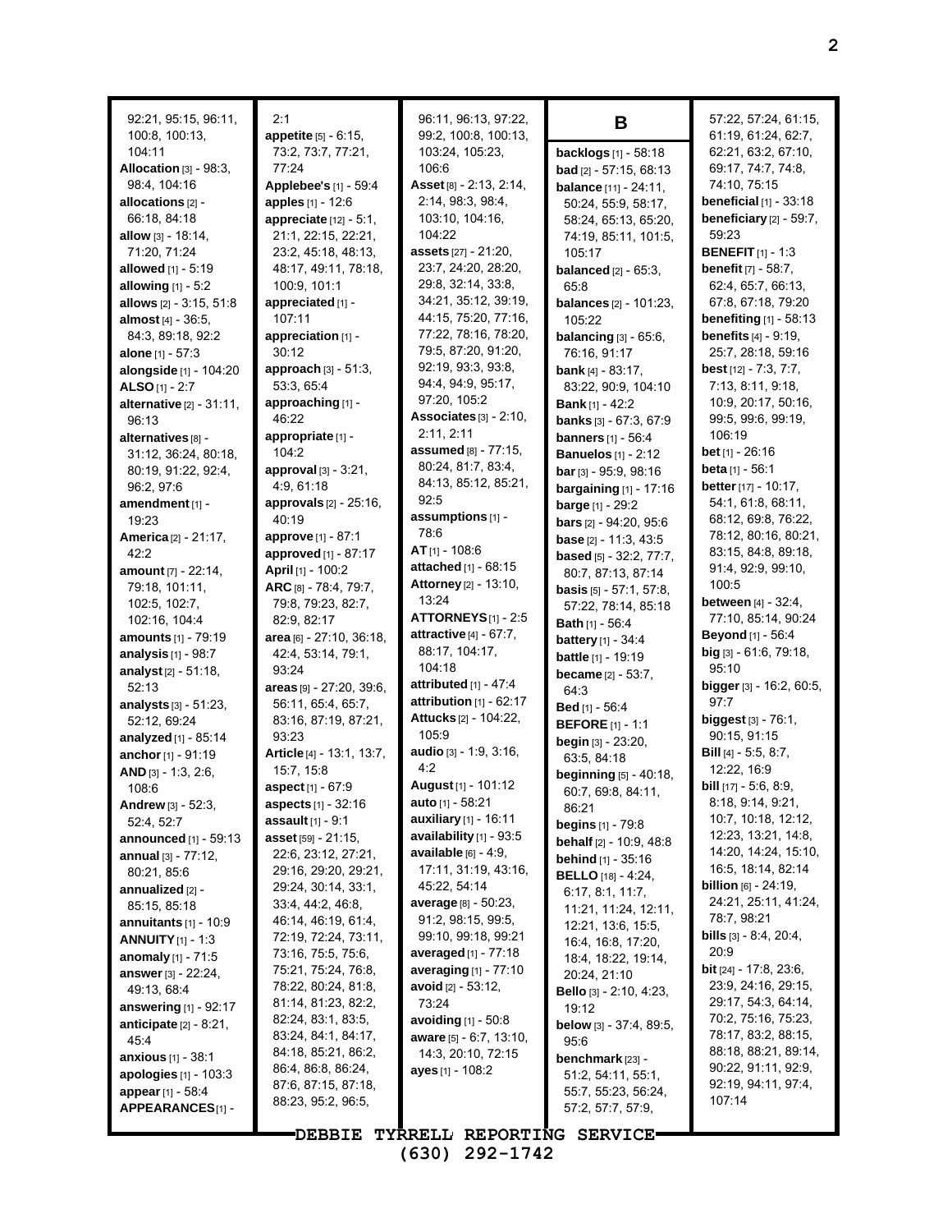92:21, 95:15, 96:11, 100:8, 100:13, 104:11
**Allocation** [3] - 98:3, 98:4, 104:16
**allocations** [2] - 66:18, 84:18
**allow** [3] - 18:14, 71:20, 71:24
**allowed** [1] - 5:19
**allowing** [1] - 5:2
**allows** [2] - 3:15, 51:8
**almost** [4] - 36:5, 84:3, 89:18, 92:2
**alone** [1] - 57:3
**alongside** [1] - 104:20
**ALSO** [1] - 2:7
**alternative** [2] - 31:11, 96:13
**alternatives** [8] - 31:12, 36:24, 80:18, 80:19, 91:22, 92:4, 96:2, 97:6
**amendment** [1] - 19:23
**America** [2] - 21:17, 42:2
**amount** [7] - 22:14, 79:18, 101:11, 102:5, 102:7, 102:16, 104:4
**amounts** [1] - 79:19
**analysis** [1] - 98:7
**analyst** [2] - 51:18, 52:13
**analysts** [3] - 51:23, 52:12, 69:24
**analyzed** [1] - 85:14
**anchor** [1] - 91:19
**AND** [3] - 1:3, 2:6, 108:6
**Andrew** [3] - 52:3, 52:4, 52:7
**announced** [1] - 59:13
**annual** [3] - 77:12, 80:21, 85:6
**annualized** [2] - 85:15, 85:18
**annuitants** [1] - 10:9
**ANNUITY** [1] - 1:3
**anomaly** [1] - 71:5
**answer** [3] - 22:24, 49:13, 68:4
**answering** [1] - 92:17
**anticipate** [2] - 8:21, 45:4
**anxious** [1] - 38:1
**apologies** [1] - 103:3
**appear** [1] - 58:4
**APPEARANCES** [1] - 2:1
**appetite** [5] - 6:15, 73:2, 73:7, 77:21, 77:24
**Applebee's** [1] - 59:4
**apples** [1] - 12:6
**appreciate** [12] - 5:1, 21:1, 22:15, 22:21, 23:2, 45:18, 48:13, 48:17, 49:11, 78:18, 100:9, 101:1
**appreciated** [1] - 107:11
**appreciation** [1] - 30:12
**approach** [3] - 51:3, 53:3, 65:4
**approaching** [1] - 46:22
**appropriate** [1] - 104:2
**approval** [3] - 3:21, 4:9, 61:18
**approvals** [2] - 25:16, 40:19
**approve** [1] - 87:1
**approved** [1] - 87:17
**April** [1] - 100:2
**ARC** [8] - 78:4, 79:7, 79:8, 79:23, 82:7, 82:9, 82:17
**area** [6] - 27:10, 36:18, 42:4, 53:14, 79:1, 93:24
**areas** [9] - 27:20, 39:6, 56:11, 65:4, 65:7, 83:16, 87:19, 87:21, 93:23
**Article** [4] - 13:1, 13:7, 15:7, 15:8
**aspect** [1] - 67:9
**aspects** [1] - 32:16
**assault** [1] - 9:1
**asset** [59] - 21:15, 22:6, 23:12, 27:21, 29:16, 29:20, 29:21, 29:24, 30:14, 33:1, 33:4, 44:2, 46:8, 46:14, 46:19, 61:4, 72:19, 72:24, 73:11, 73:16, 75:5, 75:6, 75:21, 75:24, 76:8, 78:22, 80:24, 81:8, 81:14, 81:23, 82:2, 82:24, 83:1, 83:5, 83:24, 84:1, 84:17, 84:18, 85:21, 86:2, 86:4, 86:8, 86:24, 87:6, 87:15, 87:18, 88:23, 95:2, 96:5, 96:11, 96:13, 97:22, 99:2, 100:8, 100:13, 103:24, 105:23, 106:6
**Asset** [8] - 2:13, 2:14, 2:14, 98:3, 98:4, 103:10, 104:16, 104:22
**assets** [27] - 21:20, 23:7, 24:20, 28:20, 29:8, 32:14, 33:8, 34:21, 35:12, 39:19, 44:15, 75:20, 77:16, 77:22, 78:16, 78:20, 79:5, 87:20, 91:20, 92:19, 93:3, 93:8, 94:4, 94:9, 95:17, 97:20, 105:2
**Associates** [3] - 2:10, 2:11, 2:11
**assumed** [8] - 77:15, 80:24, 81:7, 83:4, 84:13, 85:12, 85:21, 92:5
**assumptions** [1] - 78:6
**AT** [1] - 108:6
**attached** [1] - 68:15
**Attorney** [2] - 13:10, 13:24
**ATTORNEYS** [1] - 2:5
**attractive** [4] - 67:7, 88:17, 104:17, 104:18
**attributed** [1] - 47:4
**attribution** [1] - 62:17
**Attucks** [2] - 104:22, 105:9
**audio** [3] - 1:9, 3:16, 4:2
**August** [1] - 101:12
**auto** [1] - 58:21
**auxiliary** [1] - 16:11
**availability** [1] - 93:5
**available** [6] - 4:9, 17:11, 31:19, 43:16, 45:22, 54:14
**average** [8] - 50:23, 91:2, 98:15, 99:5, 99:10, 99:18, 99:21
**averaged** [1] - 77:18
**averaging** [1] - 77:10
**avoid** [2] - 53:12, 73:24
**avoiding** [1] - 50:8
**aware** [5] - 6:7, 13:10, 14:3, 20:10, 72:15
**ayes** [1] - 108:2

## B

**backlogs** [1] - 58:18
**bad** [2] - 57:15, 68:13
**balance** [11] - 24:11, 50:24, 55:9, 58:17, 58:24, 65:13, 65:20, 74:19, 85:11, 101:5, 105:17
**balanced** [2] - 65:3, 65:8
**balances** [2] - 101:23, 105:22
**balancing** [3] - 65:6, 76:16, 91:17
**bank** [4] - 83:17, 83:22, 90:9, 104:10
**Bank** [1] - 42:2
**banks** [3] - 67:3, 67:9
**banners** [1] - 56:4
**Banuelos** [1] - 2:12
**bar** [3] - 95:9, 98:16
**bargaining** [1] - 17:16
**barge** [1] - 29:2
**bars** [2] - 94:20, 95:6
**base** [2] - 11:3, 43:5
**based** [5] - 32:2, 77:7, 80:7, 87:13, 87:14
**basis** [5] - 57:1, 57:8, 57:22, 78:14, 85:18
**Bath** [1] - 56:4
**battery** [1] - 34:4
**battle** [1] - 19:19
**became** [2] - 53:7, 64:3
**Bed** [1] - 56:4
**BEFORE** [1] - 1:1
**begin** [3] - 23:20, 63:5, 84:18
**beginning** [5] - 40:18, 60:7, 69:8, 84:11, 86:21
**begins** [1] - 79:8
**behalf** [2] - 10:9, 48:8
**behind** [1] - 35:16
**BELLO** [18] - 4:24, 6:17, 8:1, 11:7, 11:21, 11:24, 12:11, 12:21, 13:6, 15:5, 16:4, 16:8, 17:20, 18:4, 18:22, 19:14, 20:24, 21:10
**Bello** [3] - 2:10, 4:23, 19:12
**below** [3] - 37:4, 89:5, 95:6
**benchmark** [23] - 51:2, 54:11, 55:1, 55:7, 55:23, 56:24, 57:2, 57:7, 57:9, 57:22, 57:24, 61:15, 61:19, 61:24, 62:7, 62:21, 63:2, 67:10, 69:17, 74:7, 74:8, 74:10, 75:15
**beneficial** [1] - 33:18
**beneficiary** [2] - 59:7, 59:23
**BENEFIT** [1] - 1:3
**benefit** [7] - 58:7, 62:4, 65:7, 66:13, 67:8, 67:18, 79:20
**benefiting** [1] - 58:13
**benefits** [4] - 9:19, 25:7, 28:18, 59:16
**best** [12] - 7:3, 7:7, 7:13, 8:11, 9:18, 10:9, 20:17, 50:16, 99:5, 99:6, 99:19, 106:19
**bet** [1] - 26:16
**beta** [1] - 56:1
**better** [17] - 10:17, 54:1, 61:8, 68:11, 68:12, 69:8, 76:22, 78:12, 80:16, 80:21, 83:15, 84:8, 89:18, 91:4, 92:9, 99:10, 100:5
**between** [4] - 32:4, 77:10, 85:14, 90:24
**Beyond** [1] - 56:4
**big** [3] - 61:6, 79:18, 95:10
**bigger** [3] - 16:2, 60:5, 97:7
**biggest** [3] - 76:1, 90:15, 91:15
**Bill** [4] - 5:5, 8:7, 12:22, 16:9
**bill** [17] - 5:6, 8:9, 8:18, 9:14, 9:21, 10:7, 10:18, 12:12, 12:23, 13:21, 14:8, 14:20, 14:24, 15:10, 16:5, 18:14, 82:14
**billion** [6] - 24:19, 24:21, 25:11, 41:24, 78:7, 98:21
**bills** [3] - 8:4, 20:4, 20:9
**bit** [24] - 17:8, 23:6, 23:9, 24:16, 29:15, 29:17, 54:3, 64:14, 70:2, 75:16, 75:23, 78:17, 83:2, 88:15, 88:18, 88:21, 89:14, 90:22, 91:11, 92:9, 92:19, 94:11, 97:4, 107:14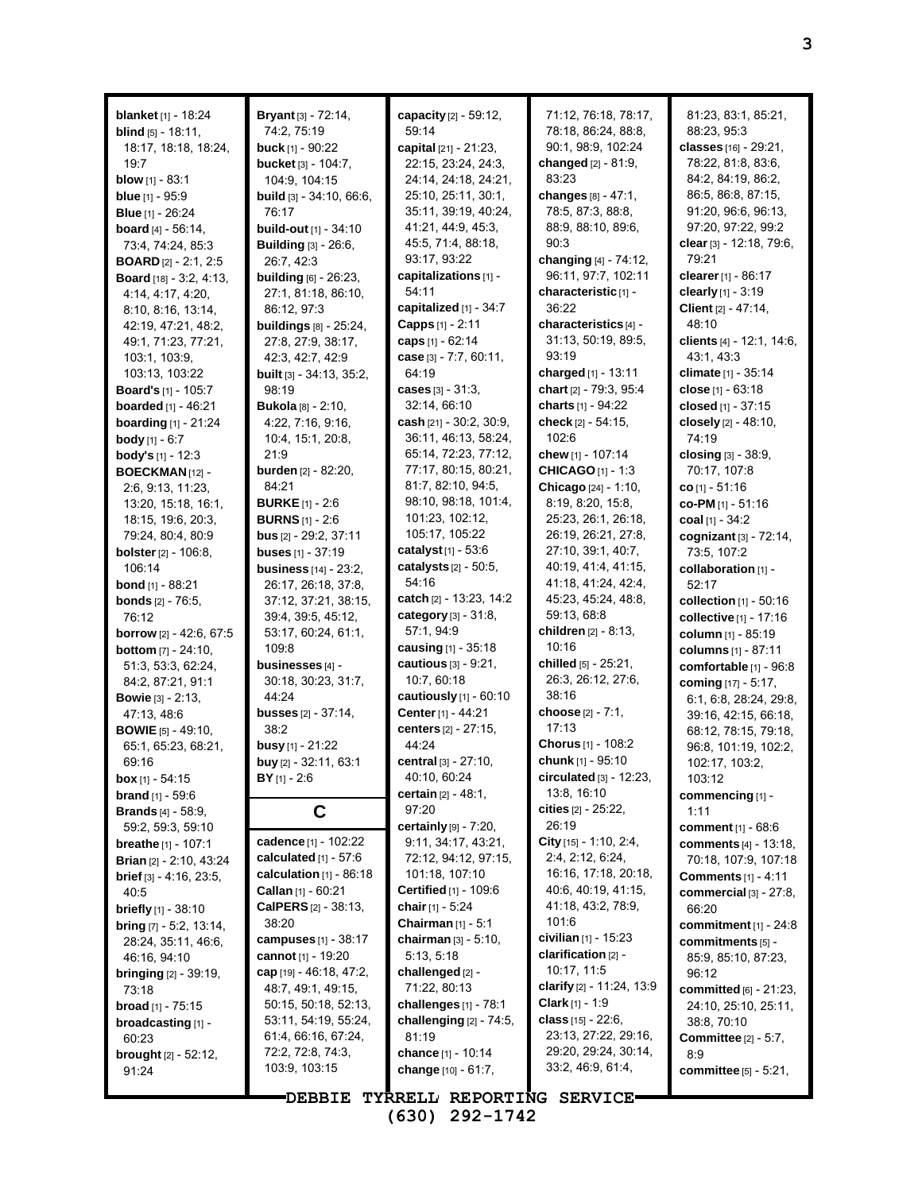**blanket** [1] - 18:24
**blind** [5] - 18:11, 18:17, 18:18, 18:24, 19:7
**blow** [1] - 83:1
**blue** [1] - 95:9
**Blue** [1] - 26:24
**board** [4] - 56:14, 73:4, 74:24, 85:3
**BOARD** [2] - 2:1, 2:5
**Board** [18] - 3:2, 4:13, 4:14, 4:17, 4:20, 8:10, 8:16, 13:14, 42:19, 47:21, 48:2, 49:1, 71:23, 77:21, 103:1, 103:9, 103:13, 103:22
**Board's** [1] - 105:7
**boarded** [1] - 46:21
**boarding** [1] - 21:24
**body** [1] - 6:7
**body's** [1] - 12:3
**BOECKMAN** [12] - 2:6, 9:13, 11:23, 13:20, 15:18, 16:1, 18:15, 19:6, 20:3, 79:24, 80:4, 80:9
**bolster** [2] - 106:8, 106:14
**bond** [1] - 88:21
**bonds** [2] - 76:5, 76:12
**borrow** [2] - 42:6, 67:5
**bottom** [7] - 24:10, 51:3, 53:3, 62:24, 84:2, 87:21, 91:1
**Bowie** [3] - 2:13, 47:13, 48:6
**BOWIE** [5] - 49:10, 65:1, 65:23, 68:21, 69:16
**box** [1] - 54:15
**brand** [1] - 59:6
**Brands** [4] - 58:9, 59:2, 59:3, 59:10
**breathe** [1] - 107:1
**Brian** [2] - 2:10, 43:24
**brief** [3] - 4:16, 23:5, 40:5
**briefly** [1] - 38:10
**bring** [7] - 5:2, 13:14, 28:24, 35:11, 46:6, 46:16, 94:10
**bringing** [2] - 39:19, 73:18
**broad** [1] - 75:15
**broadcasting** [1] - 60:23
**brought** [2] - 52:12, 91:24
**Bryant** [3] - 72:14, 74:2, 75:19
**buck** [1] - 90:22
**bucket** [3] - 104:7, 104:9, 104:15
**build** [3] - 34:10, 66:6, 76:17
**build-out** [1] - 34:10
**Building** [3] - 26:6, 26:7, 42:3
**building** [6] - 26:23, 27:1, 81:18, 86:10, 86:12, 97:3
**buildings** [8] - 25:24, 27:8, 27:9, 38:17, 42:3, 42:7, 42:9
**built** [3] - 34:13, 35:2, 98:19
**Bukola** [8] - 2:10, 4:22, 7:16, 9:16, 10:4, 15:1, 20:8, 21:9
**burden** [2] - 82:20, 84:21
**BURKE** [1] - 2:6
**BURNS** [1] - 2:6
**bus** [2] - 29:2, 37:11
**buses** [1] - 37:19
**business** [14] - 23:2, 26:17, 26:18, 37:8, 37:12, 37:21, 38:15, 39:4, 39:5, 45:12, 53:17, 60:24, 61:1, 109:8
**businesses** [4] - 30:18, 30:23, 31:7, 44:24
**busses** [2] - 37:14, 38:2
**busy** [1] - 21:22
**buy** [2] - 32:11, 63:1
**BY** [1] - 2:6

## C

**cadence** [1] - 102:22
**calculated** [1] - 57:6
**calculation** [1] - 86:18
**Callan** [1] - 60:21
**CalPERS** [2] - 38:13, 38:20
**campuses** [1] - 38:17
**cannot** [1] - 19:20
**cap** [19] - 46:18, 47:2, 48:7, 49:1, 49:15, 50:15, 50:18, 52:13, 53:11, 54:19, 55:24, 61:4, 66:16, 67:24, 72:2, 72:8, 74:3, 103:9, 103:15
**capacity** [2] - 59:12, 59:14
**capital** [21] - 21:23, 22:15, 23:24, 24:3, 24:14, 24:18, 24:21, 25:10, 25:11, 30:1, 35:11, 39:19, 40:24, 41:21, 44:9, 45:3, 45:5, 71:4, 88:18, 93:17, 93:22
**capitalizations** [1] - 54:11
**capitalized** [1] - 34:7
**Capps** [1] - 2:11
**caps** [1] - 62:14
**case** [3] - 7:7, 60:11, 64:19
**cases** [3] - 31:3, 32:14, 66:10
**cash** [21] - 30:2, 30:9, 36:11, 46:13, 58:24, 65:14, 72:23, 77:12, 77:17, 80:15, 80:21, 81:7, 82:10, 94:5, 98:10, 98:18, 101:4, 101:23, 102:12, 105:17, 105:22
**catalyst** [1] - 53:6
**catalysts** [2] - 50:5, 54:16
**catch** [2] - 13:23, 14:2
**category** [3] - 31:8, 57:1, 94:9
**causing** [1] - 35:18
**cautious** [3] - 9:21, 10:7, 60:18
**cautiously** [1] - 60:10
**Center** [1] - 44:21
**centers** [2] - 27:15, 44:24
**central** [3] - 27:10, 40:10, 60:24
**certain** [2] - 48:1, 97:20
**certainly** [9] - 7:20, 9:11, 34:17, 43:21, 72:12, 94:12, 97:15, 101:18, 107:10
**Certified** [1] - 109:6
**chair** [1] - 5:24
**Chairman** [1] - 5:1
**chairman** [3] - 5:10, 5:13, 5:18
**challenged** [2] - 71:22, 80:13
**challenges** [1] - 78:1
**challenging** [2] - 74:5, 81:19
**chance** [1] - 10:14
**change** [10] - 61:7, 71:12, 76:18, 78:17, 78:18, 86:24, 88:8, 90:1, 98:9, 102:24
**changed** [2] - 81:9, 83:23
**changes** [8] - 47:1, 78:5, 87:3, 88:8, 88:9, 88:10, 89:6, 90:3
**changing** [4] - 74:12, 96:11, 97:7, 102:11
**characteristic** [1] - 36:22
**characteristics** [4] - 31:13, 50:19, 89:5, 93:19
**charged** [1] - 13:11
**chart** [2] - 79:3, 95:4
**charts** [1] - 94:22
**check** [2] - 54:15, 102:6
**chew** [1] - 107:14
**CHICAGO** [1] - 1:3
**Chicago** [24] - 1:10, 8:19, 8:20, 15:8, 25:23, 26:1, 26:18, 26:19, 26:21, 27:8, 27:10, 39:1, 40:7, 40:19, 41:4, 41:15, 41:18, 41:24, 42:4, 45:23, 45:24, 48:8, 59:13, 68:8
**children** [2] - 8:13, 10:16
**chilled** [5] - 25:21, 26:3, 26:12, 27:6, 38:16
**choose** [2] - 7:1, 17:13
**Chorus** [1] - 108:2
**chunk** [1] - 95:10
**circulated** [3] - 12:23, 13:8, 16:10
**cities** [2] - 25:22, 26:19
**City** [15] - 1:10, 2:4, 2:4, 2:12, 6:24, 16:16, 17:18, 20:18, 40:6, 40:19, 41:15, 41:18, 43:2, 78:9, 101:6
**civilian** [1] - 15:23
**clarification** [2] - 10:17, 11:5
**clarify** [2] - 11:24, 13:9
**Clark** [1] - 1:9
**class** [15] - 22:6, 23:13, 27:22, 29:16, 29:20, 29:24, 30:14, 33:2, 46:9, 61:4, 81:23, 83:1, 85:21, 88:23, 95:3
**classes** [16] - 29:21, 78:22, 81:8, 83:6, 84:2, 84:19, 86:2, 86:5, 86:8, 87:15, 91:20, 96:6, 96:13, 97:20, 97:22, 99:2
**clear** [3] - 12:18, 79:6, 79:21
**clearer** [1] - 86:17
**clearly** [1] - 3:19
**Client** [2] - 47:14, 48:10
**clients** [4] - 12:1, 14:6, 43:1, 43:3
**climate** [1] - 35:14
**close** [1] - 63:18
**closed** [1] - 37:15
**closely** [2] - 48:10, 74:19
**closing** [3] - 38:9, 70:17, 107:8
**co** [1] - 51:16
**co-PM** [1] - 51:16
**coal** [1] - 34:2
**cognizant** [3] - 72:14, 73:5, 107:2
**collaboration** [1] - 52:17
**collection** [1] - 50:16
**collective** [1] - 17:16
**column** [1] - 85:19
**columns** [1] - 87:11
**comfortable** [1] - 96:8
**coming** [17] - 5:17, 6:1, 6:8, 28:24, 29:8, 39:16, 42:15, 66:18, 68:12, 78:15, 79:18, 96:8, 101:19, 102:2, 102:17, 103:2, 103:12
**commencing** [1] - 1:11
**comment** [1] - 68:6
**comments** [4] - 13:18, 70:18, 107:9, 107:18
**Comments** [1] - 4:11
**commercial** [3] - 27:8, 66:20
**commitment** [1] - 24:8
**commitments** [5] - 85:9, 85:10, 87:23, 96:12
**committed** [6] - 21:23, 24:10, 25:10, 25:11, 38:8, 70:10
**Committee** [2] - 5:7, 8:9
**committee** [5] - 5:21,

DEBBIE TYRRELL REPORTING SERVICE
(630) 292-1742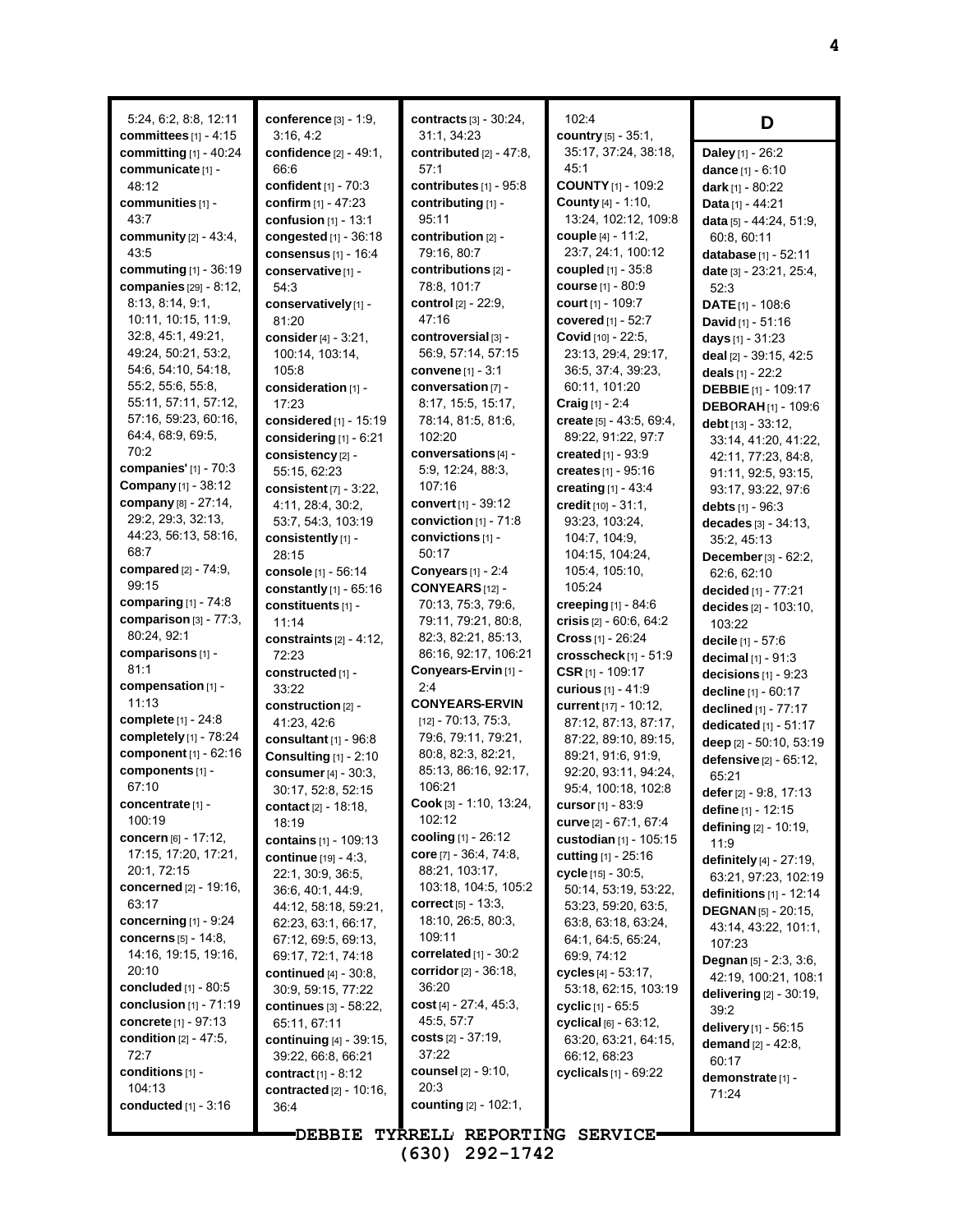5:24, 6:2, 8:8, 12:11
**committees** [1] - 4:15
**committing** [1] - 40:24
**communicate** [1] - 48:12
**communities** [1] - 43:7
**community** [2] - 43:4, 43:5
**commuting** [1] - 36:19
**companies** [29] - 8:12, 8:13, 8:14, 9:1, 10:11, 10:15, 11:9, 32:8, 45:1, 49:21, 49:24, 50:21, 53:2, 54:6, 54:10, 54:18, 55:2, 55:6, 55:8, 55:11, 57:11, 57:12, 57:16, 59:23, 60:16, 64:4, 68:9, 69:5, 70:2
**companies'** [1] - 70:3
**Company** [1] - 38:12
**company** [8] - 27:14, 29:2, 29:3, 32:13, 44:23, 56:13, 58:16, 68:7
**compared** [2] - 74:9, 99:15
**comparing** [1] - 74:8
**comparison** [3] - 77:3, 80:24, 92:1
**comparisons** [1] - 81:1
**compensation** [1] - 11:13
**complete** [1] - 24:8
**completely** [1] - 78:24
**component** [1] - 62:16
**components** [1] - 67:10
**concentrate** [1] - 100:19
**concern** [6] - 17:12, 17:15, 17:20, 17:21, 20:1, 72:15
**concerned** [2] - 19:16, 63:17
**concerning** [1] - 9:24
**concerns** [5] - 14:8, 14:16, 19:15, 19:16, 20:10
**concluded** [1] - 80:5
**conclusion** [1] - 71:19
**concrete** [1] - 97:13
**condition** [2] - 47:5, 72:7
**conditions** [1] - 104:13
**conducted** [1] - 3:16
**conference** [3] - 1:9, 3:16, 4:2
**confidence** [2] - 49:1, 66:6
**confident** [1] - 70:3
**confirm** [1] - 47:23
**confusion** [1] - 13:1
**congested** [1] - 36:18
**consensus** [1] - 16:4
**conservative** [1] - 54:3
**conservatively** [1] - 81:20
**consider** [4] - 3:21, 100:14, 103:14, 105:8
**consideration** [1] - 17:23
**considered** [1] - 15:19
**considering** [1] - 6:21
**consistency** [2] - 55:15, 62:23
**consistent** [7] - 3:22, 4:11, 28:4, 30:2, 53:7, 54:3, 103:19
**consistently** [1] - 28:15
**console** [1] - 56:14
**constantly** [1] - 65:16
**constituents** [1] - 11:14
**constraints** [2] - 4:12, 72:23
**constructed** [1] - 33:22
**construction** [2] - 41:23, 42:6
**consultant** [1] - 96:8
**Consulting** [1] - 2:10
**consumer** [4] - 30:3, 30:17, 52:8, 52:15
**contact** [2] - 18:18, 18:19
**contains** [1] - 109:13
**continue** [19] - 4:3, 22:1, 30:9, 36:5, 36:6, 40:1, 44:9, 44:12, 58:18, 59:21, 62:23, 63:1, 66:17, 67:12, 69:5, 69:13, 69:17, 72:1, 74:18
**continued** [4] - 30:8, 30:9, 59:15, 77:22
**continues** [3] - 58:22, 65:11, 67:11
**continuing** [4] - 39:15, 39:22, 66:8, 66:21
**contract** [1] - 8:12
**contracted** [2] - 10:16, 36:4
**contracts** [3] - 30:24, 31:1, 34:23
**contributed** [2] - 47:8, 57:1
**contributes** [1] - 95:8
**contributing** [1] - 95:11
**contribution** [2] - 79:16, 80:7
**contributions** [2] - 78:8, 101:7
**control** [2] - 22:9, 47:16
**controversial** [3] - 56:9, 57:14, 57:15
**convene** [1] - 3:1
**conversation** [7] - 8:17, 15:5, 15:17, 78:14, 81:5, 81:6, 102:20
**conversations** [4] - 5:9, 12:24, 88:3, 107:16
**convert** [1] - 39:12
**conviction** [1] - 71:8
**convictions** [1] - 50:17
**Conyears** [1] - 2:4
**CONYEARS** [12] - 70:13, 75:3, 79:6, 79:11, 79:21, 80:8, 82:3, 82:21, 85:13, 86:16, 92:17, 106:21
**Conyears-Ervin** [1] - 2:4
**CONYEARS-ERVIN** [12] - 70:13, 75:3, 79:6, 79:11, 79:21, 80:8, 82:3, 82:21, 85:13, 86:16, 92:17, 106:21
**Cook** [3] - 1:10, 13:24, 102:12
**cooling** [1] - 26:12
**core** [7] - 36:4, 74:8, 88:21, 103:17, 103:18, 104:5, 105:2
**correct** [5] - 13:3, 18:10, 26:5, 80:3, 109:11
**correlated** [1] - 30:2
**corridor** [2] - 36:18, 36:20
**cost** [4] - 27:4, 45:3, 45:5, 57:7
**costs** [2] - 37:19, 37:22
**counsel** [2] - 9:10, 20:3
**counting** [2] - 102:1, 102:4
**country** [5] - 35:1, 35:17, 37:24, 38:18, 45:1
**COUNTY** [1] - 109:2
**County** [4] - 1:10, 13:24, 102:12, 109:8
**couple** [4] - 11:2, 23:7, 24:1, 100:12
**coupled** [1] - 35:8
**course** [1] - 80:9
**court** [1] - 109:7
**covered** [1] - 52:7
**Covid** [10] - 22:5, 23:13, 29:4, 29:17, 36:5, 37:4, 39:23, 60:11, 101:20
**Craig** [1] - 2:4
**create** [5] - 43:5, 69:4, 89:22, 91:22, 97:7
**created** [1] - 93:9
**creates** [1] - 95:16
**creating** [1] - 43:4
**credit** [10] - 31:1, 93:23, 103:24, 104:7, 104:9, 104:15, 104:24, 105:4, 105:10, 105:24
**creeping** [1] - 84:6
**crisis** [2] - 60:6, 64:2
**Cross** [1] - 26:24
**crosscheck** [1] - 51:9
**CSR** [1] - 109:17
**curious** [1] - 41:9
**current** [17] - 10:12, 87:12, 87:13, 87:17, 87:22, 89:10, 89:15, 89:21, 91:6, 91:9, 92:20, 93:11, 94:24, 95:4, 100:18, 102:8
**cursor** [1] - 83:9
**curve** [2] - 67:1, 67:4
**custodian** [1] - 105:15
**cutting** [1] - 25:16
**cycle** [15] - 30:5, 50:14, 53:19, 53:22, 53:23, 59:20, 63:5, 63:8, 63:18, 63:24, 64:1, 64:5, 65:24, 69:9, 74:12
**cycles** [4] - 53:17, 53:18, 62:15, 103:19
**cyclic** [1] - 65:5
**cyclical** [6] - 63:12, 63:20, 63:21, 64:15, 66:12, 68:23
**cyclicals** [1] - 69:22

## D

**Daley** [1] - 26:2
**dance** [1] - 6:10
**dark** [1] - 80:22
**Data** [1] - 44:21
**data** [5] - 44:24, 51:9, 60:8, 60:11
**database** [1] - 52:11
**date** [3] - 23:21, 25:4, 52:3
**DATE** [1] - 108:6
**David** [1] - 51:16
**days** [1] - 31:23
**deal** [2] - 39:15, 42:5
**deals** [1] - 22:2
**DEBBIE** [1] - 109:17
**DEBORAH** [1] - 109:6
**debt** [13] - 33:12, 33:14, 41:20, 41:22, 42:11, 77:23, 84:8, 91:11, 92:5, 93:15, 93:17, 93:22, 97:6
**debts** [1] - 96:3
**decades** [3] - 34:13, 35:2, 45:13
**December** [3] - 62:2, 62:6, 62:10
**decided** [1] - 77:21
**decides** [2] - 103:10, 103:22
**decile** [1] - 57:6
**decimal** [1] - 91:3
**decisions** [1] - 9:23
**decline** [1] - 60:17
**declined** [1] - 77:17
**dedicated** [1] - 51:17
**deep** [2] - 50:10, 53:19
**defensive** [2] - 65:12, 65:21
**defer** [2] - 9:8, 17:13
**define** [1] - 12:15
**defining** [2] - 10:19, 11:9
**definitely** [4] - 27:19, 63:21, 97:23, 102:19
**definitions** [1] - 12:14
**DEGNAN** [5] - 20:15, 43:14, 43:22, 101:1, 107:23
**Degnan** [5] - 2:3, 3:6, 42:19, 100:21, 108:1
**delivering** [2] - 30:19, 39:2
**delivery** [1] - 56:15
**demand** [2] - 42:8, 60:17
**demonstrate** [1] - 71:24

DEBBIE TYRRELL REPORTING SERVICE
(630) 292-1742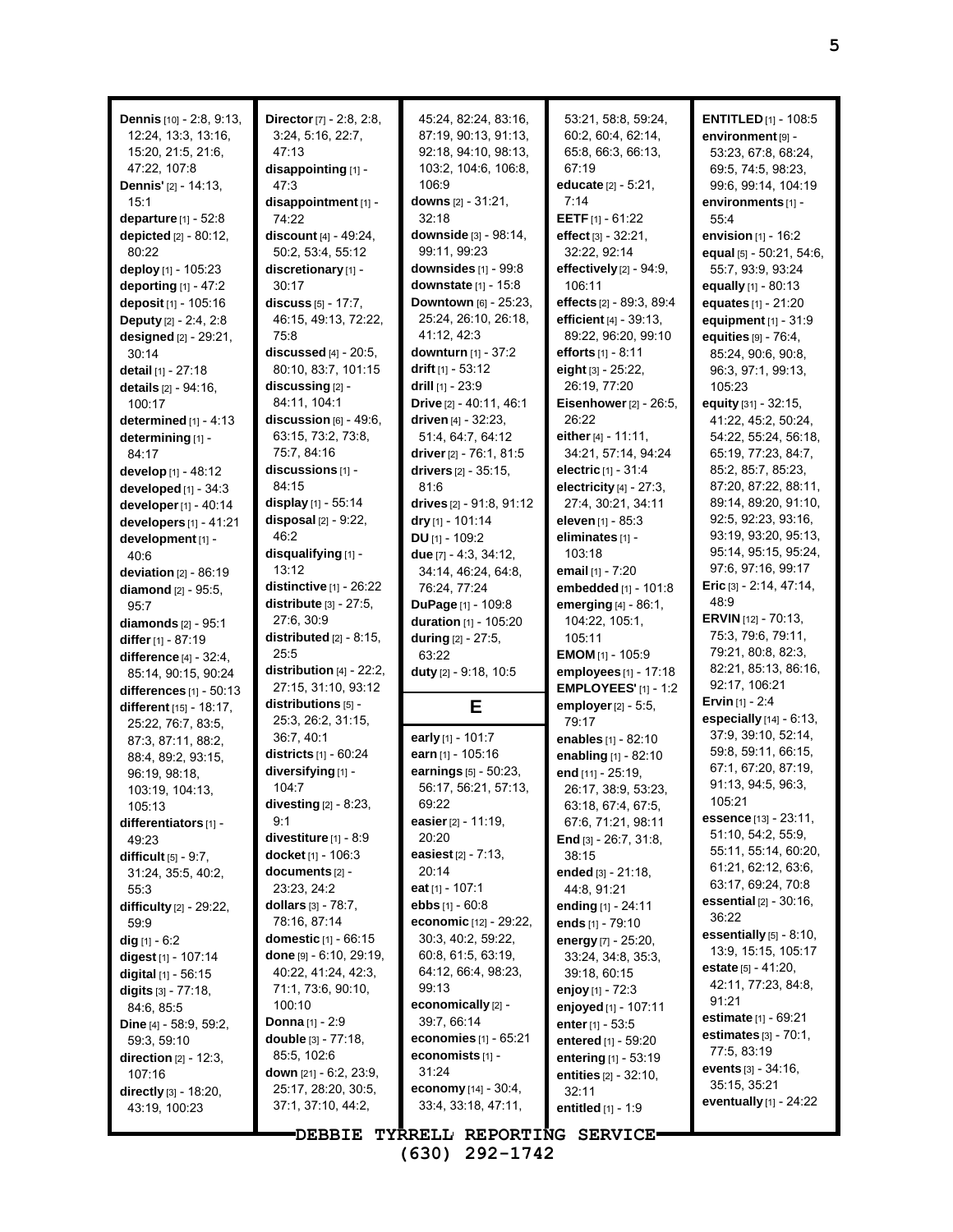**Dennis** [10] - 2:8, 9:13, 12:24, 13:3, 13:16, 15:20, 21:5, 21:6, 47:22, 107:8
**Dennis'** [2] - 14:13, 15:1
**departure** [1] - 52:8
**depicted** [2] - 80:12, 80:22
**deploy** [1] - 105:23
**deporting** [1] - 47:2
**deposit** [1] - 105:16
**Deputy** [2] - 2:4, 2:8
**designed** [2] - 29:21, 30:14
**detail** [1] - 27:18
**details** [2] - 94:16, 100:17
**determined** [1] - 4:13
**determining** [1] - 84:17
**develop** [1] - 48:12
**developed** [1] - 34:3
**developer** [1] - 40:14
**developers** [1] - 41:21
**development** [1] - 40:6
**deviation** [2] - 86:19
**diamond** [2] - 95:5, 95:7
**diamonds** [2] - 95:1
**differ** [1] - 87:19
**difference** [4] - 32:4, 85:14, 90:15, 90:24
**differences** [1] - 50:13
**different** [15] - 18:17, 25:22, 76:7, 83:5, 87:3, 87:11, 88:2, 88:4, 89:2, 93:15, 96:19, 98:18, 103:19, 104:13, 105:13
**differentiators** [1] - 49:23
**difficult** [5] - 9:7, 31:24, 35:5, 40:2, 55:3
**difficulty** [2] - 29:22, 59:9
**dig** [1] - 6:2
**digest** [1] - 107:14
**digital** [1] - 56:15
**digits** [3] - 77:18, 84:6, 85:5
**Dine** [4] - 58:9, 59:2, 59:3, 59:10
**direction** [2] - 12:3, 107:16
**directly** [3] - 18:20, 43:19, 100:23
**Director** [7] - 2:8, 2:8, 3:24, 5:16, 22:7, 47:13
**disappointing** [1] - 47:3
**disappointment** [1] - 74:22
**discount** [4] - 49:24, 50:2, 53:4, 55:12
**discretionary** [1] - 30:17
**discuss** [5] - 17:7, 46:15, 49:13, 72:22, 75:8
**discussed** [4] - 20:5, 80:10, 83:7, 101:15
**discussing** [2] - 84:11, 104:1
**discussion** [6] - 49:6, 63:15, 73:2, 73:8, 75:7, 84:16
**discussions** [1] - 84:15
**display** [1] - 55:14
**disposal** [2] - 9:22, 46:2
**disqualifying** [1] - 13:12
**distinctive** [1] - 26:22
**distribute** [3] - 27:5, 27:6, 30:9
**distributed** [2] - 8:15, 25:5
**distribution** [4] - 22:2, 27:15, 31:10, 93:12
**distributions** [5] - 25:3, 26:2, 31:15, 36:7, 40:1
**districts** [1] - 60:24
**diversifying** [1] - 104:7
**divesting** [2] - 8:23, 9:1
**divestiture** [1] - 8:9
**docket** [1] - 106:3
**documents** [2] - 23:23, 24:2
**dollars** [3] - 78:7, 78:16, 87:14
**domestic** [1] - 66:15
**done** [9] - 6:10, 29:19, 40:22, 41:24, 42:3, 71:1, 73:6, 90:10, 100:10
**Donna** [1] - 2:9
**double** [3] - 77:18, 85:5, 102:6
**down** [21] - 6:2, 23:9, 25:17, 28:20, 30:5, 37:1, 37:10, 44:2, 45:24, 82:24, 83:16, 87:19, 90:13, 91:13, 92:18, 94:10, 98:13, 103:2, 104:6, 106:8, 106:9
**downs** [2] - 31:21, 32:18
**downside** [3] - 98:14, 99:11, 99:23
**downsides** [1] - 99:8
**downstate** [1] - 15:8
**Downtown** [6] - 25:23, 25:24, 26:10, 26:18, 41:12, 42:3
**downturn** [1] - 37:2
**drift** [1] - 53:12
**drill** [1] - 23:9
**Drive** [2] - 40:11, 46:1
**driven** [4] - 32:23, 51:4, 64:7, 64:12
**driver** [2] - 76:1, 81:5
**drivers** [2] - 35:15, 81:6
**drives** [2] - 91:8, 91:12
**dry** [1] - 101:14
**DU** [1] - 109:2
**due** [7] - 4:3, 34:12, 34:14, 46:24, 64:8, 76:24, 77:24
**DuPage** [1] - 109:8
**duration** [1] - 105:20
**during** [2] - 27:5, 63:22
**duty** [2] - 9:18, 10:5

## E

**early** [1] - 101:7
**earn** [1] - 105:16
**earnings** [5] - 50:23, 56:17, 56:21, 57:13, 69:22
**easier** [2] - 11:19, 20:20
**easiest** [2] - 7:13, 20:14
**eat** [1] - 107:1
**ebbs** [1] - 60:8
**economic** [12] - 29:22, 30:3, 40:2, 59:22, 60:8, 61:5, 63:19, 64:12, 66:4, 98:23, 99:13
**economically** [2] - 39:7, 66:14
**economies** [1] - 65:21
**economists** [1] - 31:24
**economy** [14] - 30:4, 33:4, 33:18, 47:11, 53:21, 58:8, 59:24, 60:2, 60:4, 62:14, 65:8, 66:3, 66:13, 67:19
**educate** [2] - 5:21, 7:14
**EETF** [1] - 61:22
**effect** [3] - 32:21, 32:22, 92:14
**effectively** [2] - 94:9, 106:11
**effects** [2] - 89:3, 89:4
**efficient** [4] - 39:13, 89:22, 96:20, 99:10
**efforts** [1] - 8:11
**eight** [3] - 25:22, 26:19, 77:20
**Eisenhower** [2] - 26:5, 26:22
**either** [4] - 11:11, 34:21, 57:14, 94:24
**electric** [1] - 31:4
**electricity** [4] - 27:3, 27:4, 30:21, 34:11
**eleven** [1] - 85:3
**eliminates** [1] - 103:18
**email** [1] - 7:20
**embedded** [1] - 101:8
**emerging** [4] - 86:1, 104:22, 105:1, 105:11
**EMOM** [1] - 105:9
**employees** [1] - 17:18
**EMPLOYEES'** [1] - 1:2
**employer** [2] - 5:5, 79:17
**enables** [1] - 82:10
**enabling** [1] - 82:10
**end** [11] - 25:19, 26:17, 38:9, 53:23, 63:18, 67:4, 67:5, 67:6, 71:21, 98:11
**End** [3] - 26:7, 31:8, 38:15
**ended** [3] - 21:18, 44:8, 91:21
**ending** [1] - 24:11
**ends** [1] - 79:10
**energy** [7] - 25:20, 33:24, 34:8, 35:3, 39:18, 60:15
**enjoy** [1] - 72:3
**enjoyed** [1] - 107:11
**enter** [1] - 53:5
**entered** [1] - 59:20
**entering** [1] - 53:19
**entities** [2] - 32:10, 32:11
**entitled** [1] - 1:9
**ENTITLED** [1] - 108:5
**environment** [9] - 53:23, 67:8, 68:24, 69:5, 74:5, 98:23, 99:6, 99:14, 104:19
**environments** [1] - 55:4
**envision** [1] - 16:2
**equal** [5] - 50:21, 54:6, 55:7, 93:9, 93:24
**equally** [1] - 80:13
**equates** [1] - 21:20
**equipment** [1] - 31:9
**equities** [9] - 76:4, 85:24, 90:6, 90:8, 96:3, 97:1, 99:13, 105:23
**equity** [31] - 32:15, 41:22, 45:2, 50:24, 54:22, 55:24, 56:18, 65:19, 77:23, 84:7, 85:2, 85:7, 85:23, 87:20, 87:22, 88:11, 89:14, 89:20, 91:10, 92:5, 92:23, 93:16, 93:19, 93:20, 95:13, 95:14, 95:15, 95:24, 97:6, 97:16, 99:17
**Eric** [3] - 2:14, 47:14, 48:9
**ERVIN** [12] - 70:13, 75:3, 79:6, 79:11, 79:21, 80:8, 82:3, 82:21, 85:13, 86:16, 92:17, 106:21
**Ervin** [1] - 2:4
**especially** [14] - 6:13, 37:9, 39:10, 52:14, 59:8, 59:11, 66:15, 67:1, 67:20, 87:19, 91:13, 94:5, 96:3, 105:21
**essence** [13] - 23:11, 51:10, 54:2, 55:9, 55:11, 55:14, 60:20, 61:21, 62:12, 63:6, 63:17, 69:24, 70:8
**essential** [2] - 30:16, 36:22
**essentially** [5] - 8:10, 13:9, 15:15, 105:17
**estate** [5] - 41:20, 42:11, 77:23, 84:8, 91:21
**estimate** [1] - 69:21
**estimates** [3] - 70:1, 77:5, 83:19
**events** [3] - 34:16, 35:15, 35:21
**eventually** [1] - 24:22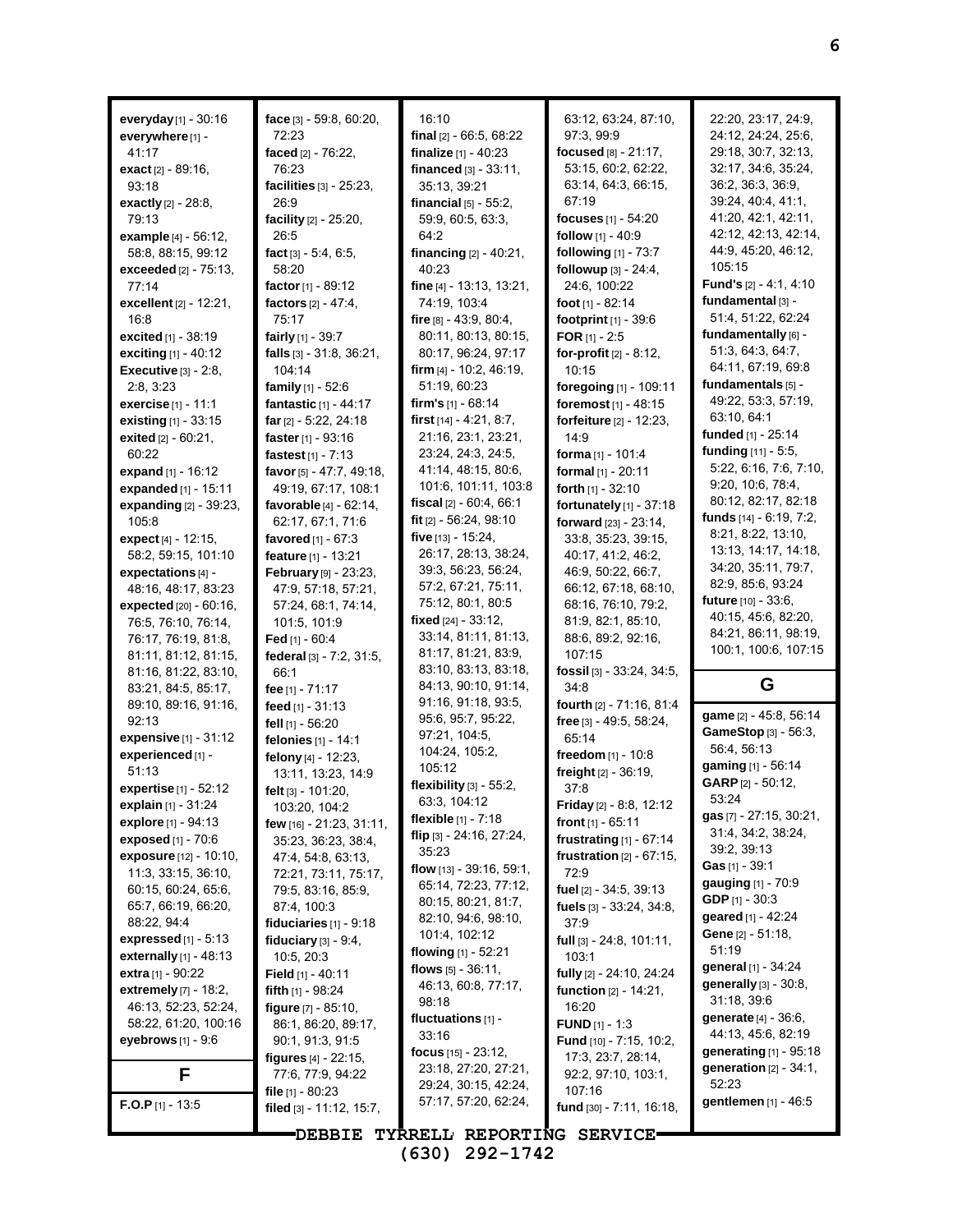**everyday** [1] - 30:16
**everywhere** [1] - 41:17
**exact** [2] - 89:16, 93:18
**exactly** [2] - 28:8, 79:13
**example** [4] - 56:12, 58:8, 88:15, 99:12
**exceeded** [2] - 75:13, 77:14
**excellent** [2] - 12:21, 16:8
**excited** [1] - 38:19
**exciting** [1] - 40:12
**Executive** [3] - 2:8, 2:8, 3:23
**exercise** [1] - 11:1
**existing** [1] - 33:15
**exited** [2] - 60:21, 60:22
**expand** [1] - 16:12
**expanded** [1] - 15:11
**expanding** [2] - 39:23, 105:8
**expect** [4] - 12:15, 58:2, 59:15, 101:10
**expectations** [4] - 48:16, 48:17, 83:23
**expected** [20] - 60:16, 76:5, 76:10, 76:14, 76:17, 76:19, 81:8, 81:11, 81:12, 81:15, 81:16, 81:22, 83:10, 83:21, 84:5, 85:17, 89:10, 89:16, 91:16, 92:13
**expensive** [1] - 31:12
**experienced** [1] - 51:13
**expertise** [1] - 52:12
**explain** [1] - 31:24
**explore** [1] - 94:13
**exposed** [1] - 70:6
**exposure** [12] - 10:10, 11:3, 33:15, 36:10, 60:15, 60:24, 65:6, 65:7, 66:19, 66:20, 88:22, 94:4
**expressed** [1] - 5:13
**externally** [1] - 48:13
**extra** [1] - 90:22
**extremely** [7] - 18:2, 46:13, 52:23, 52:24, 58:22, 61:20, 100:16
**eyebrows** [1] - 9:6

## F

**F.O.P** [1] - 13:5
**face** [3] - 59:8, 60:20, 72:23
**faced** [2] - 76:22, 76:23
**facilities** [3] - 25:23, 26:9
**facility** [2] - 25:20, 26:5
**fact** [3] - 5:4, 6:5, 58:20
**factor** [1] - 89:12
**factors** [2] - 47:4, 75:17
**fairly** [1] - 39:7
**falls** [3] - 31:8, 36:21, 104:14
**family** [1] - 52:6
**fantastic** [1] - 44:17
**far** [2] - 5:22, 24:18
**faster** [1] - 93:16
**fastest** [1] - 7:13
**favor** [5] - 47:7, 49:18, 49:19, 67:17, 108:1
**favorable** [4] - 62:14, 62:17, 67:1, 71:6
**favored** [1] - 67:3
**feature** [1] - 13:21
**February** [9] - 23:23, 47:9, 57:18, 57:21, 57:24, 68:1, 74:14, 101:5, 101:9
**Fed** [1] - 60:4
**federal** [3] - 7:2, 31:5, 66:1
**fee** [1] - 71:17
**feed** [1] - 31:13
**fell** [1] - 56:20
**felonies** [1] - 14:1
**felony** [4] - 12:23, 13:11, 13:23, 14:9
**felt** [3] - 101:20, 103:20, 104:2
**few** [16] - 21:23, 31:11, 35:23, 36:23, 38:4, 47:4, 54:8, 63:13, 72:21, 73:11, 75:17, 79:5, 83:16, 85:9, 87:4, 100:3
**fiduciaries** [1] - 9:18
**fiduciary** [3] - 9:4, 10:5, 20:3
**Field** [1] - 40:11
**fifth** [1] - 98:24
**figure** [7] - 85:10, 86:1, 86:20, 89:17, 90:1, 91:3, 91:5
**figures** [4] - 22:15, 77:6, 77:9, 94:22
**file** [1] - 80:23
**filed** [3] - 11:12, 15:7, 16:10
**final** [2] - 66:5, 68:22
**finalize** [1] - 40:23
**financed** [3] - 33:11, 35:13, 39:21
**financial** [5] - 55:2, 59:9, 60:5, 63:3, 64:2
**financing** [2] - 40:21, 40:23
**fine** [4] - 13:13, 13:21, 74:19, 103:4
**fire** [8] - 43:9, 80:4, 80:11, 80:13, 80:15, 80:17, 96:24, 97:17
**firm** [4] - 10:2, 46:19, 51:19, 60:23
**firm's** [1] - 68:14
**first** [14] - 4:21, 8:7, 21:16, 23:1, 23:21, 23:24, 24:3, 24:5, 41:14, 48:15, 80:6, 101:6, 101:11, 103:8
**fiscal** [2] - 60:4, 66:1
**fit** [2] - 56:24, 98:10
**five** [13] - 15:24, 26:17, 28:13, 38:24, 39:3, 56:23, 56:24, 57:2, 67:21, 75:11, 75:12, 80:1, 80:5
**fixed** [24] - 33:12, 33:14, 81:11, 81:13, 81:17, 81:21, 83:9, 83:10, 83:13, 83:18, 84:13, 90:10, 91:14, 91:16, 91:18, 93:5, 95:6, 95:7, 95:22, 97:21, 104:5, 104:24, 105:2, 105:12
**flexibility** [3] - 55:2, 63:3, 104:12
**flexible** [1] - 7:18
**flip** [3] - 24:16, 27:24, 35:23
**flow** [13] - 39:16, 59:1, 65:14, 72:23, 77:12, 80:15, 80:21, 81:7, 82:10, 94:6, 98:10, 101:4, 102:12
**flowing** [1] - 52:21
**flows** [5] - 36:11, 46:13, 60:8, 77:17, 98:18
**fluctuations** [1] - 33:16
**focus** [15] - 23:12, 23:18, 27:20, 27:21, 29:24, 30:15, 42:24, 57:17, 57:20, 62:24, 63:12, 63:24, 87:10, 97:3, 99:9
**focused** [8] - 21:17, 53:15, 60:2, 62:22, 63:14, 64:3, 66:15, 67:19
**focuses** [1] - 54:20
**follow** [1] - 40:9
**following** [1] - 73:7
**followup** [3] - 24:4, 24:6, 100:22
**foot** [1] - 82:14
**footprint** [1] - 39:6
**FOR** [1] - 2:5
**for-profit** [2] - 8:12, 10:15
**foregoing** [1] - 109:11
**foremost** [1] - 48:15
**forfeiture** [2] - 12:23, 14:9
**forma** [1] - 101:4
**formal** [1] - 20:11
**forth** [1] - 32:10
**fortunately** [1] - 37:18
**forward** [23] - 23:14, 33:8, 35:23, 39:15, 40:17, 41:2, 46:2, 46:9, 50:22, 66:7, 66:12, 67:18, 68:10, 68:16, 76:10, 79:2, 81:9, 82:1, 85:10, 88:6, 89:2, 92:16, 107:15
**fossil** [3] - 33:24, 34:5, 34:8
**fourth** [2] - 71:16, 81:4
**free** [3] - 49:5, 58:24, 65:14
**freedom** [1] - 10:8
**freight** [2] - 36:19, 37:8
**Friday** [2] - 8:8, 12:12
**front** [1] - 65:11
**frustrating** [1] - 67:14
**frustration** [2] - 67:15, 72:9
**fuel** [2] - 34:5, 39:13
**fuels** [3] - 33:24, 34:8, 37:9
**full** [3] - 24:8, 101:11, 103:1
**fully** [2] - 24:10, 24:24
**function** [2] - 14:21, 16:20
**FUND** [1] - 1:3
**Fund** [10] - 7:15, 10:2, 17:3, 23:7, 28:14, 92:2, 97:10, 103:1, 107:16
**fund** [30] - 7:11, 16:18, 22:20, 23:17, 24:9, 24:12, 24:24, 25:6, 29:18, 30:7, 32:13, 32:17, 34:6, 35:24, 36:2, 36:3, 36:9, 39:24, 40:4, 41:1, 41:20, 42:1, 42:11, 42:12, 42:13, 42:14, 44:9, 45:20, 46:12, 105:15
**Fund's** [2] - 4:1, 4:10
**fundamental** [3] - 51:4, 51:22, 62:24
**fundamentally** [6] - 51:3, 64:3, 64:7, 64:11, 67:19, 69:8
**fundamentals** [5] - 49:22, 53:3, 57:19, 63:10, 64:1
**funded** [1] - 25:14
**funding** [11] - 5:5, 5:22, 6:16, 7:6, 7:10, 9:20, 10:6, 78:4, 80:12, 82:17, 82:18
**funds** [14] - 6:19, 7:2, 8:21, 8:22, 13:10, 13:13, 14:17, 14:18, 34:20, 35:11, 79:7, 82:9, 85:6, 93:24
**future** [10] - 33:6, 40:15, 45:6, 82:20, 84:21, 86:11, 98:19, 100:1, 100:6, 107:15

## G

**game** [2] - 45:8, 56:14
**GameStop** [3] - 56:3, 56:4, 56:13
**gaming** [1] - 56:14
**GARP** [2] - 50:12, 53:24
**gas** [7] - 27:15, 30:21, 31:4, 34:2, 38:24, 39:2, 39:13
**Gas** [1] - 39:1
**gauging** [1] - 70:9
**GDP** [1] - 30:3
**geared** [1] - 42:24
**Gene** [2] - 51:18, 51:19
**general** [1] - 34:24
**generally** [3] - 30:8, 31:18, 39:6
**generate** [4] - 36:6, 44:13, 45:6, 82:19
**generating** [1] - 95:18
**generation** [2] - 34:1, 52:23
**gentlemen** [1] - 46:5

DEBBIE TYRRELL REPORTING SERVICE
(630) 292-1742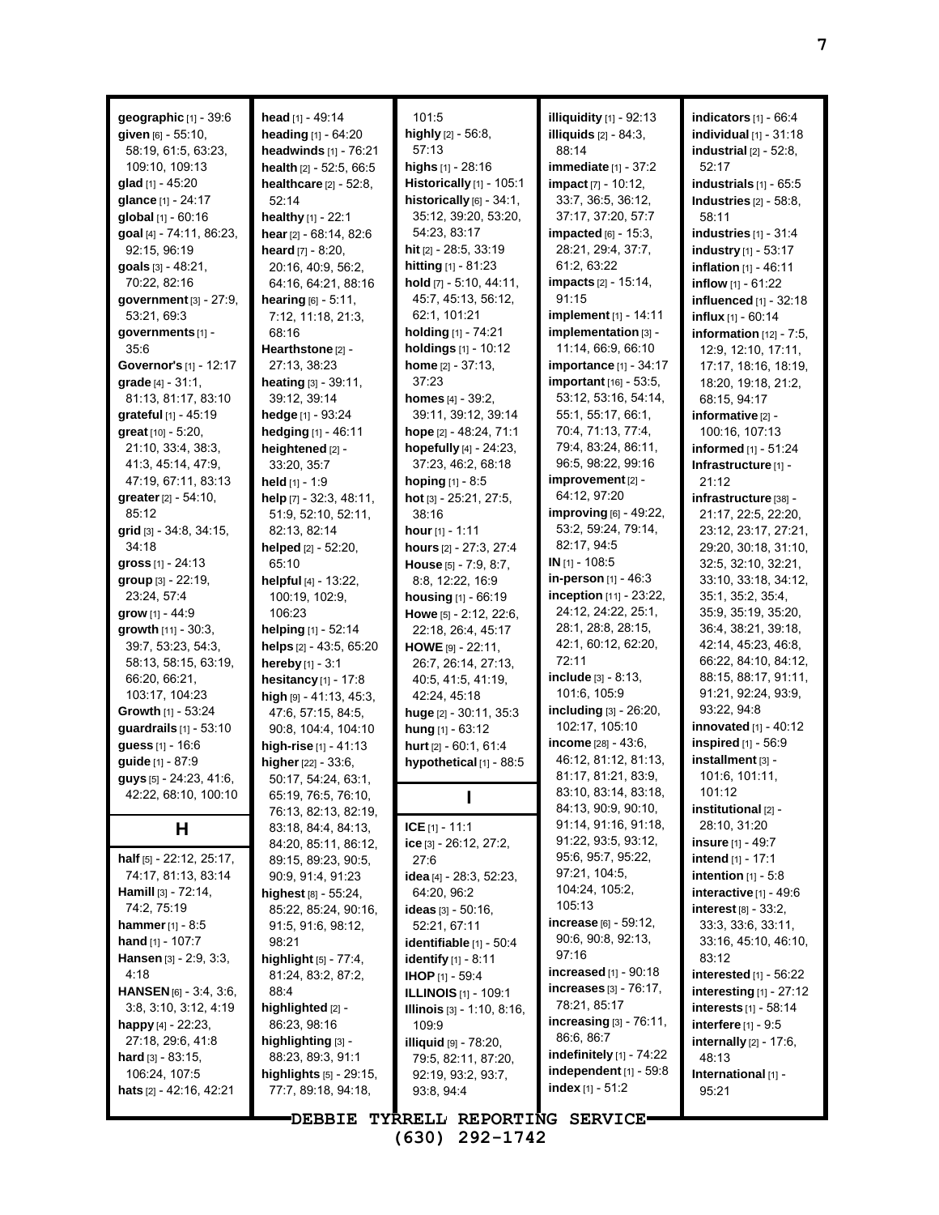**geographic** [1] - 39:6
**given** [6] - 55:10, 58:19, 61:5, 63:23, 109:10, 109:13
**glad** [1] - 45:20
**glance** [1] - 24:17
**global** [1] - 60:16
**goal** [4] - 74:11, 86:23, 92:15, 96:19
**goals** [3] - 48:21, 70:22, 82:16
**government** [3] - 27:9, 53:21, 69:3
**governments** [1] - 35:6
**Governor's** [1] - 12:17
**grade** [4] - 31:1, 81:13, 81:17, 83:10
**grateful** [1] - 45:19
**great** [10] - 5:20, 21:10, 33:4, 38:3, 41:3, 45:14, 47:9, 47:19, 67:11, 83:13
**greater** [2] - 54:10, 85:12
**grid** [3] - 34:8, 34:15, 34:18
**gross** [1] - 24:13
**group** [3] - 22:19, 23:24, 57:4
**grow** [1] - 44:9
**growth** [11] - 30:3, 39:7, 53:23, 54:3, 58:13, 58:15, 63:19, 66:20, 66:21, 103:17, 104:23
**Growth** [1] - 53:24
**guardrails** [1] - 53:10
**guess** [1] - 16:6
**guide** [1] - 87:9
**guys** [5] - 24:23, 41:6, 42:22, 68:10, 100:10

## H

**half** [5] - 22:12, 25:17, 74:17, 81:13, 83:14
**Hamill** [3] - 72:14, 74:2, 75:19
**hammer** [1] - 8:5
**hand** [1] - 107:7
**Hansen** [3] - 2:9, 3:3, 4:18
**HANSEN** [6] - 3:4, 3:6, 3:8, 3:10, 3:12, 4:19
**happy** [4] - 22:23, 27:18, 29:6, 41:8
**hard** [3] - 83:15, 106:24, 107:5
**hats** [2] - 42:16, 42:21
**head** [1] - 49:14
**heading** [1] - 64:20
**headwinds** [1] - 76:21
**health** [2] - 52:5, 66:5
**healthcare** [2] - 52:8, 52:14
**healthy** [1] - 22:1
**hear** [2] - 68:14, 82:6
**heard** [7] - 8:20, 20:16, 40:9, 56:2, 64:16, 64:21, 88:16
**hearing** [6] - 5:11, 7:12, 11:18, 21:3, 68:16
**Hearthstone** [2] - 27:13, 38:23
**heating** [3] - 39:11, 39:12, 39:14
**hedge** [1] - 93:24
**hedging** [1] - 46:11
**heightened** [2] - 33:20, 35:7
**held** [1] - 1:9
**help** [7] - 32:3, 48:11, 51:9, 52:10, 52:11, 82:13, 82:14
**helped** [2] - 52:20, 65:10
**helpful** [4] - 13:22, 100:19, 102:9, 106:23
**helping** [1] - 52:14
**helps** [2] - 43:5, 65:20
**hereby** [1] - 3:1
**hesitancy** [1] - 17:8
**high** [9] - 41:13, 45:3, 47:6, 57:15, 84:5, 90:8, 104:4, 104:10
**high-rise** [1] - 41:13
**higher** [22] - 33:6, 50:17, 54:24, 63:1, 65:19, 76:5, 76:10, 76:13, 82:13, 82:19, 83:18, 84:4, 84:13, 84:20, 85:11, 86:12, 89:15, 89:23, 90:5, 90:9, 91:4, 91:23
**highest** [8] - 55:24, 85:22, 85:24, 90:16, 91:5, 91:6, 98:12, 98:21
**highlight** [5] - 77:4, 81:24, 83:2, 87:2, 88:4
**highlighted** [2] - 86:23, 98:16
**highlighting** [3] - 88:23, 89:3, 91:1
**highlights** [5] - 29:15, 77:7, 89:18, 94:18, 101:5
**highly** [2] - 56:8, 57:13
**highs** [1] - 28:16
**Historically** [1] - 105:1
**historically** [6] - 34:1, 35:12, 39:20, 53:20, 54:23, 83:17
**hit** [2] - 28:5, 33:19
**hitting** [1] - 81:23
**hold** [7] - 5:10, 44:11, 45:7, 45:13, 56:12, 62:1, 101:21
**holding** [1] - 74:21
**holdings** [1] - 10:12
**home** [2] - 37:13, 37:23
**homes** [4] - 39:2, 39:11, 39:12, 39:14
**hope** [2] - 48:24, 71:1
**hopefully** [4] - 24:23, 37:23, 46:2, 68:18
**hoping** [1] - 8:5
**hot** [3] - 25:21, 27:5, 38:16
**hour** [1] - 1:11
**hours** [2] - 27:3, 27:4
**House** [5] - 7:9, 8:7, 8:8, 12:22, 16:9
**housing** [1] - 66:19
**Howe** [5] - 2:12, 22:6, 22:18, 26:4, 45:17
**HOWE** [9] - 22:11, 26:7, 26:14, 27:13, 40:5, 41:5, 41:19, 42:24, 45:18
**huge** [2] - 30:11, 35:3
**hung** [1] - 63:12
**hurt** [2] - 60:1, 61:4
**hypothetical** [1] - 88:5

## I

**ICE** [1] - 11:1
**ice** [3] - 26:12, 27:2, 27:6
**idea** [4] - 28:3, 52:23, 64:20, 96:2
**ideas** [3] - 50:16, 52:21, 67:11
**identifiable** [1] - 50:4
**identify** [1] - 8:11
**IHOP** [1] - 59:4
**ILLINOIS** [1] - 109:1
**Illinois** [3] - 1:10, 8:16, 109:9
**illiquid** [9] - 78:20, 79:5, 82:11, 87:20, 92:19, 93:2, 93:7, 93:8, 94:4
**illiquidity** [1] - 92:13
**illiquids** [2] - 84:3, 88:14
**immediate** [1] - 37:2
**impact** [7] - 10:12, 33:7, 36:5, 36:12, 37:17, 37:20, 57:7
**impacted** [6] - 15:3, 28:21, 29:4, 37:7, 61:2, 63:22
**impacts** [2] - 15:14, 91:15
**implement** [1] - 14:11
**implementation** [3] - 11:14, 66:9, 66:10
**importance** [1] - 34:17
**important** [16] - 53:5, 53:12, 53:16, 54:14, 55:1, 55:17, 66:1, 70:4, 71:13, 77:4, 79:4, 83:24, 86:11, 96:5, 98:22, 99:16
**improvement** [2] - 64:12, 97:20
**improving** [6] - 49:22, 53:2, 59:24, 79:14, 82:17, 94:5
**IN** [1] - 108:5
**in-person** [1] - 46:3
**inception** [11] - 23:22, 24:12, 24:22, 25:1, 28:1, 28:8, 28:15, 42:1, 60:12, 62:20, 72:11
**include** [3] - 8:13, 101:6, 105:9
**including** [3] - 26:20, 102:17, 105:10
**income** [28] - 43:6, 46:12, 81:12, 81:13, 81:17, 81:21, 83:9, 83:10, 83:14, 83:18, 84:13, 90:9, 90:10, 91:14, 91:16, 91:18, 91:22, 93:5, 93:12, 95:6, 95:7, 95:22, 97:21, 104:5, 104:24, 105:2, 105:13
**increase** [6] - 59:12, 90:6, 90:8, 92:13, 97:16
**increased** [1] - 90:18
**increases** [3] - 76:17, 78:21, 85:17
**increasing** [3] - 76:11, 86:6, 86:7
**indefinitely** [1] - 74:22
**independent** [1] - 59:8
**index** [1] - 51:2
**indicators** [1] - 66:4
**individual** [1] - 31:18
**industrial** [2] - 52:8, 52:17
**industrials** [1] - 65:5
**Industries** [2] - 58:8, 58:11
**industries** [1] - 31:4
**industry** [1] - 53:17
**inflation** [1] - 46:11
**inflow** [1] - 61:22
**influenced** [1] - 32:18
**influx** [1] - 60:14
**information** [12] - 7:5, 12:9, 12:10, 17:11, 17:17, 18:16, 18:19, 18:20, 19:18, 21:2, 68:15, 94:17
**informative** [2] - 100:16, 107:13
**informed** [1] - 51:24
**Infrastructure** [1] - 21:12
**infrastructure** [38] - 21:17, 22:5, 22:20, 23:12, 23:17, 27:21, 29:20, 30:18, 31:10, 32:5, 32:10, 32:21, 33:10, 33:18, 34:12, 35:1, 35:2, 35:4, 35:9, 35:19, 35:20, 36:4, 38:21, 39:18, 42:14, 45:23, 46:8, 66:22, 84:10, 84:12, 88:15, 88:17, 91:11, 91:21, 92:24, 93:9, 93:22, 94:8
**innovated** [1] - 40:12
**inspired** [1] - 56:9
**installment** [3] - 101:6, 101:11, 101:12
**institutional** [2] - 28:10, 31:20
**insure** [1] - 49:7
**intend** [1] - 17:1
**intention** [1] - 5:8
**interactive** [1] - 49:6
**interest** [8] - 33:2, 33:3, 33:6, 33:11, 33:16, 45:10, 46:10, 83:12
**interested** [1] - 56:22
**interesting** [1] - 27:12
**interests** [1] - 58:14
**interfere** [1] - 9:5
**internally** [2] - 17:6, 48:13
**International** [1] - 95:21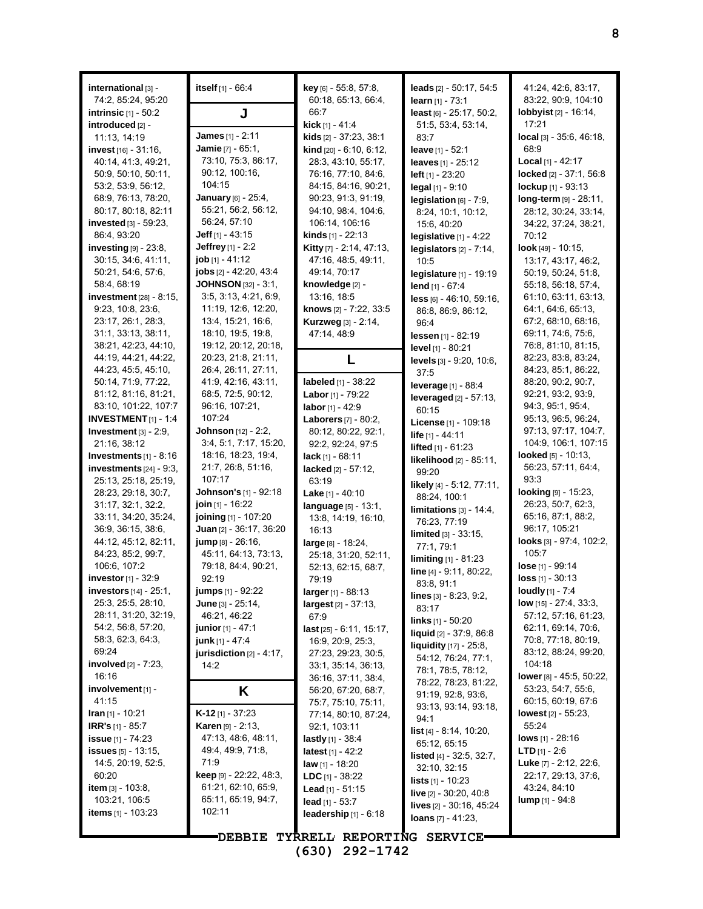**international** [3] - 74:2, 85:24, 95:20
**intrinsic** [1] - 50:2
**introduced** [2] - 11:13, 14:19
**invest** [16] - 31:16, 40:14, 41:3, 49:21, 50:9, 50:10, 50:11, 53:2, 53:9, 56:12, 68:9, 76:13, 78:20, 80:17, 80:18, 82:11
**invested** [3] - 59:23, 86:4, 93:20
**investing** [9] - 23:8, 30:15, 34:6, 41:11, 50:21, 54:6, 57:6, 58:4, 68:19
**investment** [28] - 8:15, 9:23, 10:8, 23:6, 23:17, 26:1, 28:3, 31:1, 33:13, 38:11, 38:21, 42:23, 44:10, 44:19, 44:21, 44:22, 44:23, 45:5, 45:10, 50:14, 71:9, 77:22, 81:12, 81:16, 81:21, 83:10, 101:22, 107:7
**INVESTMENT** [1] - 1:4
**Investment** [3] - 2:9, 21:16, 38:12
**Investments** [1] - 8:16
**investments** [24] - 9:3, 25:13, 25:18, 25:19, 28:23, 29:18, 30:7, 31:17, 32:1, 32:2, 33:11, 34:20, 35:24, 36:9, 36:15, 38:6, 44:12, 45:12, 82:11, 84:23, 85:2, 99:7, 106:6, 107:2
**investor** [1] - 32:9
**investors** [14] - 25:1, 25:3, 25:5, 28:10, 28:11, 31:20, 32:19, 54:2, 56:8, 57:20, 58:3, 62:3, 64:3, 69:24
**involved** [2] - 7:23, 16:16
**involvement** [1] - 41:15
**Iran** [1] - 10:21
**IRR's** [1] - 85:7
**issue** [1] - 74:23
**issues** [5] - 13:15, 14:5, 20:19, 52:5, 60:20
**item** [3] - 103:8, 103:21, 106:5
**items** [1] - 103:23
**itself** [1] - 66:4

## J

**James** [1] - 2:11
**Jamie** [7] - 65:1, 73:10, 75:3, 86:17, 90:12, 100:16, 104:15
**January** [6] - 25:4, 55:21, 56:2, 56:12, 56:24, 57:10
**Jeff** [1] - 43:15
**Jeffrey** [1] - 2:2
**job** [1] - 41:12
**jobs** [2] - 42:20, 43:4
**JOHNSON** [32] - 3:1, 3:5, 3:13, 4:21, 6:9, 11:19, 12:6, 12:20, 13:4, 15:21, 16:6, 18:10, 19:5, 19:8, 19:12, 20:12, 20:18, 20:23, 21:8, 21:11, 26:4, 26:11, 27:11, 41:9, 42:16, 43:11, 68:5, 72:5, 90:12, 96:16, 107:21, 107:24
**Johnson** [12] - 2:2, 3:4, 5:1, 7:17, 15:20, 18:16, 18:23, 19:4, 21:7, 26:8, 51:16, 107:17
**Johnson's** [1] - 92:18
**join** [1] - 16:22
**joining** [1] - 107:20
**Juan** [2] - 36:17, 36:20
**jump** [8] - 26:16, 45:11, 64:13, 73:13, 79:18, 84:4, 90:21, 92:19
**jumps** [1] - 92:22
**June** [3] - 25:14, 46:21, 46:22
**junior** [1] - 47:1
**junk** [1] - 47:4
**jurisdiction** [2] - 4:17, 14:2

## K

**K-12** [1] - 37:23
**Karen** [9] - 2:13, 47:13, 48:6, 48:11, 49:4, 49:9, 71:8, 71:9
**keep** [9] - 22:22, 48:3, 61:21, 62:10, 65:9, 65:11, 65:19, 94:7, 102:11
**key** [6] - 55:8, 57:8, 60:18, 65:13, 66:4, 66:7
**kick** [1] - 41:4
**kids** [2] - 37:23, 38:1
**kind** [20] - 6:10, 6:12, 28:3, 43:10, 55:17, 76:16, 77:10, 84:6, 84:15, 84:16, 90:21, 90:23, 91:3, 91:19, 94:10, 98:4, 104:6, 106:14, 106:16
**kinds** [1] - 22:13
**Kitty** [7] - 2:14, 47:13, 47:16, 48:5, 49:11, 49:14, 70:17
**knowledge** [2] - 13:16, 18:5
**knows** [2] - 7:22, 33:5
**Kurzweg** [3] - 2:14, 47:14, 48:9

## L

**labeled** [1] - 38:22
**Labor** [1] - 79:22
**labor** [1] - 42:9
**Laborers** [7] - 80:2, 80:12, 80:22, 92:1, 92:2, 92:24, 97:5
**lack** [1] - 68:11
**lacked** [2] - 57:12, 63:19
**Lake** [1] - 40:10
**language** [5] - 13:1, 13:8, 14:19, 16:10, 16:13
**large** [8] - 18:24, 25:18, 31:20, 52:11, 52:13, 62:15, 68:7, 79:19
**larger** [1] - 88:13
**largest** [2] - 37:13, 67:9
**last** [25] - 6:11, 15:17, 16:9, 20:9, 25:3, 27:23, 29:23, 30:5, 33:1, 35:14, 36:13, 36:16, 37:11, 38:4, 56:20, 67:20, 68:7, 75:7, 75:10, 75:11, 77:14, 80:10, 87:24, 92:1, 103:11
**lastly** [1] - 38:4
**latest** [1] - 42:2
**law** [1] - 18:20
**LDC** [1] - 38:22
**Lead** [1] - 51:15
**lead** [1] - 53:7
**leadership** [1] - 6:18
**leads** [2] - 50:17, 54:5
**learn** [1] - 73:1
**least** [6] - 25:17, 50:2, 51:5, 53:4, 53:14, 83:7
**leave** [1] - 52:1
**leaves** [1] - 25:12
**left** [1] - 23:20
**legal** [1] - 9:10
**legislation** [6] - 7:9, 8:24, 10:1, 10:12, 15:6, 40:20
**legislative** [1] - 4:22
**legislators** [2] - 7:14, 10:5
**legislature** [1] - 19:19
**lend** [1] - 67:4
**less** [6] - 46:10, 59:16, 86:8, 86:9, 86:12, 96:4
**lessen** [1] - 82:19
**level** [1] - 80:21
**levels** [3] - 9:20, 10:6, 37:5
**leverage** [1] - 88:4
**leveraged** [2] - 57:13, 60:15
**License** [1] - 109:18
**life** [1] - 44:11
**lifted** [1] - 61:23
**likelihood** [2] - 85:11, 99:20
**likely** [4] - 5:12, 77:11, 88:24, 100:1
**limitations** [3] - 14:4, 76:23, 77:19
**limited** [3] - 33:15, 77:1, 79:1
**limiting** [1] - 81:23
**line** [4] - 9:11, 80:22, 83:8, 91:1
**lines** [3] - 8:23, 9:2, 83:17
**links** [1] - 50:20
**liquid** [2] - 37:9, 86:8
**liquidity** [17] - 25:8, 54:12, 76:24, 77:1, 78:1, 78:5, 78:12, 78:22, 78:23, 81:22, 91:19, 92:8, 93:6, 93:13, 93:14, 93:18, 94:1
**list** [4] - 8:14, 10:20, 65:12, 65:15
**listed** [4] - 32:5, 32:7, 32:10, 32:15
**lists** [1] - 10:23
**live** [2] - 30:20, 40:8
**lives** [2] - 30:16, 45:24
**loans** [7] - 41:23, 41:24, 42:6, 83:17, 83:22, 90:9, 104:10
**lobbyist** [2] - 16:14, 17:21
**local** [3] - 35:6, 46:18, 68:9
**Local** [1] - 42:17
**locked** [2] - 37:1, 56:8
**lockup** [1] - 93:13
**long-term** [9] - 28:11, 28:12, 30:24, 33:14, 34:22, 37:24, 38:21, 70:12
**look** [49] - 10:15, 13:17, 43:17, 46:2, 50:19, 50:24, 51:8, 55:18, 56:18, 57:4, 61:10, 63:11, 63:13, 64:1, 64:6, 65:13, 67:2, 68:10, 68:16, 69:11, 74:6, 75:6, 76:8, 81:10, 81:15, 82:23, 83:8, 83:24, 84:23, 85:1, 86:22, 88:20, 90:2, 90:7, 92:21, 93:2, 93:9, 94:3, 95:1, 95:4, 95:13, 96:5, 96:24, 97:13, 97:17, 104:7, 104:9, 106:1, 107:15
**looked** [5] - 10:13, 56:23, 57:11, 64:4, 93:3
**looking** [9] - 15:23, 26:23, 50:7, 62:3, 65:16, 87:1, 88:2, 96:17, 105:21
**looks** [3] - 97:4, 102:2, 105:7
**lose** [1] - 99:14
**loss** [1] - 30:13
**loudly** [1] - 7:4
**low** [15] - 27:4, 33:3, 57:12, 57:16, 61:23, 62:11, 69:14, 70:6, 70:8, 77:18, 80:19, 83:12, 88:24, 99:20, 104:18
**lower** [8] - 45:5, 50:22, 53:23, 54:7, 55:6, 60:15, 60:19, 67:6
**lowest** [2] - 55:23, 55:24
**lows** [1] - 28:16
**LTD** [1] - 2:6
**Luke** [7] - 2:12, 22:6, 22:17, 29:13, 37:6, 43:24, 84:10
**lump** [1] - 94:8

DEBBIE TYRRELL REPORTING SERVICE
(630) 292-1742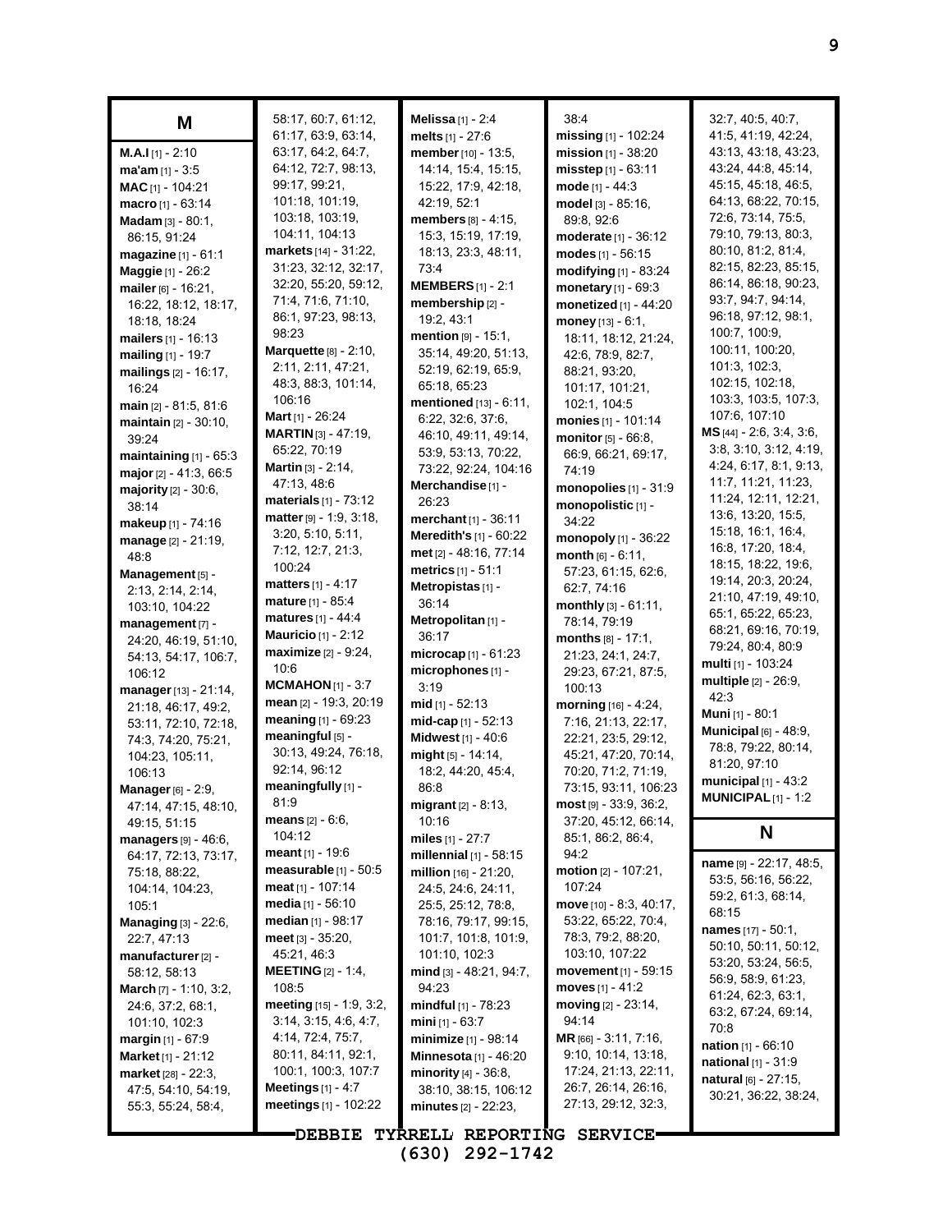## M

**M.A.I** [1] - 2:10
**ma'am** [1] - 3:5
**MAC** [1] - 104:21
**macro** [1] - 63:14
**Madam** [3] - 80:1, 86:15, 91:24
**magazine** [1] - 61:1
**Maggie** [1] - 26:2
**mailer** [6] - 16:21, 16:22, 18:12, 18:17, 18:18, 18:24
**mailers** [1] - 16:13
**mailing** [1] - 19:7
**mailings** [2] - 16:17, 16:24
**main** [2] - 81:5, 81:6
**maintain** [2] - 30:10, 39:24
**maintaining** [1] - 65:3
**major** [2] - 41:3, 66:5
**majority** [2] - 30:6, 38:14
**makeup** [1] - 74:16
**manage** [2] - 21:19, 48:8
**Management** [5] - 2:13, 2:14, 2:14, 103:10, 104:22
**management** [7] - 24:20, 46:19, 51:10, 54:13, 54:17, 106:7, 106:12
**manager** [13] - 21:14, 21:18, 46:17, 49:2, 53:11, 72:10, 72:18, 74:3, 74:20, 75:21, 104:23, 105:11, 106:13
**Manager** [6] - 2:9, 47:14, 47:15, 48:10, 49:15, 51:15
**managers** [9] - 46:6, 64:17, 72:13, 73:17, 75:18, 88:22, 104:14, 104:23, 105:1
**Managing** [3] - 22:6, 22:7, 47:13
**manufacturer** [2] - 58:12, 58:13
**March** [7] - 1:10, 3:2, 24:6, 37:2, 68:1, 101:10, 102:3
**margin** [1] - 67:9
**Market** [1] - 21:12
**market** [28] - 22:3, 47:5, 54:10, 54:19, 55:3, 55:24, 58:4, 58:17, 60:7, 61:12, 61:17, 63:9, 63:14, 63:17, 64:2, 64:7, 64:12, 72:7, 98:13, 99:17, 99:21, 101:18, 101:19, 103:18, 103:19, 104:11, 104:13
**markets** [14] - 31:22, 31:23, 32:12, 32:17, 32:20, 55:20, 59:12, 71:4, 71:6, 71:10, 86:1, 97:23, 98:13, 98:23
**Marquette** [8] - 2:10, 2:11, 2:11, 47:21, 48:3, 88:3, 101:14, 106:16
**Mart** [1] - 26:24
**MARTIN** [3] - 47:19, 65:22, 70:19
**Martin** [3] - 2:14, 47:13, 48:6
**materials** [1] - 73:12
**matter** [9] - 1:9, 3:18, 3:20, 5:10, 5:11, 7:12, 12:7, 21:3, 100:24
**matters** [1] - 4:17
**mature** [1] - 85:4
**matures** [1] - 44:4
**Mauricio** [1] - 2:12
**maximize** [2] - 9:24, 10:6
**MCMAHON** [1] - 3:7
**mean** [2] - 19:3, 20:19
**meaning** [1] - 69:23
**meaningful** [5] - 30:13, 49:24, 76:18, 92:14, 96:12
**meaningfully** [1] - 81:9
**means** [2] - 6:6, 104:12
**meant** [1] - 19:6
**measurable** [1] - 50:5
**meat** [1] - 107:14
**media** [1] - 56:10
**median** [1] - 98:17
**meet** [3] - 35:20, 45:21, 46:3
**MEETING** [2] - 1:4, 108:5
**meeting** [15] - 1:9, 3:2, 3:14, 3:15, 4:6, 4:7, 4:14, 72:4, 75:7, 80:11, 84:11, 92:1, 100:1, 100:3, 107:7
**Meetings** [1] - 4:7
**meetings** [1] - 102:22
**Melissa** [1] - 2:4
**melts** [1] - 27:6
**member** [10] - 13:5, 14:14, 15:4, 15:15, 15:22, 17:9, 42:18, 42:19, 52:1
**members** [8] - 4:15, 15:3, 15:19, 17:19, 18:13, 23:3, 48:11, 73:4
**MEMBERS** [1] - 2:1
**membership** [2] - 19:2, 43:1
**mention** [9] - 15:1, 35:14, 49:20, 51:13, 52:19, 62:19, 65:9, 65:18, 65:23
**mentioned** [13] - 6:11, 6:22, 32:6, 37:6, 46:10, 49:11, 49:14, 53:9, 53:13, 70:22, 73:22, 92:24, 104:16
**Merchandise** [1] - 26:23
**merchant** [1] - 36:11
**Meredith's** [1] - 60:22
**met** [2] - 48:16, 77:14
**metrics** [1] - 51:1
**Metropistas** [1] - 36:14
**Metropolitan** [1] - 36:17
**microcap** [1] - 61:23
**microphones** [1] - 3:19
**mid** [1] - 52:13
**mid-cap** [1] - 52:13
**Midwest** [1] - 40:6
**might** [5] - 14:14, 18:2, 44:20, 45:4, 86:8
**migrant** [2] - 8:13, 10:16
**miles** [1] - 27:7
**millennial** [1] - 58:15
**million** [16] - 21:20, 24:5, 24:6, 24:11, 25:5, 25:12, 78:8, 78:16, 79:17, 99:15, 101:7, 101:8, 101:9, 101:10, 102:3
**mind** [3] - 48:21, 94:7, 94:23
**mindful** [1] - 78:23
**mini** [1] - 63:7
**minimize** [1] - 98:14
**Minnesota** [1] - 46:20
**minority** [4] - 36:8, 38:10, 38:15, 106:12
**minutes** [2] - 22:23, 38:4
**missing** [1] - 102:24
**mission** [1] - 38:20
**misstep** [1] - 63:11
**mode** [1] - 44:3
**model** [3] - 85:16, 89:8, 92:6
**moderate** [1] - 36:12
**modes** [1] - 56:15
**modifying** [1] - 83:24
**monetary** [1] - 69:3
**monetized** [1] - 44:20
**money** [13] - 6:1, 18:11, 18:12, 21:24, 42:6, 78:9, 82:7, 88:21, 93:20, 101:17, 101:21, 102:1, 104:5
**monies** [1] - 101:14
**monitor** [5] - 66:8, 66:9, 66:21, 69:17, 74:19
**monopolies** [1] - 31:9
**monopolistic** [1] - 34:22
**monopoly** [1] - 36:22
**month** [6] - 6:11, 57:23, 61:15, 62:6, 62:7, 74:16
**monthly** [3] - 61:11, 78:14, 79:19
**months** [8] - 17:1, 21:23, 24:1, 24:7, 29:23, 67:21, 87:5, 100:13
**morning** [16] - 4:24, 7:16, 21:13, 22:17, 22:21, 23:5, 29:12, 45:21, 47:20, 70:14, 70:20, 71:2, 71:19, 73:15, 93:11, 106:23
**most** [9] - 33:9, 36:2, 37:20, 45:12, 66:14, 85:1, 86:2, 86:4, 94:2
**motion** [2] - 107:21, 107:24
**move** [10] - 8:3, 40:17, 53:22, 65:22, 70:4, 78:3, 79:2, 88:20, 103:10, 107:22
**movement** [1] - 59:15
**moves** [1] - 41:2
**moving** [2] - 23:14, 94:14
**MR** [66] - 3:11, 7:16, 9:10, 10:14, 13:18, 17:24, 21:13, 22:11, 26:7, 26:14, 26:16, 27:13, 29:12, 32:3, 32:7, 40:5, 40:7, 41:5, 41:19, 42:24, 43:13, 43:18, 43:23, 43:24, 44:8, 45:14, 45:15, 45:18, 46:5, 64:13, 68:22, 70:15, 72:6, 73:14, 75:5, 79:10, 79:13, 80:3, 80:10, 81:2, 81:4, 82:15, 82:23, 85:15, 86:14, 86:18, 90:23, 93:7, 94:7, 94:14, 96:18, 97:12, 98:1, 100:7, 100:9, 100:11, 100:20, 101:3, 102:3, 102:15, 102:18, 103:3, 103:5, 107:3, 107:6, 107:10
**MS** [44] - 2:6, 3:4, 3:6, 3:8, 3:10, 3:12, 4:19, 4:24, 6:17, 8:1, 9:13, 11:7, 11:21, 11:23, 11:24, 12:11, 12:21, 13:6, 13:20, 15:5, 15:18, 16:1, 16:4, 16:8, 17:20, 18:4, 18:15, 18:22, 19:6, 19:14, 20:3, 20:24, 21:10, 47:19, 49:10, 65:1, 65:22, 65:23, 68:21, 69:16, 70:19, 79:24, 80:4, 80:9
**multi** [1] - 103:24
**multiple** [2] - 26:9, 42:3
**Muni** [1] - 80:1
**Municipal** [6] - 48:9, 78:8, 79:22, 80:14, 81:20, 97:10
**municipal** [1] - 43:2
**MUNICIPAL** [1] - 1:2

## N

**name** [9] - 22:17, 48:5, 53:5, 56:22, 59:2, 61:3, 68:14, 68:15
**names** [17] - 50:1, 50:10, 50:11, 50:12, 53:20, 53:24, 56:5, 56:9, 58:9, 61:23, 61:24, 62:3, 63:1, 63:2, 67:24, 69:14, 70:8
**nation** [1] - 66:10
**national** [1] - 31:9
**natural** [6] - 27:15, 30:21, 36:22, 38:24,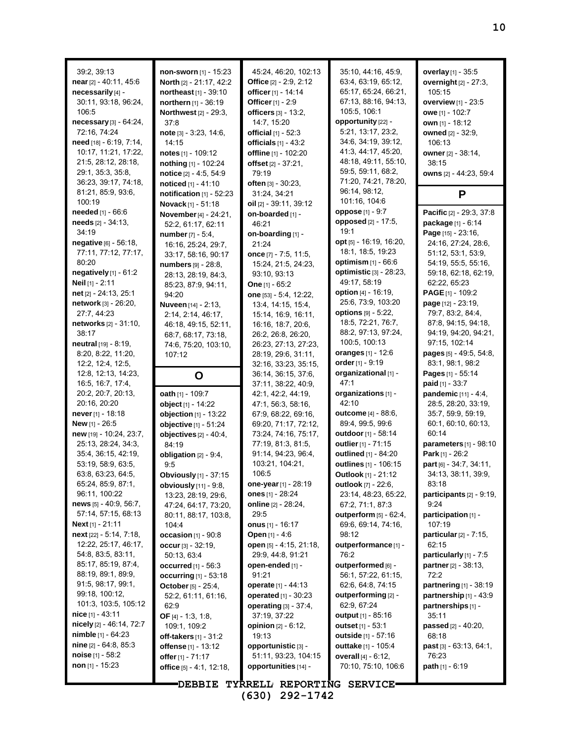39:2, 39:13
**near** [2] - 40:11, 45:6
**necessarily** [4] - 30:11, 93:18, 96:24, 106:5
**necessary** [3] - 64:24, 72:16, 74:24
**need** [18] - 6:19, 7:14, 10:17, 11:21, 17:22, 21:5, 28:12, 28:18, 29:1, 35:3, 35:8, 36:23, 39:17, 74:18, 81:21, 85:9, 93:6, 100:19
**needed** [1] - 66:6
**needs** [2] - 34:13, 34:19
**negative** [6] - 56:18, 77:11, 77:12, 77:17, 80:20
**negatively** [1] - 61:2
**Neil** [1] - 2:11
**net** [2] - 24:13, 25:1
**network** [3] - 26:20, 27:7, 44:23
**networks** [2] - 31:10, 38:17
**neutral** [19] - 8:19, 8:20, 8:22, 11:20, 12:2, 12:4, 12:5, 12:8, 12:13, 14:23, 16:5, 16:7, 17:4, 20:2, 20:7, 20:13, 20:16, 20:20
**never** [1] - 18:18
**New** [1] - 26:5
**new** [19] - 10:24, 23:7, 25:13, 28:24, 34:3, 35:4, 36:15, 42:19, 53:19, 58:9, 63:5, 63:8, 63:23, 64:5, 65:24, 85:9, 87:1, 96:11, 100:22
**news** [5] - 40:9, 56:7, 57:14, 57:15, 68:13
**Next** [1] - 21:11
**next** [22] - 5:14, 7:18, 12:22, 25:17, 46:17, 54:8, 83:5, 83:11, 85:17, 85:19, 87:4, 88:19, 89:1, 89:9, 91:5, 98:17, 99:1, 99:18, 100:12, 101:3, 103:5, 105:12
**nice** [1] - 43:11
**nicely** [2] - 46:14, 72:7
**nimble** [1] - 64:23
**nine** [2] - 64:8, 85:3
**noise** [1] - 58:2
**non** [1] - 15:23
**non-sworn** [1] - 15:23
**North** [2] - 21:17, 42:2
**northeast** [1] - 39:10
**northern** [1] - 36:19
**Northwest** [2] - 29:3, 37:8
**note** [3] - 3:23, 14:6, 14:15
**notes** [1] - 109:12
**nothing** [1] - 102:24
**notice** [2] - 4:5, 54:9
**noticed** [1] - 41:10
**notification** [1] - 52:23
**Novack** [1] - 51:18
**November** [4] - 24:21, 52:2, 61:17, 62:11
**number** [7] - 5:4, 16:16, 25:24, 29:7, 33:17, 58:16, 90:17
**numbers** [9] - 28:8, 28:13, 28:19, 84:3, 85:23, 87:9, 94:11, 94:20
**Nuveen** [14] - 2:13, 2:14, 2:14, 46:17, 46:18, 49:15, 52:11, 68:7, 68:17, 73:18, 74:6, 75:20, 103:10, 107:12

## O

**oath** [1] - 109:7
**object** [1] - 14:22
**objection** [1] - 13:22
**objective** [1] - 51:24
**objectives** [2] - 40:4, 84:19
**obligation** [2] - 9:4, 9:5
**Obviously** [1] - 37:15
**obviously** [11] - 9:8, 13:23, 28:19, 29:6, 47:24, 64:17, 73:20, 80:11, 88:17, 103:8, 104:4
**occasion** [1] - 90:8
**occur** [3] - 32:19, 50:13, 63:4
**occurred** [1] - 56:3
**occurring** [1] - 53:18
**October** [5] - 25:4, 52:2, 61:11, 61:16, 62:9
**OF** [4] - 1:3, 1:8, 109:1, 109:2
**off-takers** [1] - 31:2
**offense** [1] - 13:12
**offer** [1] - 71:17
**office** [5] - 4:1, 12:18, 45:24, 46:20, 102:13
**Office** [2] - 2:9, 2:12
**officer** [1] - 14:14
**Officer** [1] - 2:9
**officers** [3] - 13:2, 14:7, 15:20
**official** [1] - 52:3
**officials** [1] - 43:2
**offline** [1] - 102:20
**offset** [2] - 37:21, 79:19
**often** [3] - 30:23, 31:24, 34:21
**oil** [2] - 39:11, 39:12
**on-boarded** [1] - 46:21
**on-boarding** [1] - 21:24
**once** [7] - 7:5, 11:5, 15:24, 21:5, 24:23, 93:10, 93:13
**One** [1] - 65:2
**one** [53] - 5:4, 12:22, 13:4, 14:15, 15:4, 15:14, 16:9, 16:11, 16:16, 18:7, 20:6, 26:2, 26:8, 26:20, 26:23, 27:13, 27:23, 28:19, 29:6, 31:11, 32:16, 33:23, 35:15, 36:14, 36:15, 37:6, 37:11, 38:22, 40:9, 42:1, 42:2, 44:19, 47:1, 56:3, 58:16, 67:9, 68:22, 69:16, 69:20, 71:17, 72:12, 73:24, 74:16, 75:17, 77:19, 81:3, 81:5, 91:14, 94:23, 96:4, 103:21, 104:21, 106:5
**one-year** [1] - 28:19
**ones** [1] - 28:24
**online** [2] - 28:24, 29:5
**onus** [1] - 16:17
**Open** [1] - 4:6
**open** [5] - 4:15, 21:18, 29:9, 44:8, 91:21
**open-ended** [1] - 91:21
**operate** [1] - 44:13
**operated** [1] - 30:23
**operating** [3] - 37:4, 37:19, 37:22
**opinion** [2] - 6:12, 19:13
**opportunistic** [3] - 51:11, 93:23, 104:15
**opportunities** [14] - 35:10, 44:16, 45:9, 63:4, 63:19, 65:12, 65:17, 65:24, 66:21, 67:13, 88:16, 94:13, 105:5, 106:1
**opportunity** [22] - 5:21, 13:17, 23:2, 34:6, 34:19, 39:12, 41:3, 44:17, 45:20, 48:18, 49:11, 55:10, 59:5, 59:11, 68:2, 71:20, 74:21, 78:20, 96:14, 98:12, 101:16, 104:6
**oppose** [1] - 9:7
**opposed** [2] - 17:5, 19:1
**opt** [5] - 16:19, 16:20, 18:1, 18:5, 19:23
**optimism** [1] - 66:6
**optimistic** [3] - 28:23, 49:17, 58:19
**option** [4] - 16:19, 25:6, 73:9, 103:20
**options** [9] - 5:22, 18:5, 72:21, 76:7, 88:2, 97:13, 97:24, 100:5, 100:13
**oranges** [1] - 12:6
**order** [1] - 9:19
**organizational** [1] - 47:1
**organizations** [1] - 42:10
**outcome** [4] - 88:6, 89:4, 99:5, 99:6
**outdoor** [1] - 58:14
**outlier** [1] - 71:15
**outlined** [1] - 84:20
**outlines** [1] - 106:15
**Outlook** [1] - 21:12
**outlook** [7] - 22:6, 23:14, 48:23, 65:22, 67:2, 71:1, 87:3
**outperform** [5] - 62:4, 69:6, 69:14, 74:16, 98:12
**outperformance** [1] - 76:2
**outperformed** [6] - 56:1, 57:22, 61:15, 62:6, 64:8, 74:15
**outperforming** [2] - 62:9, 67:24
**output** [1] - 85:16
**outset** [1] - 53:1
**outside** [1] - 57:16
**outtake** [1] - 105:4
**overall** [4] - 6:12, 70:10, 75:10, 106:6
**overlay** [1] - 35:5
**overnight** [2] - 27:3, 105:15
**overview** [1] - 23:5
**owe** [1] - 102:7
**own** [1] - 18:12
**owned** [2] - 32:9, 106:13
**owner** [2] - 38:14, 38:15
**owns** [2] - 44:23, 59:4

## P

**Pacific** [2] - 29:3, 37:8
**package** [1] - 6:14
**Page** [15] - 23:16, 24:16, 27:24, 28:6, 51:12, 53:1, 53:9, 54:19, 55:5, 55:16, 59:18, 62:18, 62:19, 62:22, 65:23
**PAGE** [1] - 109:2
**page** [12] - 23:19, 79:7, 83:2, 84:4, 87:8, 94:15, 94:18, 94:19, 94:20, 94:21, 97:15, 102:14
**pages** [5] - 49:5, 54:8, 83:1, 98:1, 98:2
**Pages** [1] - 55:14
**paid** [1] - 33:7
**pandemic** [11] - 4:4, 28:5, 28:20, 33:19, 35:7, 59:9, 59:19, 60:1, 60:10, 60:13, 60:14
**parameters** [1] - 98:10
**Park** [1] - 26:2
**part** [6] - 34:7, 34:11, 34:13, 38:11, 39:9, 83:18
**participants** [2] - 9:19, 9:24
**participation** [1] - 107:19
**particular** [2] - 7:15, 62:15
**particularly** [1] - 7:5
**partner** [2] - 38:13, 72:2
**partnering** [1] - 38:19
**partnership** [1] - 43:9
**partnerships** [1] - 35:11
**passed** [2] - 40:20, 68:18
**past** [3] - 63:13, 64:1, 76:23
**path** [1] - 6:19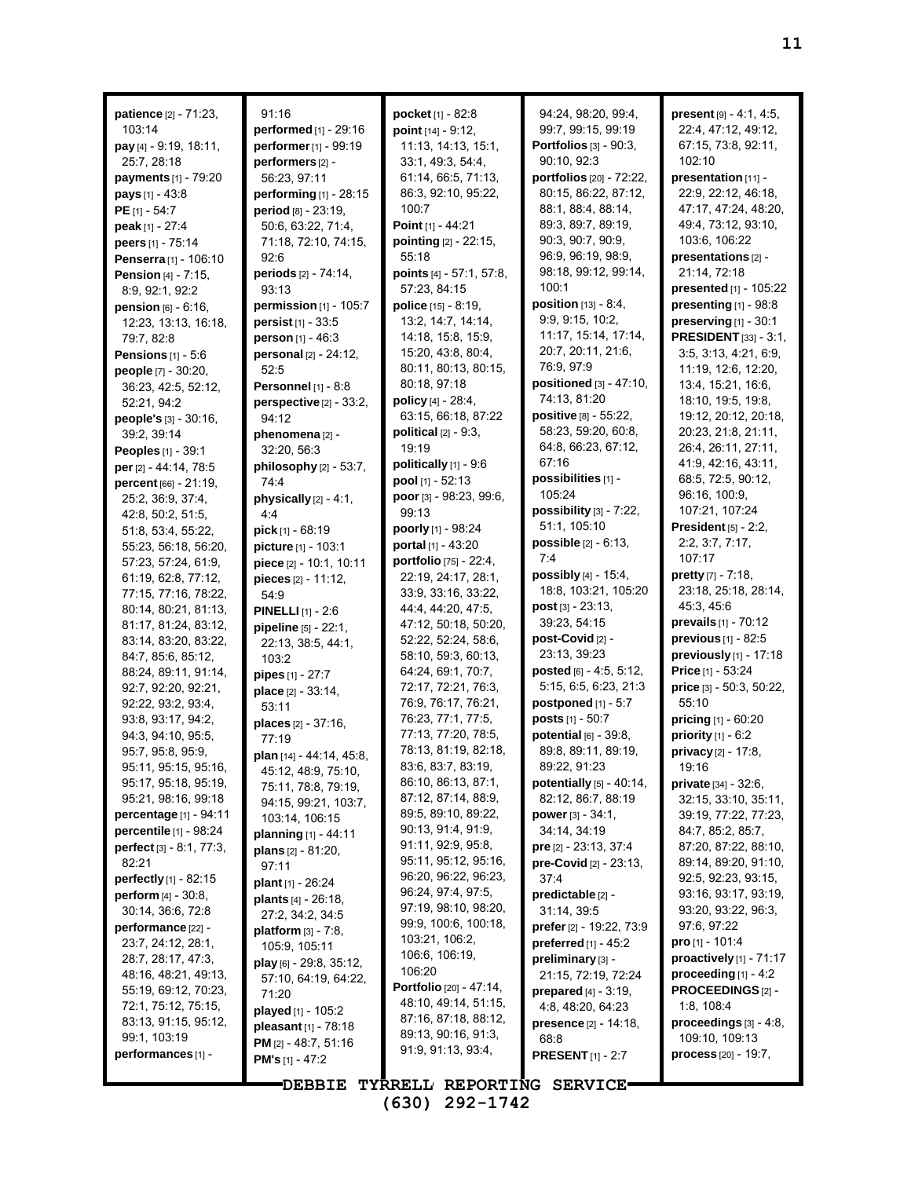**patience** [2] - 71:23, 103:14
**pay** [4] - 9:19, 18:11, 25:7, 28:18
**payments** [1] - 79:20
**pays** [1] - 43:8
**PE** [1] - 54:7
**peak** [1] - 27:4
**peers** [1] - 75:14
**Penserra** [1] - 106:10
**Pension** [4] - 7:15, 8:9, 92:1, 92:2
**pension** [6] - 6:16, 12:23, 13:13, 16:18, 79:7, 82:8
**Pensions** [1] - 5:6
**people** [7] - 30:20, 36:23, 42:5, 52:12, 52:21, 94:2
**people's** [3] - 30:16, 39:2, 39:14
**Peoples** [1] - 39:1
**per** [2] - 44:14, 78:5
**percent** [66] - 21:19, 25:2, 36:9, 37:4, 42:8, 50:2, 51:5, 51:8, 53:4, 55:22, 55:23, 56:18, 56:20, 57:23, 57:24, 61:9, 61:19, 62:8, 77:12, 77:15, 77:16, 78:22, 80:14, 80:21, 81:13, 81:17, 81:24, 83:12, 83:14, 83:20, 83:22, 84:7, 85:6, 85:12, 88:24, 89:11, 91:14, 92:7, 92:20, 92:21, 92:22, 93:2, 93:4, 93:8, 93:17, 94:2, 94:3, 94:10, 95:5, 95:7, 95:8, 95:9, 95:11, 95:15, 95:16, 95:17, 95:18, 95:19, 95:21, 98:16, 99:18
**percentage** [1] - 94:11
**percentile** [1] - 98:24
**perfect** [3] - 8:1, 77:3, 82:21
**perfectly** [1] - 82:15
**perform** [4] - 30:8, 30:14, 36:6, 72:8
**performance** [22] - 23:7, 24:12, 28:1, 28:7, 28:17, 47:3, 48:16, 48:21, 49:13, 55:19, 69:12, 70:23, 72:1, 75:12, 75:15, 83:13, 91:15, 95:12, 99:1, 103:19
**performances** [1] - 91:16
**performed** [1] - 29:16
**performer** [1] - 99:19
**performers** [2] - 56:23, 97:11
**performing** [1] - 28:15
**period** [8] - 23:19, 50:6, 63:22, 71:4, 71:18, 72:10, 74:15, 92:6
**periods** [2] - 74:14, 93:13
**permission** [1] - 105:7
**persist** [1] - 33:5
**person** [1] - 46:3
**personal** [2] - 24:12, 52:5
**Personnel** [1] - 8:8
**perspective** [2] - 33:2, 94:12
**phenomena** [2] - 32:20, 56:3
**philosophy** [2] - 53:7, 74:4
**physically** [2] - 4:1, 4:4
**pick** [1] - 68:19
**picture** [1] - 103:1
**piece** [2] - 10:1, 10:11
**pieces** [2] - 11:12, 54:9
**PINELLI** [1] - 2:6
**pipeline** [5] - 22:1, 22:13, 38:5, 44:1, 103:2
**pipes** [1] - 27:7
**place** [2] - 33:14, 53:11
**places** [2] - 37:16, 77:19
**plan** [14] - 44:14, 45:8, 45:12, 48:9, 75:10, 75:11, 78:8, 79:19, 94:15, 99:21, 103:7, 103:14, 106:15
**planning** [1] - 44:11
**plans** [2] - 81:20, 97:11
**plant** [1] - 26:24
**plants** [4] - 26:18, 27:2, 34:2, 34:5
**platform** [3] - 7:8, 105:9, 105:11
**play** [6] - 29:8, 35:12, 57:10, 64:19, 64:22, 71:20
**played** [1] - 105:2
**pleasant** [1] - 78:18
**PM** [2] - 48:7, 51:16
**PM's** [1] - 47:2
**pocket** [1] - 82:8
**point** [14] - 9:12, 11:13, 14:13, 15:1, 33:1, 49:3, 54:4, 61:14, 66:5, 71:13, 86:3, 92:10, 95:22, 100:7
**Point** [1] - 44:21
**pointing** [2] - 22:15, 55:18
**points** [4] - 57:1, 57:8, 57:23, 84:15
**police** [15] - 8:19, 13:2, 14:7, 14:14, 14:18, 15:8, 15:9, 15:20, 43:8, 80:4, 80:11, 80:13, 80:15, 80:18, 97:18
**policy** [4] - 28:4, 63:15, 66:18, 87:22
**political** [2] - 9:3, 19:19
**politically** [1] - 9:6
**pool** [1] - 52:13
**poor** [3] - 98:23, 99:6, 99:13
**poorly** [1] - 98:24
**portal** [1] - 43:20
**portfolio** [75] - 22:4, 22:19, 24:17, 28:1, 33:9, 33:16, 33:22, 44:4, 44:20, 47:5, 47:12, 50:18, 50:20, 52:22, 52:24, 58:6, 58:10, 59:3, 60:13, 64:24, 69:1, 70:7, 72:17, 72:21, 76:3, 76:9, 76:17, 76:21, 76:23, 77:1, 77:5, 77:13, 77:20, 78:5, 78:13, 81:19, 82:18, 83:6, 83:7, 83:19, 86:10, 86:13, 87:1, 87:12, 87:14, 88:9, 89:5, 89:10, 89:22, 90:13, 91:4, 91:9, 91:11, 92:9, 95:8, 95:11, 95:12, 95:16, 96:20, 96:22, 96:23, 96:24, 97:4, 97:5, 97:19, 98:10, 98:20, 99:9, 100:6, 100:18, 103:21, 106:2, 106:6, 106:19, 106:20
**Portfolio** [20] - 47:14, 48:10, 49:14, 51:15, 87:16, 87:18, 88:12, 89:13, 90:16, 91:3, 91:9, 91:13, 93:4, 94:24, 98:20, 99:4, 99:7, 99:15, 99:19
**Portfolios** [3] - 90:3, 90:10, 92:3
**portfolios** [20] - 72:22, 80:15, 86:22, 87:12, 88:1, 88:4, 88:14, 89:3, 89:7, 89:19, 90:3, 90:7, 90:9, 96:9, 96:19, 98:9, 98:18, 99:12, 99:14, 100:1
**position** [13] - 8:4, 9:9, 9:15, 10:2, 11:17, 15:14, 17:14, 20:7, 20:11, 21:6, 76:9, 97:9
**positioned** [3] - 47:10, 74:13, 81:20
**positive** [8] - 55:22, 58:23, 59:20, 60:8, 64:8, 66:23, 67:12, 67:16
**possibilities** [1] - 105:24
**possibility** [3] - 7:22, 51:1, 105:10
**possible** [2] - 6:13, 7:4
**possibly** [4] - 15:4, 18:8, 103:21, 105:20
**post** [3] - 23:13, 39:23, 54:15
**post-Covid** [2] - 23:13, 39:23
**posted** [6] - 4:5, 5:12, 5:15, 6:5, 6:23, 21:3
**postponed** [1] - 5:7
**posts** [1] - 50:7
**potential** [6] - 39:8, 89:8, 89:11, 89:19, 89:22, 91:23
**potentially** [5] - 40:14, 82:12, 86:7, 88:19
**power** [3] - 34:1, 34:14, 34:19
**pre** [2] - 23:13, 37:4
**pre-Covid** [2] - 23:13, 37:4
**predictable** [2] - 31:14, 39:5
**prefer** [2] - 19:22, 73:9
**preferred** [1] - 45:2
**preliminary** [3] - 21:15, 72:19, 72:24
**prepared** [4] - 3:19, 4:8, 48:20, 64:23
**presence** [2] - 14:18, 68:8
**PRESENT** [1] - 2:7
**present** [9] - 4:1, 4:5, 22:4, 47:12, 49:12, 67:15, 73:8, 92:11, 102:10
**presentation** [11] - 22:9, 22:12, 46:18, 47:17, 47:24, 48:20, 49:4, 73:12, 93:10, 103:6, 106:22
**presentations** [2] - 21:14, 72:18
**presented** [1] - 105:22
**presenting** [1] - 98:8
**preserving** [1] - 30:1
**PRESIDENT** [33] - 3:1, 3:5, 3:13, 4:21, 6:9, 11:19, 12:6, 12:20, 13:4, 15:21, 16:6, 18:10, 19:5, 19:8, 19:12, 20:12, 20:18, 20:23, 21:8, 21:11, 26:4, 26:11, 27:11, 41:9, 42:16, 43:11, 68:5, 72:5, 90:12, 96:16, 100:9, 107:21, 107:24
**President** [5] - 2:2, 2:2, 3:7, 7:17, 107:17
**pretty** [7] - 7:18, 23:18, 25:18, 28:14, 45:3, 45:6
**prevails** [1] - 70:12
**previous** [1] - 82:5
**previously** [1] - 17:18
**Price** [1] - 53:24
**price** [3] - 50:3, 50:22, 55:10
**pricing** [1] - 60:20
**priority** [1] - 6:2
**privacy** [2] - 17:8, 19:16
**private** [34] - 32:6, 32:15, 33:10, 35:11, 39:19, 77:22, 77:23, 84:7, 85:2, 85:7, 87:20, 87:22, 88:10, 89:14, 89:20, 91:10, 92:5, 92:23, 93:15, 93:16, 93:17, 93:19, 93:20, 93:22, 96:3, 97:6, 97:22
**pro** [1] - 101:4
**proactively** [1] - 71:17
**proceeding** [1] - 4:2
**PROCEEDINGS** [2] - 1:8, 108:4
**proceedings** [3] - 4:8, 109:10, 109:13
**process** [20] - 19:7,

DEBBIE TYRRELL REPORTING SERVICE
(630) 292-1742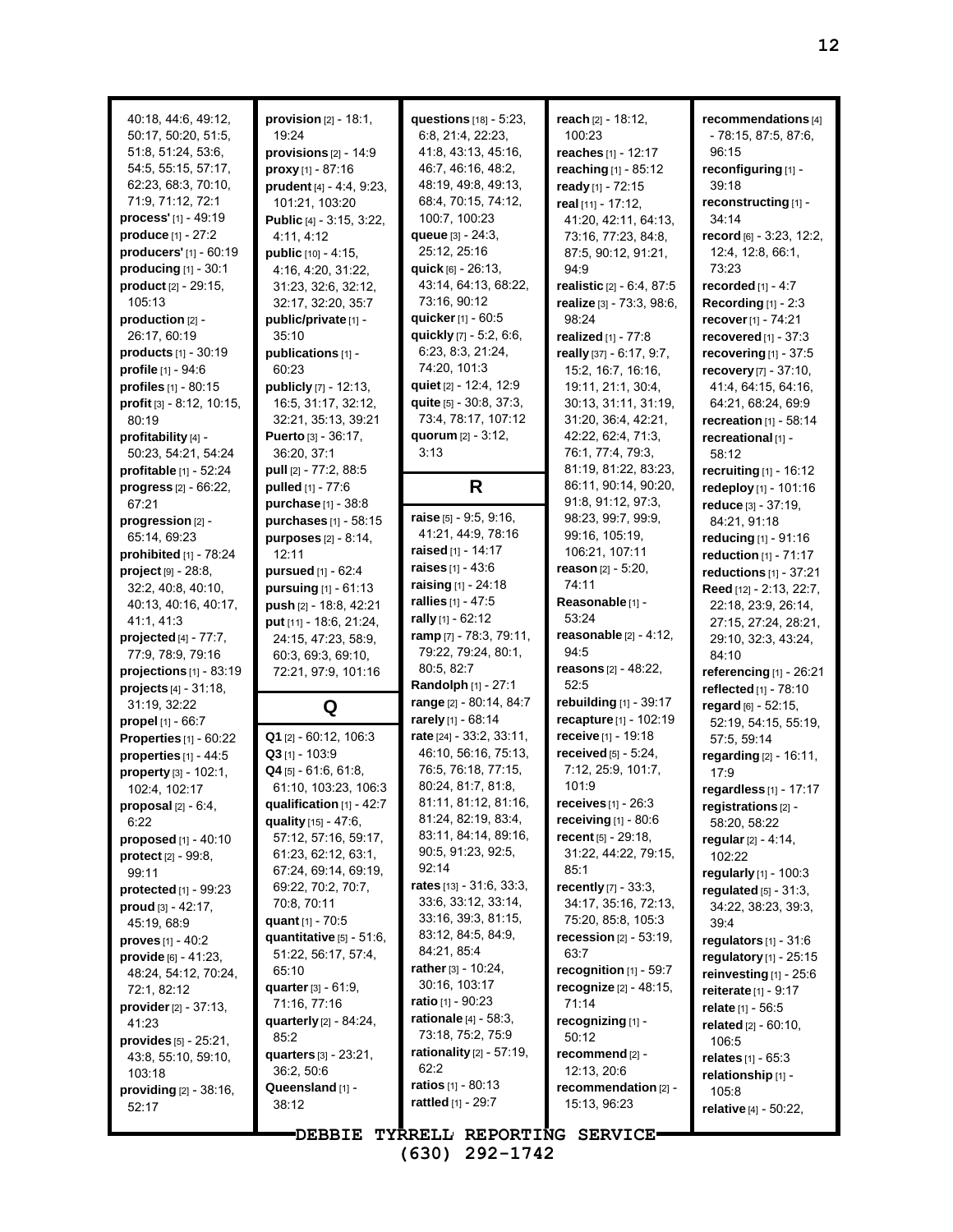40:18, 44:6, 49:12, 50:17, 50:20, 51:5, 51:8, 51:24, 53:6, 54:5, 55:15, 57:17, 62:23, 68:3, 70:10, 71:9, 71:12, 72:1

**process'** [1] - 49:19
**produce** [1] - 27:2
**producers'** [1] - 60:19
**producing** [1] - 30:1
**product** [2] - 29:15, 105:13
**production** [2] - 26:17, 60:19
**products** [1] - 30:19
**profile** [1] - 94:6
**profiles** [1] - 80:15
**profit** [3] - 8:12, 10:15, 80:19
**profitability** [4] - 50:23, 54:21, 54:24
**profitable** [1] - 52:24
**progress** [2] - 66:22, 67:21
**progression** [2] - 65:14, 69:23
**prohibited** [1] - 78:24
**project** [9] - 28:8, 32:2, 40:8, 40:10, 40:13, 40:16, 40:17, 41:1, 41:3
**projected** [4] - 77:7, 77:9, 78:9, 79:16
**projections** [1] - 83:19
**projects** [4] - 31:18, 31:19, 32:22
**propel** [1] - 66:7
**Properties** [1] - 60:22
**properties** [1] - 44:5
**property** [3] - 102:1, 102:4, 102:17
**proposal** [2] - 6:4, 6:22
**proposed** [1] - 40:10
**protect** [2] - 99:8, 99:11
**protected** [1] - 99:23
**proud** [3] - 42:17, 45:19, 68:9
**proves** [1] - 40:2
**provide** [6] - 41:23, 48:24, 54:12, 70:24, 72:1, 82:12
**provider** [2] - 37:13, 41:23
**provides** [5] - 25:21, 43:8, 55:10, 59:10, 103:18
**providing** [2] - 38:16, 52:17
**provision** [2] - 18:1, 19:24
**provisions** [2] - 14:9
**proxy** [1] - 87:16
**prudent** [4] - 4:4, 9:23, 101:21, 103:20
**Public** [4] - 3:15, 3:22, 4:11, 4:12
**public** [10] - 4:15, 4:16, 4:20, 31:22, 31:23, 32:6, 32:12, 32:17, 32:20, 35:7
**public/private** [1] - 35:10
**publications** [1] - 60:23
**publicly** [7] - 12:13, 16:5, 31:17, 32:12, 32:21, 35:13, 39:21
**Puerto** [3] - 36:17, 36:20, 37:1
**pull** [2] - 77:2, 88:5
**pulled** [1] - 77:6
**purchase** [1] - 38:8
**purchases** [1] - 58:15
**purposes** [2] - 8:14, 12:11
**pursued** [1] - 62:4
**pursuing** [1] - 61:13
**push** [2] - 18:8, 42:21
**put** [11] - 18:6, 21:24, 24:15, 47:23, 58:9, 60:3, 69:3, 69:10, 72:21, 97:9, 101:16

## Q

**Q1** [2] - 60:12, 106:3
**Q3** [1] - 103:9
**Q4** [5] - 61:6, 61:8, 61:10, 103:23, 106:3
**qualification** [1] - 42:7
**quality** [15] - 47:6, 57:12, 57:16, 59:17, 61:23, 62:12, 63:1, 67:24, 69:14, 69:19, 69:22, 70:2, 70:7, 70:8, 70:11
**quant** [1] - 70:5
**quantitative** [5] - 51:6, 51:22, 56:17, 57:4, 65:10
**quarter** [3] - 61:9, 71:16, 77:16
**quarterly** [2] - 84:24, 85:2
**quarters** [3] - 23:21, 36:2, 50:6
**Queensland** [1] - 38:12
**questions** [18] - 5:23, 6:8, 21:4, 22:23, 41:8, 43:13, 45:16, 46:7, 46:16, 48:2, 48:19, 49:8, 49:13, 68:4, 70:15, 74:12, 100:7, 100:23
**queue** [3] - 24:3, 25:12, 25:16
**quick** [6] - 26:13, 43:14, 64:13, 68:22, 73:16, 90:12
**quicker** [1] - 60:5
**quickly** [7] - 5:2, 6:6, 6:23, 8:3, 21:24, 74:20, 101:3
**quiet** [2] - 12:4, 12:9
**quite** [5] - 30:8, 37:3, 73:4, 78:17, 107:12
**quorum** [2] - 3:12, 3:13

## R

**raise** [5] - 9:5, 9:16, 41:21, 44:9, 78:16
**raised** [1] - 14:17
**raises** [1] - 43:6
**raising** [1] - 24:18
**rallies** [1] - 47:5
**rally** [1] - 62:12
**ramp** [7] - 78:3, 79:11, 79:22, 79:24, 80:1, 80:5, 82:7
**Randolph** [1] - 27:1
**range** [2] - 80:14, 84:7
**rarely** [1] - 68:14
**rate** [24] - 33:2, 33:11, 46:10, 56:16, 75:13, 76:5, 76:18, 77:15, 80:24, 81:7, 81:8, 81:11, 81:12, 81:16, 81:24, 82:19, 83:4, 83:11, 84:14, 89:16, 90:5, 91:23, 92:5, 92:14
**rates** [13] - 31:6, 33:3, 33:6, 33:12, 33:14, 33:16, 39:3, 81:15, 83:12, 84:5, 84:9, 84:21, 85:4
**rather** [3] - 10:24, 30:16, 103:17
**ratio** [1] - 90:23
**rationale** [4] - 58:3, 73:18, 75:2, 75:9
**rationality** [2] - 57:19, 62:2
**ratios** [1] - 80:13
**rattled** [1] - 29:7
**reach** [2] - 18:12, 100:23
**reaches** [1] - 12:17
**reaching** [1] - 85:12
**ready** [1] - 72:15
**real** [11] - 17:12, 41:20, 42:11, 64:13, 73:16, 77:23, 84:8, 87:5, 90:12, 91:21, 94:9
**realistic** [2] - 6:4, 87:5
**realize** [3] - 73:3, 98:6, 98:24
**realized** [1] - 77:8
**really** [37] - 6:17, 9:7, 15:2, 16:7, 16:16, 19:11, 21:1, 30:4, 30:13, 31:11, 31:19, 31:20, 36:4, 42:21, 42:22, 62:4, 71:3, 76:1, 77:4, 79:3, 81:19, 81:22, 83:23, 86:11, 90:14, 90:20, 91:8, 91:12, 97:3, 98:23, 99:7, 99:9, 99:16, 105:19, 106:21, 107:11
**reason** [2] - 5:20, 74:11
**Reasonable** [1] - 53:24
**reasonable** [2] - 4:12, 94:5
**reasons** [2] - 48:22, 52:5
**rebuilding** [1] - 39:17
**recapture** [1] - 102:19
**receive** [1] - 19:18
**received** [5] - 5:24, 7:12, 25:9, 101:7, 101:9
**receives** [1] - 26:3
**receiving** [1] - 80:6
**recent** [5] - 29:18, 31:22, 44:22, 79:15, 85:1
**recently** [7] - 33:3, 34:17, 35:16, 72:13, 75:20, 85:8, 105:3
**recession** [2] - 53:19, 63:7
**recognition** [1] - 59:7
**recognize** [2] - 48:15, 71:14
**recognizing** [1] - 50:12
**recommend** [2] - 12:13, 20:6
**recommendation** [2] - 15:13, 96:23
**recommendations** [4] - 78:15, 87:5, 87:6, 96:15
**reconfiguring** [1] - 39:18
**reconstructing** [1] - 34:14
**record** [6] - 3:23, 12:2, 12:4, 12:8, 66:1, 73:23
**recorded** [1] - 4:7
**Recording** [1] - 2:3
**recover** [1] - 74:21
**recovered** [1] - 37:3
**recovering** [1] - 37:5
**recovery** [7] - 37:10, 41:4, 64:15, 64:16, 64:21, 68:24, 69:9
**recreation** [1] - 58:14
**recreational** [1] - 58:12
**recruiting** [1] - 16:12
**redeploy** [1] - 101:16
**reduce** [3] - 37:19, 84:21, 91:18
**reducing** [1] - 91:16
**reduction** [1] - 71:17
**reductions** [1] - 37:21
**Reed** [12] - 2:13, 22:7, 22:18, 23:9, 26:14, 27:15, 27:24, 28:21, 29:10, 32:3, 43:24, 84:10
**referencing** [1] - 26:21
**reflected** [1] - 78:10
**regard** [6] - 52:15, 52:19, 54:15, 55:19, 57:5, 59:14
**regarding** [2] - 16:11, 17:9
**regardless** [1] - 17:17
**registrations** [2] - 58:20, 58:22
**regular** [2] - 4:14, 102:22
**regularly** [1] - 100:3
**regulated** [5] - 31:3, 34:22, 38:23, 39:3, 39:4
**regulators** [1] - 31:6
**regulatory** [1] - 25:15
**reinvesting** [1] - 25:6
**reiterate** [1] - 9:17
**relate** [1] - 56:5
**related** [2] - 60:10, 106:5
**relates** [1] - 65:3
**relationship** [1] - 105:8
**relative** [4] - 50:22,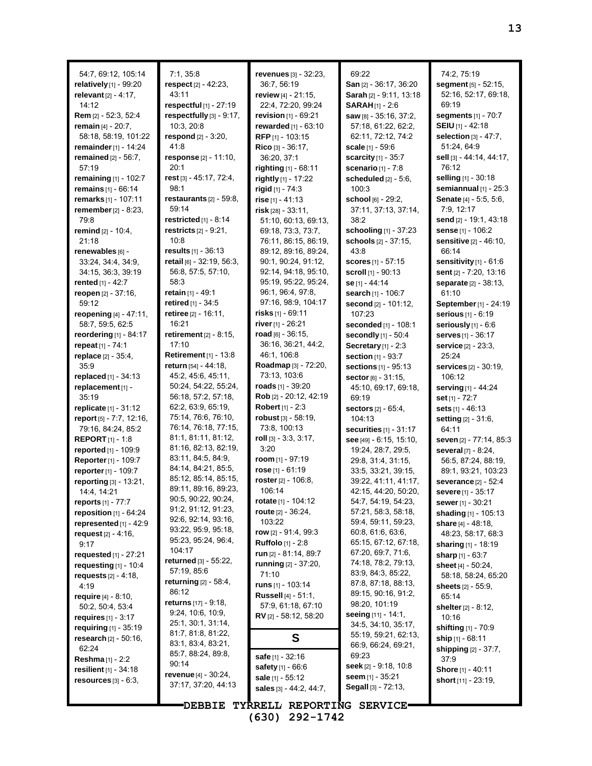54:7, 69:12, 105:14
**relatively** [1] - 99:20
**relevant** [2] - 4:17, 14:12
**Rem** [2] - 52:3, 52:4
**remain** [4] - 20:7, 58:18, 58:19, 101:22
**remainder** [1] - 14:24
**remained** [2] - 56:7, 57:19
**remaining** [1] - 102:7
**remains** [1] - 66:14
**remarks** [1] - 107:11
**remember** [2] - 8:23, 79:8
**remind** [2] - 10:4, 21:18
**renewables** [6] - 33:24, 34:4, 34:9, 34:15, 36:3, 39:19
**rented** [1] - 42:7
**reopen** [2] - 37:16, 59:12
**reopening** [4] - 47:11, 58:7, 59:5, 62:5
**reordering** [1] - 84:17
**repeat** [1] - 74:1
**replace** [2] - 35:4, 35:9
**replaced** [1] - 34:13
**replacement** [1] - 35:19
**replicate** [1] - 31:12
**report** [5] - 7:7, 12:16, 79:16, 84:24, 85:2
**REPORT** [1] - 1:8
**reported** [1] - 109:9
**Reporter** [1] - 109:7
**reporter** [1] - 109:7
**reporting** [3] - 13:21, 14:4, 14:21
**reports** [1] - 77:7
**reposition** [1] - 64:24
**represented** [1] - 42:9
**request** [2] - 4:16, 9:17
**requested** [1] - 27:21
**requesting** [1] - 10:4
**requests** [2] - 4:18, 4:19
**require** [4] - 8:10, 50:2, 50:4, 53:4
**requires** [1] - 3:17
**requiring** [1] - 35:19
**research** [2] - 50:16, 62:24
**Reshma** [1] - 2:2
**resilient** [1] - 34:18
**resources** [3] - 6:3, 7:1, 35:8
**respect** [2] - 42:23, 43:11
**respectful** [1] - 27:19
**respectfully** [3] - 9:17, 10:3, 20:8
**respond** [2] - 3:20, 41:8
**response** [2] - 11:10, 20:1
**rest** [3] - 45:17, 72:4, 98:1
**restaurants** [2] - 59:8, 59:14
**restricted** [1] - 8:14
**restricts** [2] - 9:21, 10:8
**results** [1] - 36:13
**retail** [6] - 32:19, 56:3, 56:8, 57:5, 57:10, 58:3
**retain** [1] - 49:1
**retired** [1] - 34:5
**retiree** [2] - 16:11, 16:21
**retirement** [2] - 8:15, 17:10
**Retirement** [1] - 13:8
**return** [54] - 44:18, 45:2, 45:6, 45:11, 50:24, 54:22, 55:24, 56:18, 57:2, 57:18, 62:2, 63:9, 65:19, 75:14, 76:6, 76:10, 76:14, 76:18, 77:15, 81:1, 81:11, 81:12, 81:16, 82:13, 82:19, 83:11, 84:5, 84:9, 84:14, 84:21, 85:5, 85:12, 85:14, 85:15, 89:11, 89:16, 89:23, 90:5, 90:22, 90:24, 91:2, 91:12, 91:23, 92:6, 92:14, 93:16, 93:22, 95:9, 95:18, 95:23, 95:24, 96:4, 104:17
**returned** [3] - 55:22, 57:19, 85:6
**returning** [2] - 58:4, 86:12
**returns** [17] - 9:18, 9:24, 10:6, 10:9, 25:1, 30:1, 31:14, 81:7, 81:8, 81:22, 83:1, 83:4, 83:21, 85:7, 88:24, 89:8, 90:14
**revenue** [4] - 30:24, 37:17, 37:20, 44:13
**revenues** [3] - 32:23, 36:7, 56:19
**review** [4] - 21:15, 22:4, 72:20, 99:24
**revision** [1] - 69:21
**rewarded** [1] - 63:10
**RFP** [1] - 103:15
**Rico** [3] - 36:17, 36:20, 37:1
**righting** [1] - 68:11
**rightly** [1] - 17:22
**rigid** [1] - 74:3
**rise** [1] - 41:13
**risk** [28] - 33:11, 51:10, 60:13, 69:13, 69:18, 73:3, 73:7, 76:11, 86:15, 86:19, 89:12, 89:16, 89:24, 90:1, 90:24, 91:12, 92:14, 94:18, 95:10, 95:19, 95:22, 95:24, 96:1, 96:4, 97:8, 97:16, 98:9, 104:17
**risks** [1] - 69:11
**river** [1] - 26:21
**road** [6] - 36:15, 36:16, 36:21, 44:2, 46:1, 106:8
**Roadmap** [3] - 72:20, 73:13, 103:6
**roads** [1] - 39:20
**Rob** [2] - 20:12, 42:19
**Robert** [1] - 2:3
**robust** [3] - 58:19, 73:8, 100:13
**roll** [3] - 3:3, 3:17, 3:20
**room** [1] - 97:19
**rose** [1] - 61:19
**roster** [2] - 106:8, 106:14
**rotate** [1] - 104:12
**route** [2] - 36:24, 103:22
**row** [2] - 91:4, 99:3
**Ruffolo** [1] - 2:8
**run** [2] - 81:14, 89:7
**running** [2] - 37:20, 71:10
**runs** [1] - 103:14
**Russell** [4] - 51:1, 57:9, 61:18, 67:10
**RV** [2] - 58:12, 58:20

## S

**safe** [1] - 32:16
**safety** [1] - 66:6
**sale** [1] - 55:12
**sales** [3] - 44:2, 44:7, 69:22
**San** [2] - 36:17, 36:20
**Sarah** [2] - 9:11, 13:18
**SARAH** [1] - 2:6
**saw** [8] - 35:16, 37:2, 57:18, 61:22, 62:2, 62:11, 72:12, 74:2
**scale** [1] - 59:6
**scarcity** [1] - 35:7
**scenario** [1] - 7:8
**scheduled** [2] - 5:6, 100:3
**school** [6] - 29:2, 37:11, 37:13, 37:14, 38:2
**schooling** [1] - 37:23
**schools** [2] - 37:15, 43:8
**scores** [1] - 57:15
**scroll** [1] - 90:13
**se** [1] - 44:14
**search** [1] - 106:7
**second** [2] - 101:12, 107:23
**seconded** [1] - 108:1
**secondly** [1] - 50:4
**Secretary** [1] - 2:3
**section** [1] - 93:7
**sections** [1] - 95:13
**sector** [6] - 31:15, 45:10, 69:17, 69:18, 69:19
**sectors** [2] - 65:4, 104:13
**securities** [1] - 31:17
**see** [49] - 6:15, 15:10, 19:24, 28:7, 29:5, 29:8, 31:4, 31:15, 33:5, 33:21, 39:15, 39:22, 41:11, 41:17, 42:15, 44:20, 50:20, 54:7, 54:19, 54:23, 57:21, 58:3, 58:18, 59:4, 59:11, 59:23, 60:8, 61:6, 63:6, 65:15, 67:12, 67:18, 67:20, 69:7, 71:6, 74:18, 78:2, 79:13, 83:9, 84:3, 85:22, 87:8, 87:18, 88:13, 89:15, 90:16, 91:2, 98:20, 101:19
**seeing** [11] - 14:1, 34:5, 34:10, 35:17, 55:19, 59:21, 62:13, 66:9, 66:24, 69:21, 69:23
**seek** [2] - 9:18, 10:8
**seem** [1] - 35:21
**Segall** [3] - 72:13, 74:2, 75:19
**segment** [5] - 52:15, 52:16, 52:17, 69:18, 69:19
**segments** [1] - 70:7
**SEIU** [1] - 42:18
**selection** [3] - 47:7, 51:24, 64:9
**sell** [3] - 44:14, 44:17, 76:12
**selling** [1] - 30:18
**semiannual** [1] - 25:3
**Senate** [4] - 5:5, 5:6, 7:9, 12:17
**send** [2] - 19:1, 43:18
**sense** [1] - 106:2
**sensitive** [2] - 46:10, 66:14
**sensitivity** [1] - 61:6
**sent** [2] - 7:20, 13:16
**separate** [2] - 38:13, 61:10
**September** [1] - 24:19
**serious** [1] - 6:19
**seriously** [1] - 6:6
**serves** [1] - 36:17
**service** [2] - 23:3, 25:24
**services** [2] - 30:19, 106:12
**serving** [1] - 44:24
**set** [1] - 72:7
**sets** [1] - 46:13
**setting** [2] - 31:6, 64:11
**seven** [2] - 77:14, 85:3
**several** [7] - 8:24, 56:5, 87:24, 88:19, 89:1, 93:21, 103:23
**severance** [2] - 52:4
**severe** [1] - 35:17
**sewer** [1] - 30:21
**shading** [1] - 105:13
**share** [4] - 48:18, 48:23, 58:17, 68:3
**sharing** [1] - 18:19
**sharp** [1] - 63:7
**sheet** [4] - 50:24, 58:18, 58:24, 65:20
**sheets** [2] - 55:9, 65:14
**shelter** [2] - 8:12, 10:16
**shifting** [1] - 70:9
**ship** [1] - 68:11
**shipping** [2] - 37:7, 37:9
**Shore** [1] - 40:11
**short** [11] - 23:19,

DEBBIE TYRRELL REPORTING SERVICE
(630) 292-1742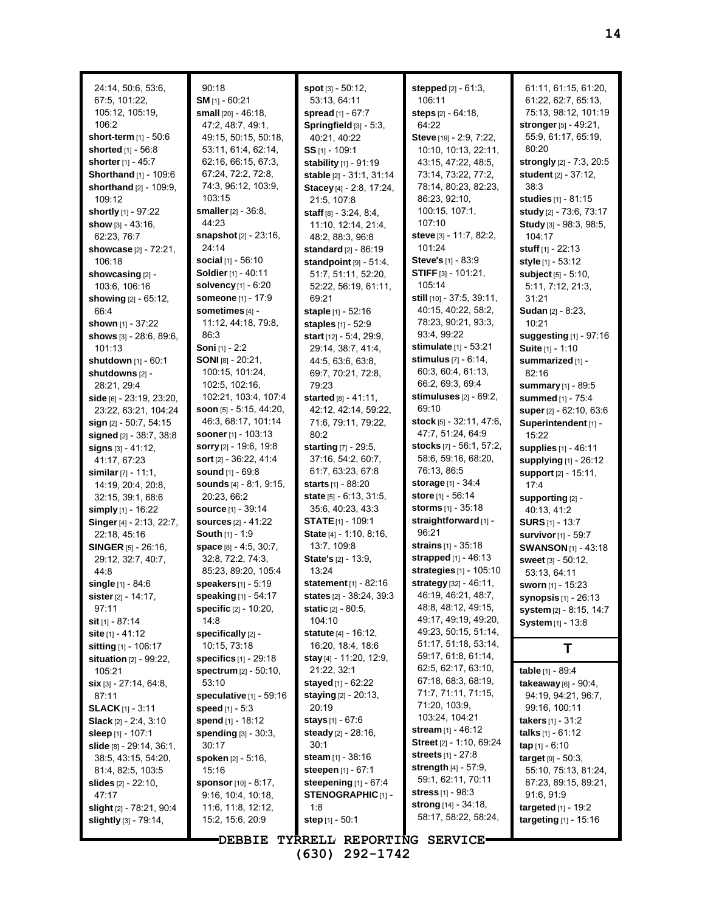24:14, 50:6, 53:6, 67:5, 101:22, 105:12, 105:19, 106:2
**short-term** [1] - 50:6
**shorted** [1] - 56:8
**shorter** [1] - 45:7
**Shorthand** [1] - 109:6
**shorthand** [2] - 109:9, 109:12
**shortly** [1] - 97:22
**show** [3] - 43:16, 62:23, 76:7
**showcase** [2] - 72:21, 106:18
**showcasing** [2] - 103:6, 106:16
**showing** [2] - 65:12, 66:4
**shown** [1] - 37:22
**shows** [3] - 28:6, 89:6, 101:13
**shutdown** [1] - 60:1
**shutdowns** [2] - 28:21, 29:4
**side** [6] - 23:19, 23:20, 23:22, 63:21, 104:24
**sign** [2] - 50:7, 54:15
**signed** [2] - 38:7, 38:8
**signs** [3] - 41:12, 41:17, 67:23
**similar** [7] - 11:1, 14:19, 20:4, 20:8, 32:15, 39:1, 68:6
**simply** [1] - 16:22
**Singer** [4] - 2:13, 22:7, 22:18, 45:16
**SINGER** [5] - 26:16, 29:12, 32:7, 40:7, 44:8
**single** [1] - 84:6
**sister** [2] - 14:17, 97:11
**sit** [1] - 87:14
**site** [1] - 41:12
**sitting** [1] - 106:17
**situation** [2] - 99:22, 105:21
**six** [3] - 27:14, 64:8, 87:11
**SLACK** [1] - 3:11
**Slack** [2] - 2:4, 3:10
**sleep** [1] - 107:1
**slide** [8] - 29:14, 36:1, 38:5, 43:15, 54:20, 81:4, 82:5, 103:5
**slides** [2] - 22:10, 47:17
**slight** [2] - 78:21, 90:4
**slightly** [3] - 79:14, 90:18
**SM** [1] - 60:21
**small** [20] - 46:18, 47:2, 48:7, 49:1, 49:15, 50:15, 50:18, 53:11, 61:4, 62:14, 62:16, 66:15, 67:3, 67:24, 72:2, 72:8, 74:3, 96:12, 103:9, 103:15
**smaller** [2] - 36:8, 44:23
**snapshot** [2] - 23:16, 24:14
**social** [1] - 56:10
**Soldier** [1] - 40:11
**solvency** [1] - 6:20
**someone** [1] - 17:9
**sometimes** [4] - 11:12, 44:18, 79:8, 86:3
**Soni** [1] - 2:2
**SONI** [8] - 20:21, 100:15, 101:24, 102:5, 102:16, 102:21, 103:4, 107:4
**soon** [5] - 5:15, 44:20, 46:3, 68:17, 101:14
**sooner** [1] - 103:13
**sorry** [2] - 19:6, 19:8
**sort** [2] - 36:22, 41:4
**sound** [1] - 69:8
**sounds** [4] - 8:1, 9:15, 20:23, 66:2
**source** [1] - 39:14
**sources** [2] - 41:22
**South** [1] - 1:9
**space** [8] - 4:5, 30:7, 32:8, 72:2, 74:3, 85:23, 89:20, 105:4
**speakers** [1] - 5:19
**speaking** [1] - 54:17
**specific** [2] - 10:20, 14:8
**specifically** [2] - 10:15, 73:18
**specifics** [1] - 29:18
**spectrum** [2] - 50:10, 53:10
**speculative** [1] - 59:16
**speed** [1] - 5:3
**spend** [1] - 18:12
**spending** [3] - 30:3, 30:17
**spoken** [2] - 5:16, 15:16
**sponsor** [10] - 8:17, 9:16, 10:4, 10:18, 11:6, 11:8, 12:12, 15:2, 15:6, 20:9
**spot** [3] - 50:12, 53:13, 64:11
**spread** [1] - 67:7
**Springfield** [3] - 5:3, 40:21, 40:22
**SS** [1] - 109:1
**stability** [1] - 91:19
**stable** [2] - 31:1, 31:14
**Stacey** [4] - 2:8, 17:24, 21:5, 107:8
**staff** [8] - 3:24, 8:4, 11:10, 12:14, 21:4, 48:2, 88:3, 96:8
**standard** [2] - 86:19
**standpoint** [9] - 51:4, 51:7, 51:11, 52:20, 52:22, 56:19, 61:11, 69:21
**staple** [1] - 52:16
**staples** [1] - 52:9
**start** [12] - 5:4, 29:9, 29:14, 38:7, 41:4, 44:5, 63:6, 63:8, 69:7, 70:21, 72:8, 79:23
**started** [8] - 41:11, 42:12, 42:14, 59:22, 71:6, 79:11, 79:22, 80:2
**starting** [7] - 29:5, 37:16, 54:2, 60:7, 61:7, 63:23, 67:8
**starts** [1] - 88:20
**state** [5] - 6:13, 31:5, 35:6, 40:23, 43:3
**STATE** [1] - 109:1
**State** [4] - 1:10, 8:16, 13:7, 109:8
**State's** [2] - 13:9, 13:24
**statement** [1] - 82:16
**states** [2] - 38:24, 39:3
**static** [2] - 80:5, 104:10
**statute** [4] - 16:12, 16:20, 18:4, 18:6
**stay** [4] - 11:20, 12:9, 21:22, 32:1
**stayed** [1] - 62:22
**staying** [2] - 20:13, 20:19
**stays** [1] - 67:6
**steady** [2] - 28:16, 30:1
**steam** [1] - 38:16
**steepen** [1] - 67:1
**steepening** [1] - 67:4
**STENOGRAPHIC** [1] - 1:8
**step** [1] - 50:1
**stepped** [2] - 61:3, 106:11
**steps** [2] - 64:18, 64:22
**Steve** [19] - 2:9, 7:22, 10:10, 10:13, 22:11, 43:15, 47:22, 48:5, 73:14, 73:22, 77:2, 78:14, 80:23, 82:23, 86:23, 92:10, 100:15, 107:1, 107:10
**steve** [3] - 11:7, 82:2, 101:24
**Steve's** [1] - 83:9
**STIFF** [3] - 101:21, 105:14
**still** [10] - 37:5, 39:11, 40:15, 40:22, 58:2, 78:23, 90:21, 93:3, 93:4, 99:22
**stimulate** [1] - 53:21
**stimulus** [7] - 6:14, 60:3, 60:4, 61:13, 66:2, 69:3, 69:4
**stimuluses** [2] - 69:2, 69:10
**stock** [5] - 32:11, 47:6, 47:7, 51:24, 64:9
**stocks** [7] - 56:1, 57:2, 58:6, 59:16, 68:20, 76:13, 86:5
**storage** [1] - 34:4
**store** [1] - 56:14
**storms** [1] - 35:18
**straightforward** [1] - 96:21
**strains** [1] - 35:18
**strapped** [1] - 46:13
**strategies** [1] - 105:10
**strategy** [32] - 46:11, 46:19, 46:21, 48:7, 48:8, 48:12, 49:15, 49:17, 49:19, 49:20, 49:23, 50:15, 51:14, 51:17, 51:18, 53:14, 59:17, 61:8, 61:14, 62:5, 62:17, 63:10, 67:18, 68:3, 68:19, 71:7, 71:11, 71:15, 71:20, 103:9, 103:24, 104:21
**stream** [1] - 46:12
**Street** [2] - 1:10, 69:24
**streets** [1] - 27:8
**strength** [4] - 57:9, 59:1, 62:11, 70:11
**stress** [1] - 98:3
**strong** [14] - 34:18, 58:17, 58:22, 58:24, 61:11, 61:15, 61:20, 61:22, 62:7, 65:13, 75:13, 98:12, 101:19
**stronger** [5] - 49:21, 55:9, 61:17, 65:19, 80:20
**strongly** [2] - 7:3, 20:5
**student** [2] - 37:12, 38:3
**studies** [1] - 81:15
**study** [2] - 73:6, 73:17
**Study** [3] - 98:3, 98:5, 104:17
**stuff** [1] - 22:13
**style** [1] - 53:12
**subject** [5] - 5:10, 5:11, 7:12, 21:3, 31:21
**Sudan** [2] - 8:23, 10:21
**suggesting** [1] - 97:16
**Suite** [1] - 1:10
**summarized** [1] - 82:16
**summary** [1] - 89:5
**summed** [1] - 75:4
**super** [2] - 62:10, 63:6
**Superintendent** [1] - 15:22
**supplies** [1] - 46:11
**supplying** [1] - 26:12
**support** [2] - 15:11, 17:4
**supporting** [2] - 40:13, 41:2
**SURS** [1] - 13:7
**survivor** [1] - 59:7
**SWANSON** [1] - 43:18
**sweet** [3] - 50:12, 53:13, 64:11
**sworn** [1] - 15:23
**synopsis** [1] - 26:13
**system** [2] - 8:15, 14:7
**System** [1] - 13:8

## T

**table** [1] - 89:4
**takeaway** [6] - 90:4, 94:19, 94:21, 96:7, 99:16, 100:11
**takers** [1] - 31:2
**talks** [1] - 61:12
**tap** [1] - 6:10
**target** [9] - 50:3, 55:10, 75:13, 81:24, 87:23, 89:15, 89:21, 91:6, 91:9
**targeted** [1] - 19:2
**targeting** [1] - 15:16

DEBBIE TYRRELL REPORTING SERVICE
(630) 292-1742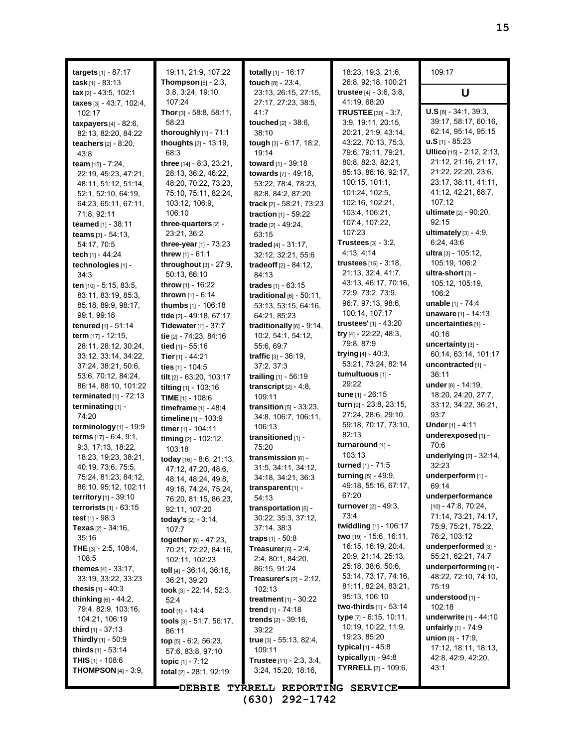**targets** [1] - 87:17
**task** [1] - 83:13
**tax** [2] - 43:5, 102:1
**taxes** [3] - 43:7, 102:4, 102:17
**taxpayers** [4] - 82:6, 82:13, 82:20, 84:22
**teachers** [2] - 8:20, 43:8
**team** [15] - 7:24, 22:19, 45:23, 47:21, 48:11, 51:12, 51:14, 52:1, 52:10, 64:19, 64:23, 65:11, 67:11, 71:8, 92:11
**teamed** [1] - 38:11
**teams** [3] - 54:13, 54:17, 70:5
**tech** [1] - 44:24
**technologies** [1] - 34:3
**ten** [10] - 5:15, 83:5, 83:11, 83:19, 85:3, 85:18, 89:9, 98:17, 99:1, 99:18
**tenured** [1] - 51:14
**term** [17] - 12:15, 28:11, 28:12, 30:24, 33:12, 33:14, 34:22, 37:24, 38:21, 50:6, 53:6, 70:12, 84:24, 86:14, 88:10, 101:22
**terminated** [1] - 72:13
**terminating** [1] - 74:20
**terminology** [1] - 19:9
**terms** [17] - 6:4, 9:1, 9:3, 17:13, 18:22, 18:23, 19:23, 38:21, 40:19, 73:6, 75:5, 75:24, 81:23, 84:12, 86:10, 95:12, 102:11
**territory** [1] - 39:10
**terrorists** [1] - 63:15
**test** [1] - 98:3
**Texas** [2] - 34:16, 35:16
**THE** [3] - 2:5, 108:4, 108:5
**themes** [4] - 33:17, 33:19, 33:22, 33:23
**thesis** [1] - 40:3
**thinking** [6] - 44:2, 79:4, 82:9, 103:16, 104:21, 106:19
**third** [1] - 37:13
**Thirdly** [1] - 50:9
**thirds** [1] - 53:14
**THIS** [1] - 108:6
**THOMPSON** [4] - 3:9, 19:11, 21:9, 107:22
**Thompson** [5] - 2:3, 3:8, 3:24, 19:10, 107:24
**Thor** [3] - 58:8, 58:11, 58:23
**thoroughly** [1] - 71:1
**thoughts** [2] - 13:19, 68:3
**three** [14] - 8:3, 23:21, 28:13, 36:2, 46:22, 48:20, 70:22, 73:23, 75:10, 75:11, 82:24, 103:12, 106:9, 106:10
**three-quarters** [2] - 23:21, 36:2
**three-year** [1] - 73:23
**threw** [1] - 61:1
**throughout** [3] - 27:9, 50:13, 66:10
**throw** [1] - 16:22
**thrown** [1] - 6:14
**thumbs** [1] - 106:18
**tide** [2] - 49:18, 67:17
**Tidewater** [1] - 37:7
**tie** [2] - 74:23, 84:16
**tied** [1] - 55:16
**Tier** [1] - 44:21
**ties** [1] - 104:5
**tilt** [2] - 63:20, 103:17
**tilting** [1] - 103:16
**TIME** [1] - 108:6
**timeframe** [1] - 48:4
**timeline** [1] - 103:9
**timer** [1] - 104:11
**timing** [2] - 102:12, 103:18
**today** [16] - 8:6, 21:13, 47:12, 47:20, 48:6, 48:14, 48:24, 49:8, 49:16, 74:24, 75:24, 76:20, 81:15, 86:23, 92:11, 107:20
**today's** [2] - 3:14, 107:7
**together** [6] - 47:23, 70:21, 72:22, 84:16, 102:11, 102:23
**toll** [4] - 36:14, 36:16, 36:21, 39:20
**took** [3] - 22:14, 52:3, 52:4
**tool** [1] - 14:4
**tools** [3] - 51:7, 56:17, 86:11
**top** [5] - 6:2, 56:23, 57:6, 83:8, 97:10
**topic** [1] - 7:12
**total** [2] - 28:1, 92:19
**totally** [1] - 16:17
**touch** [8] - 23:4, 23:13, 26:15, 27:15, 27:17, 27:23, 38:5, 41:7
**touched** [2] - 38:6, 38:10
**tough** [3] - 6:17, 18:2, 19:14
**toward** [1] - 39:18
**towards** [7] - 49:18, 53:22, 78:4, 78:23, 82:8, 84:2, 87:20
**track** [2] - 58:21, 73:23
**traction** [1] - 59:22
**trade** [2] - 49:24, 63:15
**traded** [4] - 31:17, 32:12, 32:21, 55:6
**tradeoff** [2] - 84:12, 84:13
**trades** [1] - 63:15
**traditional** [6] - 50:11, 53:13, 53:15, 64:16, 64:21, 85:23
**traditionally** [6] - 9:14, 10:2, 54:1, 54:12, 55:6, 69:7
**traffic** [3] - 36:19, 37:2, 37:3
**trailing** [1] - 56:19
**transcript** [2] - 4:8, 109:11
**transition** [5] - 33:23, 34:8, 106:7, 106:11, 106:13
**transitioned** [1] - 75:20
**transmission** [6] - 31:5, 34:11, 34:12, 34:18, 34:21, 36:3
**transparent** [1] - 54:13
**transportation** [5] - 30:22, 35:3, 37:12, 37:14, 38:3
**traps** [1] - 50:8
**Treasurer** [6] - 2:4, 2:4, 80:1, 84:20, 86:15, 91:24
**Treasurer's** [2] - 2:12, 102:13
**treatment** [1] - 30:22
**trend** [1] - 74:18
**trends** [2] - 39:16, 39:22
**true** [3] - 55:13, 82:4, 109:11
**Trustee** [11] - 2:3, 3:4, 3:24, 15:20, 18:16, 18:23, 19:3, 21:6, 26:8, 92:18, 100:21
**trustee** [4] - 3:6, 3:8, 41:19, 68:20
**TRUSTEE** [30] - 3:7, 3:9, 19:11, 20:15, 20:21, 21:9, 43:14, 43:22, 70:13, 75:3, 79:6, 79:11, 79:21, 80:8, 82:3, 82:21, 85:13, 86:16, 92:17, 100:15, 101:1, 101:24, 102:5, 102:16, 102:21, 103:4, 106:21, 107:4, 107:22, 107:23
**Trustees** [3] - 3:2, 4:13, 4:14
**trustees** [15] - 3:18, 21:13, 32:4, 41:7, 43:13, 46:17, 70:16, 72:9, 73:2, 73:9, 96:7, 97:13, 98:6, 100:14, 107:17
**trustees'** [1] - 43:20
**try** [4] - 22:22, 48:3, 79:8, 87:9
**trying** [4] - 40:3, 53:21, 73:24, 82:14
**tumultuous** [1] - 29:22
**tune** [1] - 26:15
**turn** [9] - 23:8, 23:15, 27:24, 28:6, 29:10, 59:18, 70:17, 73:10, 82:13
**turnaround** [1] - 103:13
**turned** [1] - 71:5
**turning** [5] - 49:9, 49:18, 55:16, 67:17, 67:20
**turnover** [2] - 49:3, 73:4
**twiddling** [1] - 106:17
**two** [19] - 15:6, 16:11, 16:15, 16:19, 20:4, 20:9, 21:14, 25:13, 25:18, 38:6, 50:6, 53:14, 73:17, 74:16, 81:11, 82:24, 83:21, 95:13, 106:10
**two-thirds** [1] - 53:14
**type** [7] - 6:15, 10:11, 10:19, 10:22, 11:9, 19:23, 85:20
**typical** [1] - 45:8
**typically** [1] - 94:8
**TYRRELL** [2] - 109:6, 109:17

## U

**U.S** [8] - 34:1, 39:3, 39:17, 58:17, 60:16, 62:14, 95:14, 95:15
**u.S** [1] - 85:23
**Ullico** [15] - 2:12, 2:13, 21:12, 21:16, 21:17, 21:22, 22:20, 23:6, 23:17, 38:11, 41:11, 41:12, 42:21, 68:7, 107:12
**ultimate** [2] - 90:20, 92:15
**ultimately** [3] - 4:9, 6:24, 43:6
**ultra** [3] - 105:12, 105:19, 106:2
**ultra-short** [3] - 105:12, 105:19, 106:2
**unable** [1] - 74:4
**unaware** [1] - 14:13
**uncertainties** [1] - 40:16
**uncertainty** [3] - 60:14, 63:14, 101:17
**uncontracted** [1] - 36:11
**under** [8] - 14:19, 18:20, 24:20, 27:7, 33:12, 34:22, 36:21, 93:7
**Under** [1] - 4:11
**underexposed** [1] - 70:6
**underlying** [2] - 32:14, 32:23
**underperform** [1] - 69:14
**underperformance** [10] - 47:8, 70:24, 71:14, 73:21, 74:17, 75:9, 75:21, 75:22, 76:2, 103:12
**underperformed** [3] - 55:21, 62:21, 74:7
**underperforming** [4] - 48:22, 72:10, 74:10, 75:19
**understood** [1] - 102:18
**underwrite** [1] - 44:10
**unfairly** [1] - 74:9
**union** [8] - 17:9, 17:12, 18:11, 18:13, 42:8, 42:9, 42:20, 43:1

DEBBIE TYRRELL REPORTING SERVICE
(630) 292-1742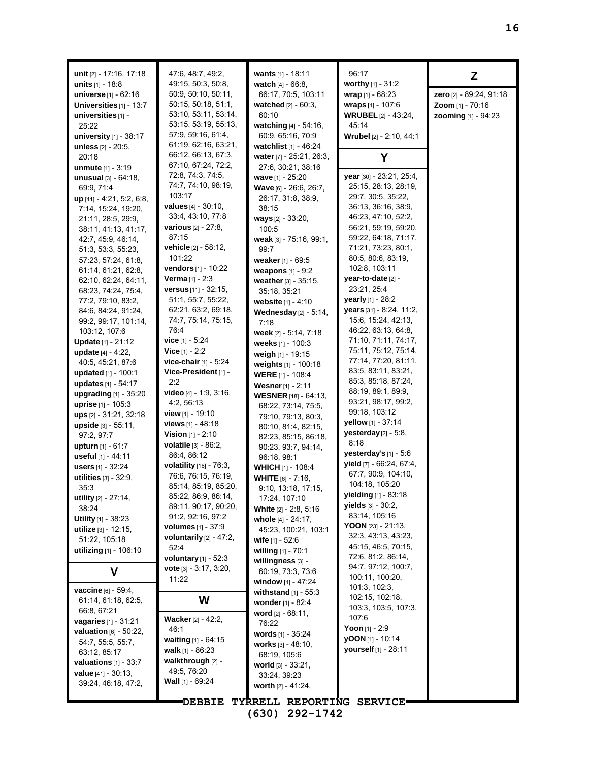**unit** [2] - 17:16, 17:18
**units** [1] - 18:8
**universe** [1] - 62:16
**Universities** [1] - 13:7
**universities** [1] - 25:22
**university** [1] - 38:17
**unless** [2] - 20:5, 20:18
**unmute** [1] - 3:19
**unusual** [3] - 64:18, 69:9, 71:4
**up** [41] - 4:21, 5:2, 6:8, 7:14, 15:24, 19:20, 21:11, 28:5, 29:9, 38:11, 41:13, 41:17, 42:7, 45:9, 46:14, 51:3, 53:3, 55:23, 57:23, 57:24, 61:8, 61:14, 61:21, 62:8, 62:10, 62:24, 64:11, 68:23, 74:24, 75:4, 77:2, 79:10, 83:2, 84:6, 84:24, 91:24, 99:2, 99:17, 101:14, 103:12, 107:6
**Update** [1] - 21:12
**update** [4] - 4:22, 40:5, 45:21, 87:6
**updated** [1] - 100:1
**updates** [1] - 54:17
**upgrading** [1] - 35:20
**uprise** [1] - 105:3
**ups** [2] - 31:21, 32:18
**upside** [3] - 55:11, 97:2, 97:7
**upturn** [1] - 61:7
**useful** [1] - 44:11
**users** [1] - 32:24
**utilities** [3] - 32:9, 35:3
**utility** [2] - 27:14, 38:24
**Utility** [1] - 38:23
**utilize** [3] - 12:15, 51:22, 105:18
**utilizing** [1] - 106:10

## V

**vaccine** [6] - 59:4, 61:14, 61:18, 62:5, 66:8, 67:21
**vagaries** [1] - 31:21
**valuation** [6] - 50:22, 54:7, 55:5, 55:7, 63:12, 85:17
**valuations** [1] - 33:7
**value** [41] - 30:13, 39:24, 46:18, 47:2, 47:6, 48:7, 49:2, 49:15, 50:3, 50:8, 50:9, 50:10, 50:11, 50:15, 50:18, 51:1, 53:10, 53:11, 53:14, 53:15, 53:19, 55:13, 57:9, 59:16, 61:4, 61:19, 62:16, 63:21, 66:12, 66:13, 67:3, 67:10, 67:24, 72:2, 72:8, 74:3, 74:5, 74:7, 74:10, 98:19, 103:17
**values** [4] - 30:10, 33:4, 43:10, 77:8
**various** [2] - 27:8, 87:15
**vehicle** [2] - 58:12, 101:22
**vendors** [1] - 10:22
**Verma** [1] - 2:3
**versus** [11] - 32:15, 51:1, 55:7, 55:22, 62:21, 63:2, 69:18, 74:7, 75:14, 75:15, 76:4
**vice** [1] - 5:24
**Vice** [1] - 2:2
**vice-chair** [1] - 5:24
**Vice-President** [1] - 2:2
**video** [4] - 1:9, 3:16, 4:2, 56:13
**view** [1] - 19:10
**views** [1] - 48:18
**Vision** [1] - 2:10
**volatile** [3] - 86:2, 86:4, 86:12
**volatility** [16] - 76:3, 76:6, 76:15, 76:19, 85:14, 85:19, 85:20, 85:22, 86:9, 86:14, 89:11, 90:17, 90:20, 91:2, 92:16, 97:2
**volumes** [1] - 37:9
**voluntarily** [2] - 47:2, 52:4
**voluntary** [1] - 52:3
**vote** [3] - 3:17, 3:20, 11:22

## W

**Wacker** [2] - 42:2, 46:1
**waiting** [1] - 64:15
**walk** [1] - 86:23
**walkthrough** [2] - 49:5, 76:20
**Wall** [1] - 69:24
**wants** [1] - 18:11
**watch** [4] - 66:8, 66:17, 70:5, 103:11
**watched** [2] - 60:3, 60:10
**watching** [4] - 54:16, 60:9, 65:16, 70:9
**watchlist** [1] - 46:24
**water** [7] - 25:21, 26:3, 27:6, 30:21, 38:16
**wave** [1] - 25:20
**Wave** [6] - 26:6, 26:7, 26:17, 31:8, 38:9, 38:15
**ways** [2] - 33:20, 100:5
**weak** [3] - 75:16, 99:1, 99:7
**weaker** [1] - 69:5
**weapons** [1] - 9:2
**weather** [3] - 35:15, 35:18, 35:21
**website** [1] - 4:10
**Wednesday** [2] - 5:14, 7:18
**week** [2] - 5:14, 7:18
**weeks** [1] - 100:3
**weigh** [1] - 19:15
**weights** [1] - 100:18
**WERE** [1] - 108:4
**Wesner** [1] - 2:11
**WESNER** [18] - 64:13, 68:22, 73:14, 75:5, 79:10, 79:13, 80:3, 80:10, 81:4, 82:15, 82:23, 85:15, 86:18, 90:23, 93:7, 94:14, 96:18, 98:1
**WHICH** [1] - 108:4
**WHITE** [6] - 7:16, 9:10, 13:18, 17:15, 17:24, 107:10
**White** [2] - 2:8, 5:16
**whole** [4] - 24:17, 45:23, 100:21, 103:1
**wife** [1] - 52:6
**willing** [1] - 70:1
**willingness** [3] - 60:19, 73:3, 73:6
**window** [1] - 47:24
**withstand** [1] - 55:3
**wonder** [1] - 82:4
**word** [2] - 68:11, 76:22
**words** [1] - 35:24
**works** [3] - 48:10, 68:19, 105:6
**world** [3] - 33:21, 33:24, 39:23
**worth** [2] - 41:24, 96:17
**worthy** [1] - 31:2
**wrap** [1] - 68:23
**wraps** [1] - 107:6
**WRUBEL** [2] - 43:24, 45:14
**Wrubel** [2] - 2:10, 44:1

## Y

**year** [30] - 23:21, 25:4, 25:15, 28:13, 28:19, 29:7, 30:5, 35:22, 36:13, 36:16, 38:9, 46:23, 47:10, 52:2, 56:21, 59:19, 59:20, 59:22, 64:18, 71:17, 71:21, 73:23, 80:1, 80:5, 80:6, 83:19, 102:8, 103:11
**year-to-date** [2] - 23:21, 25:4
**yearly** [1] - 28:2
**years** [31] - 8:24, 11:2, 15:6, 15:24, 42:13, 46:22, 63:13, 64:8, 71:10, 71:11, 74:17, 75:11, 75:12, 75:14, 77:14, 77:20, 81:11, 83:5, 83:11, 83:21, 85:3, 85:18, 87:24, 88:19, 89:1, 89:9, 93:21, 98:17, 99:2, 99:18, 103:12
**yellow** [1] - 37:14
**yesterday** [2] - 5:8, 8:18
**yesterday's** [1] - 5:6
**yield** [7] - 66:24, 67:4, 67:7, 90:9, 104:10, 104:18, 105:20
**yielding** [1] - 83:18
**yields** [3] - 30:2, 83:14, 105:16
**YOON** [23] - 21:13, 32:3, 43:13, 43:23, 45:15, 46:5, 70:15, 72:6, 81:2, 86:14, 94:7, 97:12, 100:7, 100:11, 100:20, 101:3, 102:3, 102:15, 102:18, 103:3, 103:5, 107:3, 107:6
**Yoon** [1] - 2:9
**yOON** [1] - 10:14
**yourself** [1] - 28:11

## Z

**zero** [2] - 89:24, 91:18
**Zoom** [1] - 70:16
**zooming** [1] - 94:23

DEBBIE TYRRELL REPORTING SERVICE
(630) 292-1742